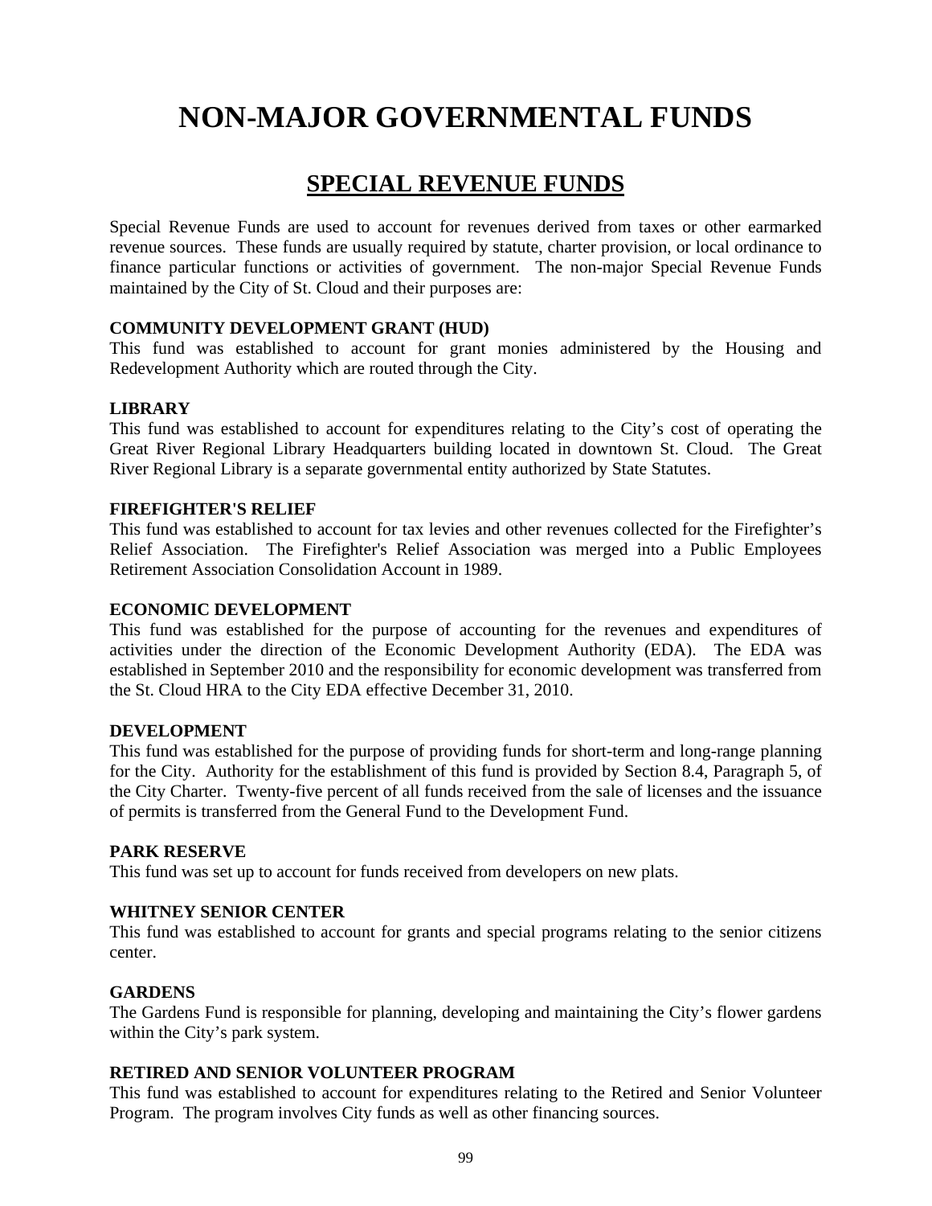# NON-MAJOR GOVERNMENTAL FUNDS

## SPECIAL REVENUE FUNDS

Special Revenue Funds are used to account for revenues derived from taxes or other earmarked revenue sources. These funds are usually required by statute, charter provision, or local ordinance to finance particular functions or activities of government. The non-major Special Revenue Funds maintained by the City of St. Cloud and their purposes are:

**COMMUNITY DEVELOPMENT GRANT (HUD)**
This fund was established to account for grant monies administered by the Housing and Redevelopment Authority which are routed through the City.

**LIBRARY**
This fund was established to account for expenditures relating to the City's cost of operating the Great River Regional Library Headquarters building located in downtown St. Cloud. The Great River Regional Library is a separate governmental entity authorized by State Statutes.

**FIREFIGHTER'S RELIEF**
This fund was established to account for tax levies and other revenues collected for the Firefighter's Relief Association. The Firefighter's Relief Association was merged into a Public Employees Retirement Association Consolidation Account in 1989.

**ECONOMIC DEVELOPMENT**
This fund was established for the purpose of accounting for the revenues and expenditures of activities under the direction of the Economic Development Authority (EDA). The EDA was established in September 2010 and the responsibility for economic development was transferred from the St. Cloud HRA to the City EDA effective December 31, 2010.

**DEVELOPMENT**
This fund was established for the purpose of providing funds for short-term and long-range planning for the City. Authority for the establishment of this fund is provided by Section 8.4, Paragraph 5, of the City Charter. Twenty-five percent of all funds received from the sale of licenses and the issuance of permits is transferred from the General Fund to the Development Fund.

**PARK RESERVE**
This fund was set up to account for funds received from developers on new plats.

**WHITNEY SENIOR CENTER**
This fund was established to account for grants and special programs relating to the senior citizens center.

**GARDENS**
The Gardens Fund is responsible for planning, developing and maintaining the City's flower gardens within the City's park system.

**RETIRED AND SENIOR VOLUNTEER PROGRAM**
This fund was established to account for expenditures relating to the Retired and Senior Volunteer Program. The program involves City funds as well as other financing sources.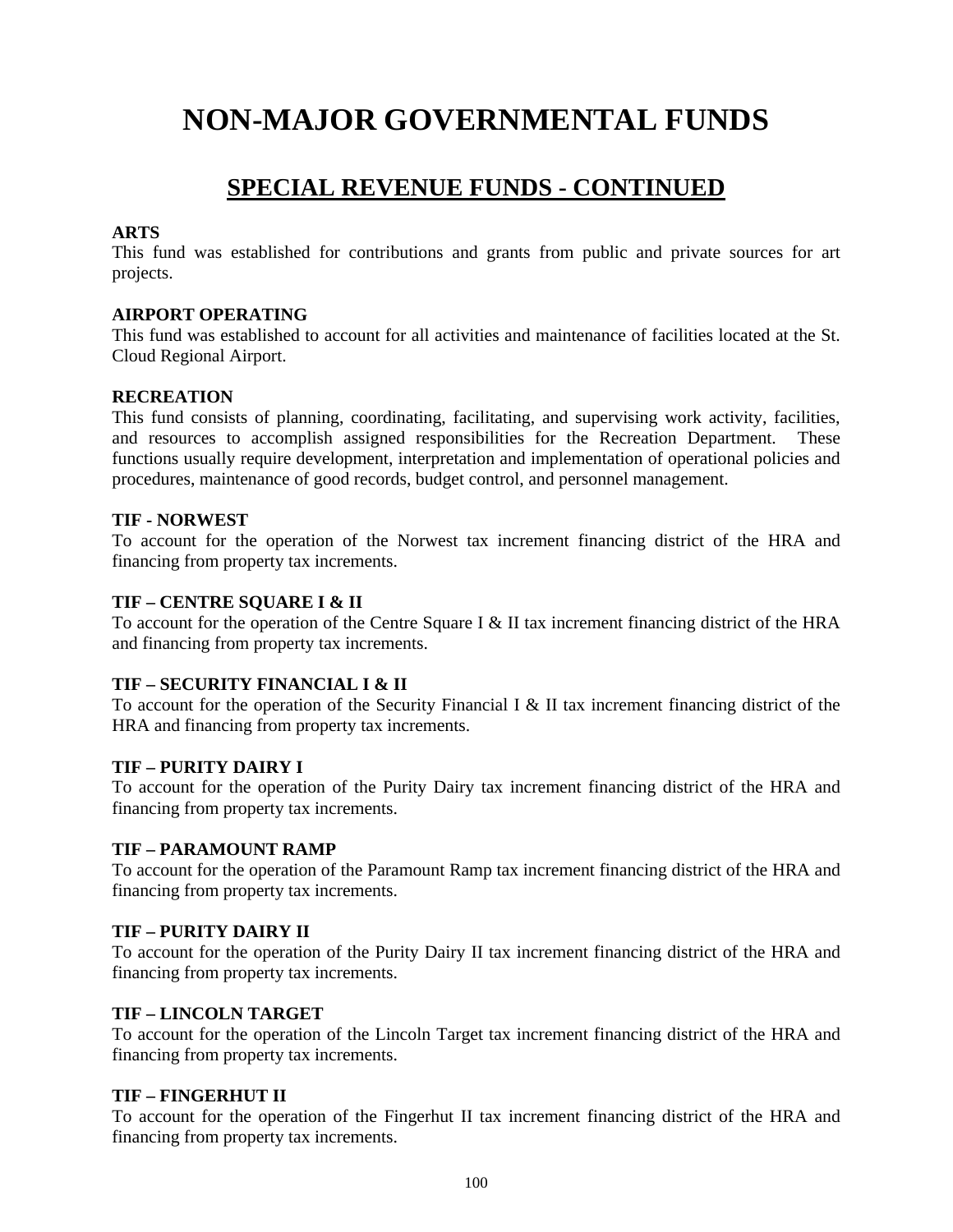# NON-MAJOR GOVERNMENTAL FUNDS

## SPECIAL REVENUE FUNDS - CONTINUED

**ARTS**
This fund was established for contributions and grants from public and private sources for art projects.

**AIRPORT OPERATING**
This fund was established to account for all activities and maintenance of facilities located at the St. Cloud Regional Airport.

**RECREATION**
This fund consists of planning, coordinating, facilitating, and supervising work activity, facilities, and resources to accomplish assigned responsibilities for the Recreation Department. These functions usually require development, interpretation and implementation of operational policies and procedures, maintenance of good records, budget control, and personnel management.

**TIF - NORWEST**
To account for the operation of the Norwest tax increment financing district of the HRA and financing from property tax increments.

**TIF – CENTRE SQUARE I & II**
To account for the operation of the Centre Square I & II tax increment financing district of the HRA and financing from property tax increments.

**TIF – SECURITY FINANCIAL I & II**
To account for the operation of the Security Financial I & II tax increment financing district of the HRA and financing from property tax increments.

**TIF – PURITY DAIRY I**
To account for the operation of the Purity Dairy tax increment financing district of the HRA and financing from property tax increments.

**TIF – PARAMOUNT RAMP**
To account for the operation of the Paramount Ramp tax increment financing district of the HRA and financing from property tax increments.

**TIF – PURITY DAIRY II**
To account for the operation of the Purity Dairy II tax increment financing district of the HRA and financing from property tax increments.

**TIF – LINCOLN TARGET**
To account for the operation of the Lincoln Target tax increment financing district of the HRA and financing from property tax increments.

**TIF – FINGERHUT II**
To account for the operation of the Fingerhut II tax increment financing district of the HRA and financing from property tax increments.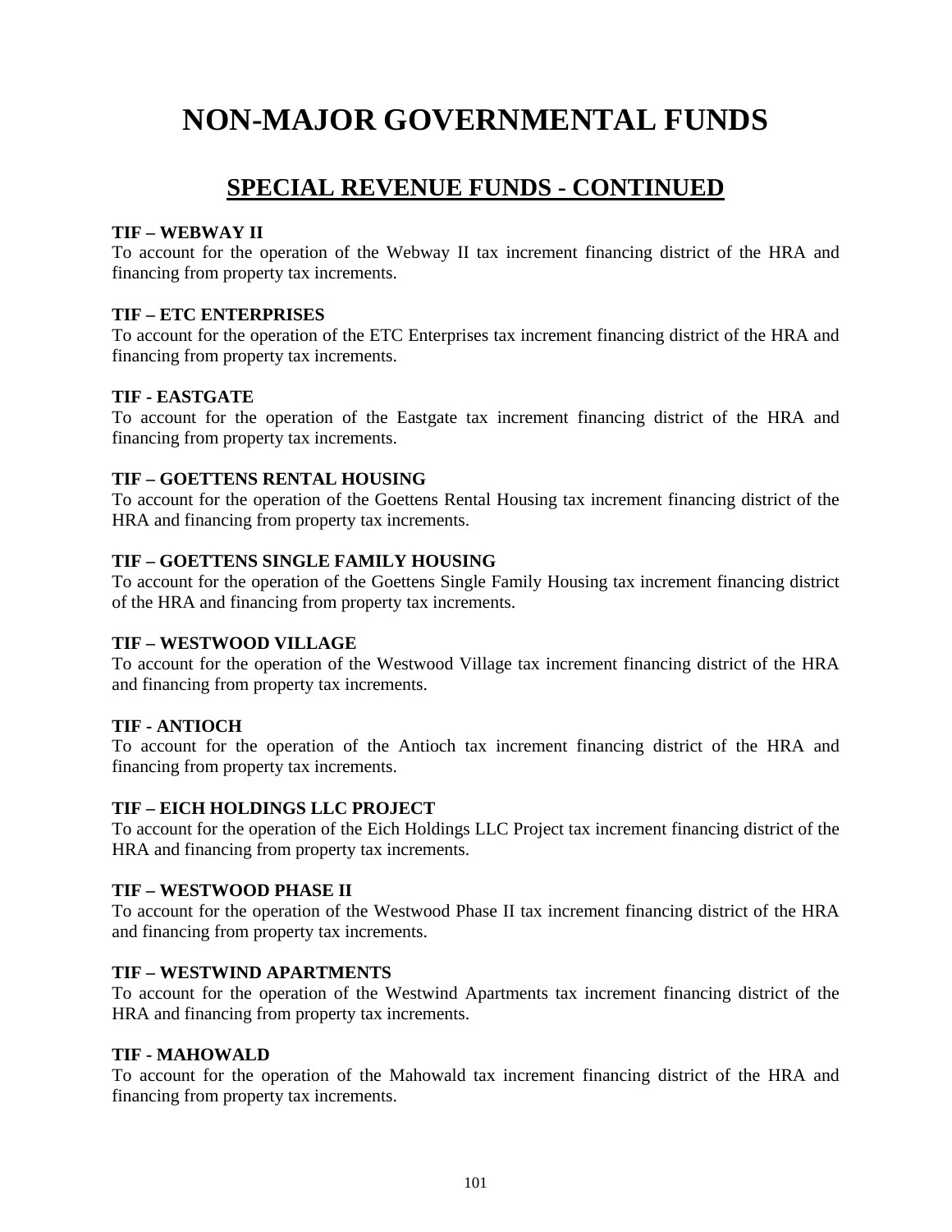# NON-MAJOR GOVERNMENTAL FUNDS

## SPECIAL REVENUE FUNDS - CONTINUED

**TIF – WEBWAY II**
To account for the operation of the Webway II tax increment financing district of the HRA and financing from property tax increments.

**TIF – ETC ENTERPRISES**
To account for the operation of the ETC Enterprises tax increment financing district of the HRA and financing from property tax increments.

**TIF - EASTGATE**
To account for the operation of the Eastgate tax increment financing district of the HRA and financing from property tax increments.

**TIF – GOETTENS RENTAL HOUSING**
To account for the operation of the Goettens Rental Housing tax increment financing district of the HRA and financing from property tax increments.

**TIF – GOETTENS SINGLE FAMILY HOUSING**
To account for the operation of the Goettens Single Family Housing tax increment financing district of the HRA and financing from property tax increments.

**TIF – WESTWOOD VILLAGE**
To account for the operation of the Westwood Village tax increment financing district of the HRA and financing from property tax increments.

**TIF - ANTIOCH**
To account for the operation of the Antioch tax increment financing district of the HRA and financing from property tax increments.

**TIF – EICH HOLDINGS LLC PROJECT**
To account for the operation of the Eich Holdings LLC Project tax increment financing district of the HRA and financing from property tax increments.

**TIF – WESTWOOD PHASE II**
To account for the operation of the Westwood Phase II tax increment financing district of the HRA and financing from property tax increments.

**TIF – WESTWIND APARTMENTS**
To account for the operation of the Westwind Apartments tax increment financing district of the HRA and financing from property tax increments.

**TIF - MAHOWALD**
To account for the operation of the Mahowald tax increment financing district of the HRA and financing from property tax increments.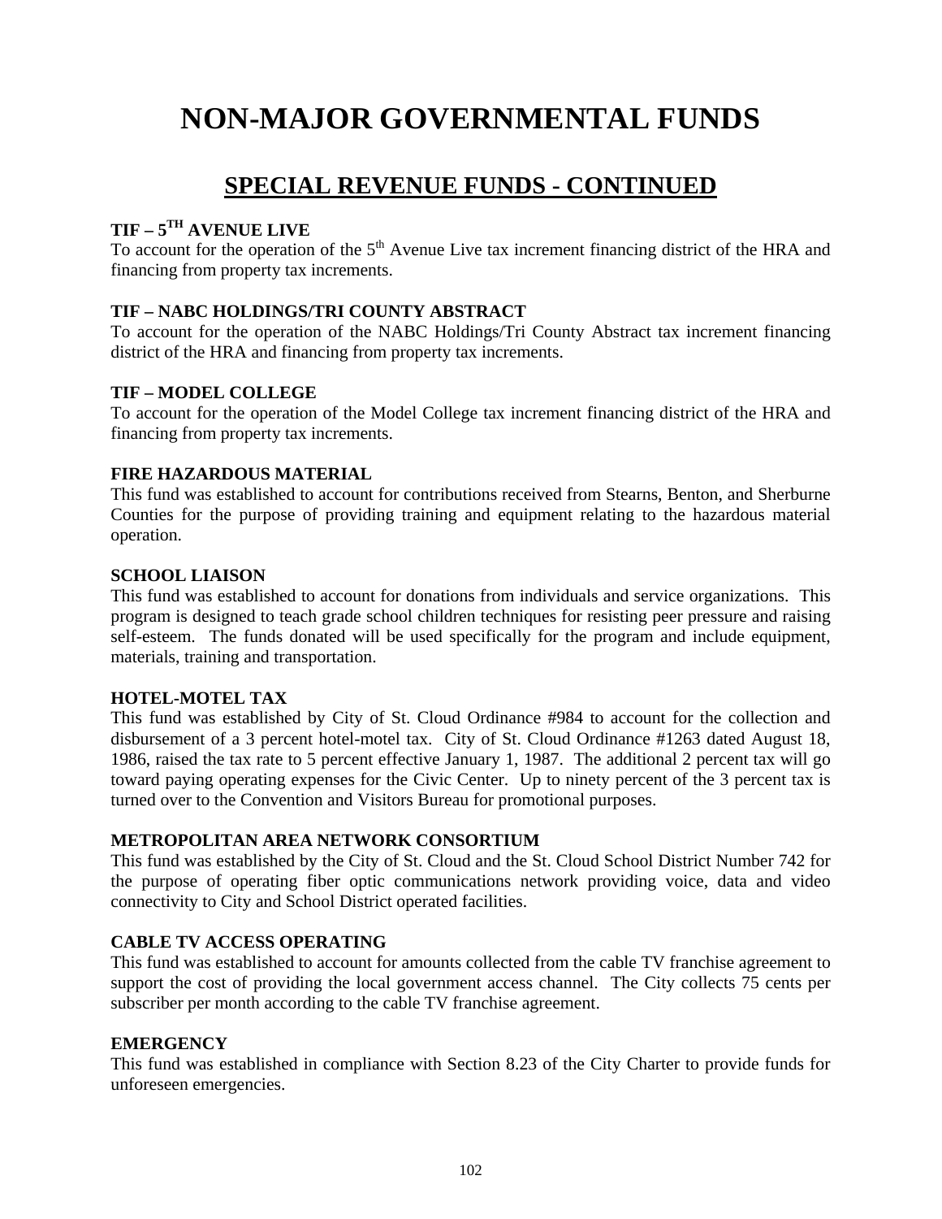# NON-MAJOR GOVERNMENTAL FUNDS

## SPECIAL REVENUE FUNDS - CONTINUED

**TIF – 5TH AVENUE LIVE**
To account for the operation of the 5th Avenue Live tax increment financing district of the HRA and financing from property tax increments.

**TIF – NABC HOLDINGS/TRI COUNTY ABSTRACT**
To account for the operation of the NABC Holdings/Tri County Abstract tax increment financing district of the HRA and financing from property tax increments.

**TIF – MODEL COLLEGE**
To account for the operation of the Model College tax increment financing district of the HRA and financing from property tax increments.

**FIRE HAZARDOUS MATERIAL**
This fund was established to account for contributions received from Stearns, Benton, and Sherburne Counties for the purpose of providing training and equipment relating to the hazardous material operation.

**SCHOOL LIAISON**
This fund was established to account for donations from individuals and service organizations. This program is designed to teach grade school children techniques for resisting peer pressure and raising self-esteem. The funds donated will be used specifically for the program and include equipment, materials, training and transportation.

**HOTEL-MOTEL TAX**
This fund was established by City of St. Cloud Ordinance #984 to account for the collection and disbursement of a 3 percent hotel-motel tax. City of St. Cloud Ordinance #1263 dated August 18, 1986, raised the tax rate to 5 percent effective January 1, 1987. The additional 2 percent tax will go toward paying operating expenses for the Civic Center. Up to ninety percent of the 3 percent tax is turned over to the Convention and Visitors Bureau for promotional purposes.

**METROPOLITAN AREA NETWORK CONSORTIUM**
This fund was established by the City of St. Cloud and the St. Cloud School District Number 742 for the purpose of operating fiber optic communications network providing voice, data and video connectivity to City and School District operated facilities.

**CABLE TV ACCESS OPERATING**
This fund was established to account for amounts collected from the cable TV franchise agreement to support the cost of providing the local government access channel. The City collects 75 cents per subscriber per month according to the cable TV franchise agreement.

**EMERGENCY**
This fund was established in compliance with Section 8.23 of the City Charter to provide funds for unforeseen emergencies.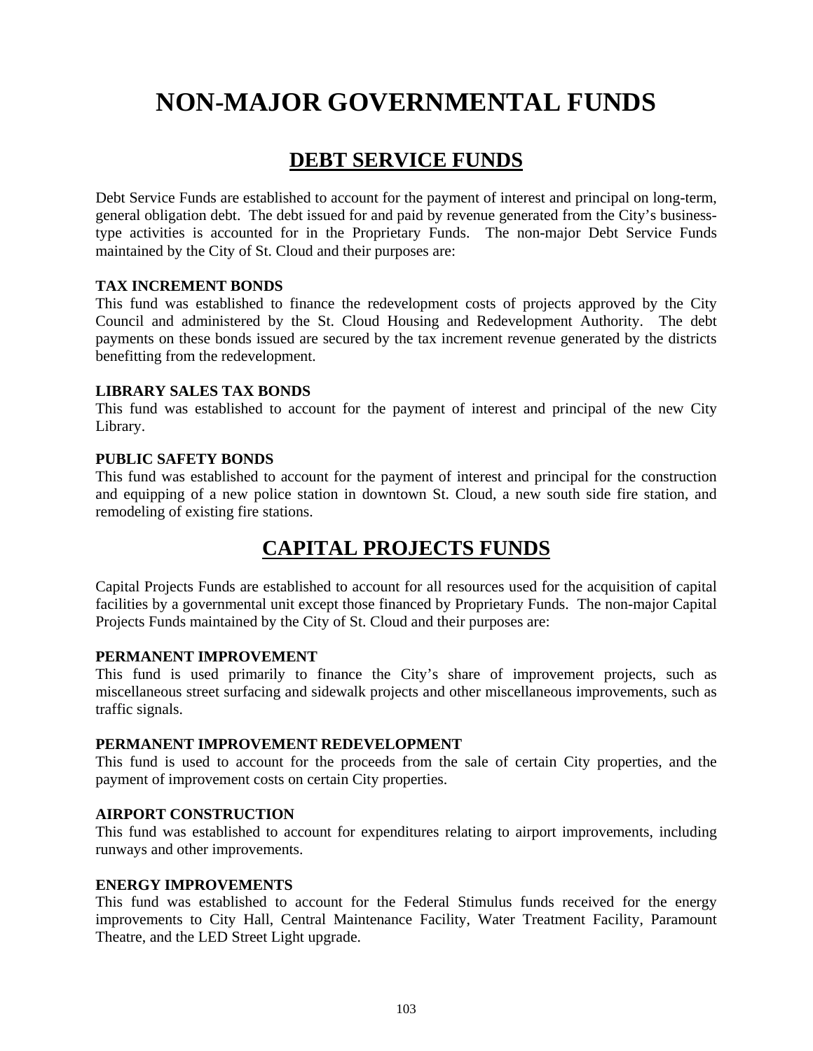# NON-MAJOR GOVERNMENTAL FUNDS

## DEBT SERVICE FUNDS

Debt Service Funds are established to account for the payment of interest and principal on long-term, general obligation debt. The debt issued for and paid by revenue generated from the City's business-type activities is accounted for in the Proprietary Funds. The non-major Debt Service Funds maintained by the City of St. Cloud and their purposes are:

**TAX INCREMENT BONDS**
This fund was established to finance the redevelopment costs of projects approved by the City Council and administered by the St. Cloud Housing and Redevelopment Authority. The debt payments on these bonds issued are secured by the tax increment revenue generated by the districts benefitting from the redevelopment.

**LIBRARY SALES TAX BONDS**
This fund was established to account for the payment of interest and principal of the new City Library.

**PUBLIC SAFETY BONDS**
This fund was established to account for the payment of interest and principal for the construction and equipping of a new police station in downtown St. Cloud, a new south side fire station, and remodeling of existing fire stations.

## CAPITAL PROJECTS FUNDS

Capital Projects Funds are established to account for all resources used for the acquisition of capital facilities by a governmental unit except those financed by Proprietary Funds. The non-major Capital Projects Funds maintained by the City of St. Cloud and their purposes are:

**PERMANENT IMPROVEMENT**
This fund is used primarily to finance the City's share of improvement projects, such as miscellaneous street surfacing and sidewalk projects and other miscellaneous improvements, such as traffic signals.

**PERMANENT IMPROVEMENT REDEVELOPMENT**
This fund is used to account for the proceeds from the sale of certain City properties, and the payment of improvement costs on certain City properties.

**AIRPORT CONSTRUCTION**
This fund was established to account for expenditures relating to airport improvements, including runways and other improvements.

**ENERGY IMPROVEMENTS**
This fund was established to account for the Federal Stimulus funds received for the energy improvements to City Hall, Central Maintenance Facility, Water Treatment Facility, Paramount Theatre, and the LED Street Light upgrade.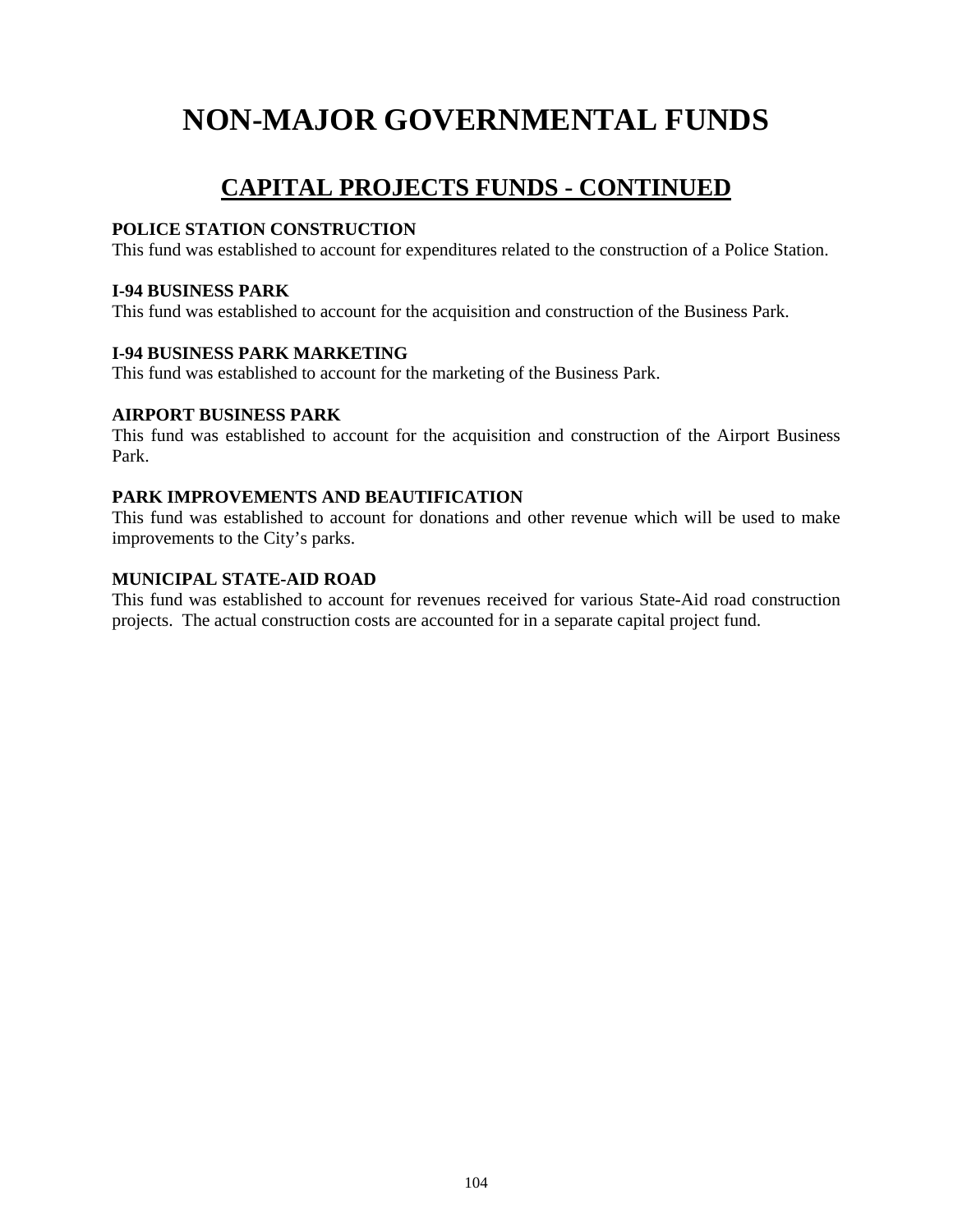# NON-MAJOR GOVERNMENTAL FUNDS

## CAPITAL PROJECTS FUNDS - CONTINUED

**POLICE STATION CONSTRUCTION**
This fund was established to account for expenditures related to the construction of a Police Station.

**I-94 BUSINESS PARK**
This fund was established to account for the acquisition and construction of the Business Park.

**I-94 BUSINESS PARK MARKETING**
This fund was established to account for the marketing of the Business Park.

**AIRPORT BUSINESS PARK**
This fund was established to account for the acquisition and construction of the Airport Business Park.

**PARK IMPROVEMENTS AND BEAUTIFICATION**
This fund was established to account for donations and other revenue which will be used to make improvements to the City's parks.

**MUNICIPAL STATE-AID ROAD**
This fund was established to account for revenues received for various State-Aid road construction projects. The actual construction costs are accounted for in a separate capital project fund.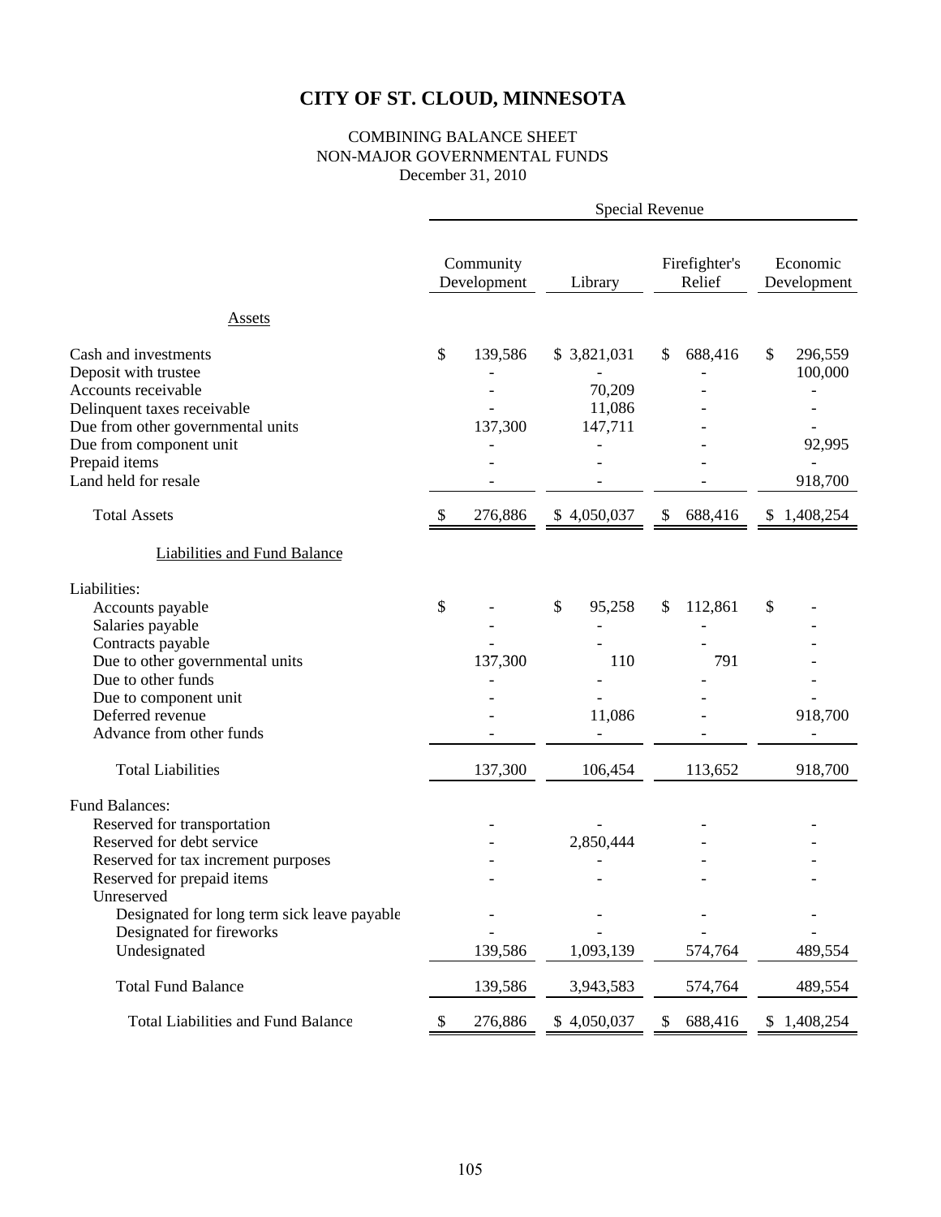# CITY OF ST. CLOUD, MINNESOTA

COMBINING BALANCE SHEET
NON-MAJOR GOVERNMENTAL FUNDS
December 31, 2010

| | Special Revenue | | | |
|---|---|---|---|---|
| | Community Development | Library | Firefighter's Relief | Economic Development |
| **Assets** | | | | |
| Cash and investments | $ 139,586 | $ 3,821,031 | $ 688,416 | $ 296,559 |
| Deposit with trustee | - | - | - | 100,000 |
| Accounts receivable | - | 70,209 | - | - |
| Delinquent taxes receivable | - | 11,086 | - | - |
| Due from other governmental units | 137,300 | 147,711 | - | - |
| Due from component unit | - | - | - | 92,995 |
| Prepaid items | - | - | - | - |
| Land held for resale | - | - | - | 918,700 |
| Total Assets | $ 276,886 | $ 4,050,037 | $ 688,416 | $ 1,408,254 |
| **Liabilities and Fund Balance** | | | | |
| Liabilities: | | | | |
| Accounts payable | $ - | $ 95,258 | $ 112,861 | $ - |
| Salaries payable | - | - | - | - |
| Contracts payable | - | - | - | - |
| Due to other governmental units | 137,300 | 110 | 791 | - |
| Due to other funds | - | - | - | - |
| Due to component unit | - | - | - | - |
| Deferred revenue | - | 11,086 | - | 918,700 |
| Advance from other funds | - | - | - | - |
| Total Liabilities | 137,300 | 106,454 | 113,652 | 918,700 |
| Fund Balances: | | | | |
| Reserved for transportation | - | - | - | - |
| Reserved for debt service | - | 2,850,444 | - | - |
| Reserved for tax increment purposes | - | - | - | - |
| Reserved for prepaid items | - | - | - | - |
| Unreserved | | | | |
| Designated for long term sick leave payable | - | - | - | - |
| Designated for fireworks | - | - | - | - |
| Undesignated | 139,586 | 1,093,139 | 574,764 | 489,554 |
| Total Fund Balance | 139,586 | 3,943,583 | 574,764 | 489,554 |
| Total Liabilities and Fund Balance | $ 276,886 | $ 4,050,037 | $ 688,416 | $ 1,408,254 |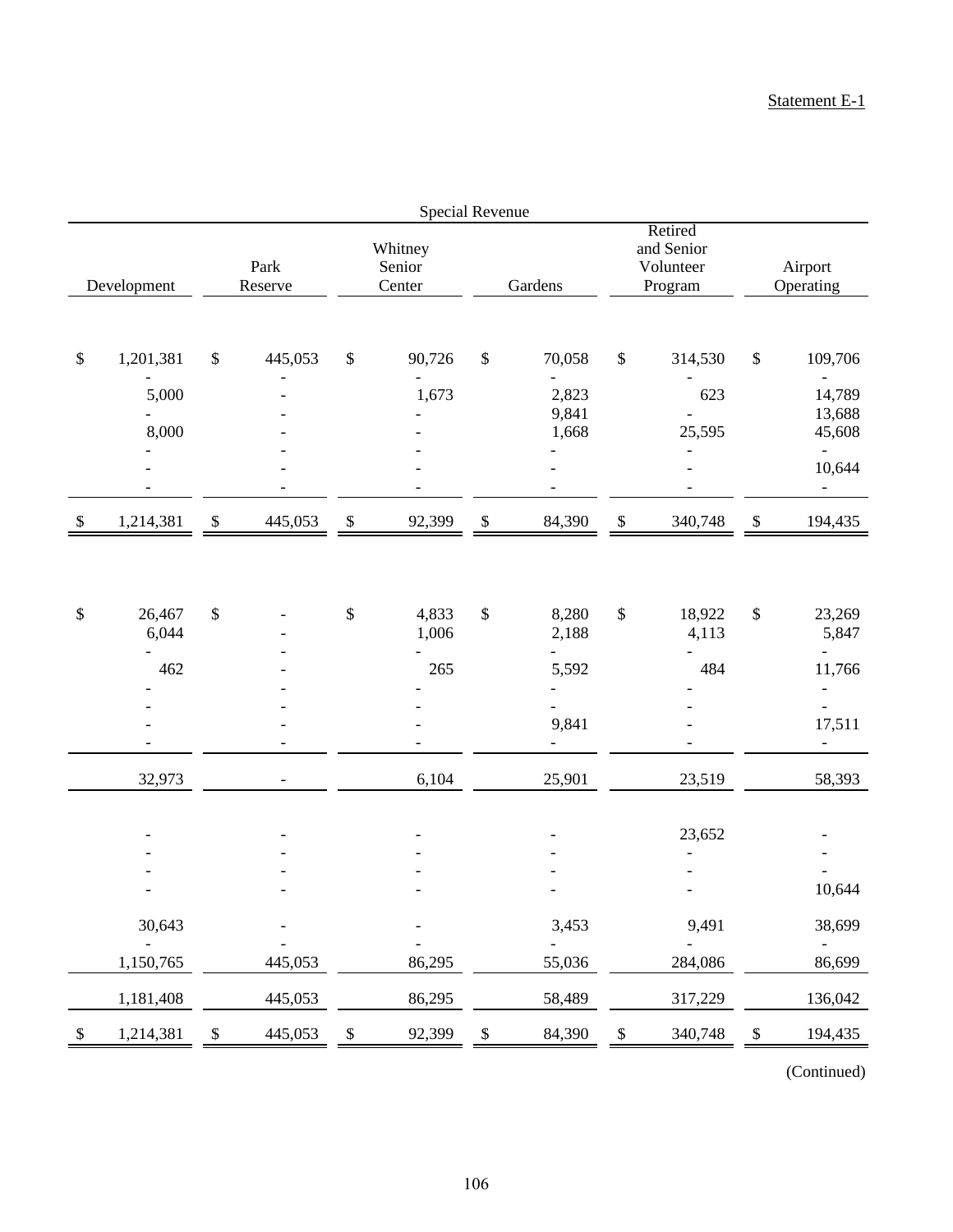Statement E-1

| Special Revenue | | | | | |
|---|---|---|---|---|---|
| Development | Park Reserve | Whitney Senior Center | Gardens | Retired and Senior Volunteer Program | Airport Operating |
| | | | | | |
| $ 1,201,381 | $ 445,053 | $ 90,726 | $ 70,058 | $ 314,530 | $ 109,706 |
| - | - | - | - | - | - |
| 5,000 | - | 1,673 | 2,823 | 623 | 14,789 |
| - | - | - | 9,841 | - | 13,688 |
| 8,000 | - | - | 1,668 | 25,595 | 45,608 |
| - | - | - | - | - | - |
| - | - | - | - | - | 10,644 |
| - | - | - | - | - | - |
| $ 1,214,381 | $ 445,053 | $ 92,399 | $ 84,390 | $ 340,748 | $ 194,435 |
| | | | | | |
| $ 26,467 | $ - | $ 4,833 | $ 8,280 | $ 18,922 | $ 23,269 |
| 6,044 | - | 1,006 | 2,188 | 4,113 | 5,847 |
| - | - | - | - | - | - |
| 462 | - | 265 | 5,592 | 484 | 11,766 |
| - | - | - | - | - | - |
| - | - | - | - | - | - |
| - | - | - | 9,841 | - | 17,511 |
| - | - | - | - | - | - |
| 32,973 | - | 6,104 | 25,901 | 23,519 | 58,393 |
| | | | | | |
| - | - | - | - | 23,652 | - |
| - | - | - | - | - | - |
| - | - | - | - | - | - |
| - | - | - | - | - | 10,644 |
| 30,643 | - | - | 3,453 | 9,491 | 38,699 |
| - | - | - | - | - | - |
| 1,150,765 | 445,053 | 86,295 | 55,036 | 284,086 | 86,699 |
| 1,181,408 | 445,053 | 86,295 | 58,489 | 317,229 | 136,042 |
| $ 1,214,381 | $ 445,053 | $ 92,399 | $ 84,390 | $ 340,748 | $ 194,435 |

(Continued)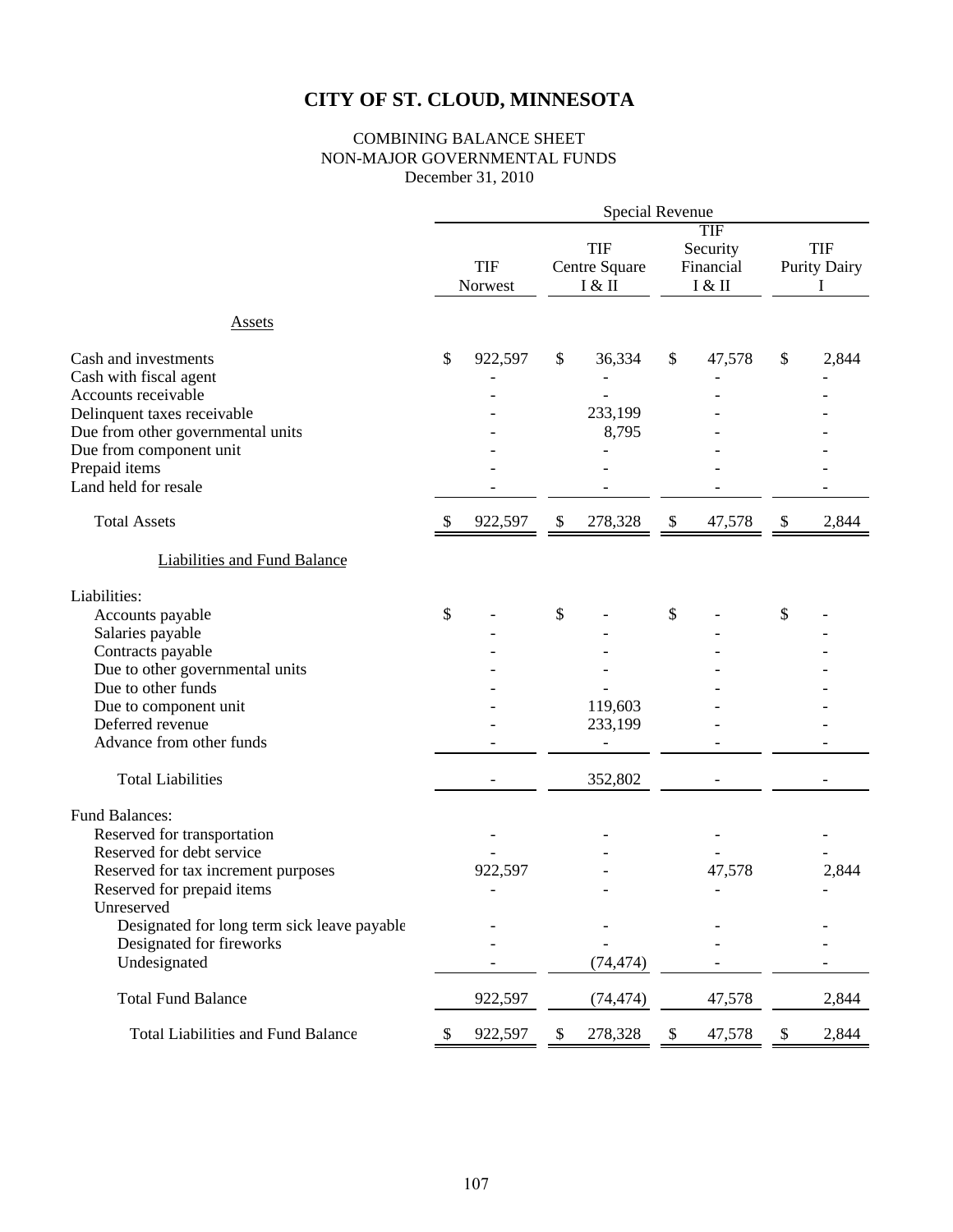# CITY OF ST. CLOUD, MINNESOTA

COMBINING BALANCE SHEET
NON-MAJOR GOVERNMENTAL FUNDS
December 31, 2010

| | Special Revenue | | | |
|---|---|---|---|---|
| | TIF Norwest | TIF Centre Square I & II | TIF Security Financial I & II | TIF Purity Dairy I |
| **Assets** | | | | |
| Cash and investments | $ 922,597 | $ 36,334 | $ 47,578 | $ 2,844 |
| Cash with fiscal agent | - | - | - | - |
| Accounts receivable | - | - | - | - |
| Delinquent taxes receivable | - | 233,199 | - | - |
| Due from other governmental units | - | 8,795 | - | - |
| Due from component unit | - | - | - | - |
| Prepaid items | - | - | - | - |
| Land held for resale | - | - | - | - |
| Total Assets | $ 922,597 | $ 278,328 | $ 47,578 | $ 2,844 |
| **Liabilities and Fund Balance** | | | | |
| Liabilities: | | | | |
| Accounts payable | $ - | $ - | $ - | $ - |
| Salaries payable | - | - | - | - |
| Contracts payable | - | - | - | - |
| Due to other governmental units | - | - | - | - |
| Due to other funds | - | - | - | - |
| Due to component unit | - | 119,603 | - | - |
| Deferred revenue | - | 233,199 | - | - |
| Advance from other funds | - | - | - | - |
| Total Liabilities | - | 352,802 | - | - |
| Fund Balances: | | | | |
| Reserved for transportation | - | - | - | - |
| Reserved for debt service | - | - | - | - |
| Reserved for tax increment purposes | 922,597 | - | 47,578 | 2,844 |
| Reserved for prepaid items | - | - | - | - |
| Unreserved | | | | |
| Designated for long term sick leave payable | - | - | - | - |
| Designated for fireworks | - | - | - | - |
| Undesignated | - | (74,474) | - | - |
| Total Fund Balance | 922,597 | (74,474) | 47,578 | 2,844 |
| Total Liabilities and Fund Balance | $ 922,597 | $ 278,328 | $ 47,578 | $ 2,844 |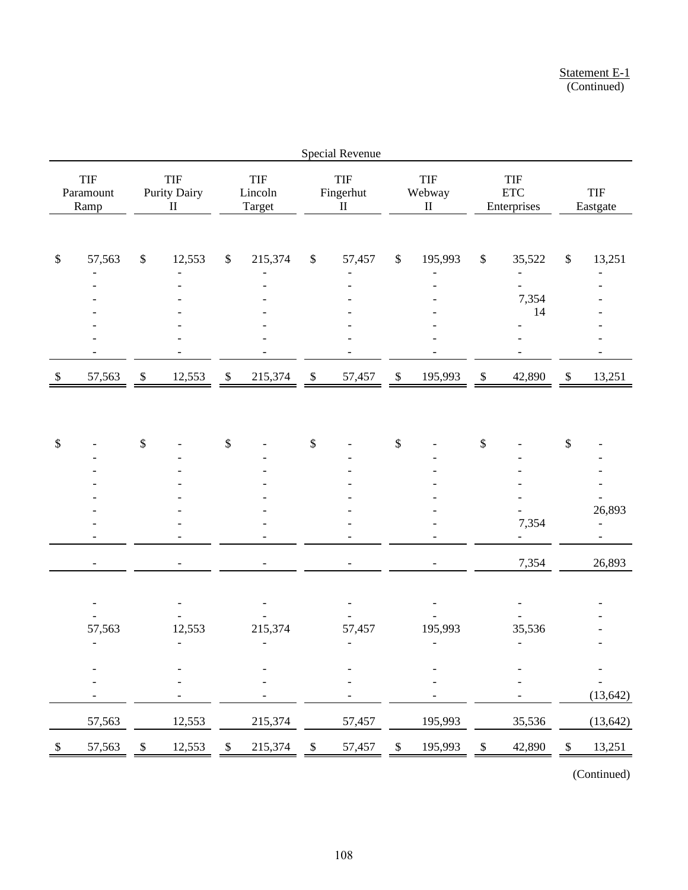Statement E-1
(Continued)

| Special Revenue | | | | | | |
|---|---|---|---|---|---|---|
| TIF Paramount Ramp | TIF Purity Dairy II | TIF Lincoln Target | TIF Fingerhut II | TIF Webway II | TIF ETC Enterprises | TIF Eastgate |
| | | | | | | |
| $ 57,563 | $ 12,553 | $ 215,374 | $ 57,457 | $ 195,993 | $ 35,522 | $ 13,251 |
| - | - | - | - | - | - | - |
| - | - | - | - | - | - | - |
| - | - | - | - | - | 7,354 | - |
| - | - | - | - | - | 14 | - |
| - | - | - | - | - | - | - |
| - | - | - | - | - | - | - |
| - | - | - | - | - | - | - |
| $ 57,563 | $ 12,553 | $ 215,374 | $ 57,457 | $ 195,993 | $ 42,890 | $ 13,251 |
| | | | | | | |
| $ - | $ - | $ - | $ - | $ - | $ - | $ - |
| - | - | - | - | - | - | - |
| - | - | - | - | - | - | - |
| - | - | - | - | - | - | - |
| - | - | - | - | - | - | - |
| - | - | - | - | - | - | 26,893 |
| - | - | - | - | - | 7,354 | - |
| - | - | - | - | - | - | - |
| - | - | - | - | - | 7,354 | 26,893 |
| | | | | | | |
| - | - | - | - | - | - | - |
| - | - | - | - | - | - | - |
| 57,563 | 12,553 | 215,374 | 57,457 | 195,993 | 35,536 | - |
| - | - | - | - | - | - | - |
| - | - | - | - | - | - | - |
| - | - | - | - | - | - | - |
| - | - | - | - | - | - | (13,642) |
| 57,563 | 12,553 | 215,374 | 57,457 | 195,993 | 35,536 | (13,642) |
| $ 57,563 | $ 12,553 | $ 215,374 | $ 57,457 | $ 195,993 | $ 42,890 | $ 13,251 |

(Continued)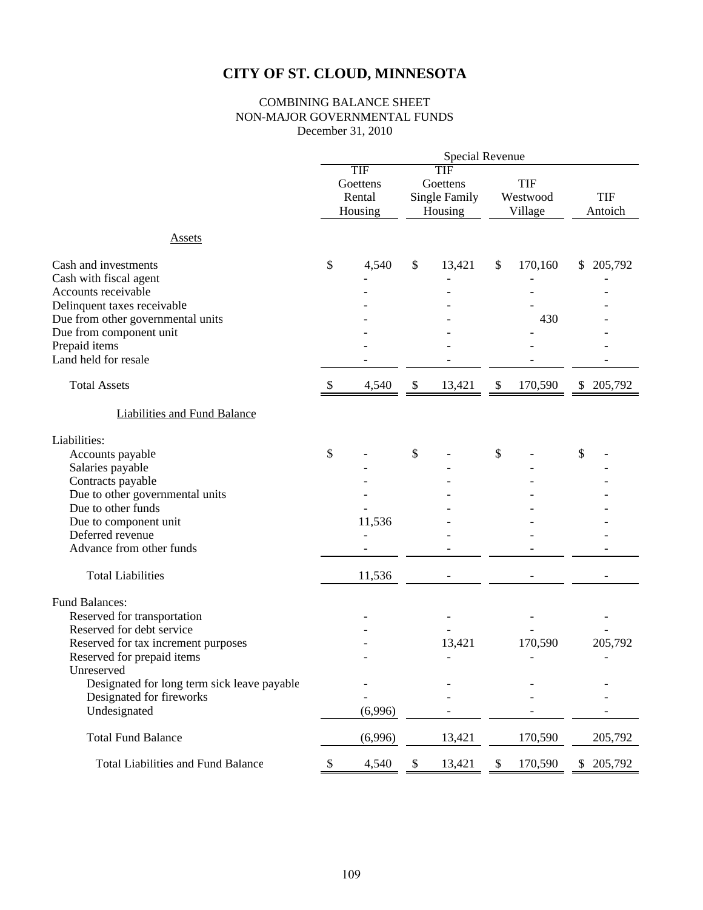# CITY OF ST. CLOUD, MINNESOTA

COMBINING BALANCE SHEET
NON-MAJOR GOVERNMENTAL FUNDS
December 31, 2010

| | Special Revenue | | | |
|---|---|---|---|---|
| | TIF Goettens Rental Housing | TIF Goettens Single Family Housing | TIF Westwood Village | TIF Antoich |
| **Assets** | | | | |
| Cash and investments | $ 4,540 | $ 13,421 | $ 170,160 | $ 205,792 |
| Cash with fiscal agent | - | - | - | - |
| Accounts receivable | - | - | - | - |
| Delinquent taxes receivable | - | - | - | - |
| Due from other governmental units | - | - | 430 | - |
| Due from component unit | - | - | - | - |
| Prepaid items | - | - | - | - |
| Land held for resale | - | - | - | - |
| Total Assets | $ 4,540 | $ 13,421 | $ 170,590 | $ 205,792 |
| **Liabilities and Fund Balance** | | | | |
| Liabilities: | | | | |
| Accounts payable | $ - | $ - | $ - | $ - |
| Salaries payable | - | - | - | - |
| Contracts payable | - | - | - | - |
| Due to other governmental units | - | - | - | - |
| Due to other funds | - | - | - | - |
| Due to component unit | 11,536 | - | - | - |
| Deferred revenue | - | - | - | - |
| Advance from other funds | - | - | - | - |
| Total Liabilities | 11,536 | - | - | - |
| Fund Balances: | | | | |
| Reserved for transportation | - | - | - | - |
| Reserved for debt service | - | - | - | - |
| Reserved for tax increment purposes | - | 13,421 | 170,590 | 205,792 |
| Reserved for prepaid items | - | - | - | - |
| Unreserved | | | | |
| Designated for long term sick leave payable | - | - | - | - |
| Designated for fireworks | - | - | - | - |
| Undesignated | (6,996) | - | - | - |
| Total Fund Balance | (6,996) | 13,421 | 170,590 | 205,792 |
| Total Liabilities and Fund Balance | $ 4,540 | $ 13,421 | $ 170,590 | $ 205,792 |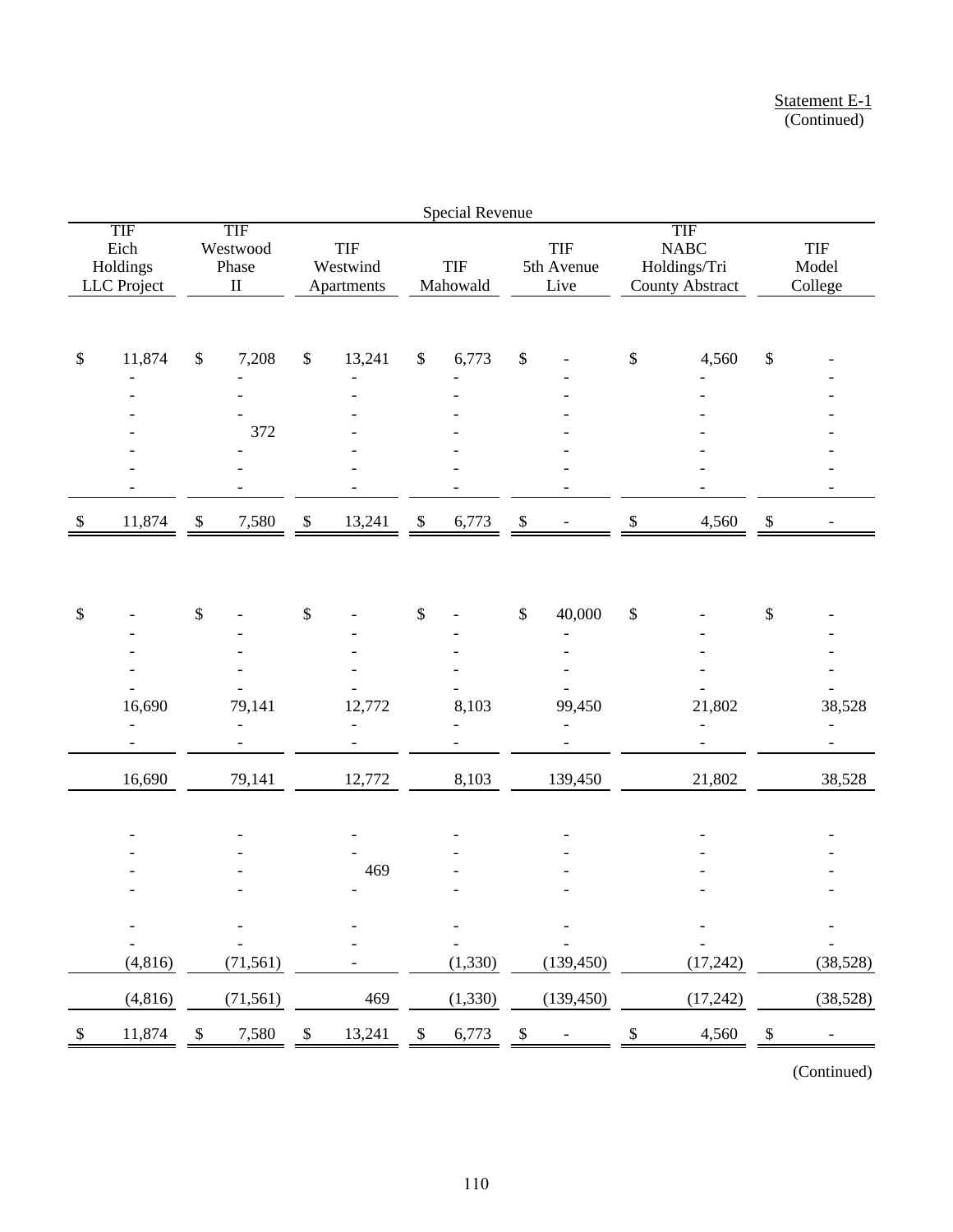Statement E-1
(Continued)

| | Special Revenue | | | | | | |
|---|---|---|---|---|---|---|---|
| | TIF Eich Holdings LLC Project | TIF Westwood Phase II | TIF Westwind Apartments | TIF Mahowald | TIF 5th Avenue Live | TIF NABC Holdings/Tri County Abstract | TIF Model College |
| | $ 11,874 | $ 7,208 | $ 13,241 | $ 6,773 | $ - | $ 4,560 | $ - |
| | - | - | - | - | - | - | - |
| | - | - | - | - | - | - | - |
| | - | - | - | - | - | - | - |
| | - | 372 | - | - | - | - | - |
| | - | - | - | - | - | - | - |
| | - | - | - | - | - | - | - |
| | - | - | - | - | - | - | - |
| | $ 11,874 | $ 7,580 | $ 13,241 | $ 6,773 | $ - | $ 4,560 | $ - |
| | | | | | | | |
| | $ - | $ - | $ - | $ - | $ 40,000 | $ - | $ - |
| | - | - | - | - | - | - | - |
| | - | - | - | - | - | - | - |
| | - | - | - | - | - | - | - |
| | - | - | - | - | - | - | - |
| | 16,690 | 79,141 | 12,772 | 8,103 | 99,450 | 21,802 | 38,528 |
| | - | - | - | - | - | - | - |
| | - | - | - | - | - | - | - |
| | 16,690 | 79,141 | 12,772 | 8,103 | 139,450 | 21,802 | 38,528 |
| | | | | | | | |
| | - | - | - | - | - | - | - |
| | - | - | - | - | - | - | - |
| | - | - | 469 | - | - | - | - |
| | - | - | - | - | - | - | - |
| | - | - | - | - | - | - | - |
| | - | - | - | - | - | - | - |
| | (4,816) | (71,561) | - | (1,330) | (139,450) | (17,242) | (38,528) |
| | (4,816) | (71,561) | 469 | (1,330) | (139,450) | (17,242) | (38,528) |
| | $ 11,874 | $ 7,580 | $ 13,241 | $ 6,773 | $ - | $ 4,560 | $ - |

(Continued)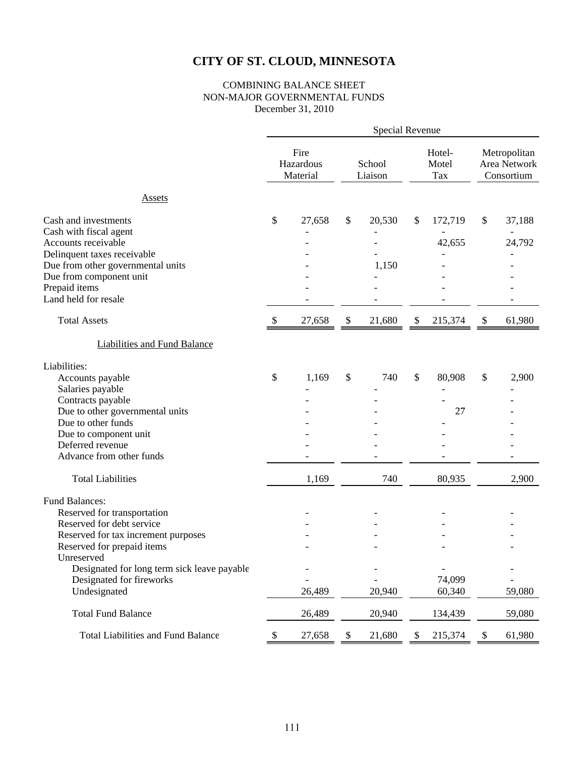# CITY OF ST. CLOUD, MINNESOTA

COMBINING BALANCE SHEET
NON-MAJOR GOVERNMENTAL FUNDS
December 31, 2010

| | Special Revenue | | | |
|---|---|---|---|---|
| | Fire Hazardous Material | School Liaison | Hotel-Motel Tax | Metropolitan Area Network Consortium |
| Assets | | | | |
| Cash and investments | $ 27,658 | $ 20,530 | $ 172,719 | $ 37,188 |
| Cash with fiscal agent | - | - | - | - |
| Accounts receivable | - | - | 42,655 | 24,792 |
| Delinquent taxes receivable | - | - | - | - |
| Due from other governmental units | - | 1,150 | - | - |
| Due from component unit | - | - | - | - |
| Prepaid items | - | - | - | - |
| Land held for resale | - | - | - | - |
| Total Assets | $ 27,658 | $ 21,680 | $ 215,374 | $ 61,980 |
| Liabilities and Fund Balance | | | | |
| Liabilities: | | | | |
| Accounts payable | $ 1,169 | $ 740 | $ 80,908 | $ 2,900 |
| Salaries payable | - | - | - | - |
| Contracts payable | - | - | - | - |
| Due to other governmental units | - | - | 27 | - |
| Due to other funds | - | - | - | - |
| Due to component unit | - | - | - | - |
| Deferred revenue | - | - | - | - |
| Advance from other funds | - | - | - | - |
| Total Liabilities | 1,169 | 740 | 80,935 | 2,900 |
| Fund Balances: | | | | |
| Reserved for transportation | - | - | - | - |
| Reserved for debt service | - | - | - | - |
| Reserved for tax increment purposes | - | - | - | - |
| Reserved for prepaid items | - | - | - | - |
| Unreserved | | | | |
| Designated for long term sick leave payable | - | - | - | - |
| Designated for fireworks | - | - | 74,099 | - |
| Undesignated | 26,489 | 20,940 | 60,340 | 59,080 |
| Total Fund Balance | 26,489 | 20,940 | 134,439 | 59,080 |
| Total Liabilities and Fund Balance | $ 27,658 | $ 21,680 | $ 215,374 | $ 61,980 |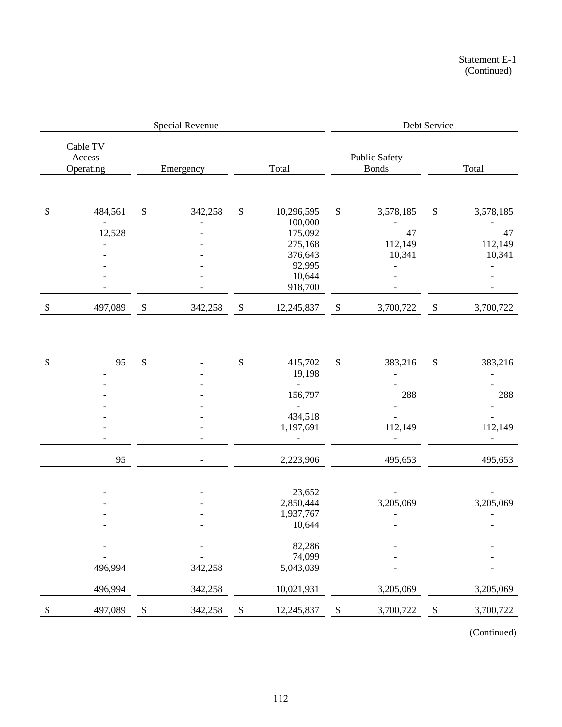Statement E-1
(Continued)

| Special Revenue | | | Debt Service | |
|---|---|---|---|---|
| Cable TV Access Operating | Emergency | Total | Public Safety Bonds | Total |
| $ 484,561 | $ 342,258 | $ 10,296,595 | $ 3,578,185 | $ 3,578,185 |
| - | - | 100,000 | - | - |
| 12,528 | - | 175,092 | 47 | 47 |
| - | - | 275,168 | 112,149 | 112,149 |
| - | - | 376,643 | 10,341 | 10,341 |
| - | - | 92,995 | - | - |
| - | - | 10,644 | - | - |
| - | - | 918,700 | - | - |
| $ 497,089 | $ 342,258 | $ 12,245,837 | $ 3,700,722 | $ 3,700,722 |
| | | | | |
| $ 95 | $ - | $ 415,702 | $ 383,216 | $ 383,216 |
| - | - | 19,198 | - | - |
| - | - | - | - | - |
| - | - | 156,797 | 288 | 288 |
| - | - | - | - | - |
| - | - | 434,518 | - | - |
| - | - | 1,197,691 | 112,149 | 112,149 |
| - | - | - | - | - |
| 95 | - | 2,223,906 | 495,653 | 495,653 |
| | | | | |
| - | - | 23,652 | - | - |
| - | - | 2,850,444 | 3,205,069 | 3,205,069 |
| - | - | 1,937,767 | - | - |
| - | - | 10,644 | - | - |
| - | - | 82,286 | - | - |
| - | - | 74,099 | - | - |
| 496,994 | 342,258 | 5,043,039 | - | - |
| 496,994 | 342,258 | 10,021,931 | 3,205,069 | 3,205,069 |
| $ 497,089 | $ 342,258 | $ 12,245,837 | $ 3,700,722 | $ 3,700,722 |

(Continued)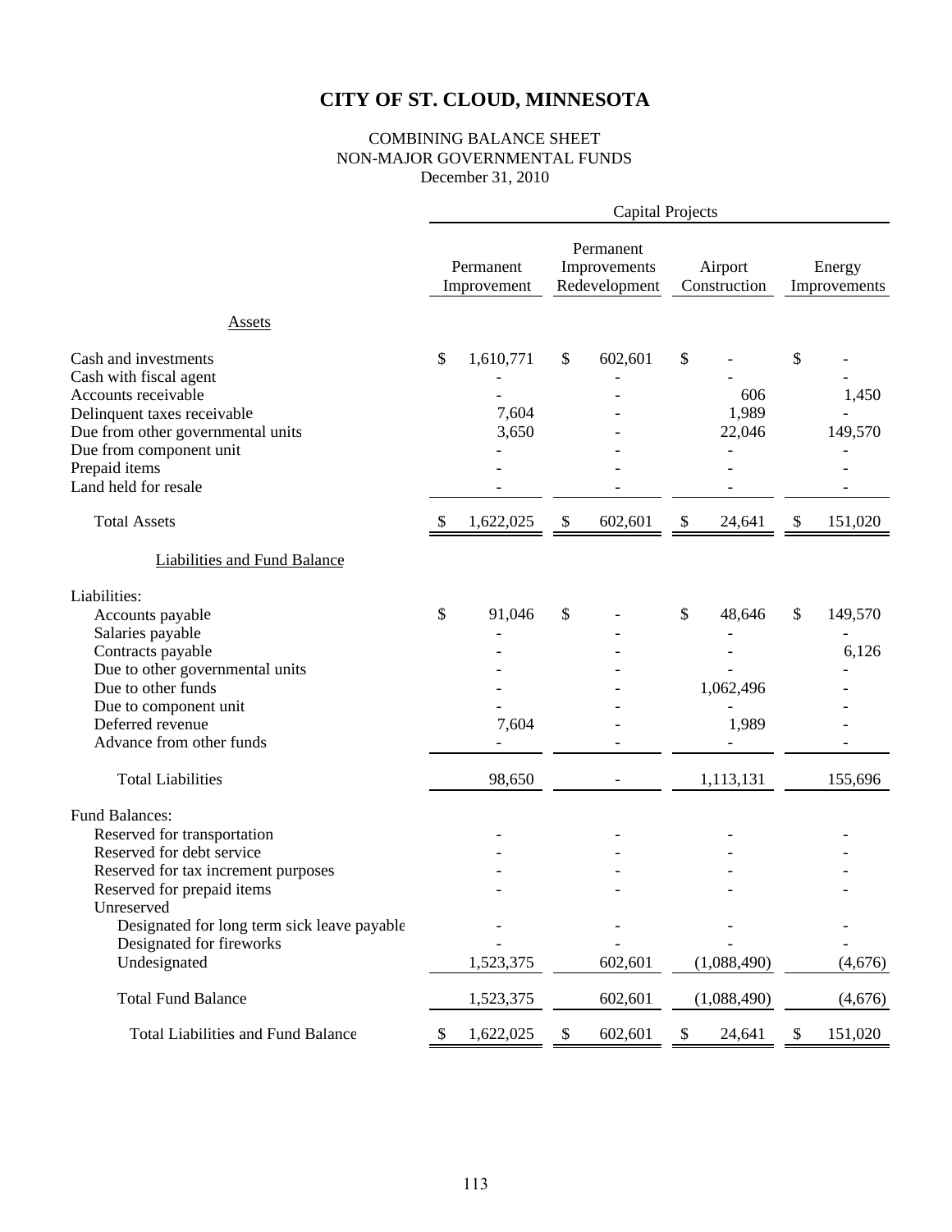# CITY OF ST. CLOUD, MINNESOTA

COMBINING BALANCE SHEET
NON-MAJOR GOVERNMENTAL FUNDS
December 31, 2010

| | Capital Projects | | | |
|---|---|---|---|---|
| | Permanent Improvement | Permanent Improvements Redevelopment | Airport Construction | Energy Improvements |
| **Assets** | | | | |
| Cash and investments | $ 1,610,771 | $ 602,601 | $ - | $ - |
| Cash with fiscal agent | - | - | - | - |
| Accounts receivable | - | - | 606 | 1,450 |
| Delinquent taxes receivable | 7,604 | - | 1,989 | - |
| Due from other governmental units | 3,650 | - | 22,046 | 149,570 |
| Due from component unit | - | - | - | - |
| Prepaid items | - | - | - | - |
| Land held for resale | - | - | - | - |
| Total Assets | $ 1,622,025 | $ 602,601 | $ 24,641 | $ 151,020 |
| **Liabilities and Fund Balance** | | | | |
| Liabilities: | | | | |
| Accounts payable | $ 91,046 | $ - | $ 48,646 | $ 149,570 |
| Salaries payable | - | - | - | - |
| Contracts payable | - | - | - | 6,126 |
| Due to other governmental units | - | - | - | - |
| Due to other funds | - | - | 1,062,496 | - |
| Due to component unit | - | - | - | - |
| Deferred revenue | 7,604 | - | 1,989 | - |
| Advance from other funds | - | - | - | - |
| Total Liabilities | 98,650 | - | 1,113,131 | 155,696 |
| Fund Balances: | | | | |
| Reserved for transportation | - | - | - | - |
| Reserved for debt service | - | - | - | - |
| Reserved for tax increment purposes | - | - | - | - |
| Reserved for prepaid items | - | - | - | - |
| Unreserved | | | | |
| Designated for long term sick leave payable | - | - | - | - |
| Designated for fireworks | - | - | - | - |
| Undesignated | 1,523,375 | 602,601 | (1,088,490) | (4,676) |
| Total Fund Balance | 1,523,375 | 602,601 | (1,088,490) | (4,676) |
| Total Liabilities and Fund Balance | $ 1,622,025 | $ 602,601 | $ 24,641 | $ 151,020 |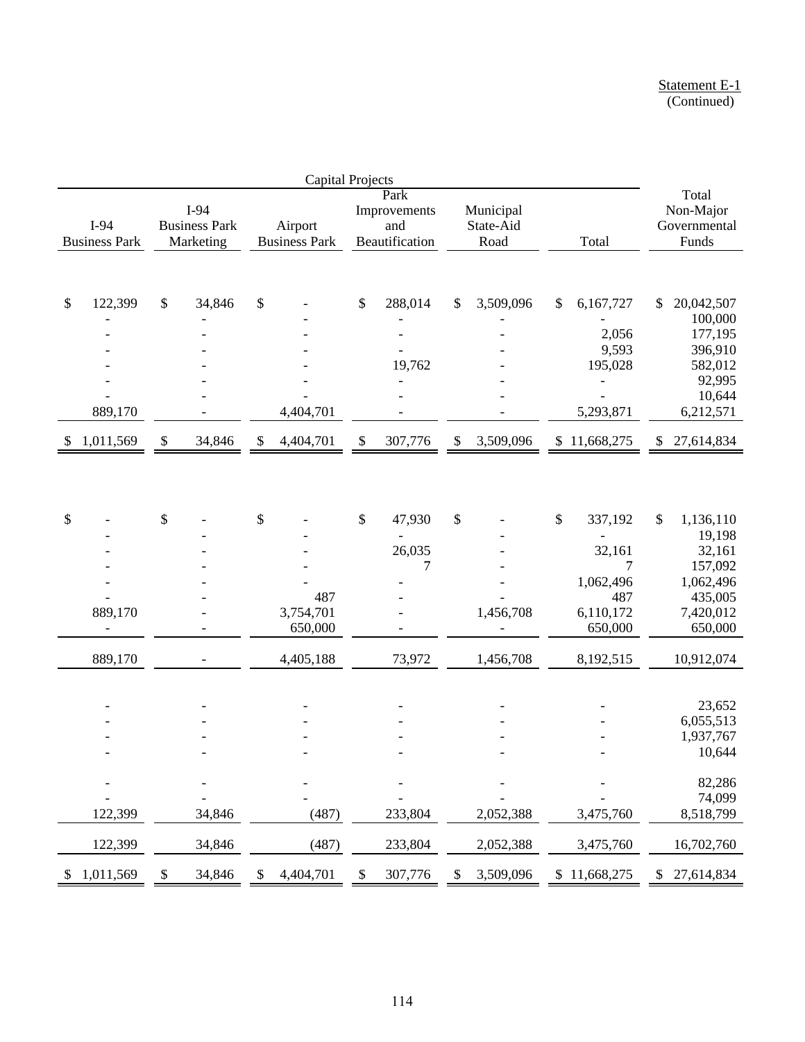Statement E-1
(Continued)

| Capital Projects | | | | | | Total Non-Major Governmental Funds |
|---|---|---|---|---|---|---|
| I-94 Business Park | I-94 Business Park Marketing | Airport Business Park | Park Improvements and Beautification | Municipal State-Aid Road | Total | |
| $ 122,399 | $ 34,846 | $ - | $ 288,014 | $ 3,509,096 | $ 6,167,727 | $ 20,042,507 |
| - | - | - | - | - | - | 100,000 |
| - | - | - | - | - | 2,056 | 177,195 |
| - | - | - | - | - | 9,593 | 396,910 |
| - | - | - | 19,762 | - | 195,028 | 582,012 |
| - | - | - | - | - | - | 92,995 |
| - | - | - | - | - | - | 10,644 |
| 889,170 | - | 4,404,701 | - | - | 5,293,871 | 6,212,571 |
| $ 1,011,569 | $ 34,846 | $ 4,404,701 | $ 307,776 | $ 3,509,096 | $ 11,668,275 | $ 27,614,834 |
| | | | | | | |
| $ - | $ - | $ - | $ 47,930 | $ - | $ 337,192 | $ 1,136,110 |
| - | - | - | - | - | - | 19,198 |
| - | - | - | 26,035 | - | 32,161 | 32,161 |
| - | - | - | 7 | - | 7 | 157,092 |
| - | - | - | - | - | 1,062,496 | 1,062,496 |
| - | - | 487 | - | - | 487 | 435,005 |
| 889,170 | - | 3,754,701 | - | 1,456,708 | 6,110,172 | 7,420,012 |
| - | - | 650,000 | - | - | 650,000 | 650,000 |
| 889,170 | - | 4,405,188 | 73,972 | 1,456,708 | 8,192,515 | 10,912,074 |
| | | | | | | |
| - | - | - | - | - | - | 23,652 |
| - | - | - | - | - | - | 6,055,513 |
| - | - | - | - | - | - | 1,937,767 |
| - | - | - | - | - | - | 10,644 |
| - | - | - | - | - | - | 82,286 |
| - | - | - | - | - | - | 74,099 |
| 122,399 | 34,846 | (487) | 233,804 | 2,052,388 | 3,475,760 | 8,518,799 |
| 122,399 | 34,846 | (487) | 233,804 | 2,052,388 | 3,475,760 | 16,702,760 |
| $ 1,011,569 | $ 34,846 | $ 4,404,701 | $ 307,776 | $ 3,509,096 | $ 11,668,275 | $ 27,614,834 |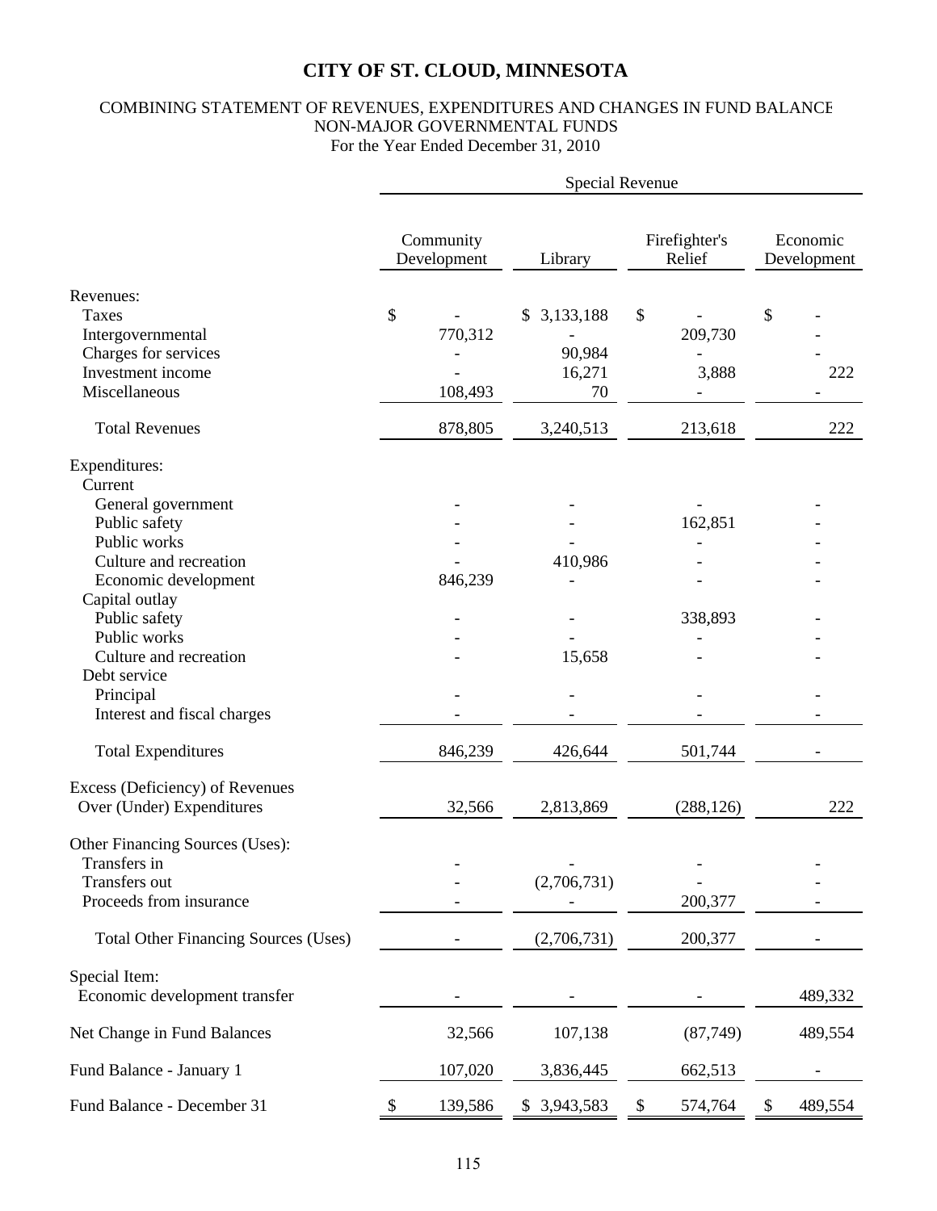# CITY OF ST. CLOUD, MINNESOTA

COMBINING STATEMENT OF REVENUES, EXPENDITURES AND CHANGES IN FUND BALANCE
NON-MAJOR GOVERNMENTAL FUNDS
For the Year Ended December 31, 2010

| | Special Revenue | | | |
|---|---|---|---|---|
| | Community Development | Library | Firefighter's Relief | Economic Development |
| Revenues: | | | | |
| Taxes | $ - | $ 3,133,188 | $ - | $ - |
| Intergovernmental | 770,312 | - | 209,730 | - |
| Charges for services | - | 90,984 | - | - |
| Investment income | - | 16,271 | 3,888 | 222 |
| Miscellaneous | 108,493 | 70 | - | - |
| Total Revenues | 878,805 | 3,240,513 | 213,618 | 222 |
| Expenditures: | | | | |
| Current | | | | |
| General government | - | - | - | - |
| Public safety | - | - | 162,851 | - |
| Public works | - | - | - | - |
| Culture and recreation | - | 410,986 | - | - |
| Economic development | 846,239 | - | - | - |
| Capital outlay | | | | |
| Public safety | - | - | 338,893 | - |
| Public works | - | - | - | - |
| Culture and recreation | - | 15,658 | - | - |
| Debt service | | | | |
| Principal | - | - | - | - |
| Interest and fiscal charges | - | - | - | - |
| Total Expenditures | 846,239 | 426,644 | 501,744 | - |
| Excess (Deficiency) of Revenues Over (Under) Expenditures | 32,566 | 2,813,869 | (288,126) | 222 |
| Other Financing Sources (Uses): | | | | |
| Transfers in | - | - | - | - |
| Transfers out | - | (2,706,731) | - | - |
| Proceeds from insurance | - | - | 200,377 | - |
| Total Other Financing Sources (Uses) | - | (2,706,731) | 200,377 | - |
| Special Item: | | | | |
| Economic development transfer | - | - | - | 489,332 |
| Net Change in Fund Balances | 32,566 | 107,138 | (87,749) | 489,554 |
| Fund Balance - January 1 | 107,020 | 3,836,445 | 662,513 | - |
| Fund Balance - December 31 | $ 139,586 | $ 3,943,583 | $ 574,764 | $ 489,554 |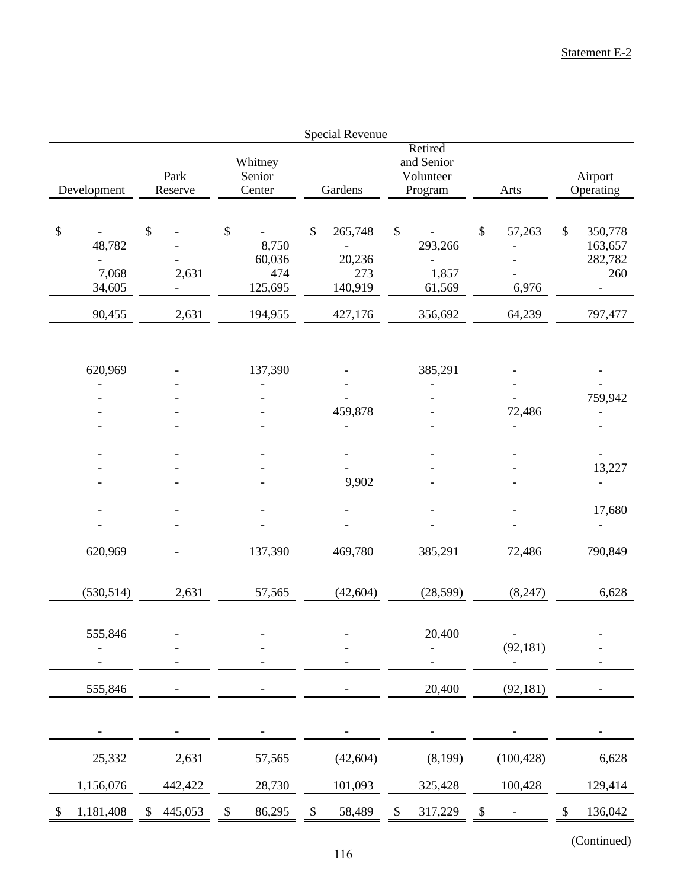Statement E-2

| Special Revenue | | | | | | |
|---|---|---|---|---|---|---|
| Development | Park Reserve | Whitney Senior Center | Gardens | Retired and Senior Volunteer Program | Arts | Airport Operating |
| $ - | $ - | $ - | $ 265,748 | $ - | $ 57,263 | $ 350,778 |
| 48,782 | - | 8,750 | - | 293,266 | - | 163,657 |
| - | - | 60,036 | 20,236 | - | - | 282,782 |
| 7,068 | 2,631 | 474 | 273 | 1,857 | - | 260 |
| 34,605 | - | 125,695 | 140,919 | 61,569 | 6,976 | - |
| 90,455 | 2,631 | 194,955 | 427,176 | 356,692 | 64,239 | 797,477 |
| | | | | | | |
| 620,969 | - | 137,390 | - | 385,291 | - | - |
| - | - | - | - | - | - | - |
| - | - | - | - | - | - | 759,942 |
| - | - | - | 459,878 | - | 72,486 | - |
| - | - | - | - | - | - | - |
| | | | | | | |
| - | - | - | - | - | - | - |
| - | - | - | - | - | - | 13,227 |
| - | - | - | 9,902 | - | - | - |
| | | | | | | |
| - | - | - | - | - | - | 17,680 |
| - | - | - | - | - | - | - |
| 620,969 | - | 137,390 | 469,780 | 385,291 | 72,486 | 790,849 |
| | | | | | | |
| (530,514) | 2,631 | 57,565 | (42,604) | (28,599) | (8,247) | 6,628 |
| | | | | | | |
| 555,846 | - | - | - | 20,400 | - | - |
| - | - | - | - | - | (92,181) | - |
| - | - | - | - | - | - | - |
| 555,846 | - | - | - | 20,400 | (92,181) | - |
| | | | | | | |
| - | - | - | - | - | - | - |
| 25,332 | 2,631 | 57,565 | (42,604) | (8,199) | (100,428) | 6,628 |
| 1,156,076 | 442,422 | 28,730 | 101,093 | 325,428 | 100,428 | 129,414 |
| $ 1,181,408 | $ 445,053 | $ 86,295 | $ 58,489 | $ 317,229 | $ - | $ 136,042 |

(Continued)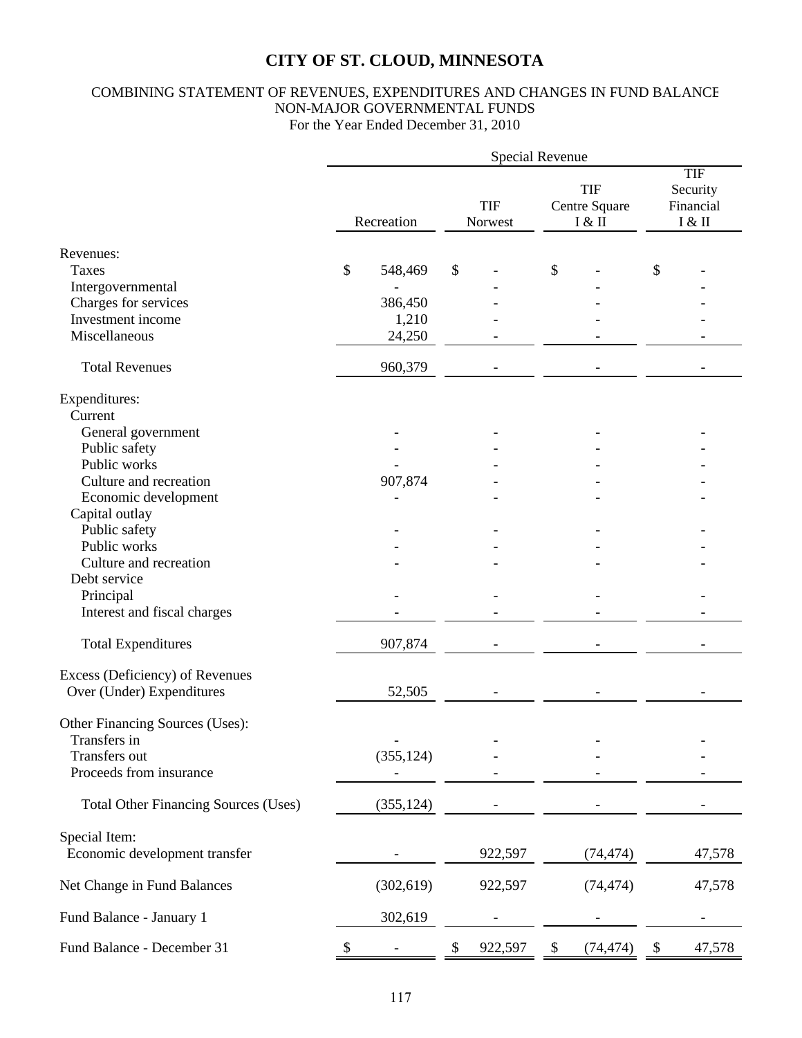# CITY OF ST. CLOUD, MINNESOTA

COMBINING STATEMENT OF REVENUES, EXPENDITURES AND CHANGES IN FUND BALANCE
NON-MAJOR GOVERNMENTAL FUNDS
For the Year Ended December 31, 2010

| | Special Revenue | | | |
|---|---|---|---|---|
| | Recreation | TIF Norwest | TIF Centre Square I & II | TIF Security Financial I & II |
| Revenues: | | | | |
| Taxes | $ 548,469 | $ - | $ - | $ - |
| Intergovernmental | - | - | - | - |
| Charges for services | 386,450 | - | - | - |
| Investment income | 1,210 | - | - | - |
| Miscellaneous | 24,250 | - | - | - |
| Total Revenues | 960,379 | - | - | - |
| Expenditures: | | | | |
| Current | | | | |
| General government | - | - | - | - |
| Public safety | - | - | - | - |
| Public works | - | - | - | - |
| Culture and recreation | 907,874 | - | - | - |
| Economic development | - | - | - | - |
| Capital outlay | | | | |
| Public safety | - | - | - | - |
| Public works | - | - | - | - |
| Culture and recreation | - | - | - | - |
| Debt service | | | | |
| Principal | - | - | - | - |
| Interest and fiscal charges | - | - | - | - |
| Total Expenditures | 907,874 | - | - | - |
| Excess (Deficiency) of Revenues Over (Under) Expenditures | 52,505 | - | - | - |
| Other Financing Sources (Uses): | | | | |
| Transfers in | - | - | - | - |
| Transfers out | (355,124) | - | - | - |
| Proceeds from insurance | - | - | - | - |
| Total Other Financing Sources (Uses) | (355,124) | - | - | - |
| Special Item: | | | | |
| Economic development transfer | - | 922,597 | (74,474) | 47,578 |
| Net Change in Fund Balances | (302,619) | 922,597 | (74,474) | 47,578 |
| Fund Balance - January 1 | 302,619 | - | - | - |
| Fund Balance - December 31 | $ - | $ 922,597 | $ (74,474) | $ 47,578 |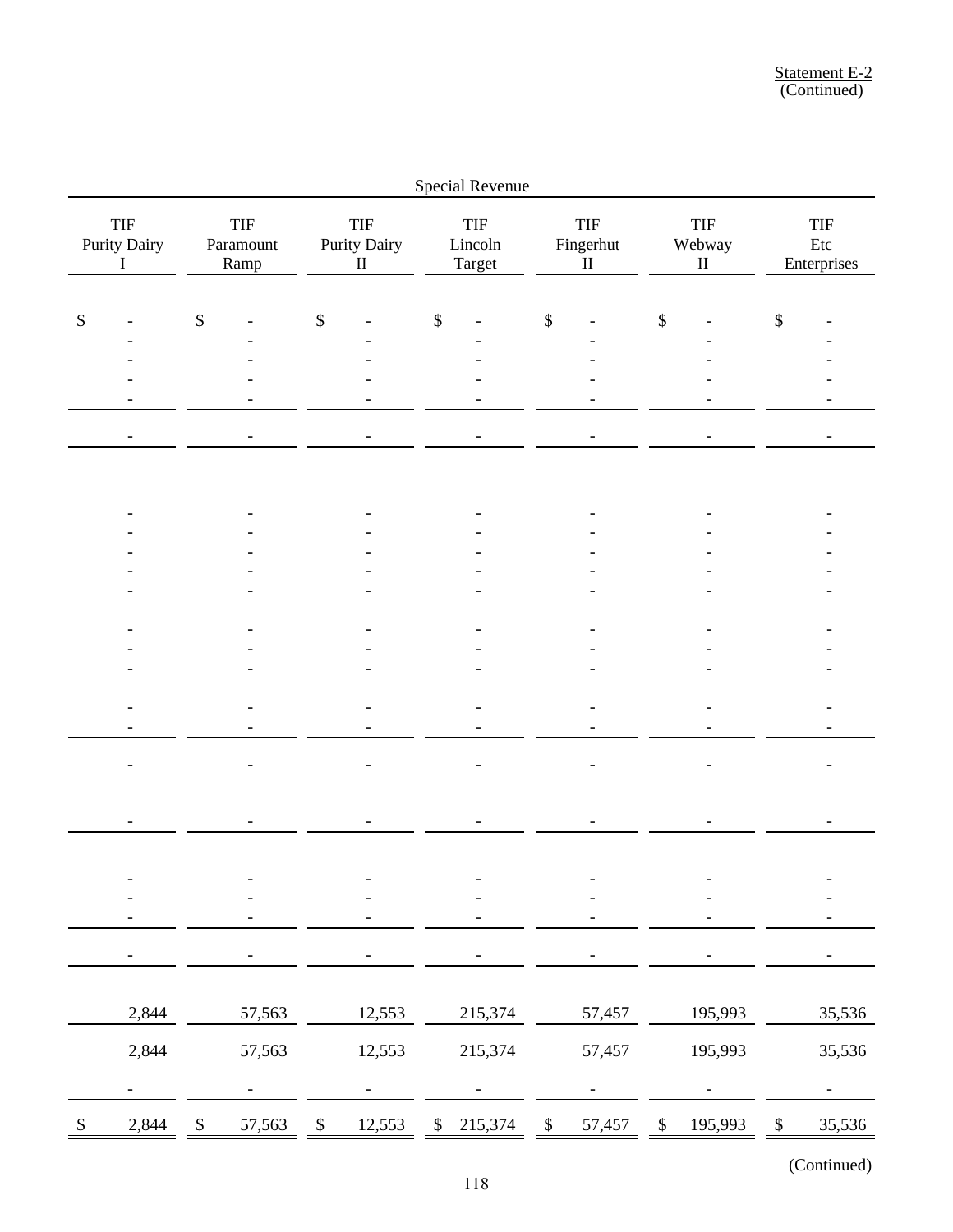Statement E-2
(Continued)

| Special Revenue | | | | | | |
|---|---|---|---|---|---|---|
| TIF Purity Dairy I | TIF Paramount Ramp | TIF Purity Dairy II | TIF Lincoln Target | TIF Fingerhut II | TIF Webway II | TIF Etc Enterprises |
| $ - | $ - | $ - | $ - | $ - | $ - | $ - |
| - | - | - | - | - | - | - |
| - | - | - | - | - | - | - |
| - | - | - | - | - | - | - |
| - | - | - | - | - | - | - |
| - | - | - | - | - | - | - |
| | | | | | | |
| - | - | - | - | - | - | - |
| - | - | - | - | - | - | - |
| - | - | - | - | - | - | - |
| - | - | - | - | - | - | - |
| - | - | - | - | - | - | - |
| - | - | - | - | - | - | - |
| - | - | - | - | - | - | - |
| - | - | - | - | - | - | - |
| - | - | - | - | - | - | - |
| - | - | - | - | - | - | - |
| - | - | - | - | - | - | - |
| - | - | - | - | - | - | - |
| - | - | - | - | - | - | - |
| - | - | - | - | - | - | - |
| - | - | - | - | - | - | - |
| - | - | - | - | - | - | - |
| - | - | - | - | - | - | - |
| 2,844 | 57,563 | 12,553 | 215,374 | 57,457 | 195,993 | 35,536 |
| 2,844 | 57,563 | 12,553 | 215,374 | 57,457 | 195,993 | 35,536 |
| - | - | - | - | - | - | - |
| $ 2,844 | $ 57,563 | $ 12,553 | $ 215,374 | $ 57,457 | $ 195,993 | $ 35,536 |

(Continued)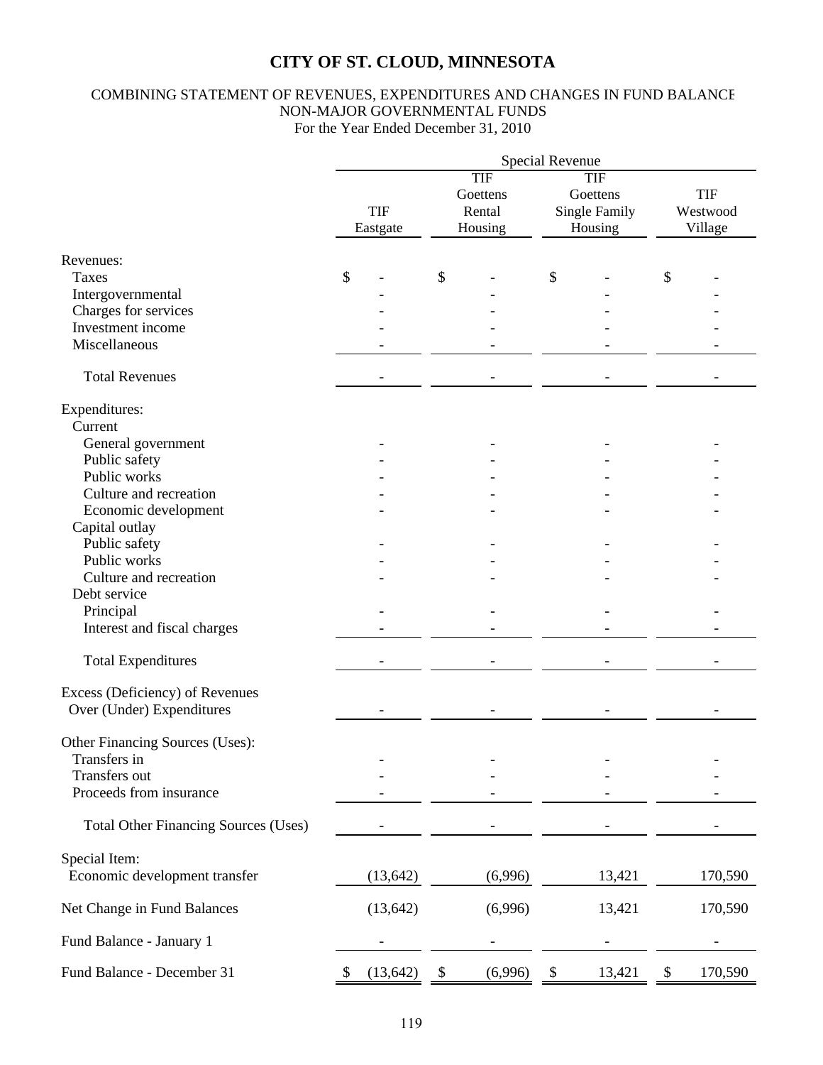# CITY OF ST. CLOUD, MINNESOTA

COMBINING STATEMENT OF REVENUES, EXPENDITURES AND CHANGES IN FUND BALANCE
NON-MAJOR GOVERNMENTAL FUNDS
For the Year Ended December 31, 2010

| | Special Revenue | | | |
|---|---|---|---|---|
| | TIF Eastgate | TIF Goettens Rental Housing | TIF Goettens Single Family Housing | TIF Westwood Village |
| Revenues: | | | | |
| Taxes | $ - | $ - | $ - | $ - |
| Intergovernmental | - | - | - | - |
| Charges for services | - | - | - | - |
| Investment income | - | - | - | - |
| Miscellaneous | - | - | - | - |
| Total Revenues | - | - | - | - |
| Expenditures: | | | | |
| Current | | | | |
| General government | - | - | - | - |
| Public safety | - | - | - | - |
| Public works | - | - | - | - |
| Culture and recreation | - | - | - | - |
| Economic development | - | - | - | - |
| Capital outlay | | | | |
| Public safety | - | - | - | - |
| Public works | - | - | - | - |
| Culture and recreation | - | - | - | - |
| Debt service | | | | |
| Principal | - | - | - | - |
| Interest and fiscal charges | - | - | - | - |
| Total Expenditures | - | - | - | - |
| Excess (Deficiency) of Revenues Over (Under) Expenditures | - | - | - | - |
| Other Financing Sources (Uses): | | | | |
| Transfers in | - | - | - | - |
| Transfers out | - | - | - | - |
| Proceeds from insurance | - | - | - | - |
| Total Other Financing Sources (Uses) | - | - | - | - |
| Special Item: | | | | |
| Economic development transfer | (13,642) | (6,996) | 13,421 | 170,590 |
| Net Change in Fund Balances | (13,642) | (6,996) | 13,421 | 170,590 |
| Fund Balance - January 1 | - | - | - | - |
| Fund Balance - December 31 | $ (13,642) | $ (6,996) | $ 13,421 | $ 170,590 |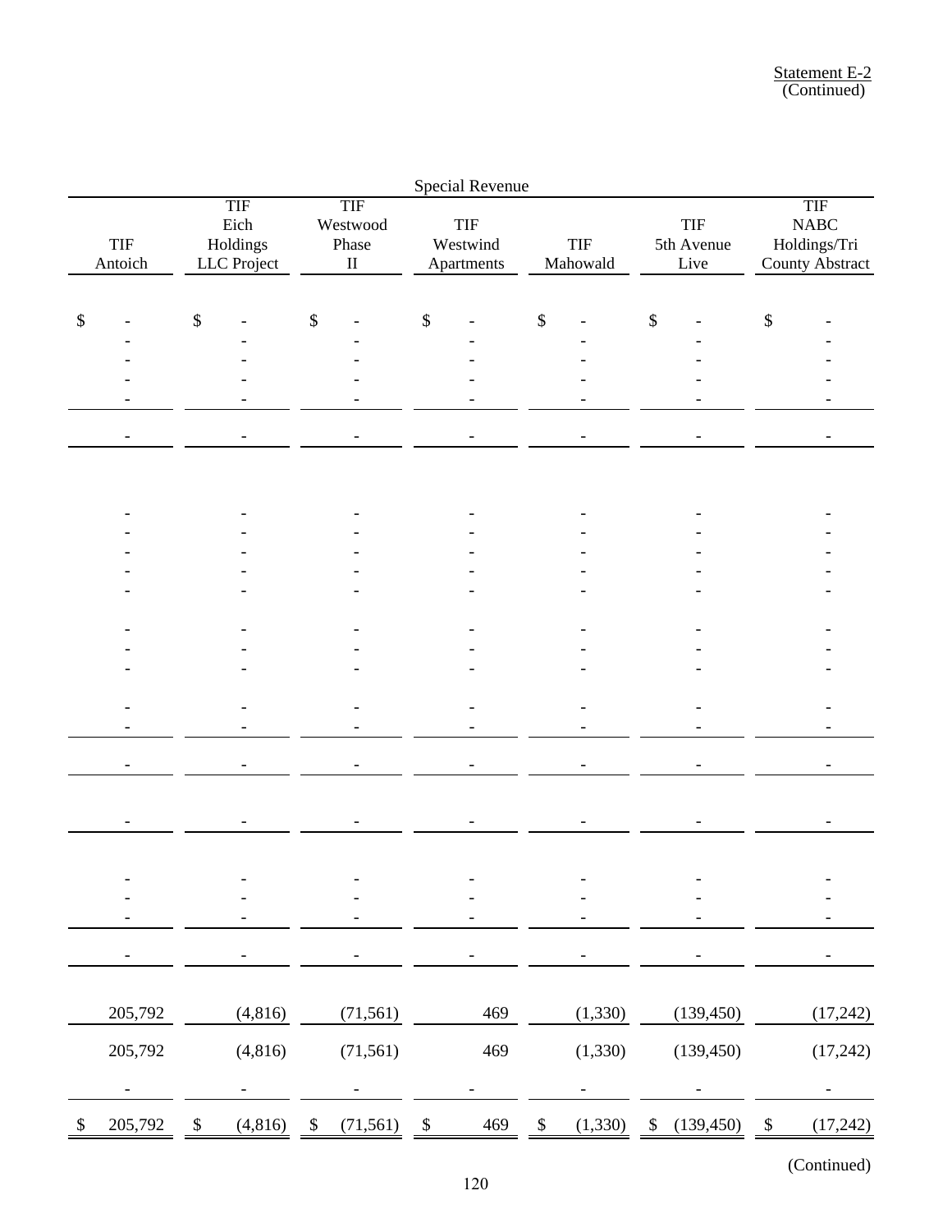Statement E-2
(Continued)

| Special Revenue | | | | | | |
|---|---|---|---|---|---|---|
| TIF Antoich | TIF Eich Holdings LLC Project | TIF Westwood Phase II | TIF Westwind Apartments | TIF Mahowald | TIF 5th Avenue Live | TIF NABC Holdings/Tri County Abstract |
| $ - | $ - | $ - | $ - | $ - | $ - | $ - |
| - | - | - | - | - | - | - |
| - | - | - | - | - | - | - |
| - | - | - | - | - | - | - |
| - | - | - | - | - | - | - |
| - | - | - | - | - | - | - |
| | | | | | | |
| - | - | - | - | - | - | - |
| - | - | - | - | - | - | - |
| - | - | - | - | - | - | - |
| - | - | - | - | - | - | - |
| - | - | - | - | - | - | - |
| - | - | - | - | - | - | - |
| - | - | - | - | - | - | - |
| - | - | - | - | - | - | - |
| - | - | - | - | - | - | - |
| - | - | - | - | - | - | - |
| - | - | - | - | - | - | - |
| - | - | - | - | - | - | - |
| - | - | - | - | - | - | - |
| - | - | - | - | - | - | - |
| - | - | - | - | - | - | - |
| - | - | - | - | - | - | - |
| - | - | - | - | - | - | - |
| 205,792 | (4,816) | (71,561) | 469 | (1,330) | (139,450) | (17,242) |
| 205,792 | (4,816) | (71,561) | 469 | (1,330) | (139,450) | (17,242) |
| - | - | - | - | - | - | - |
| $ 205,792 | $ (4,816) | $ (71,561) | $ 469 | $ (1,330) | $ (139,450) | $ (17,242) |

(Continued)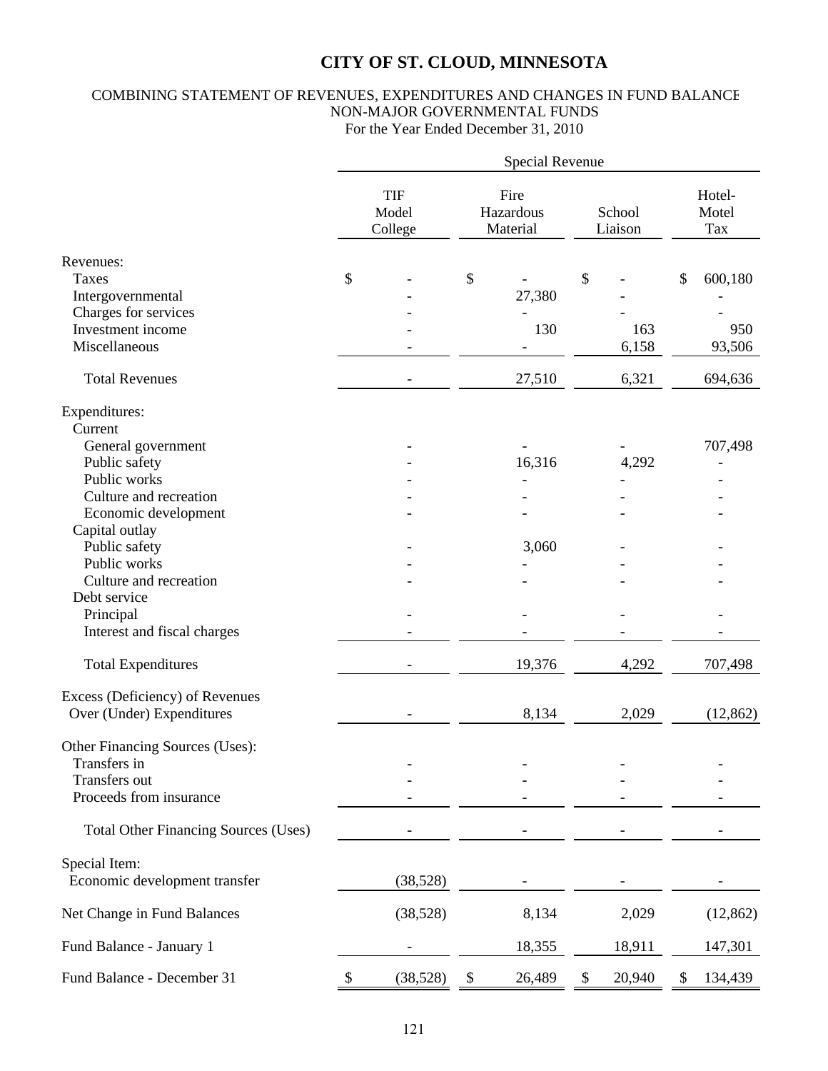# CITY OF ST. CLOUD, MINNESOTA

COMBINING STATEMENT OF REVENUES, EXPENDITURES AND CHANGES IN FUND BALANCE
NON-MAJOR GOVERNMENTAL FUNDS
For the Year Ended December 31, 2010

| | Special Revenue | | | |
|---|---|---|---|---|
| | TIF Model College | Fire Hazardous Material | School Liaison | Hotel-Motel Tax |
| Revenues: | | | | |
| Taxes | $ - | $ - | $ - | $ 600,180 |
| Intergovernmental | - | 27,380 | - | - |
| Charges for services | - | - | - | - |
| Investment income | - | 130 | 163 | 950 |
| Miscellaneous | - | - | 6,158 | 93,506 |
| Total Revenues | - | 27,510 | 6,321 | 694,636 |
| Expenditures: | | | | |
| Current | | | | |
| General government | - | - | - | 707,498 |
| Public safety | - | 16,316 | 4,292 | - |
| Public works | - | - | - | - |
| Culture and recreation | - | - | - | - |
| Economic development | - | - | - | - |
| Capital outlay | | | | |
| Public safety | - | 3,060 | - | - |
| Public works | - | - | - | - |
| Culture and recreation | - | - | - | - |
| Debt service | | | | |
| Principal | - | - | - | - |
| Interest and fiscal charges | - | - | - | - |
| Total Expenditures | - | 19,376 | 4,292 | 707,498 |
| Excess (Deficiency) of Revenues Over (Under) Expenditures | - | 8,134 | 2,029 | (12,862) |
| Other Financing Sources (Uses): | | | | |
| Transfers in | - | - | - | - |
| Transfers out | - | - | - | - |
| Proceeds from insurance | - | - | - | - |
| Total Other Financing Sources (Uses) | - | - | - | - |
| Special Item: | | | | |
| Economic development transfer | (38,528) | - | - | - |
| Net Change in Fund Balances | (38,528) | 8,134 | 2,029 | (12,862) |
| Fund Balance - January 1 | - | 18,355 | 18,911 | 147,301 |
| Fund Balance - December 31 | $ (38,528) | $ 26,489 | $ 20,940 | $ 134,439 |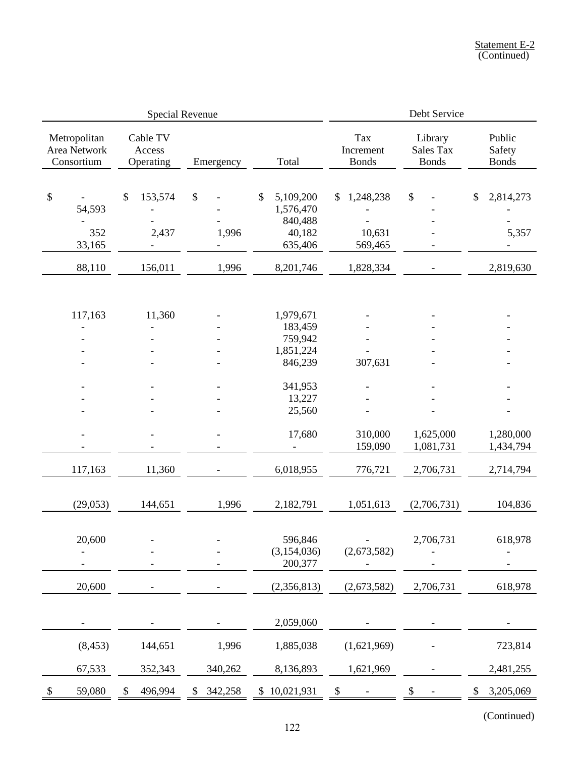Statement E-2
(Continued)

| Special Revenue | | | | Debt Service | | |
|---|---|---|---|---|---|---|
| Metropolitan Area Network Consortium | Cable TV Access Operating | Emergency | Total | Tax Increment Bonds | Library Sales Tax Bonds | Public Safety Bonds |
| $ - | $ 153,574 | $ - | $ 5,109,200 | $ 1,248,238 | $ - | $ 2,814,273 |
| 54,593 | - | - | 1,576,470 | - | - | - |
| - | - | - | 840,488 | - | - | - |
| 352 | 2,437 | 1,996 | 40,182 | 10,631 | - | 5,357 |
| 33,165 | - | - | 635,406 | 569,465 | - | - |
| 88,110 | 156,011 | 1,996 | 8,201,746 | 1,828,334 | - | 2,819,630 |
| | | | | | | |
| 117,163 | 11,360 | - | 1,979,671 | - | - | - |
| - | - | - | 183,459 | - | - | - |
| - | - | - | 759,942 | - | - | - |
| - | - | - | 1,851,224 | - | - | - |
| - | - | - | 846,239 | 307,631 | - | - |
| - | - | - | 341,953 | - | - | - |
| - | - | - | 13,227 | - | - | - |
| - | - | - | 25,560 | - | - | - |
| - | - | - | 17,680 | 310,000 | 1,625,000 | 1,280,000 |
| - | - | - | - | 159,090 | 1,081,731 | 1,434,794 |
| 117,163 | 11,360 | - | 6,018,955 | 776,721 | 2,706,731 | 2,714,794 |
| (29,053) | 144,651 | 1,996 | 2,182,791 | 1,051,613 | (2,706,731) | 104,836 |
| 20,600 | - | - | 596,846 | - | 2,706,731 | 618,978 |
| - | - | - | (3,154,036) | (2,673,582) | - | - |
| - | - | - | 200,377 | - | - | - |
| 20,600 | - | - | (2,356,813) | (2,673,582) | 2,706,731 | 618,978 |
| - | - | - | 2,059,060 | - | - | - |
| (8,453) | 144,651 | 1,996 | 1,885,038 | (1,621,969) | - | 723,814 |
| 67,533 | 352,343 | 340,262 | 8,136,893 | 1,621,969 | - | 2,481,255 |
| $ 59,080 | $ 496,994 | $ 342,258 | $ 10,021,931 | $ - | $ - | $ 3,205,069 |

(Continued)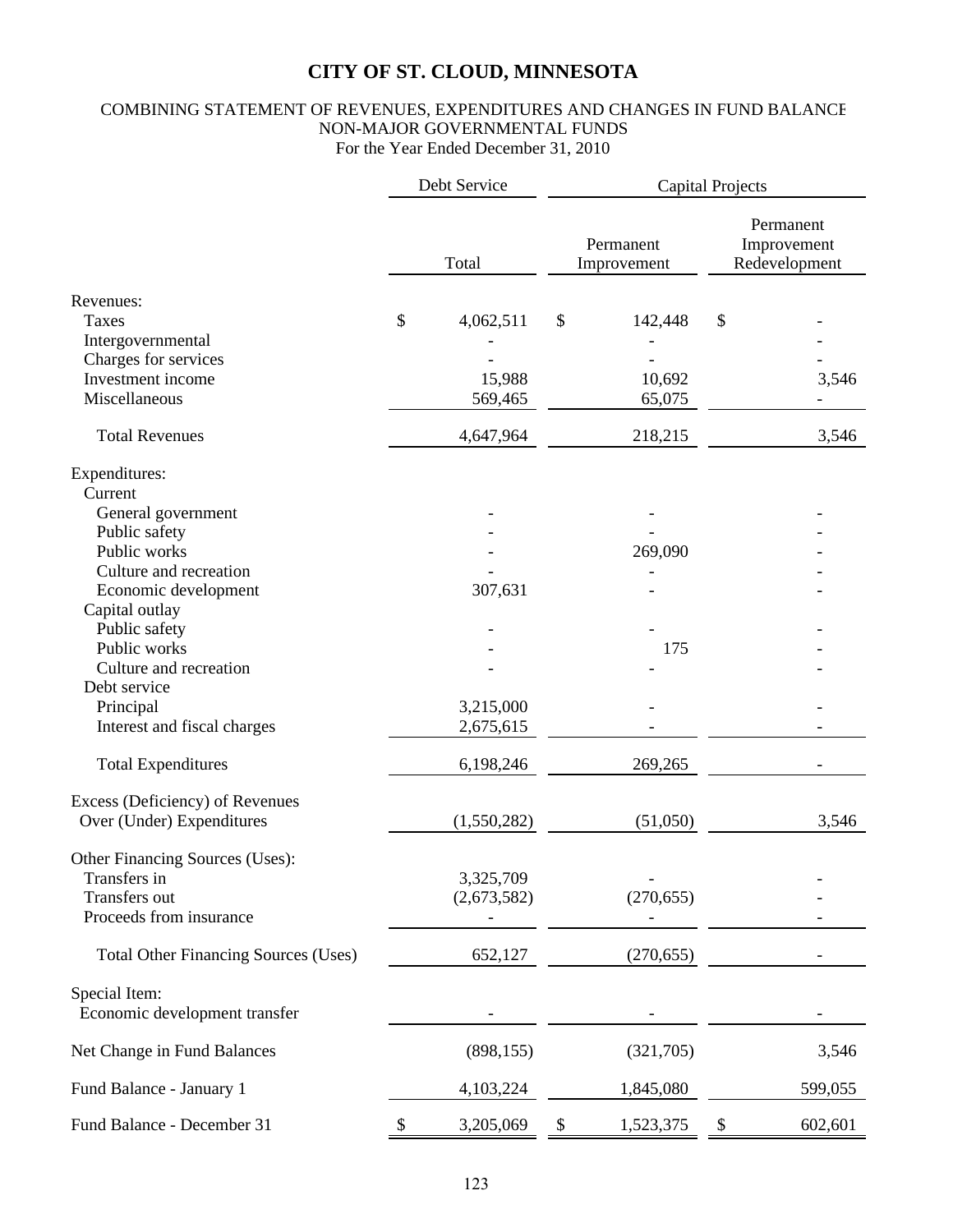# CITY OF ST. CLOUD, MINNESOTA

COMBINING STATEMENT OF REVENUES, EXPENDITURES AND CHANGES IN FUND BALANCE
NON-MAJOR GOVERNMENTAL FUNDS
For the Year Ended December 31, 2010

| | Debt Service | Capital Projects | |
|---|---|---|---|
| | Total | Permanent Improvement | Permanent Improvement Redevelopment |
| Revenues: | | | |
| Taxes | $ 4,062,511 | $ 142,448 | $ - |
| Intergovernmental | - | - | - |
| Charges for services | - | - | - |
| Investment income | 15,988 | 10,692 | 3,546 |
| Miscellaneous | 569,465 | 65,075 | - |
| Total Revenues | 4,647,964 | 218,215 | 3,546 |
| Expenditures: | | | |
| Current | | | |
| General government | - | - | - |
| Public safety | - | - | - |
| Public works | - | 269,090 | - |
| Culture and recreation | - | - | - |
| Economic development | 307,631 | - | - |
| Capital outlay | | | |
| Public safety | - | - | - |
| Public works | - | 175 | - |
| Culture and recreation | - | - | - |
| Debt service | | | |
| Principal | 3,215,000 | - | - |
| Interest and fiscal charges | 2,675,615 | - | - |
| Total Expenditures | 6,198,246 | 269,265 | - |
| Excess (Deficiency) of Revenues Over (Under) Expenditures | (1,550,282) | (51,050) | 3,546 |
| Other Financing Sources (Uses): | | | |
| Transfers in | 3,325,709 | - | - |
| Transfers out | (2,673,582) | (270,655) | - |
| Proceeds from insurance | - | - | - |
| Total Other Financing Sources (Uses) | 652,127 | (270,655) | - |
| Special Item: | | | |
| Economic development transfer | - | - | - |
| Net Change in Fund Balances | (898,155) | (321,705) | 3,546 |
| Fund Balance - January 1 | 4,103,224 | 1,845,080 | 599,055 |
| Fund Balance - December 31 | $ 3,205,069 | $ 1,523,375 | $ 602,601 |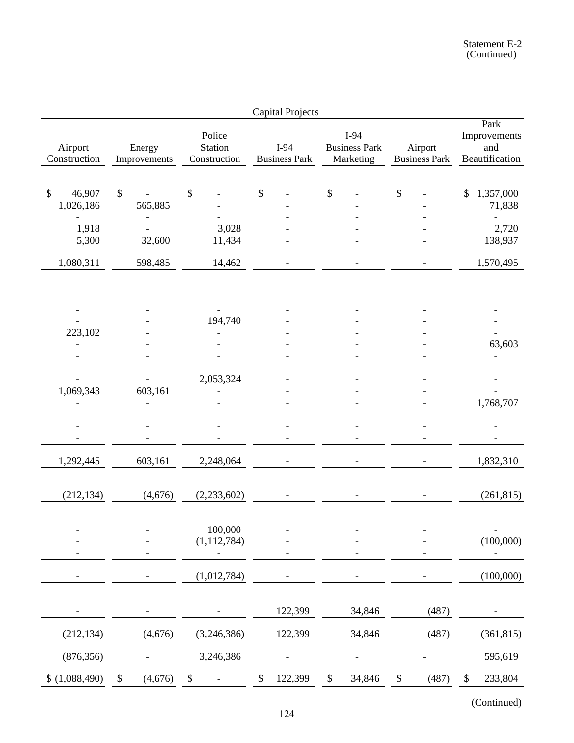Statement E-2
(Continued)

| Capital Projects | | | | | | |
|---|---|---|---|---|---|---|
| Airport Construction | Energy Improvements | Police Station Construction | I-94 Business Park | I-94 Business Park Marketing | Airport Business Park | Park Improvements and Beautification |
| $ 46,907 | $ - | $ - | $ - | $ - | $ - | $ 1,357,000 |
| 1,026,186 | 565,885 | - | - | - | - | 71,838 |
| - | - | - | - | - | - | - |
| 1,918 | - | 3,028 | - | - | - | 2,720 |
| 5,300 | 32,600 | 11,434 | - | - | - | 138,937 |
| 1,080,311 | 598,485 | 14,462 | - | - | - | 1,570,495 |
| | | | | | | |
| - | - | - | - | - | - | - |
| - | - | 194,740 | - | - | - | - |
| 223,102 | - | - | - | - | - | - |
| - | - | - | - | - | - | 63,603 |
| - | - | - | - | - | - | - |
| | | | | | | |
| - | - | 2,053,324 | - | - | - | - |
| 1,069,343 | 603,161 | - | - | - | - | - |
| - | - | - | - | - | - | 1,768,707 |
| | | | | | | |
| - | - | - | - | - | - | - |
| - | - | - | - | - | - | - |
| 1,292,445 | 603,161 | 2,248,064 | - | - | - | 1,832,310 |
| (212,134) | (4,676) | (2,233,602) | - | - | - | (261,815) |
| | | | | | | |
| - | - | 100,000 | - | - | - | - |
| - | - | (1,112,784) | - | - | - | (100,000) |
| - | - | - | - | - | - | - |
| - | - | (1,012,784) | - | - | - | (100,000) |
| - | - | - | 122,399 | 34,846 | (487) | - |
| (212,134) | (4,676) | (3,246,386) | 122,399 | 34,846 | (487) | (361,815) |
| (876,356) | - | 3,246,386 | - | - | - | 595,619 |
| $ (1,088,490) | $ (4,676) | $ - | $ 122,399 | $ 34,846 | $ (487) | $ 233,804 |

(Continued)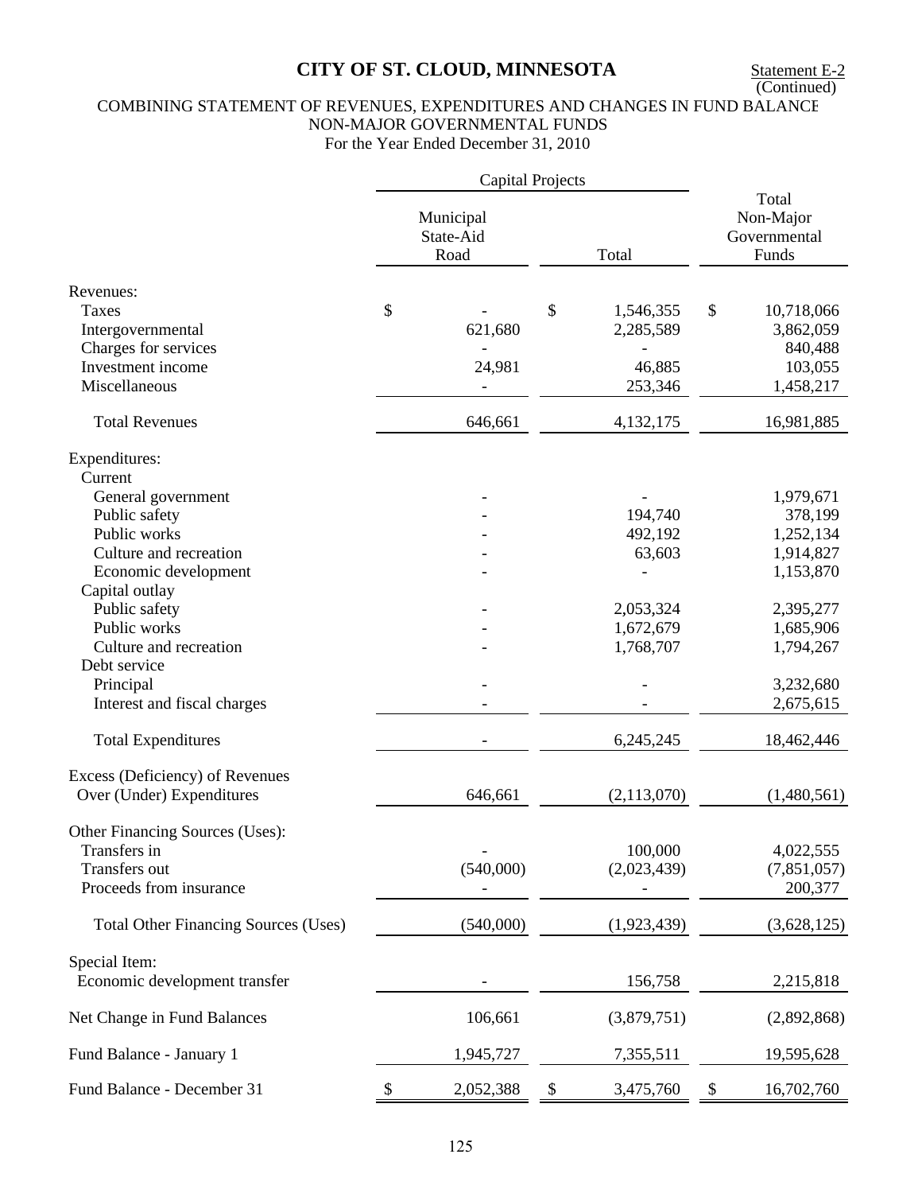# CITY OF ST. CLOUD, MINNESOTA

Statement E-2
(Continued)

## COMBINING STATEMENT OF REVENUES, EXPENDITURES AND CHANGES IN FUND BALANCE
## NON-MAJOR GOVERNMENTAL FUNDS
### For the Year Ended December 31, 2010

| | Capital Projects | | |
|---|---|---|---|
| | Municipal State-Aid Road | Total | Total Non-Major Governmental Funds |
| Revenues: | | | |
| Taxes | $ - | $ 1,546,355 | $ 10,718,066 |
| Intergovernmental | 621,680 | 2,285,589 | 3,862,059 |
| Charges for services | - | - | 840,488 |
| Investment income | 24,981 | 46,885 | 103,055 |
| Miscellaneous | - | 253,346 | 1,458,217 |
| Total Revenues | 646,661 | 4,132,175 | 16,981,885 |
| Expenditures: | | | |
| Current | | | |
| General government | - | - | 1,979,671 |
| Public safety | - | 194,740 | 378,199 |
| Public works | - | 492,192 | 1,252,134 |
| Culture and recreation | - | 63,603 | 1,914,827 |
| Economic development | - | - | 1,153,870 |
| Capital outlay | | | |
| Public safety | - | 2,053,324 | 2,395,277 |
| Public works | - | 1,672,679 | 1,685,906 |
| Culture and recreation | - | 1,768,707 | 1,794,267 |
| Debt service | | | |
| Principal | - | - | 3,232,680 |
| Interest and fiscal charges | - | - | 2,675,615 |
| Total Expenditures | - | 6,245,245 | 18,462,446 |
| Excess (Deficiency) of Revenues Over (Under) Expenditures | 646,661 | (2,113,070) | (1,480,561) |
| Other Financing Sources (Uses): | | | |
| Transfers in | - | 100,000 | 4,022,555 |
| Transfers out | (540,000) | (2,023,439) | (7,851,057) |
| Proceeds from insurance | - | - | 200,377 |
| Total Other Financing Sources (Uses) | (540,000) | (1,923,439) | (3,628,125) |
| Special Item: | | | |
| Economic development transfer | - | 156,758 | 2,215,818 |
| Net Change in Fund Balances | 106,661 | (3,879,751) | (2,892,868) |
| Fund Balance - January 1 | 1,945,727 | 7,355,511 | 19,595,628 |
| Fund Balance - December 31 | $ 2,052,388 | $ 3,475,760 | $ 16,702,760 |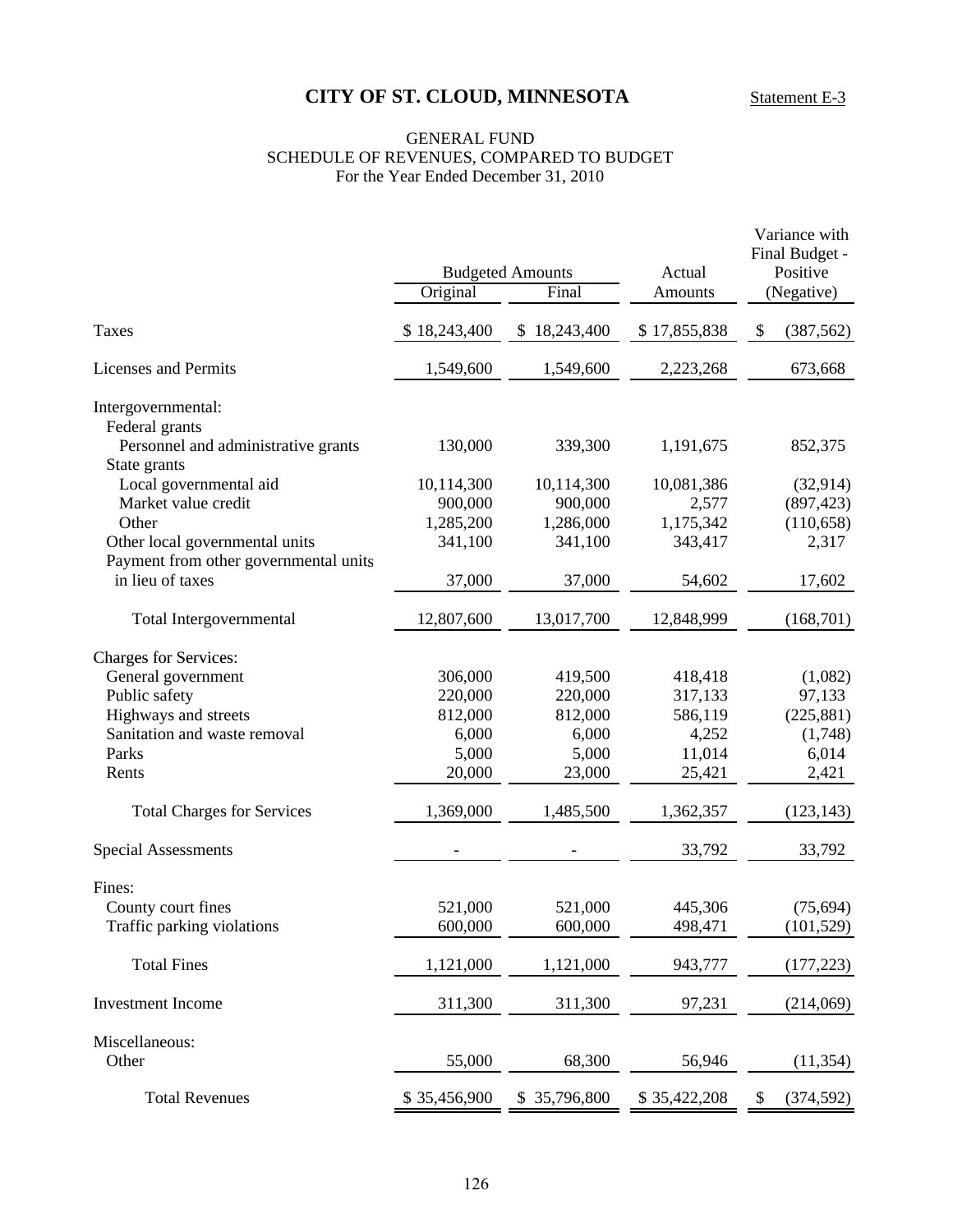# CITY OF ST. CLOUD, MINNESOTA

Statement E-3

GENERAL FUND
SCHEDULE OF REVENUES, COMPARED TO BUDGET
For the Year Ended December 31, 2010

| | Budgeted Amounts | | Actual | Variance with Final Budget - Positive |
|---|---|---|---|---|
| | Original | Final | Amounts | (Negative) |
| Taxes | $ 18,243,400 | $ 18,243,400 | $ 17,855,838 | $ (387,562) |
| Licenses and Permits | 1,549,600 | 1,549,600 | 2,223,268 | 673,668 |
| Intergovernmental: | | | | |
| Federal grants | | | | |
| Personnel and administrative grants | 130,000 | 339,300 | 1,191,675 | 852,375 |
| State grants | | | | |
| Local governmental aid | 10,114,300 | 10,114,300 | 10,081,386 | (32,914) |
| Market value credit | 900,000 | 900,000 | 2,577 | (897,423) |
| Other | 1,285,200 | 1,286,000 | 1,175,342 | (110,658) |
| Other local governmental units | 341,100 | 341,100 | 343,417 | 2,317 |
| Payment from other governmental units in lieu of taxes | 37,000 | 37,000 | 54,602 | 17,602 |
| Total Intergovernmental | 12,807,600 | 13,017,700 | 12,848,999 | (168,701) |
| Charges for Services: | | | | |
| General government | 306,000 | 419,500 | 418,418 | (1,082) |
| Public safety | 220,000 | 220,000 | 317,133 | 97,133 |
| Highways and streets | 812,000 | 812,000 | 586,119 | (225,881) |
| Sanitation and waste removal | 6,000 | 6,000 | 4,252 | (1,748) |
| Parks | 5,000 | 5,000 | 11,014 | 6,014 |
| Rents | 20,000 | 23,000 | 25,421 | 2,421 |
| Total Charges for Services | 1,369,000 | 1,485,500 | 1,362,357 | (123,143) |
| Special Assessments | - | - | 33,792 | 33,792 |
| Fines: | | | | |
| County court fines | 521,000 | 521,000 | 445,306 | (75,694) |
| Traffic parking violations | 600,000 | 600,000 | 498,471 | (101,529) |
| Total Fines | 1,121,000 | 1,121,000 | 943,777 | (177,223) |
| Investment Income | 311,300 | 311,300 | 97,231 | (214,069) |
| Miscellaneous: | | | | |
| Other | 55,000 | 68,300 | 56,946 | (11,354) |
| Total Revenues | $ 35,456,900 | $ 35,796,800 | $ 35,422,208 | $ (374,592) |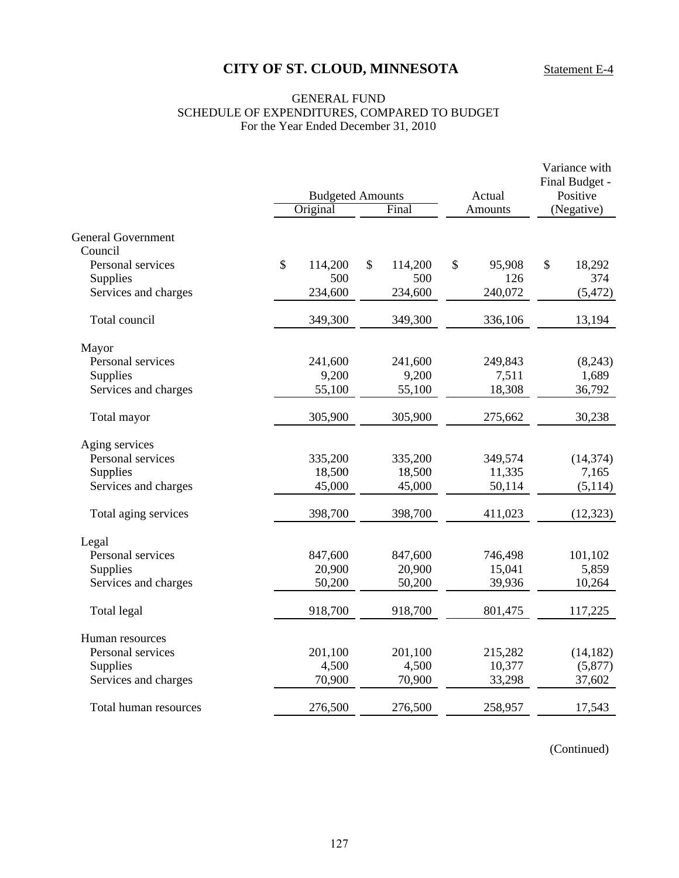# CITY OF ST. CLOUD, MINNESOTA

Statement E-4

GENERAL FUND
SCHEDULE OF EXPENDITURES, COMPARED TO BUDGET
For the Year Ended December 31, 2010

| | Budgeted Amounts | | Actual | Variance with Final Budget - Positive |
|---|---|---|---|---|
| | Original | Final | Amounts | (Negative) |
| **General Government** | | | | |
| Council | | | | |
| Personal services | $ 114,200 | $ 114,200 | $ 95,908 | $ 18,292 |
| Supplies | 500 | 500 | 126 | 374 |
| Services and charges | 234,600 | 234,600 | 240,072 | (5,472) |
| Total council | 349,300 | 349,300 | 336,106 | 13,194 |
| Mayor | | | | |
| Personal services | 241,600 | 241,600 | 249,843 | (8,243) |
| Supplies | 9,200 | 9,200 | 7,511 | 1,689 |
| Services and charges | 55,100 | 55,100 | 18,308 | 36,792 |
| Total mayor | 305,900 | 305,900 | 275,662 | 30,238 |
| Aging services | | | | |
| Personal services | 335,200 | 335,200 | 349,574 | (14,374) |
| Supplies | 18,500 | 18,500 | 11,335 | 7,165 |
| Services and charges | 45,000 | 45,000 | 50,114 | (5,114) |
| Total aging services | 398,700 | 398,700 | 411,023 | (12,323) |
| Legal | | | | |
| Personal services | 847,600 | 847,600 | 746,498 | 101,102 |
| Supplies | 20,900 | 20,900 | 15,041 | 5,859 |
| Services and charges | 50,200 | 50,200 | 39,936 | 10,264 |
| Total legal | 918,700 | 918,700 | 801,475 | 117,225 |
| Human resources | | | | |
| Personal services | 201,100 | 201,100 | 215,282 | (14,182) |
| Supplies | 4,500 | 4,500 | 10,377 | (5,877) |
| Services and charges | 70,900 | 70,900 | 33,298 | 37,602 |
| Total human resources | 276,500 | 276,500 | 258,957 | 17,543 |

(Continued)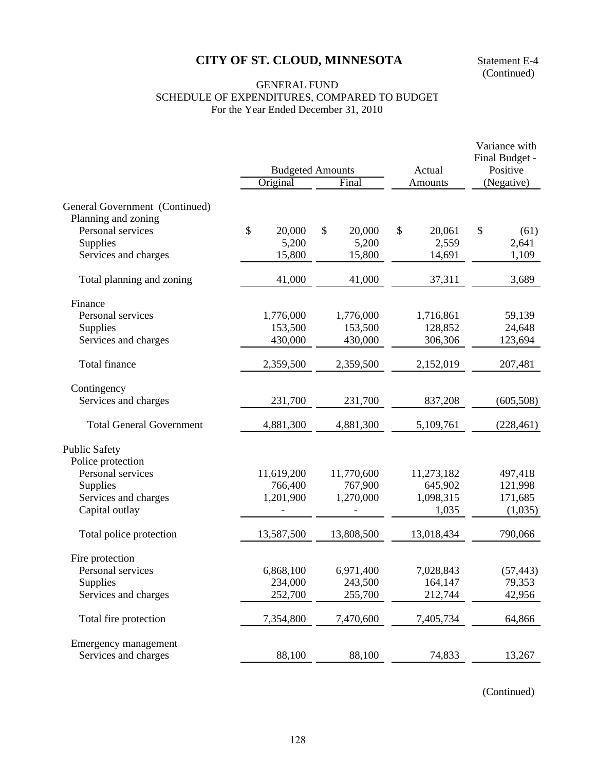# CITY OF ST. CLOUD, MINNESOTA

Statement E-4
(Continued)

GENERAL FUND
SCHEDULE OF EXPENDITURES, COMPARED TO BUDGET
For the Year Ended December 31, 2010

| | Budgeted Amounts | | Actual | Variance with Final Budget - Positive |
|---|---|---|---|---|
| | Original | Final | Amounts | (Negative) |
| General Government (Continued) | | | | |
| Planning and zoning | | | | |
| Personal services | $ 20,000 | $ 20,000 | $ 20,061 | $ (61) |
| Supplies | 5,200 | 5,200 | 2,559 | 2,641 |
| Services and charges | 15,800 | 15,800 | 14,691 | 1,109 |
| Total planning and zoning | 41,000 | 41,000 | 37,311 | 3,689 |
| Finance | | | | |
| Personal services | 1,776,000 | 1,776,000 | 1,716,861 | 59,139 |
| Supplies | 153,500 | 153,500 | 128,852 | 24,648 |
| Services and charges | 430,000 | 430,000 | 306,306 | 123,694 |
| Total finance | 2,359,500 | 2,359,500 | 2,152,019 | 207,481 |
| Contingency | | | | |
| Services and charges | 231,700 | 231,700 | 837,208 | (605,508) |
| Total General Government | 4,881,300 | 4,881,300 | 5,109,761 | (228,461) |
| Public Safety | | | | |
| Police protection | | | | |
| Personal services | 11,619,200 | 11,770,600 | 11,273,182 | 497,418 |
| Supplies | 766,400 | 767,900 | 645,902 | 121,998 |
| Services and charges | 1,201,900 | 1,270,000 | 1,098,315 | 171,685 |
| Capital outlay | - | - | 1,035 | (1,035) |
| Total police protection | 13,587,500 | 13,808,500 | 13,018,434 | 790,066 |
| Fire protection | | | | |
| Personal services | 6,868,100 | 6,971,400 | 7,028,843 | (57,443) |
| Supplies | 234,000 | 243,500 | 164,147 | 79,353 |
| Services and charges | 252,700 | 255,700 | 212,744 | 42,956 |
| Total fire protection | 7,354,800 | 7,470,600 | 7,405,734 | 64,866 |
| Emergency management | | | | |
| Services and charges | 88,100 | 88,100 | 74,833 | 13,267 |

(Continued)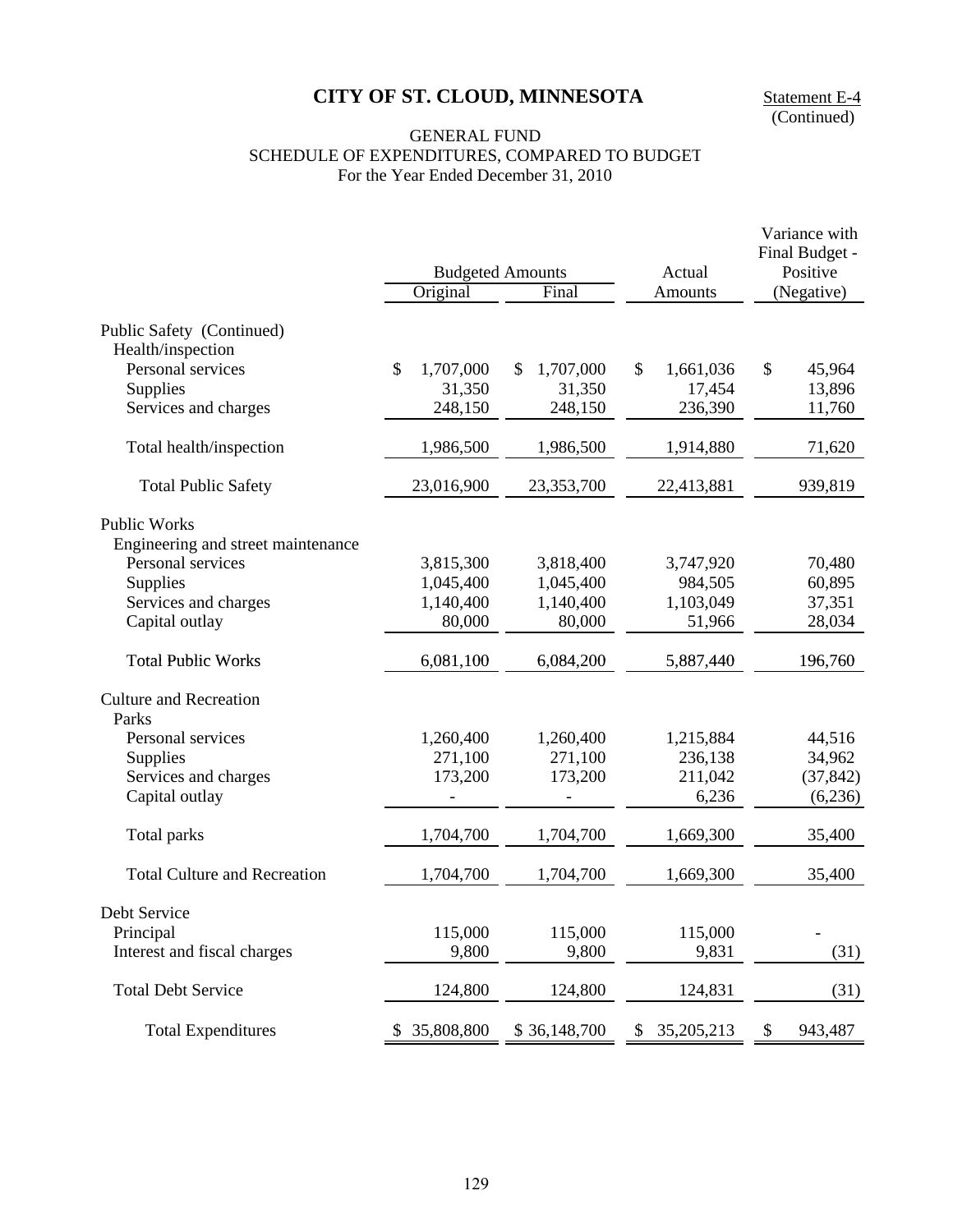# CITY OF ST. CLOUD, MINNESOTA

Statement E-4
(Continued)

GENERAL FUND
SCHEDULE OF EXPENDITURES, COMPARED TO BUDGET
For the Year Ended December 31, 2010

| | Budgeted Amounts | | Actual | Variance with Final Budget - Positive |
|---|---|---|---|---|
| | Original | Final | Amounts | (Negative) |
| Public Safety (Continued) | | | | |
| Health/inspection | | | | |
| Personal services | $ 1,707,000 | $ 1,707,000 | $ 1,661,036 | $ 45,964 |
| Supplies | 31,350 | 31,350 | 17,454 | 13,896 |
| Services and charges | 248,150 | 248,150 | 236,390 | 11,760 |
| Total health/inspection | 1,986,500 | 1,986,500 | 1,914,880 | 71,620 |
| Total Public Safety | 23,016,900 | 23,353,700 | 22,413,881 | 939,819 |
| Public Works | | | | |
| Engineering and street maintenance | | | | |
| Personal services | 3,815,300 | 3,818,400 | 3,747,920 | 70,480 |
| Supplies | 1,045,400 | 1,045,400 | 984,505 | 60,895 |
| Services and charges | 1,140,400 | 1,140,400 | 1,103,049 | 37,351 |
| Capital outlay | 80,000 | 80,000 | 51,966 | 28,034 |
| Total Public Works | 6,081,100 | 6,084,200 | 5,887,440 | 196,760 |
| Culture and Recreation | | | | |
| Parks | | | | |
| Personal services | 1,260,400 | 1,260,400 | 1,215,884 | 44,516 |
| Supplies | 271,100 | 271,100 | 236,138 | 34,962 |
| Services and charges | 173,200 | 173,200 | 211,042 | (37,842) |
| Capital outlay | - | - | 6,236 | (6,236) |
| Total parks | 1,704,700 | 1,704,700 | 1,669,300 | 35,400 |
| Total Culture and Recreation | 1,704,700 | 1,704,700 | 1,669,300 | 35,400 |
| Debt Service | | | | |
| Principal | 115,000 | 115,000 | 115,000 | - |
| Interest and fiscal charges | 9,800 | 9,800 | 9,831 | (31) |
| Total Debt Service | 124,800 | 124,800 | 124,831 | (31) |
| Total Expenditures | $ 35,808,800 | $ 36,148,700 | $ 35,205,213 | $ 943,487 |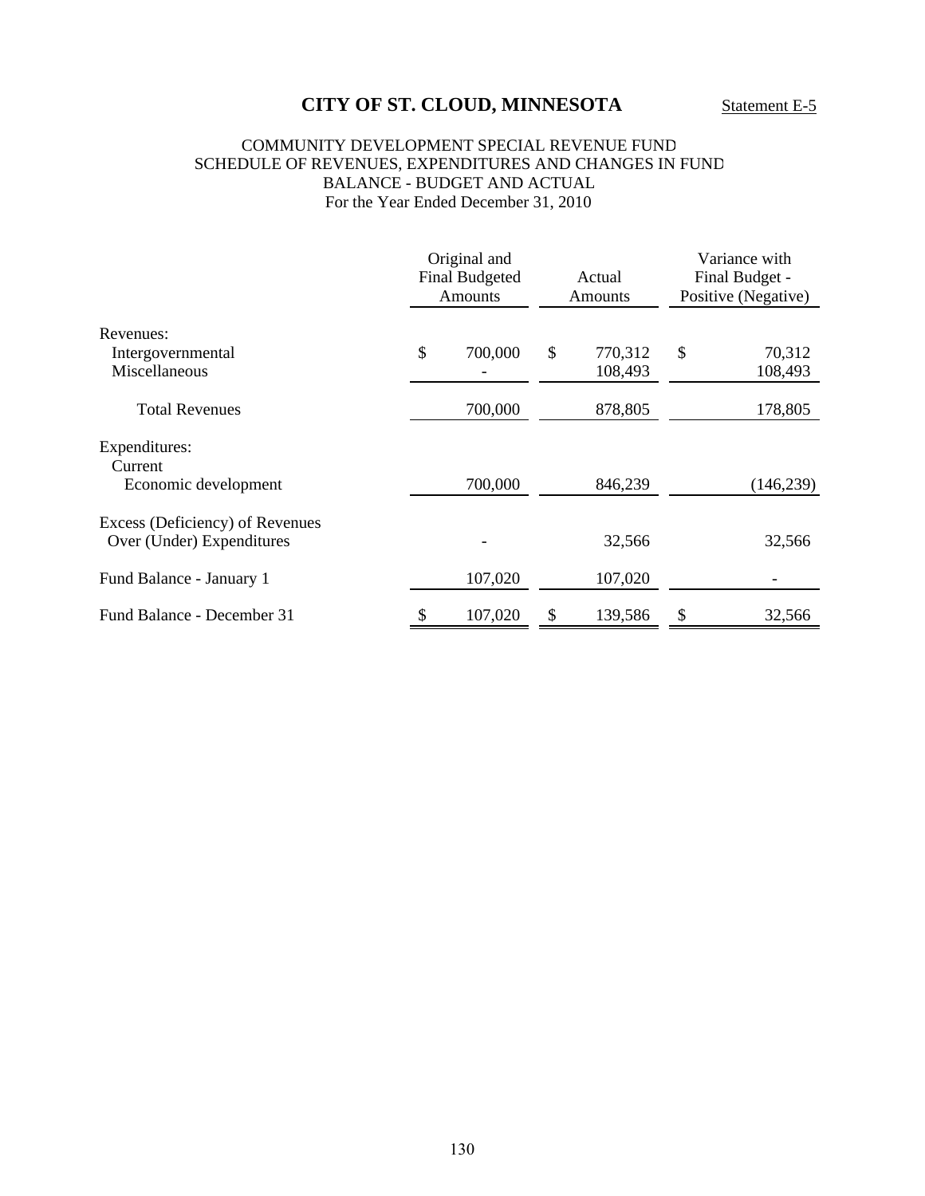# CITY OF ST. CLOUD, MINNESOTA

Statement E-5

COMMUNITY DEVELOPMENT SPECIAL REVENUE FUND
SCHEDULE OF REVENUES, EXPENDITURES AND CHANGES IN FUND BALANCE - BUDGET AND ACTUAL
For the Year Ended December 31, 2010

| | Original and Final Budgeted Amounts | Actual Amounts | Variance with Final Budget - Positive (Negative) |
|---|---|---|---|
| Revenues: | | | |
| Intergovernmental | $ 700,000 | $ 770,312 | $ 70,312 |
| Miscellaneous | - | 108,493 | 108,493 |
| Total Revenues | 700,000 | 878,805 | 178,805 |
| Expenditures: | | | |
| Current | | | |
| Economic development | 700,000 | 846,239 | (146,239) |
| Excess (Deficiency) of Revenues Over (Under) Expenditures | - | 32,566 | 32,566 |
| Fund Balance - January 1 | 107,020 | 107,020 | - |
| Fund Balance - December 31 | $ 107,020 | $ 139,586 | $ 32,566 |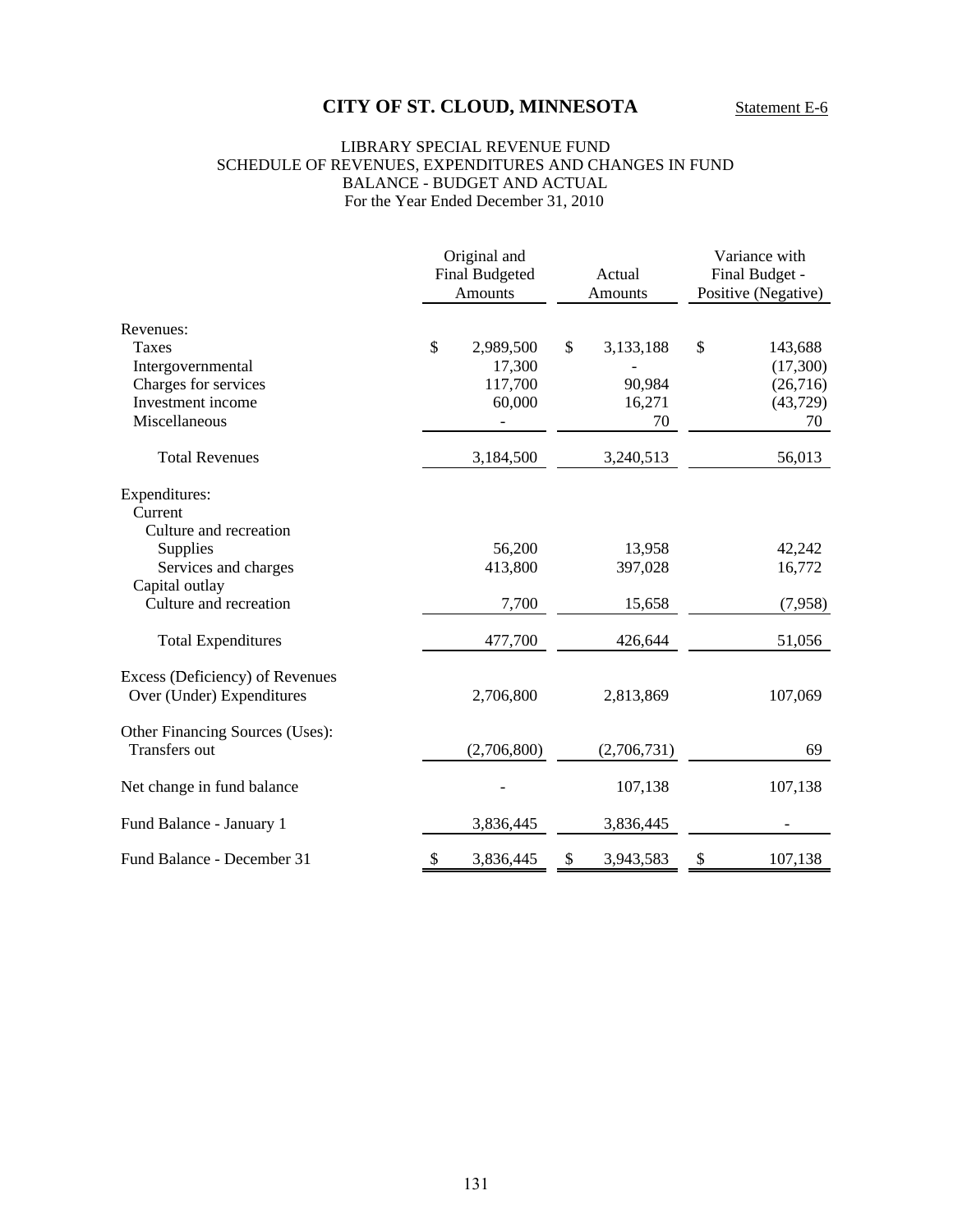# CITY OF ST. CLOUD, MINNESOTA

Statement E-6

LIBRARY SPECIAL REVENUE FUND
SCHEDULE OF REVENUES, EXPENDITURES AND CHANGES IN FUND BALANCE - BUDGET AND ACTUAL
For the Year Ended December 31, 2010

| | Original and Final Budgeted Amounts | Actual Amounts | Variance with Final Budget - Positive (Negative) |
|---|---|---|---|
| Revenues: | | | |
| Taxes | $ 2,989,500 | $ 3,133,188 | $ 143,688 |
| Intergovernmental | 17,300 | - | (17,300) |
| Charges for services | 117,700 | 90,984 | (26,716) |
| Investment income | 60,000 | 16,271 | (43,729) |
| Miscellaneous | - | 70 | 70 |
| Total Revenues | 3,184,500 | 3,240,513 | 56,013 |
| Expenditures: | | | |
| Current | | | |
| Culture and recreation | | | |
| Supplies | 56,200 | 13,958 | 42,242 |
| Services and charges | 413,800 | 397,028 | 16,772 |
| Capital outlay | | | |
| Culture and recreation | 7,700 | 15,658 | (7,958) |
| Total Expenditures | 477,700 | 426,644 | 51,056 |
| Excess (Deficiency) of Revenues Over (Under) Expenditures | 2,706,800 | 2,813,869 | 107,069 |
| Other Financing Sources (Uses): | | | |
| Transfers out | (2,706,800) | (2,706,731) | 69 |
| Net change in fund balance | - | 107,138 | 107,138 |
| Fund Balance - January 1 | 3,836,445 | 3,836,445 | - |
| Fund Balance - December 31 | $ 3,836,445 | $ 3,943,583 | $ 107,138 |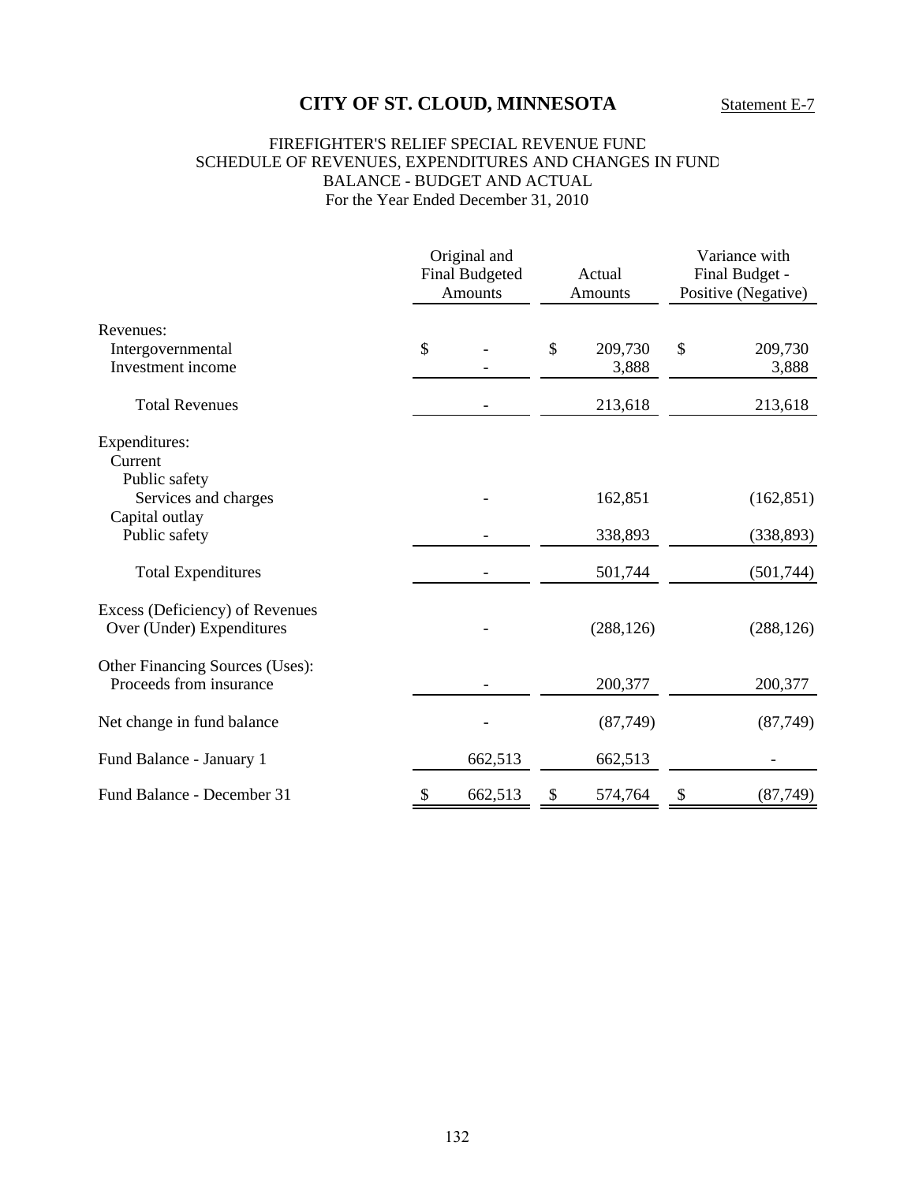# CITY OF ST. CLOUD, MINNESOTA

Statement E-7

## FIREFIGHTER'S RELIEF SPECIAL REVENUE FUND
## SCHEDULE OF REVENUES, EXPENDITURES AND CHANGES IN FUND BALANCE - BUDGET AND ACTUAL
### For the Year Ended December 31, 2010

| | Original and Final Budgeted Amounts | Actual Amounts | Variance with Final Budget - Positive (Negative) |
|---|---|---|---|
| Revenues: | | | |
| Intergovernmental | $ - | $ 209,730 | $ 209,730 |
| Investment income | - | 3,888 | 3,888 |
| Total Revenues | - | 213,618 | 213,618 |
| Expenditures: | | | |
| Current | | | |
| Public safety | | | |
| Services and charges | - | 162,851 | (162,851) |
| Capital outlay | | | |
| Public safety | - | 338,893 | (338,893) |
| Total Expenditures | - | 501,744 | (501,744) |
| Excess (Deficiency) of Revenues Over (Under) Expenditures | - | (288,126) | (288,126) |
| Other Financing Sources (Uses): | | | |
| Proceeds from insurance | - | 200,377 | 200,377 |
| Net change in fund balance | - | (87,749) | (87,749) |
| Fund Balance - January 1 | 662,513 | 662,513 | - |
| Fund Balance - December 31 | $ 662,513 | $ 574,764 | $ (87,749) |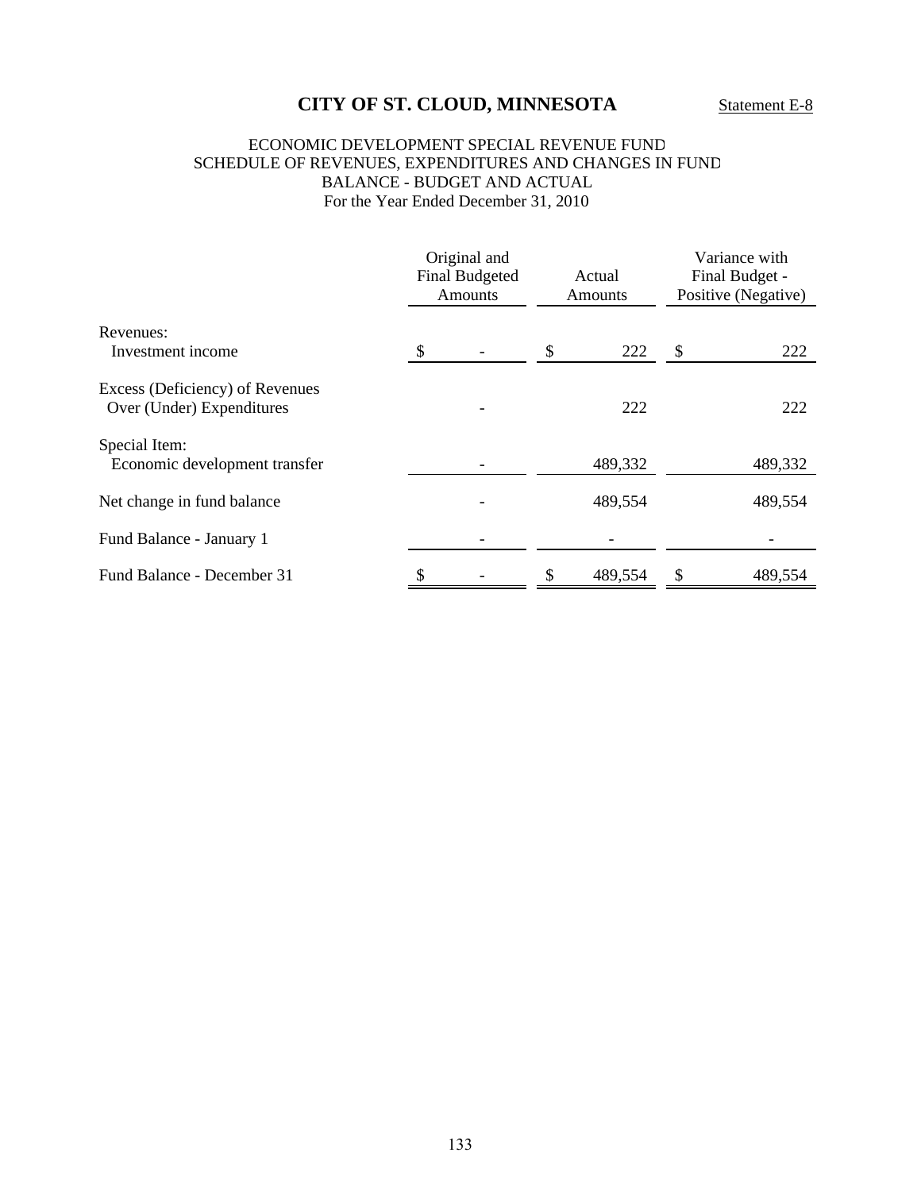# CITY OF ST. CLOUD, MINNESOTA

Statement E-8

ECONOMIC DEVELOPMENT SPECIAL REVENUE FUND
SCHEDULE OF REVENUES, EXPENDITURES AND CHANGES IN FUND BALANCE - BUDGET AND ACTUAL
For the Year Ended December 31, 2010

| | Original and Final Budgeted Amounts | Actual Amounts | Variance with Final Budget - Positive (Negative) |
|---|---|---|---|
| Revenues: | | | |
| Investment income | $ - | $ 222 | $ 222 |
| Excess (Deficiency) of Revenues Over (Under) Expenditures | - | 222 | 222 |
| Special Item: | | | |
| Economic development transfer | - | 489,332 | 489,332 |
| Net change in fund balance | - | 489,554 | 489,554 |
| Fund Balance - January 1 | - | - | - |
| Fund Balance - December 31 | $ - | $ 489,554 | $ 489,554 |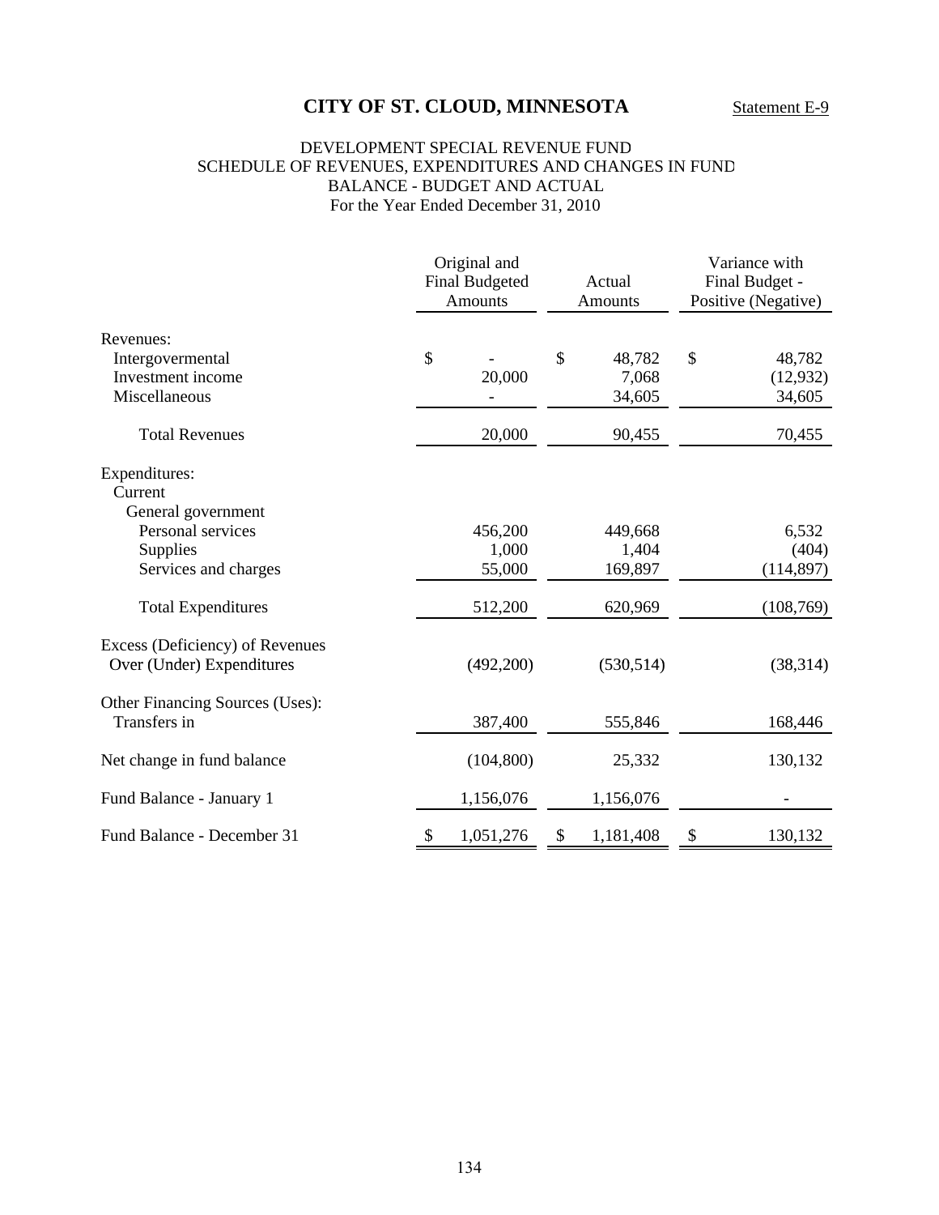# CITY OF ST. CLOUD, MINNESOTA

Statement E-9

DEVELOPMENT SPECIAL REVENUE FUND
SCHEDULE OF REVENUES, EXPENDITURES AND CHANGES IN FUND BALANCE - BUDGET AND ACTUAL
For the Year Ended December 31, 2010

| | Original and Final Budgeted Amounts | Actual Amounts | Variance with Final Budget - Positive (Negative) |
|---|---|---|---|
| Revenues: | | | |
| Intergovermental | $ - | $ 48,782 | $ 48,782 |
| Investment income | 20,000 | 7,068 | (12,932) |
| Miscellaneous | - | 34,605 | 34,605 |
| Total Revenues | 20,000 | 90,455 | 70,455 |
| Expenditures: | | | |
| Current | | | |
| General government | | | |
| Personal services | 456,200 | 449,668 | 6,532 |
| Supplies | 1,000 | 1,404 | (404) |
| Services and charges | 55,000 | 169,897 | (114,897) |
| Total Expenditures | 512,200 | 620,969 | (108,769) |
| Excess (Deficiency) of Revenues Over (Under) Expenditures | (492,200) | (530,514) | (38,314) |
| Other Financing Sources (Uses): | | | |
| Transfers in | 387,400 | 555,846 | 168,446 |
| Net change in fund balance | (104,800) | 25,332 | 130,132 |
| Fund Balance - January 1 | 1,156,076 | 1,156,076 | - |
| Fund Balance - December 31 | $ 1,051,276 | $ 1,181,408 | $ 130,132 |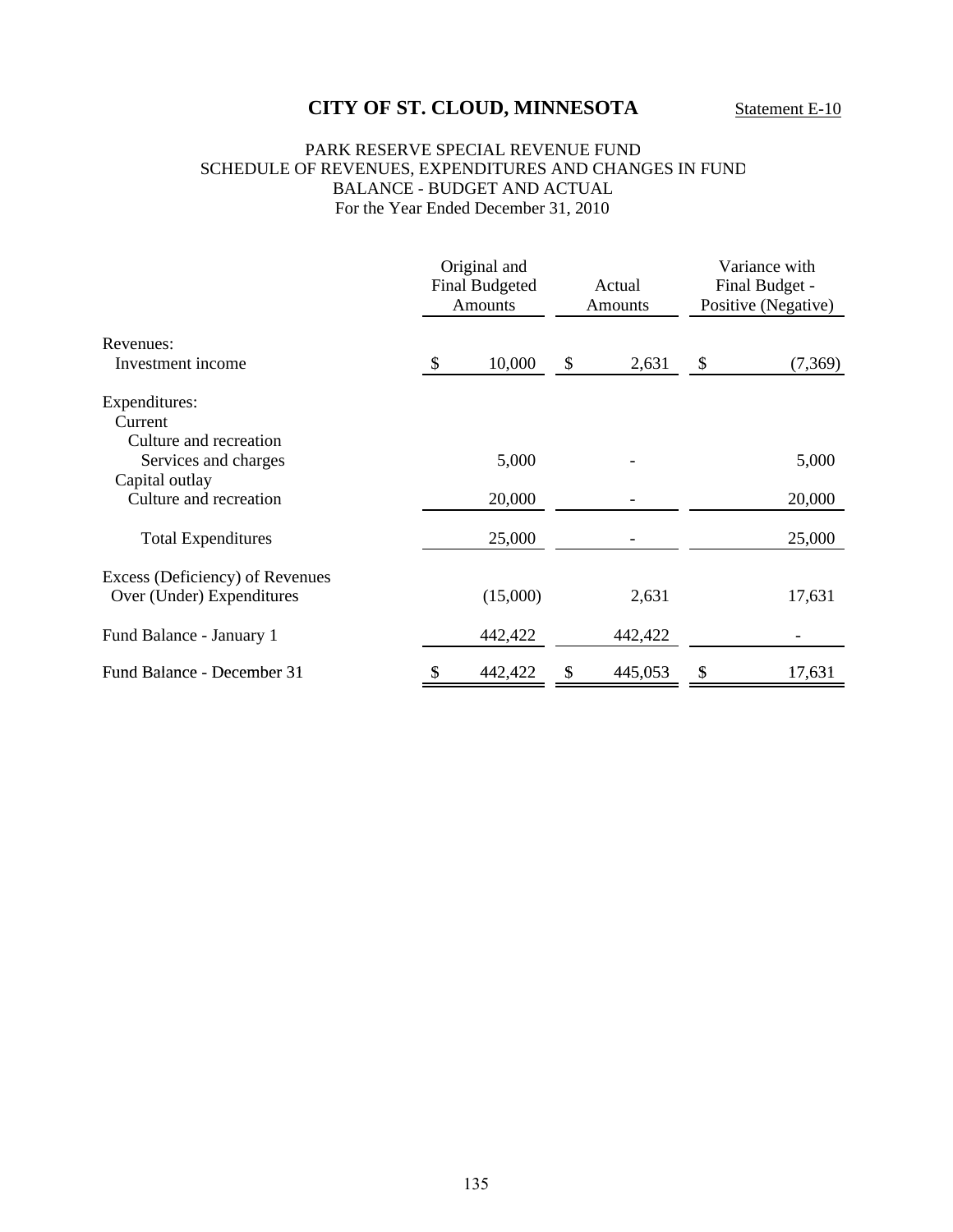# CITY OF ST. CLOUD, MINNESOTA

Statement E-10

PARK RESERVE SPECIAL REVENUE FUND
SCHEDULE OF REVENUES, EXPENDITURES AND CHANGES IN FUND BALANCE - BUDGET AND ACTUAL
For the Year Ended December 31, 2010

| | Original and Final Budgeted Amounts | Actual Amounts | Variance with Final Budget - Positive (Negative) |
|---|---|---|---|
| Revenues: | | | |
| Investment income | $ 10,000 | $ 2,631 | $ (7,369) |
| Expenditures: | | | |
| Current | | | |
| Culture and recreation | | | |
| Services and charges | 5,000 | - | 5,000 |
| Capital outlay | | | |
| Culture and recreation | 20,000 | - | 20,000 |
| Total Expenditures | 25,000 | - | 25,000 |
| Excess (Deficiency) of Revenues Over (Under) Expenditures | (15,000) | 2,631 | 17,631 |
| Fund Balance - January 1 | 442,422 | 442,422 | - |
| Fund Balance - December 31 | $ 442,422 | $ 445,053 | $ 17,631 |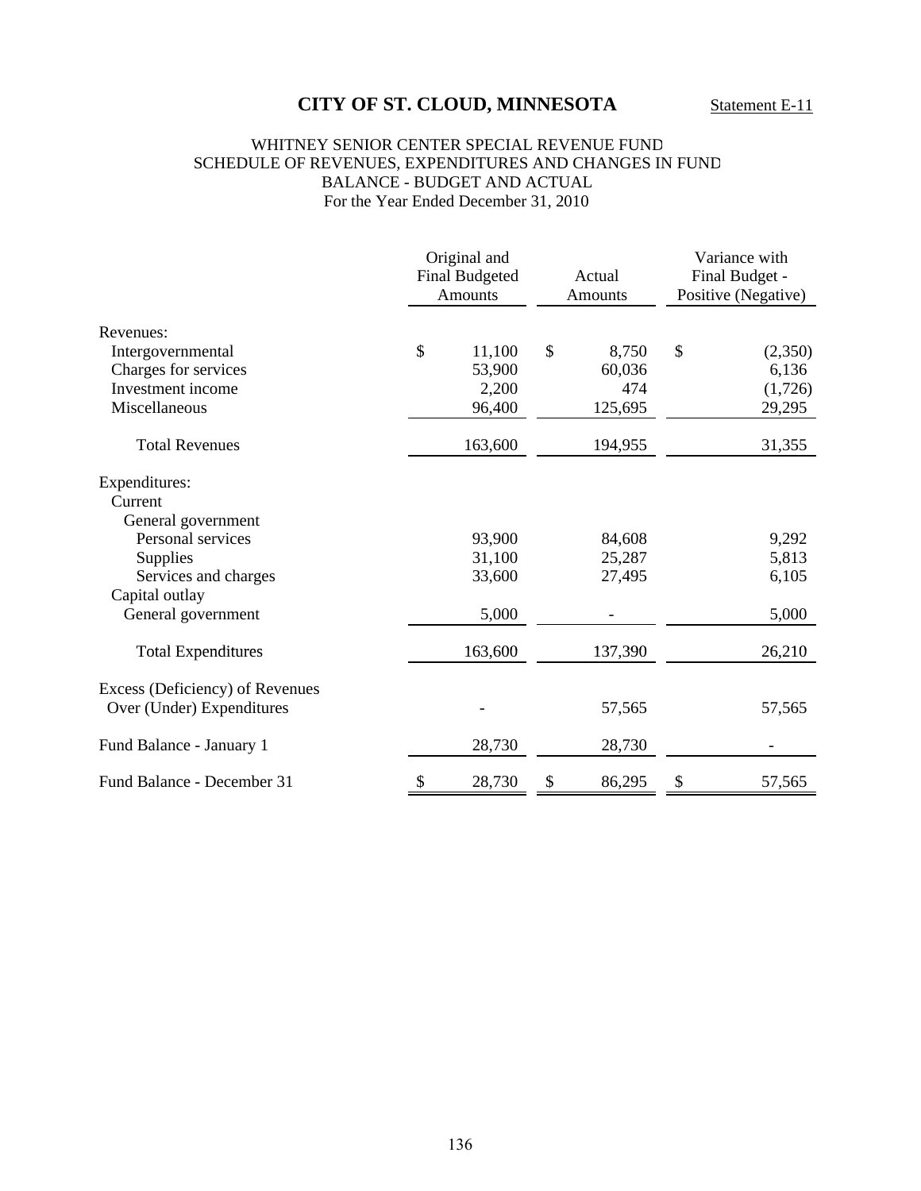# CITY OF ST. CLOUD, MINNESOTA

Statement E-11

WHITNEY SENIOR CENTER SPECIAL REVENUE FUND
SCHEDULE OF REVENUES, EXPENDITURES AND CHANGES IN FUND
BALANCE - BUDGET AND ACTUAL
For the Year Ended December 31, 2010

| | Original and Final Budgeted Amounts | Actual Amounts | Variance with Final Budget - Positive (Negative) |
|---|---|---|---|
| Revenues: | | | |
| Intergovernmental | $ 11,100 | $ 8,750 | $ (2,350) |
| Charges for services | 53,900 | 60,036 | 6,136 |
| Investment income | 2,200 | 474 | (1,726) |
| Miscellaneous | 96,400 | 125,695 | 29,295 |
| Total Revenues | 163,600 | 194,955 | 31,355 |
| Expenditures: | | | |
| Current | | | |
| General government | | | |
| Personal services | 93,900 | 84,608 | 9,292 |
| Supplies | 31,100 | 25,287 | 5,813 |
| Services and charges | 33,600 | 27,495 | 6,105 |
| Capital outlay | | | |
| General government | 5,000 | - | 5,000 |
| Total Expenditures | 163,600 | 137,390 | 26,210 |
| Excess (Deficiency) of Revenues Over (Under) Expenditures | - | 57,565 | 57,565 |
| Fund Balance - January 1 | 28,730 | 28,730 | - |
| Fund Balance - December 31 | $ 28,730 | $ 86,295 | $ 57,565 |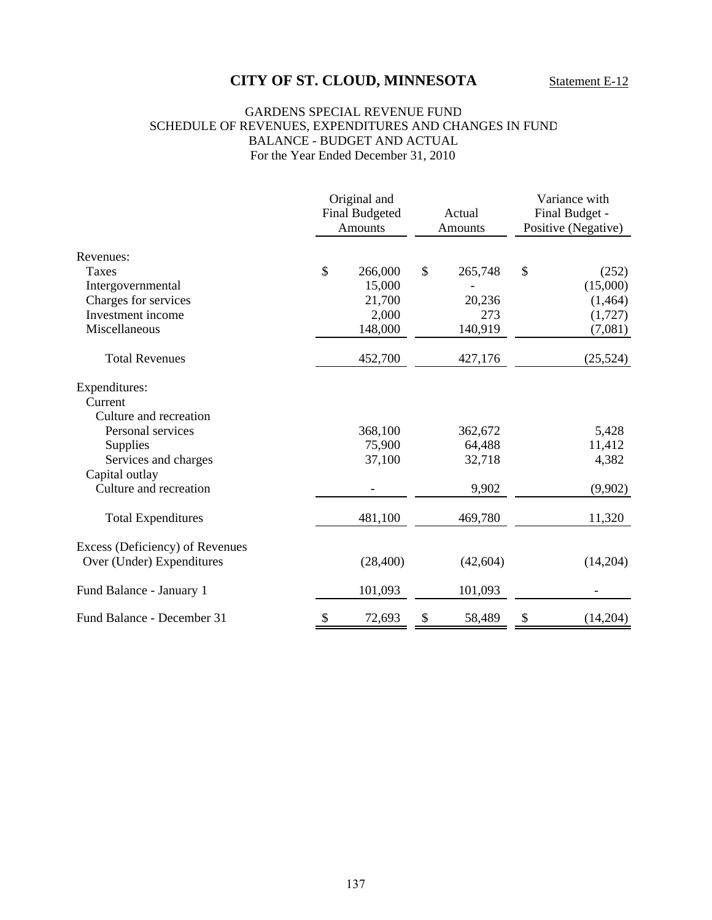# CITY OF ST. CLOUD, MINNESOTA

Statement E-12

## GARDENS SPECIAL REVENUE FUND
## SCHEDULE OF REVENUES, EXPENDITURES AND CHANGES IN FUND BALANCE - BUDGET AND ACTUAL
For the Year Ended December 31, 2010

| | Original and Final Budgeted Amounts | Actual Amounts | Variance with Final Budget - Positive (Negative) |
|---|---|---|---|
| Revenues: | | | |
| Taxes | $ 266,000 | $ 265,748 | $ (252) |
| Intergovernmental | 15,000 | - | (15,000) |
| Charges for services | 21,700 | 20,236 | (1,464) |
| Investment income | 2,000 | 273 | (1,727) |
| Miscellaneous | 148,000 | 140,919 | (7,081) |
| Total Revenues | 452,700 | 427,176 | (25,524) |
| Expenditures: | | | |
| Current | | | |
| Culture and recreation | | | |
| Personal services | 368,100 | 362,672 | 5,428 |
| Supplies | 75,900 | 64,488 | 11,412 |
| Services and charges | 37,100 | 32,718 | 4,382 |
| Capital outlay | | | |
| Culture and recreation | - | 9,902 | (9,902) |
| Total Expenditures | 481,100 | 469,780 | 11,320 |
| Excess (Deficiency) of Revenues Over (Under) Expenditures | (28,400) | (42,604) | (14,204) |
| Fund Balance - January 1 | 101,093 | 101,093 | - |
| Fund Balance - December 31 | $ 72,693 | $ 58,489 | $ (14,204) |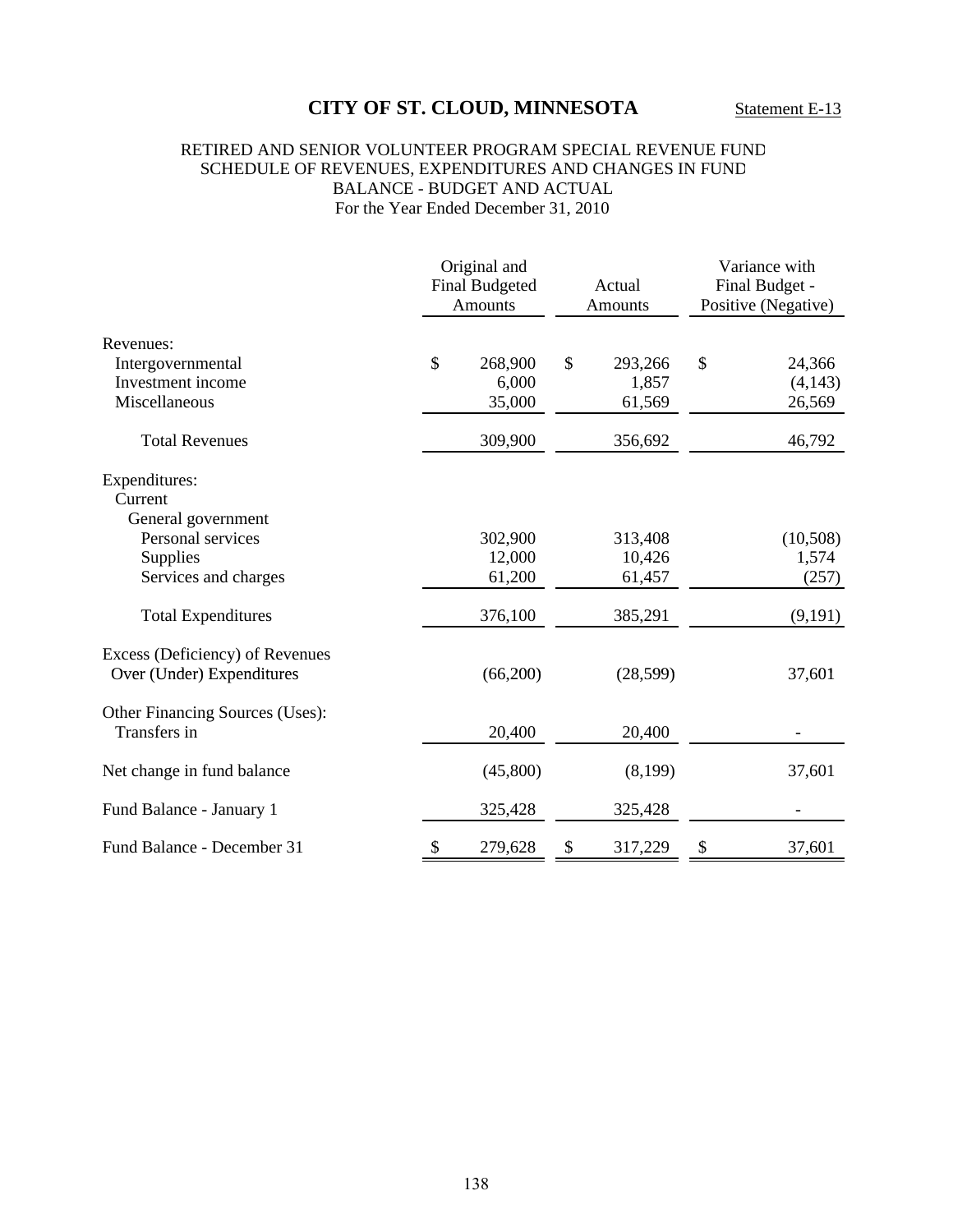# CITY OF ST. CLOUD, MINNESOTA

Statement E-13

RETIRED AND SENIOR VOLUNTEER PROGRAM SPECIAL REVENUE FUND
SCHEDULE OF REVENUES, EXPENDITURES AND CHANGES IN FUND BALANCE - BUDGET AND ACTUAL
For the Year Ended December 31, 2010

| | Original and Final Budgeted Amounts | Actual Amounts | Variance with Final Budget - Positive (Negative) |
|---|---|---|---|
| Revenues: | | | |
| Intergovernmental | $ 268,900 | $ 293,266 | $ 24,366 |
| Investment income | 6,000 | 1,857 | (4,143) |
| Miscellaneous | 35,000 | 61,569 | 26,569 |
| Total Revenues | 309,900 | 356,692 | 46,792 |
| Expenditures: | | | |
| Current | | | |
| General government | | | |
| Personal services | 302,900 | 313,408 | (10,508) |
| Supplies | 12,000 | 10,426 | 1,574 |
| Services and charges | 61,200 | 61,457 | (257) |
| Total Expenditures | 376,100 | 385,291 | (9,191) |
| Excess (Deficiency) of Revenues Over (Under) Expenditures | (66,200) | (28,599) | 37,601 |
| Other Financing Sources (Uses): | | | |
| Transfers in | 20,400 | 20,400 | - |
| Net change in fund balance | (45,800) | (8,199) | 37,601 |
| Fund Balance - January 1 | 325,428 | 325,428 | - |
| Fund Balance - December 31 | $ 279,628 | $ 317,229 | $ 37,601 |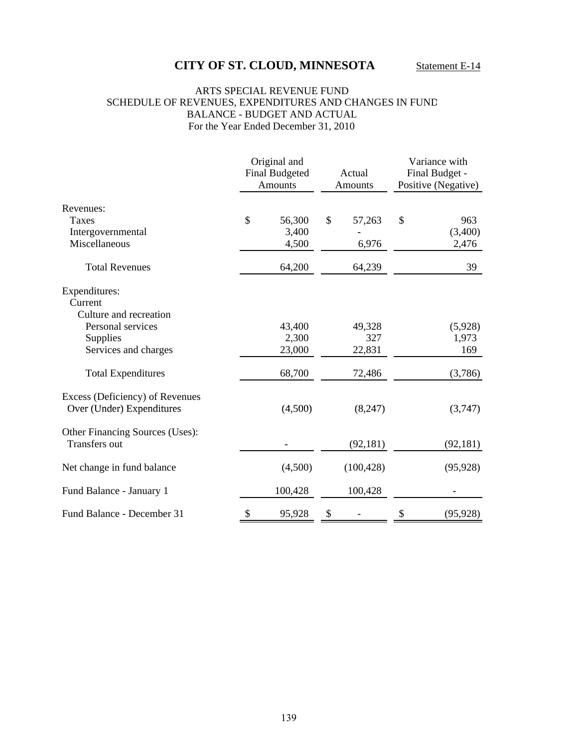# CITY OF ST. CLOUD, MINNESOTA

Statement E-14

## ARTS SPECIAL REVENUE FUND
## SCHEDULE OF REVENUES, EXPENDITURES AND CHANGES IN FUND BALANCE - BUDGET AND ACTUAL
### For the Year Ended December 31, 2010

| | Original and Final Budgeted Amounts | Actual Amounts | Variance with Final Budget - Positive (Negative) |
|---|---|---|---|
| Revenues: | | | |
| Taxes | $ 56,300 | $ 57,263 | $ 963 |
| Intergovernmental | 3,400 | - | (3,400) |
| Miscellaneous | 4,500 | 6,976 | 2,476 |
| Total Revenues | 64,200 | 64,239 | 39 |
| Expenditures: | | | |
| Current | | | |
| Culture and recreation | | | |
| Personal services | 43,400 | 49,328 | (5,928) |
| Supplies | 2,300 | 327 | 1,973 |
| Services and charges | 23,000 | 22,831 | 169 |
| Total Expenditures | 68,700 | 72,486 | (3,786) |
| Excess (Deficiency) of Revenues Over (Under) Expenditures | (4,500) | (8,247) | (3,747) |
| Other Financing Sources (Uses): | | | |
| Transfers out | - | (92,181) | (92,181) |
| Net change in fund balance | (4,500) | (100,428) | (95,928) |
| Fund Balance - January 1 | 100,428 | 100,428 | - |
| Fund Balance - December 31 | $ 95,928 | $ - | $ (95,928) |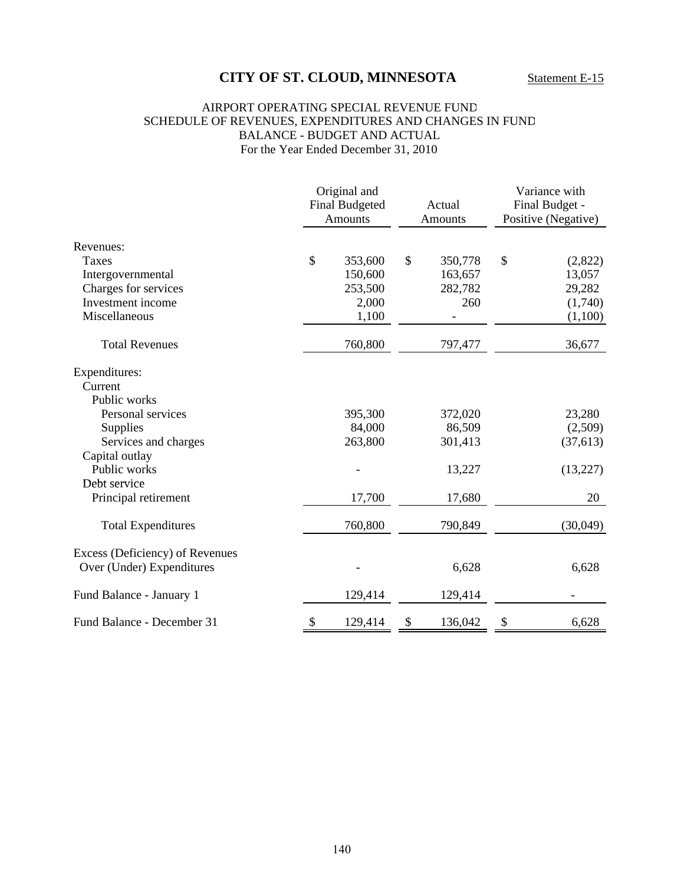# CITY OF ST. CLOUD, MINNESOTA

Statement E-15

AIRPORT OPERATING SPECIAL REVENUE FUND
SCHEDULE OF REVENUES, EXPENDITURES AND CHANGES IN FUND BALANCE - BUDGET AND ACTUAL
For the Year Ended December 31, 2010

| | Original and Final Budgeted Amounts | Actual Amounts | Variance with Final Budget - Positive (Negative) |
|---|---|---|---|
| Revenues: | | | |
| Taxes | $ 353,600 | $ 350,778 | $ (2,822) |
| Intergovernmental | 150,600 | 163,657 | 13,057 |
| Charges for services | 253,500 | 282,782 | 29,282 |
| Investment income | 2,000 | 260 | (1,740) |
| Miscellaneous | 1,100 | - | (1,100) |
| Total Revenues | 760,800 | 797,477 | 36,677 |
| Expenditures: | | | |
| Current | | | |
| Public works | | | |
| Personal services | 395,300 | 372,020 | 23,280 |
| Supplies | 84,000 | 86,509 | (2,509) |
| Services and charges | 263,800 | 301,413 | (37,613) |
| Capital outlay | | | |
| Public works | - | 13,227 | (13,227) |
| Debt service | | | |
| Principal retirement | 17,700 | 17,680 | 20 |
| Total Expenditures | 760,800 | 790,849 | (30,049) |
| Excess (Deficiency) of Revenues Over (Under) Expenditures | - | 6,628 | 6,628 |
| Fund Balance - January 1 | 129,414 | 129,414 | - |
| Fund Balance - December 31 | $ 129,414 | $ 136,042 | $ 6,628 |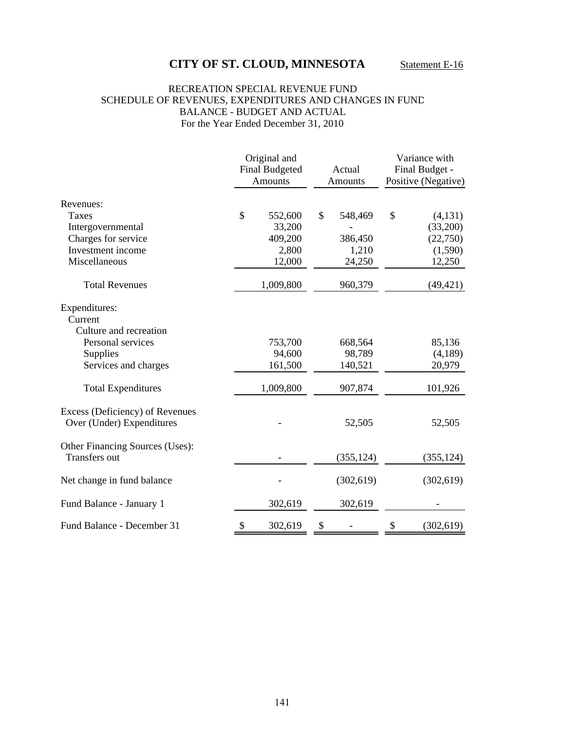# CITY OF ST. CLOUD, MINNESOTA

Statement E-16

RECREATION SPECIAL REVENUE FUND
SCHEDULE OF REVENUES, EXPENDITURES AND CHANGES IN FUND BALANCE - BUDGET AND ACTUAL
For the Year Ended December 31, 2010

| | Original and Final Budgeted Amounts | Actual Amounts | Variance with Final Budget - Positive (Negative) |
|---|---|---|---|
| Revenues: | | | |
| Taxes | $ 552,600 | $ 548,469 | $ (4,131) |
| Intergovernmental | 33,200 | - | (33,200) |
| Charges for service | 409,200 | 386,450 | (22,750) |
| Investment income | 2,800 | 1,210 | (1,590) |
| Miscellaneous | 12,000 | 24,250 | 12,250 |
| Total Revenues | 1,009,800 | 960,379 | (49,421) |
| Expenditures: | | | |
| Current | | | |
| Culture and recreation | | | |
| Personal services | 753,700 | 668,564 | 85,136 |
| Supplies | 94,600 | 98,789 | (4,189) |
| Services and charges | 161,500 | 140,521 | 20,979 |
| Total Expenditures | 1,009,800 | 907,874 | 101,926 |
| Excess (Deficiency) of Revenues Over (Under) Expenditures | - | 52,505 | 52,505 |
| Other Financing Sources (Uses): | | | |
| Transfers out | - | (355,124) | (355,124) |
| Net change in fund balance | - | (302,619) | (302,619) |
| Fund Balance - January 1 | 302,619 | 302,619 | - |
| Fund Balance - December 31 | $ 302,619 | $ - | $ (302,619) |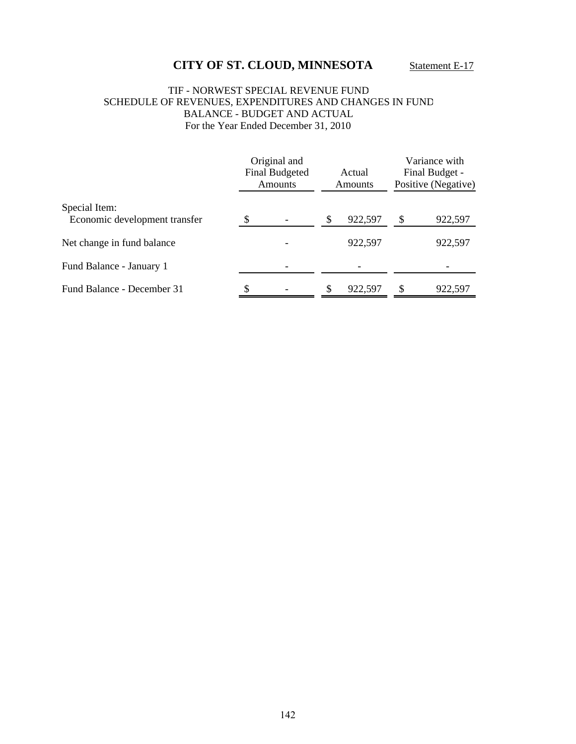# CITY OF ST. CLOUD, MINNESOTA

Statement E-17

TIF - NORWEST SPECIAL REVENUE FUND
SCHEDULE OF REVENUES, EXPENDITURES AND CHANGES IN FUND BALANCE - BUDGET AND ACTUAL
For the Year Ended December 31, 2010

| | Original and Final Budgeted Amounts | Actual Amounts | Variance with Final Budget - Positive (Negative) |
|---|---|---|---|
| Special Item: | | | |
| Economic development transfer | $ - | $ 922,597 | $ 922,597 |
| Net change in fund balance | - | 922,597 | 922,597 |
| Fund Balance - January 1 | - | - | - |
| Fund Balance - December 31 | $ - | $ 922,597 | $ 922,597 |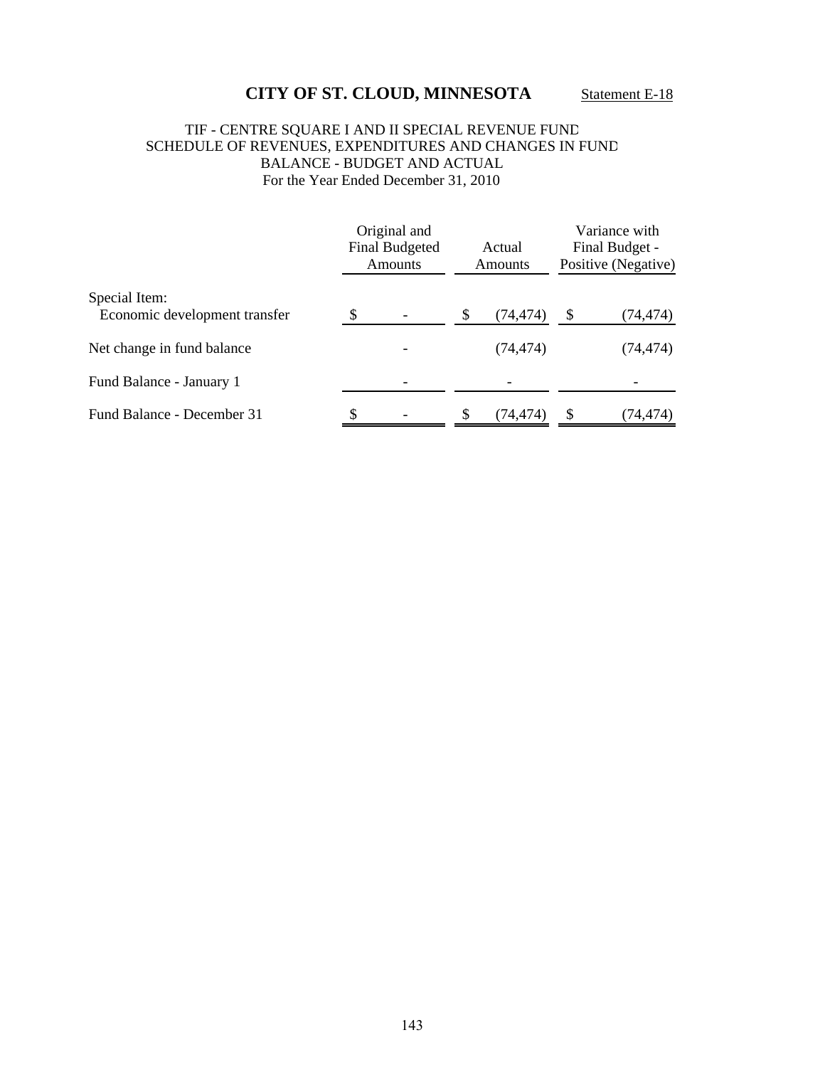# CITY OF ST. CLOUD, MINNESOTA

Statement E-18

TIF - CENTRE SQUARE I AND II SPECIAL REVENUE FUND
SCHEDULE OF REVENUES, EXPENDITURES AND CHANGES IN FUND BALANCE - BUDGET AND ACTUAL
For the Year Ended December 31, 2010

| | Original and Final Budgeted Amounts | Actual Amounts | Variance with Final Budget - Positive (Negative) |
|---|---|---|---|
| Special Item: | | | |
| Economic development transfer | $ - | $ (74,474) | $ (74,474) |
| Net change in fund balance | - | (74,474) | (74,474) |
| Fund Balance - January 1 | - | - | - |
| Fund Balance - December 31 | $ - | $ (74,474) | $ (74,474) |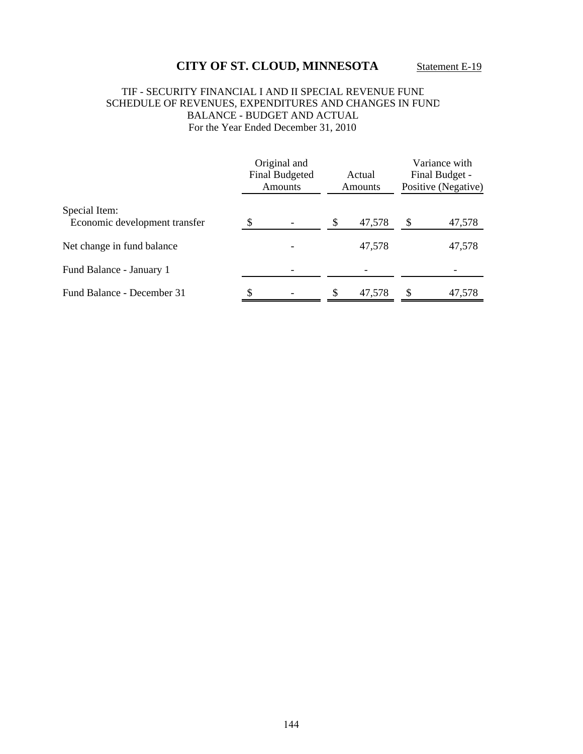# CITY OF ST. CLOUD, MINNESOTA

Statement E-19

TIF - SECURITY FINANCIAL I AND II SPECIAL REVENUE FUND
SCHEDULE OF REVENUES, EXPENDITURES AND CHANGES IN FUND BALANCE - BUDGET AND ACTUAL
For the Year Ended December 31, 2010

| | Original and Final Budgeted Amounts | Actual Amounts | Variance with Final Budget - Positive (Negative) |
|---|---|---|---|
| Special Item: | | | |
| Economic development transfer | $ - | $ 47,578 | $ 47,578 |
| Net change in fund balance | - | 47,578 | 47,578 |
| Fund Balance - January 1 | - | - | - |
| Fund Balance - December 31 | $ - | $ 47,578 | $ 47,578 |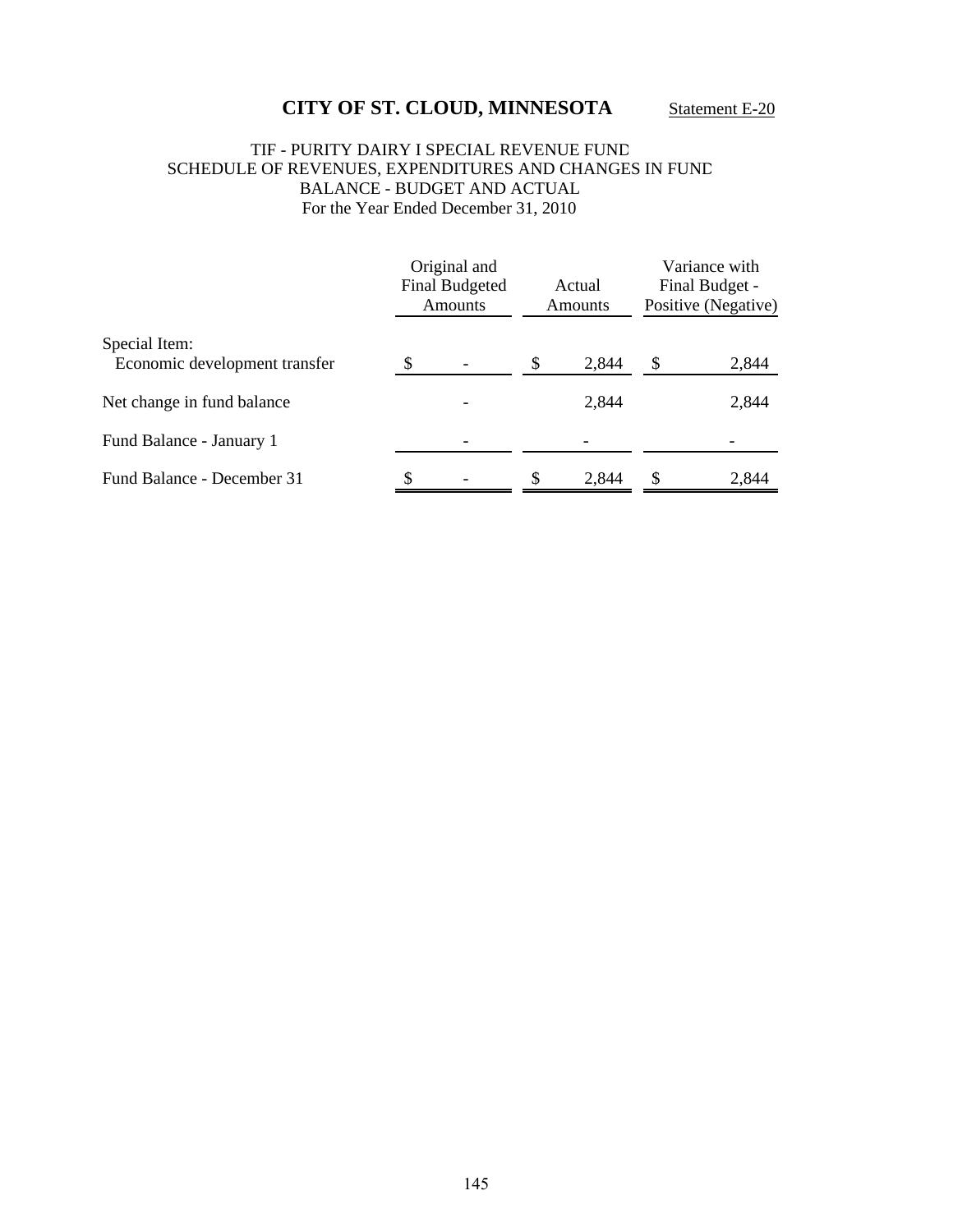# CITY OF ST. CLOUD, MINNESOTA

Statement E-20

TIF - PURITY DAIRY I SPECIAL REVENUE FUND
SCHEDULE OF REVENUES, EXPENDITURES AND CHANGES IN FUND BALANCE - BUDGET AND ACTUAL
For the Year Ended December 31, 2010

| | Original and Final Budgeted Amounts | Actual Amounts | Variance with Final Budget - Positive (Negative) |
|---|---|---|---|
| Special Item: | | | |
| Economic development transfer | $ - | $ 2,844 | $ 2,844 |
| Net change in fund balance | - | 2,844 | 2,844 |
| Fund Balance - January 1 | - | - | - |
| Fund Balance - December 31 | $ - | $ 2,844 | $ 2,844 |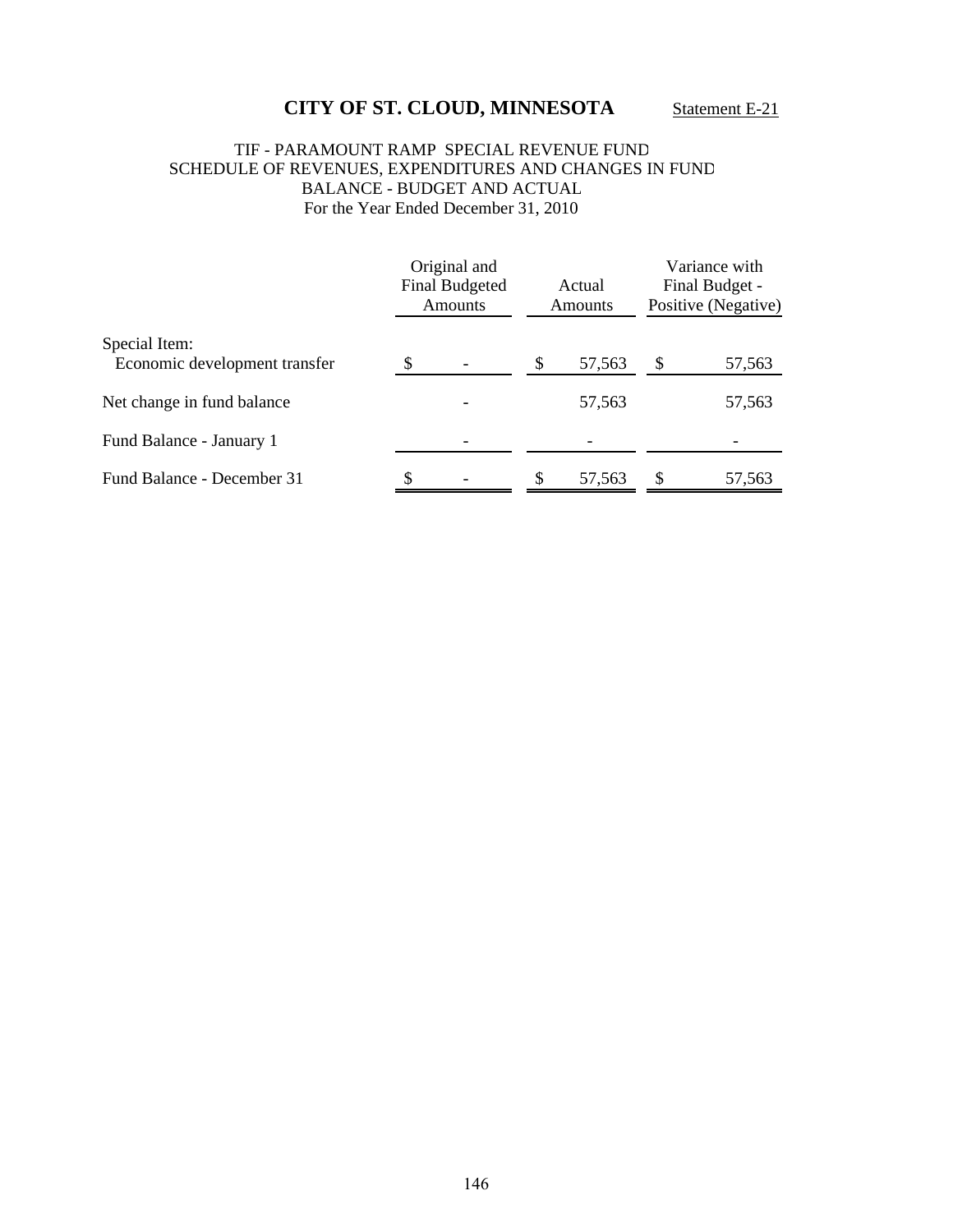# CITY OF ST. CLOUD, MINNESOTA

Statement E-21

TIF - PARAMOUNT RAMP SPECIAL REVENUE FUND
SCHEDULE OF REVENUES, EXPENDITURES AND CHANGES IN FUND BALANCE - BUDGET AND ACTUAL
For the Year Ended December 31, 2010

| | Original and Final Budgeted Amounts | Actual Amounts | Variance with Final Budget - Positive (Negative) |
|---|---|---|---|
| Special Item: | | | |
| Economic development transfer | $ - | $ 57,563 | $ 57,563 |
| Net change in fund balance | - | 57,563 | 57,563 |
| Fund Balance - January 1 | - | - | - |
| Fund Balance - December 31 | $ - | $ 57,563 | $ 57,563 |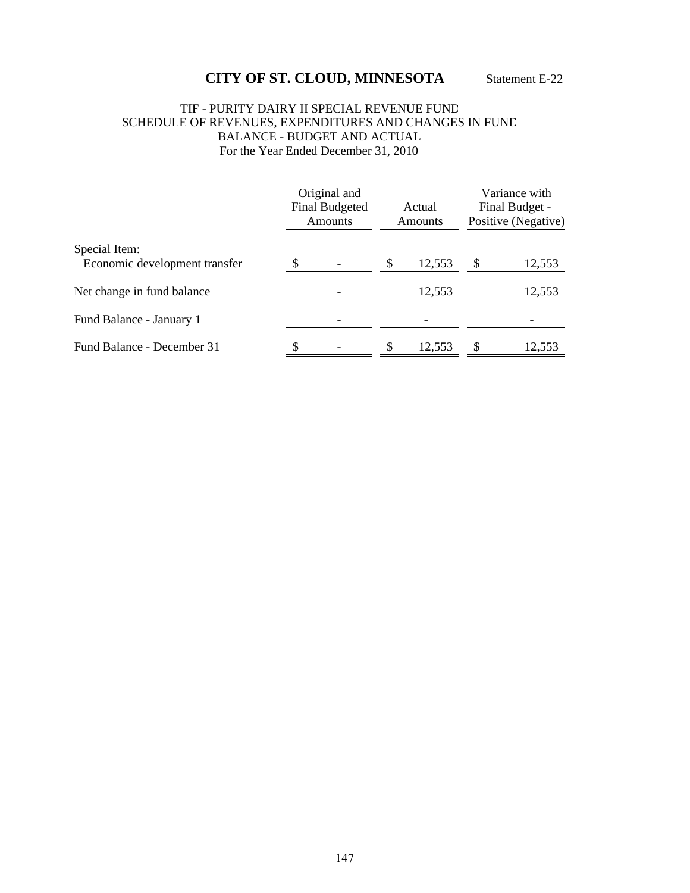# CITY OF ST. CLOUD, MINNESOTA

Statement E-22

## TIF - PURITY DAIRY II SPECIAL REVENUE FUND
## SCHEDULE OF REVENUES, EXPENDITURES AND CHANGES IN FUND BALANCE - BUDGET AND ACTUAL
For the Year Ended December 31, 2010

| | Original and Final Budgeted Amounts | Actual Amounts | Variance with Final Budget - Positive (Negative) |
|---|---|---|---|
| Special Item: | | | |
| Economic development transfer | $ - | $ 12,553 | $ 12,553 |
| Net change in fund balance | - | 12,553 | 12,553 |
| Fund Balance - January 1 | - | - | - |
| Fund Balance - December 31 | $ - | $ 12,553 | $ 12,553 |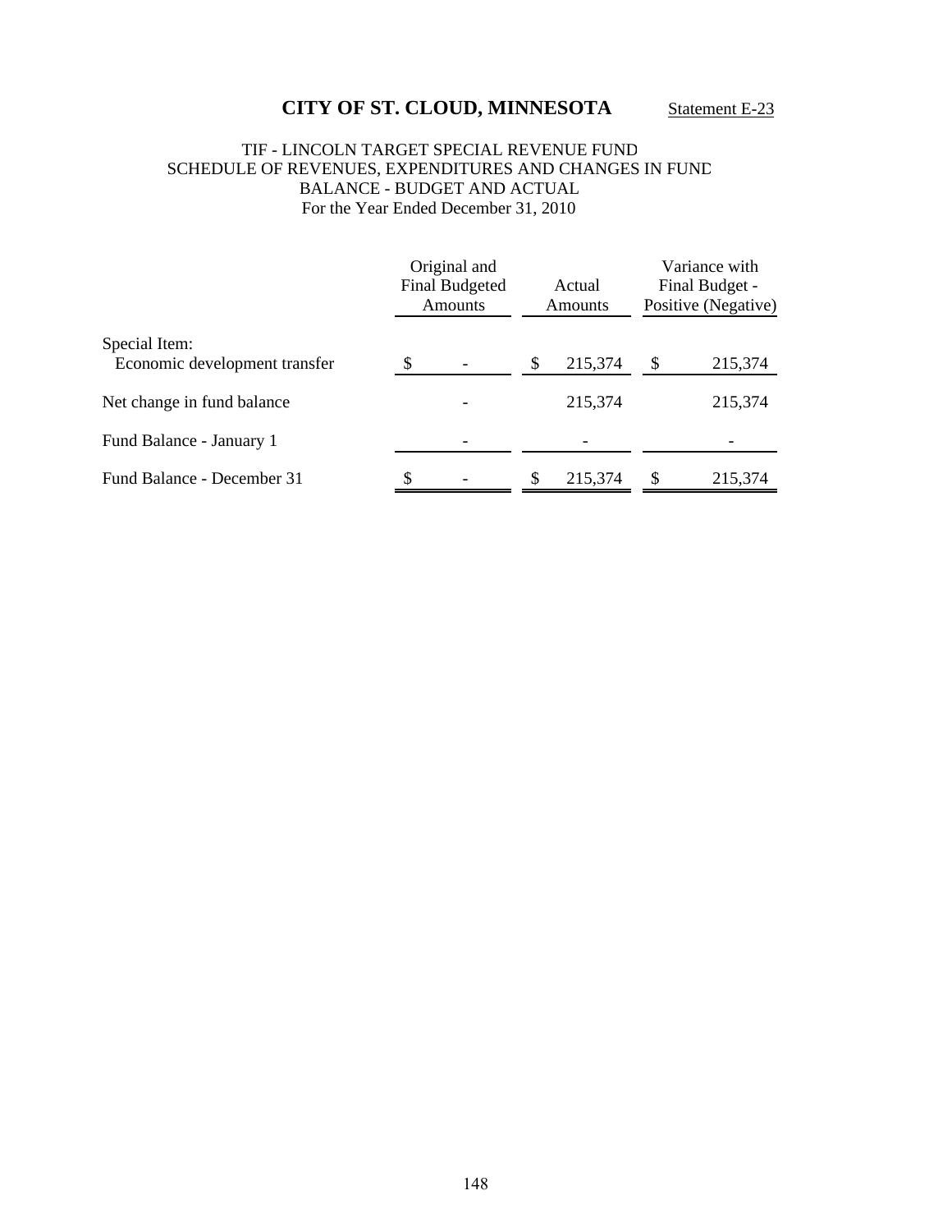# CITY OF ST. CLOUD, MINNESOTA

Statement E-23

TIF - LINCOLN TARGET SPECIAL REVENUE FUND
SCHEDULE OF REVENUES, EXPENDITURES AND CHANGES IN FUND BALANCE - BUDGET AND ACTUAL
For the Year Ended December 31, 2010

| | Original and Final Budgeted Amounts | Actual Amounts | Variance with Final Budget - Positive (Negative) |
|---|---|---|---|
| Special Item: | | | |
| Economic development transfer | $ - | $ 215,374 | $ 215,374 |
| Net change in fund balance | - | 215,374 | 215,374 |
| Fund Balance - January 1 | - | - | - |
| Fund Balance - December 31 | $ - | $ 215,374 | $ 215,374 |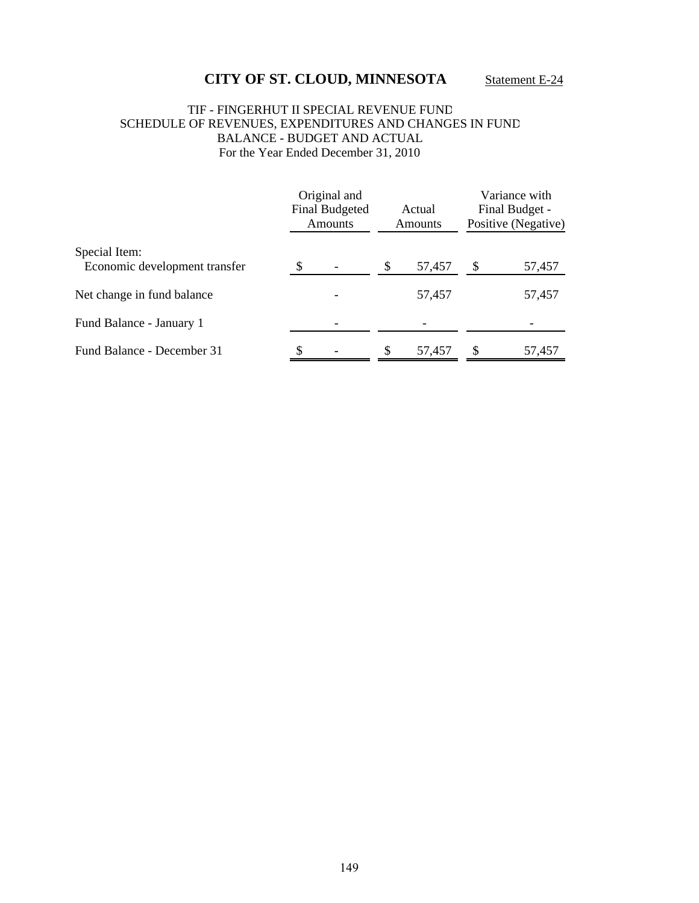# CITY OF ST. CLOUD, MINNESOTA

Statement E-24

TIF - FINGERHUT II SPECIAL REVENUE FUND
SCHEDULE OF REVENUES, EXPENDITURES AND CHANGES IN FUND BALANCE - BUDGET AND ACTUAL
For the Year Ended December 31, 2010

| | Original and Final Budgeted Amounts | Actual Amounts | Variance with Final Budget - Positive (Negative) |
|---|---|---|---|
| Special Item: | | | |
| Economic development transfer | $ - | $ 57,457 | $ 57,457 |
| Net change in fund balance | - | 57,457 | 57,457 |
| Fund Balance - January 1 | - | - | - |
| Fund Balance - December 31 | $ - | $ 57,457 | $ 57,457 |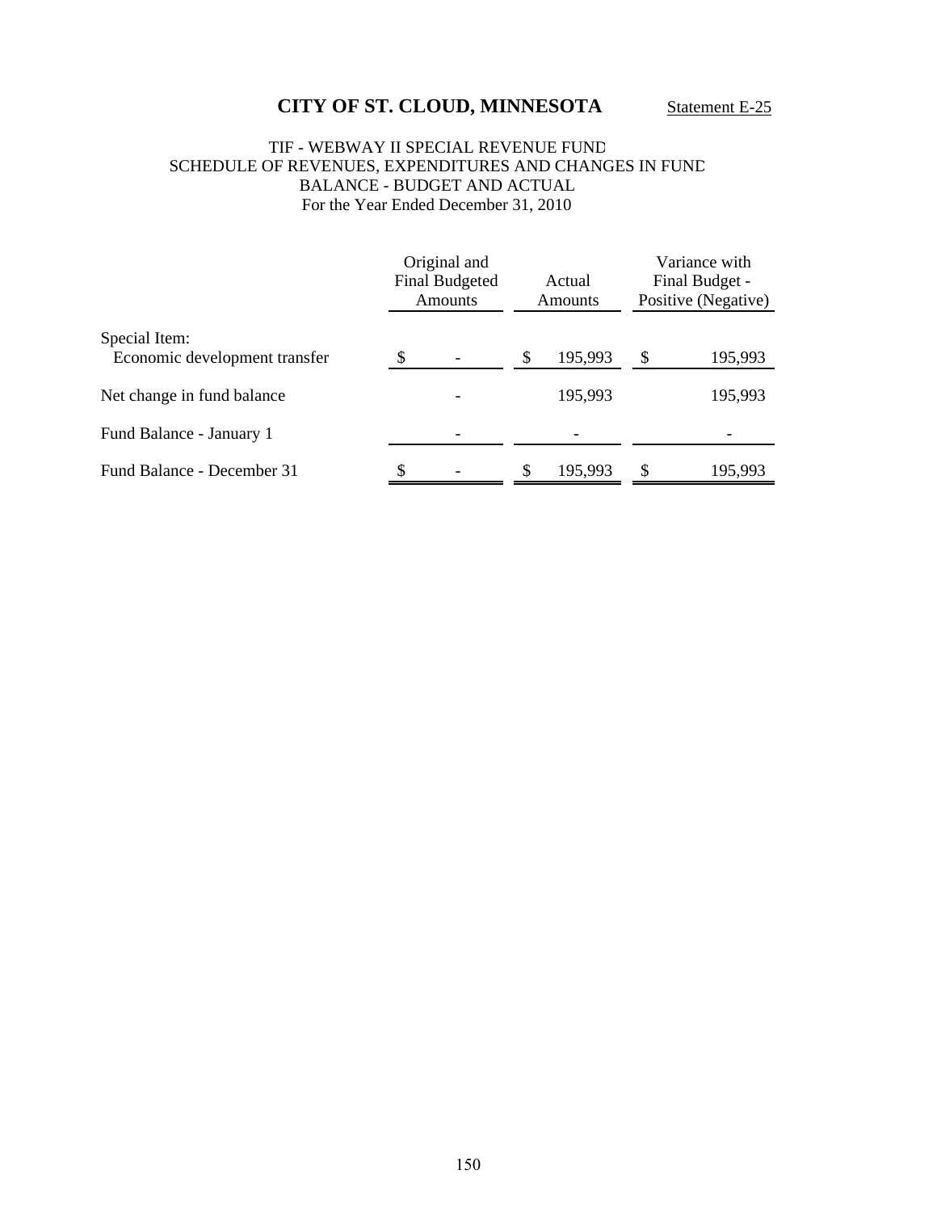# CITY OF ST. CLOUD, MINNESOTA

Statement E-25

TIF - WEBWAY II SPECIAL REVENUE FUND
SCHEDULE OF REVENUES, EXPENDITURES AND CHANGES IN FUND BALANCE - BUDGET AND ACTUAL
For the Year Ended December 31, 2010

| | Original and Final Budgeted Amounts | Actual Amounts | Variance with Final Budget - Positive (Negative) |
|---|---|---|---|
| Special Item: | | | |
| Economic development transfer | $ - | $ 195,993 | $ 195,993 |
| Net change in fund balance | - | 195,993 | 195,993 |
| Fund Balance - January 1 | - | - | - |
| Fund Balance - December 31 | $ - | $ 195,993 | $ 195,993 |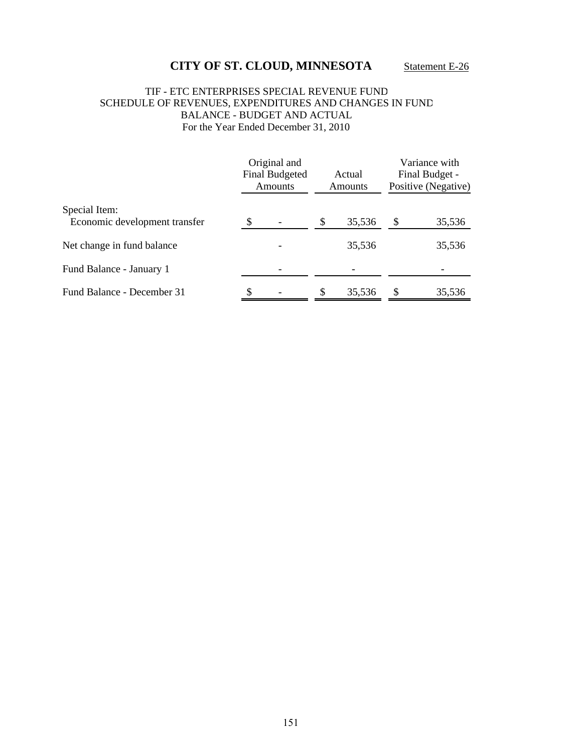# CITY OF ST. CLOUD, MINNESOTA

Statement E-26

TIF - ETC ENTERPRISES SPECIAL REVENUE FUND
SCHEDULE OF REVENUES, EXPENDITURES AND CHANGES IN FUND BALANCE - BUDGET AND ACTUAL
For the Year Ended December 31, 2010

| | Original and Final Budgeted Amounts | Actual Amounts | Variance with Final Budget - Positive (Negative) |
|---|---|---|---|
| Special Item: | | | |
| Economic development transfer | $ - | $ 35,536 | $ 35,536 |
| Net change in fund balance | - | 35,536 | 35,536 |
| Fund Balance - January 1 | - | - | - |
| Fund Balance - December 31 | $ - | $ 35,536 | $ 35,536 |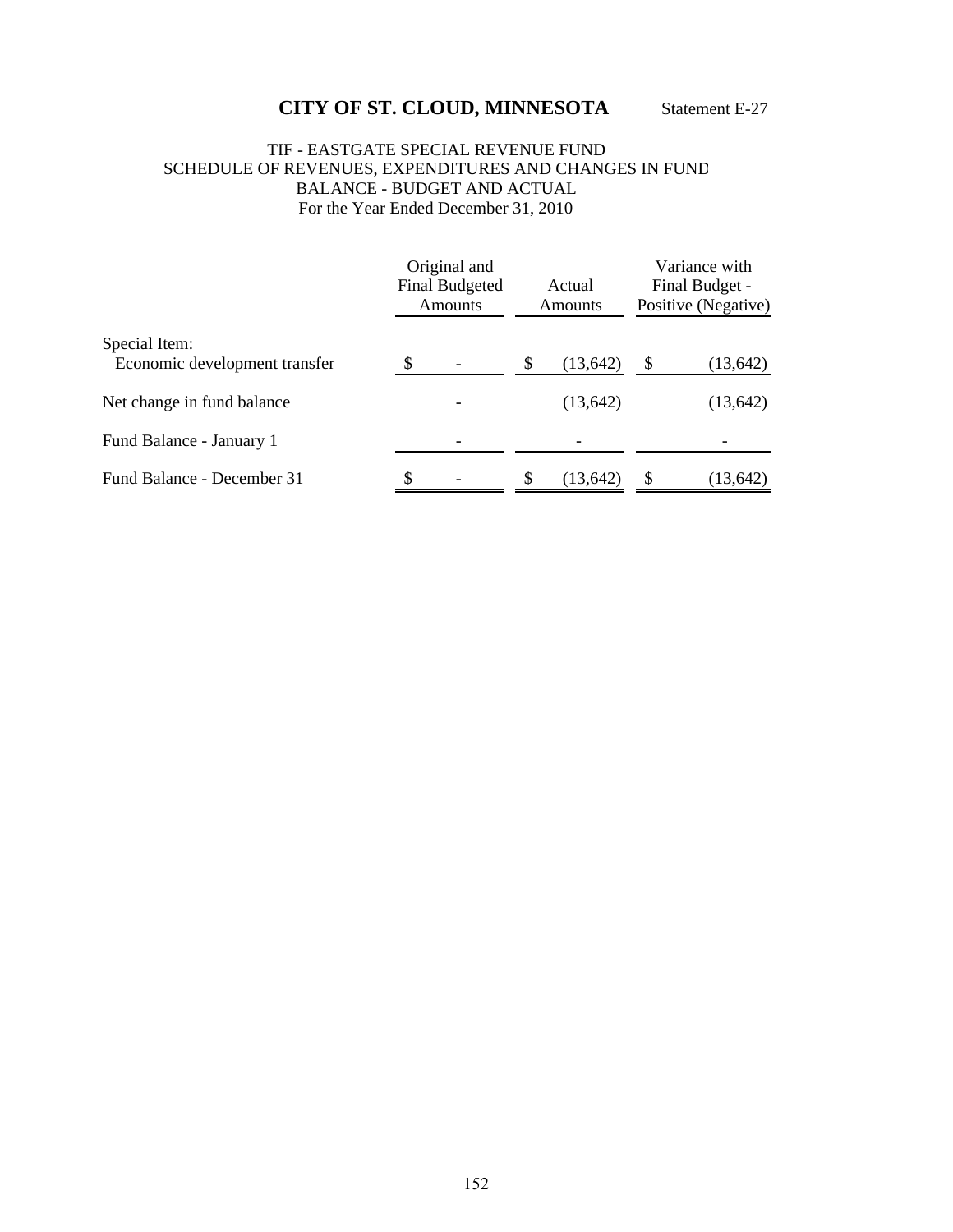# CITY OF ST. CLOUD, MINNESOTA

Statement E-27

TIF - EASTGATE SPECIAL REVENUE FUND
SCHEDULE OF REVENUES, EXPENDITURES AND CHANGES IN FUND BALANCE - BUDGET AND ACTUAL
For the Year Ended December 31, 2010

| | Original and Final Budgeted Amounts | Actual Amounts | Variance with Final Budget - Positive (Negative) |
|---|---|---|---|
| Special Item: | | | |
| Economic development transfer | $ - | $ (13,642) | $ (13,642) |
| Net change in fund balance | - | (13,642) | (13,642) |
| Fund Balance - January 1 | - | - | - |
| Fund Balance - December 31 | $ - | $ (13,642) | $ (13,642) |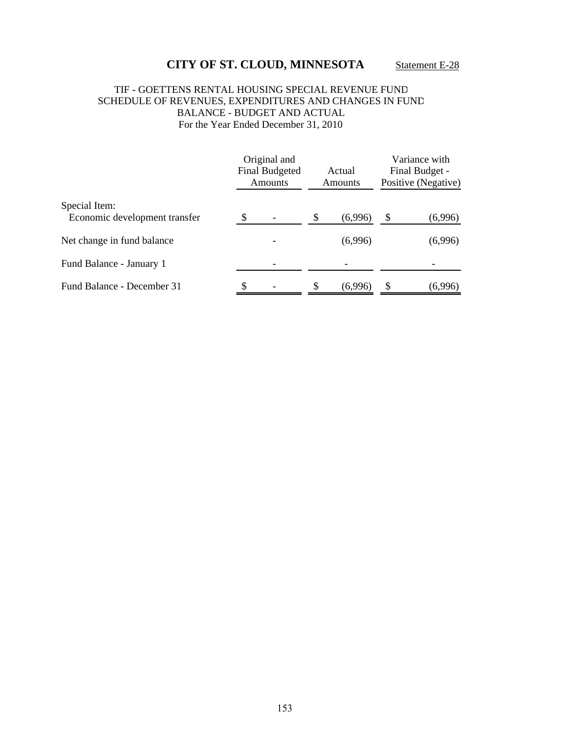# CITY OF ST. CLOUD, MINNESOTA

Statement E-28

TIF - GOETTENS RENTAL HOUSING SPECIAL REVENUE FUND
SCHEDULE OF REVENUES, EXPENDITURES AND CHANGES IN FUND BALANCE - BUDGET AND ACTUAL
For the Year Ended December 31, 2010

| | Original and Final Budgeted Amounts | Actual Amounts | Variance with Final Budget - Positive (Negative) |
|---|---|---|---|
| Special Item: | | | |
| Economic development transfer | $ - | $ (6,996) | $ (6,996) |
| Net change in fund balance | - | (6,996) | (6,996) |
| Fund Balance - January 1 | - | - | - |
| Fund Balance - December 31 | $ - | $ (6,996) | $ (6,996) |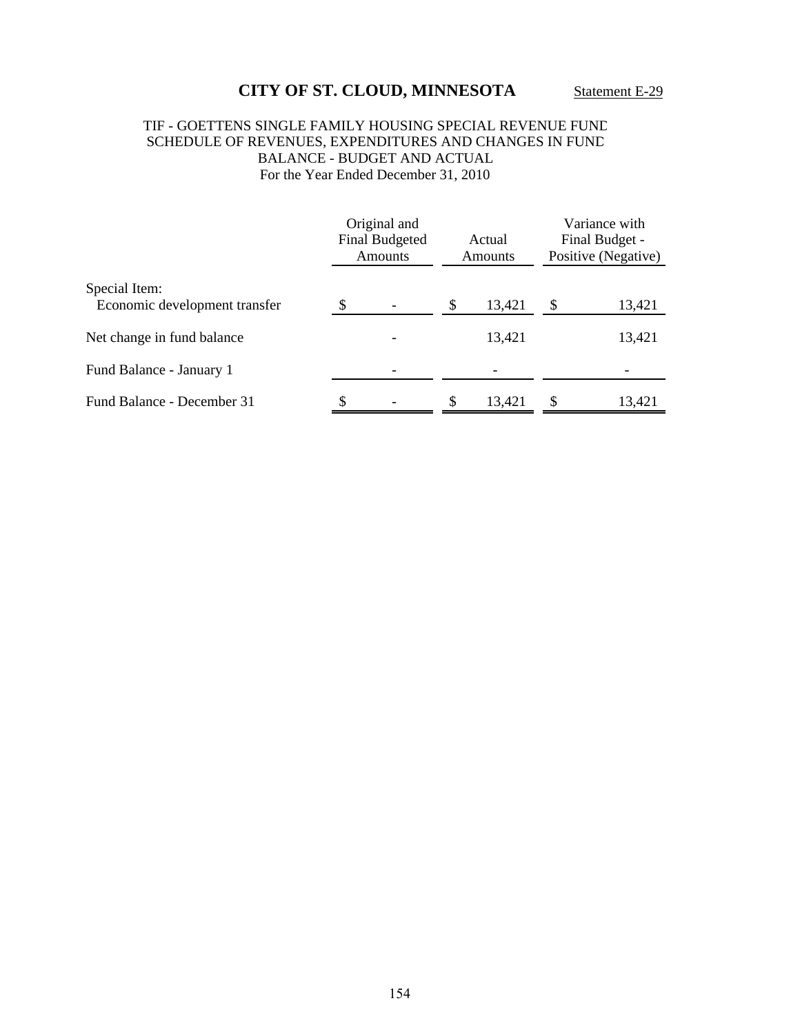# CITY OF ST. CLOUD, MINNESOTA

Statement E-29

TIF - GOETTENS SINGLE FAMILY HOUSING SPECIAL REVENUE FUND
SCHEDULE OF REVENUES, EXPENDITURES AND CHANGES IN FUND
BALANCE - BUDGET AND ACTUAL
For the Year Ended December 31, 2010

| | Original and Final Budgeted Amounts | Actual Amounts | Variance with Final Budget - Positive (Negative) |
|---|---|---|---|
| Special Item: | | | |
| Economic development transfer | $ - | $ 13,421 | $ 13,421 |
| Net change in fund balance | - | 13,421 | 13,421 |
| Fund Balance - January 1 | - | - | - |
| Fund Balance - December 31 | $ - | $ 13,421 | $ 13,421 |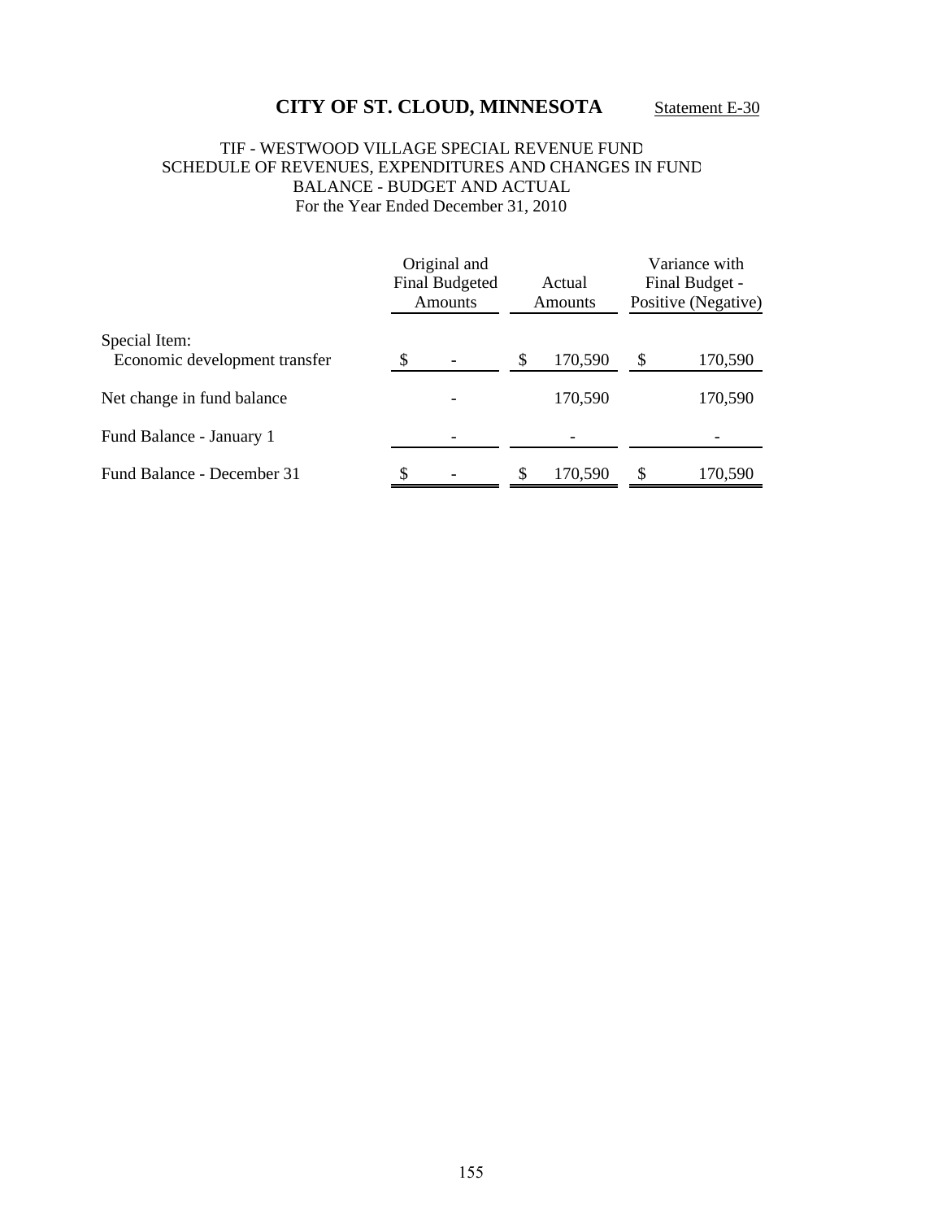# CITY OF ST. CLOUD, MINNESOTA

Statement E-30

## TIF - WESTWOOD VILLAGE SPECIAL REVENUE FUND
## SCHEDULE OF REVENUES, EXPENDITURES AND CHANGES IN FUND BALANCE - BUDGET AND ACTUAL
For the Year Ended December 31, 2010

| | Original and Final Budgeted Amounts | Actual Amounts | Variance with Final Budget - Positive (Negative) |
|---|---|---|---|
| Special Item: | | | |
| Economic development transfer | $ - | $ 170,590 | $ 170,590 |
| Net change in fund balance | - | 170,590 | 170,590 |
| Fund Balance - January 1 | - | - | - |
| Fund Balance - December 31 | $ - | $ 170,590 | $ 170,590 |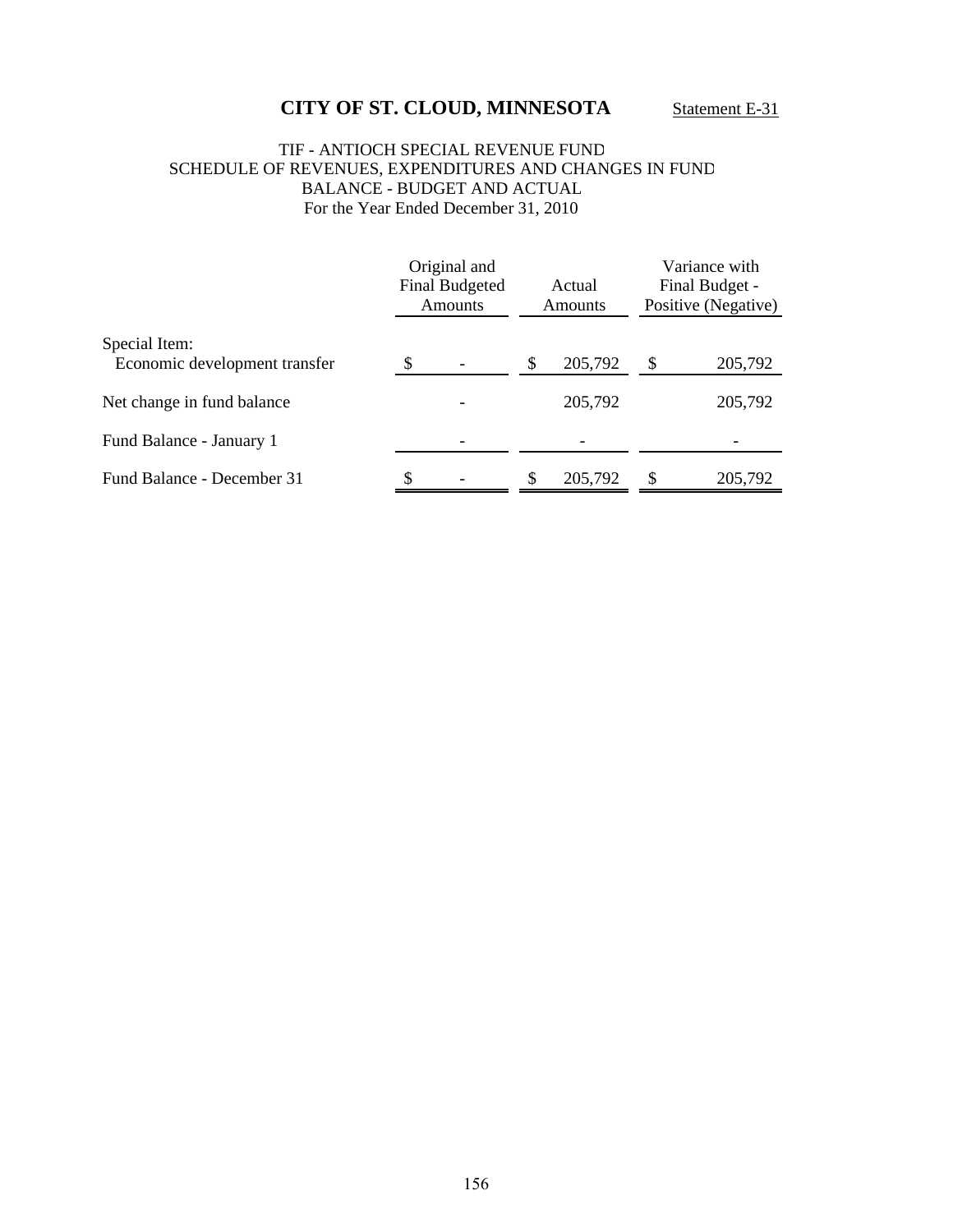# CITY OF ST. CLOUD, MINNESOTA

Statement E-31

TIF - ANTIOCH SPECIAL REVENUE FUND
SCHEDULE OF REVENUES, EXPENDITURES AND CHANGES IN FUND BALANCE - BUDGET AND ACTUAL
For the Year Ended December 31, 2010

| | Original and Final Budgeted Amounts | Actual Amounts | Variance with Final Budget - Positive (Negative) |
|---|---|---|---|
| Special Item: | | | |
| Economic development transfer | $ - | $ 205,792 | $ 205,792 |
| Net change in fund balance | - | 205,792 | 205,792 |
| Fund Balance - January 1 | - | - | - |
| Fund Balance - December 31 | $ - | $ 205,792 | $ 205,792 |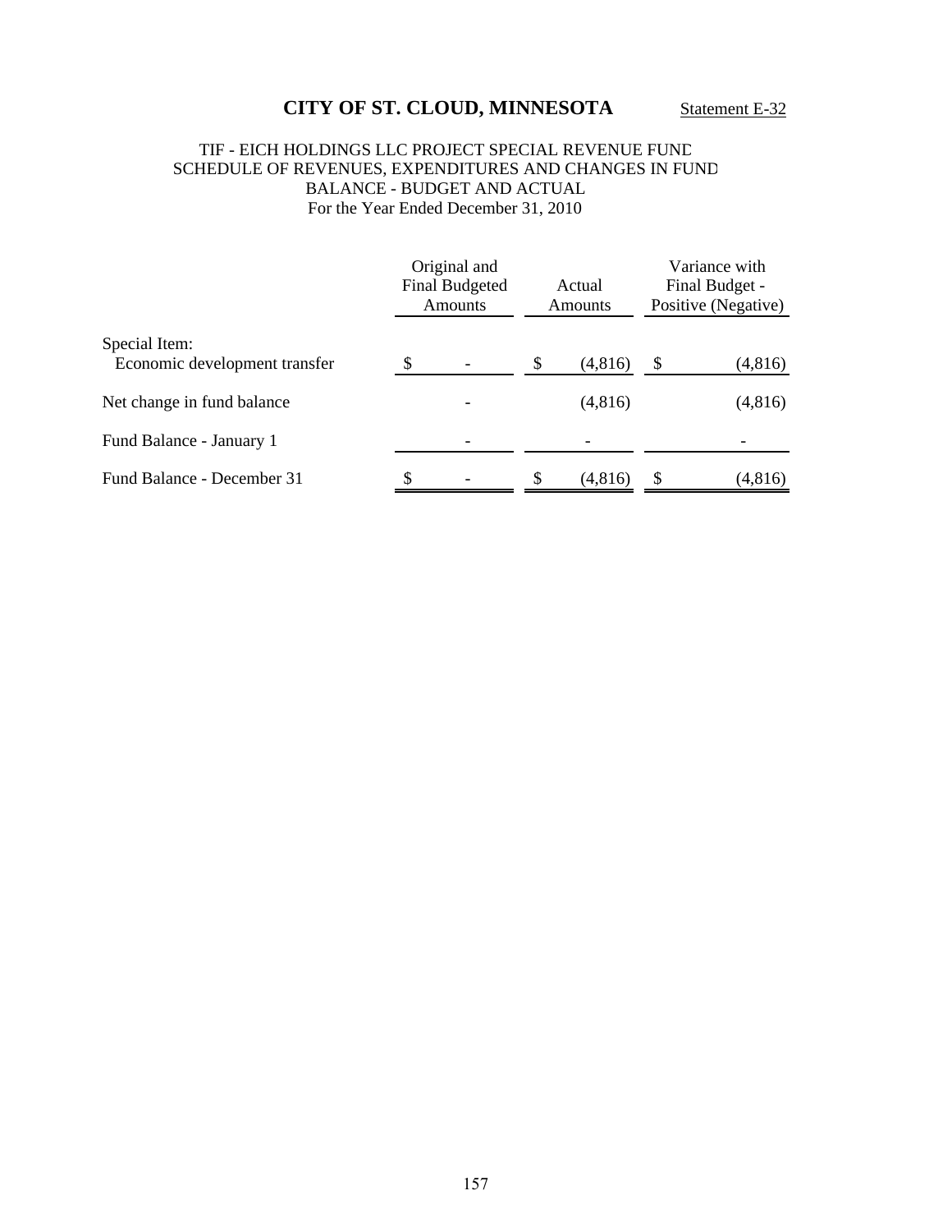# CITY OF ST. CLOUD, MINNESOTA

Statement E-32

TIF - EICH HOLDINGS LLC PROJECT SPECIAL REVENUE FUND
SCHEDULE OF REVENUES, EXPENDITURES AND CHANGES IN FUND BALANCE - BUDGET AND ACTUAL
For the Year Ended December 31, 2010

| | Original and Final Budgeted Amounts | Actual Amounts | Variance with Final Budget - Positive (Negative) |
|---|---|---|---|
| Special Item: | | | |
| Economic development transfer | $ - | $ (4,816) | $ (4,816) |
| Net change in fund balance | - | (4,816) | (4,816) |
| Fund Balance - January 1 | - | - | - |
| Fund Balance - December 31 | $ - | $ (4,816) | $ (4,816) |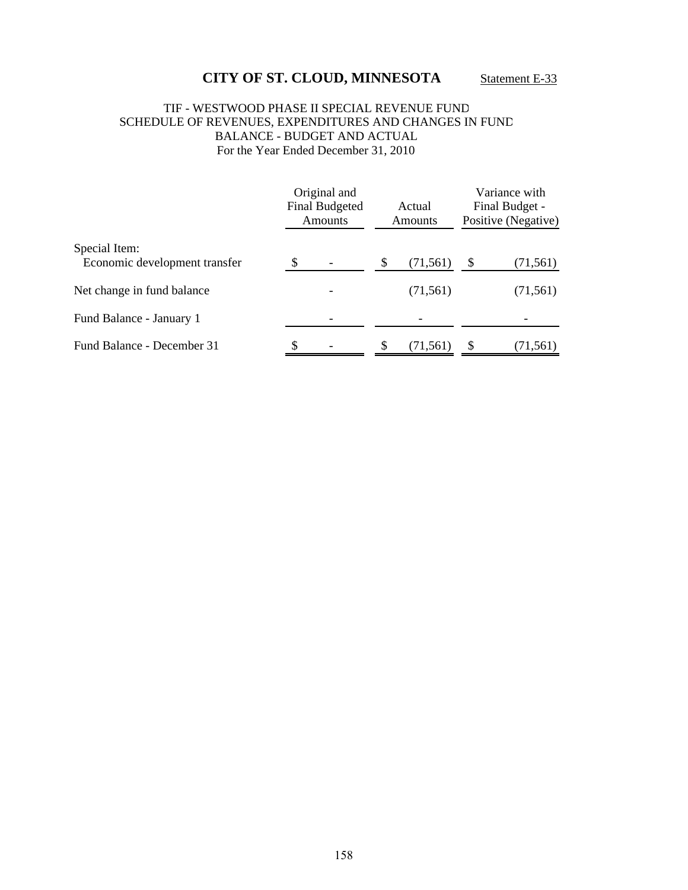# CITY OF ST. CLOUD, MINNESOTA

Statement E-33

TIF - WESTWOOD PHASE II SPECIAL REVENUE FUND
SCHEDULE OF REVENUES, EXPENDITURES AND CHANGES IN FUND BALANCE - BUDGET AND ACTUAL
For the Year Ended December 31, 2010

| | Original and Final Budgeted Amounts | Actual Amounts | Variance with Final Budget - Positive (Negative) |
|---|---|---|---|
| Special Item: | | | |
| Economic development transfer | $ - | $ (71,561) | $ (71,561) |
| Net change in fund balance | - | (71,561) | (71,561) |
| Fund Balance - January 1 | - | - | - |
| Fund Balance - December 31 | $ - | $ (71,561) | $ (71,561) |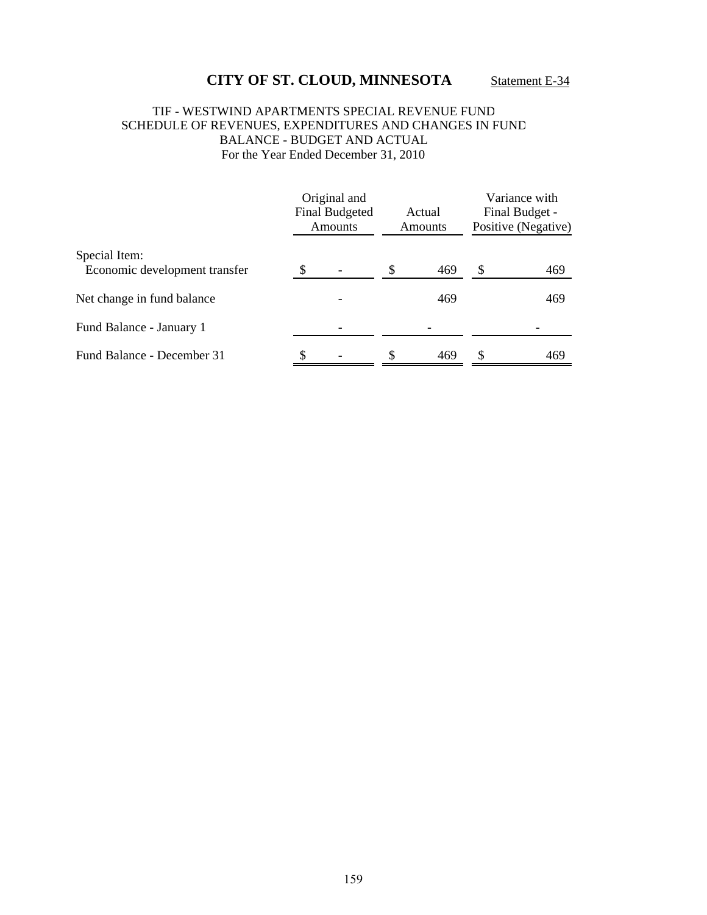# CITY OF ST. CLOUD, MINNESOTA

Statement E-34

## TIF - WESTWIND APARTMENTS SPECIAL REVENUE FUND
## SCHEDULE OF REVENUES, EXPENDITURES AND CHANGES IN FUND BALANCE - BUDGET AND ACTUAL
For the Year Ended December 31, 2010

| | Original and Final Budgeted Amounts | Actual Amounts | Variance with Final Budget - Positive (Negative) |
|---|---|---|---|
| Special Item: | | | |
| Economic development transfer | $ - | $ 469 | $ 469 |
| Net change in fund balance | - | 469 | 469 |
| Fund Balance - January 1 | - | - | - |
| Fund Balance - December 31 | $ - | $ 469 | $ 469 |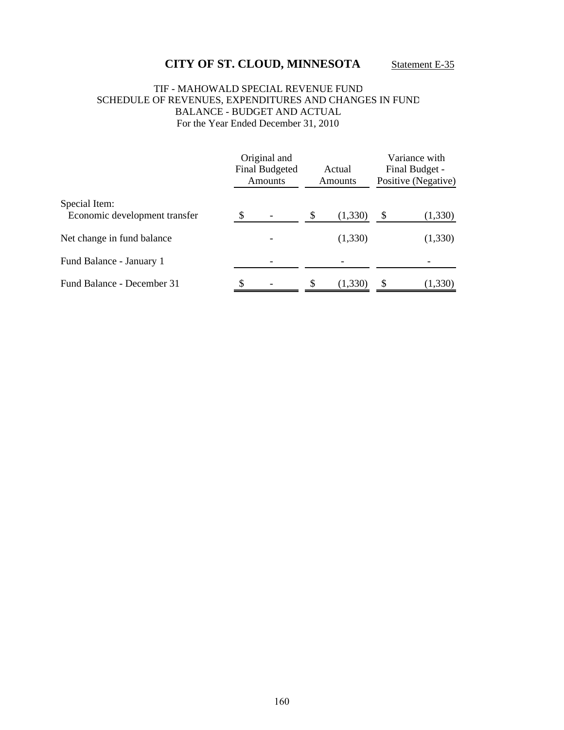# CITY OF ST. CLOUD, MINNESOTA

Statement E-35

TIF - MAHOWALD SPECIAL REVENUE FUND
SCHEDULE OF REVENUES, EXPENDITURES AND CHANGES IN FUND BALANCE - BUDGET AND ACTUAL
For the Year Ended December 31, 2010

| | Original and Final Budgeted Amounts | Actual Amounts | Variance with Final Budget - Positive (Negative) |
|---|---|---|---|
| Special Item: | | | |
| Economic development transfer | $ - | $ (1,330) | $ (1,330) |
| Net change in fund balance | - | (1,330) | (1,330) |
| Fund Balance - January 1 | - | - | - |
| Fund Balance - December 31 | $ - | $ (1,330) | $ (1,330) |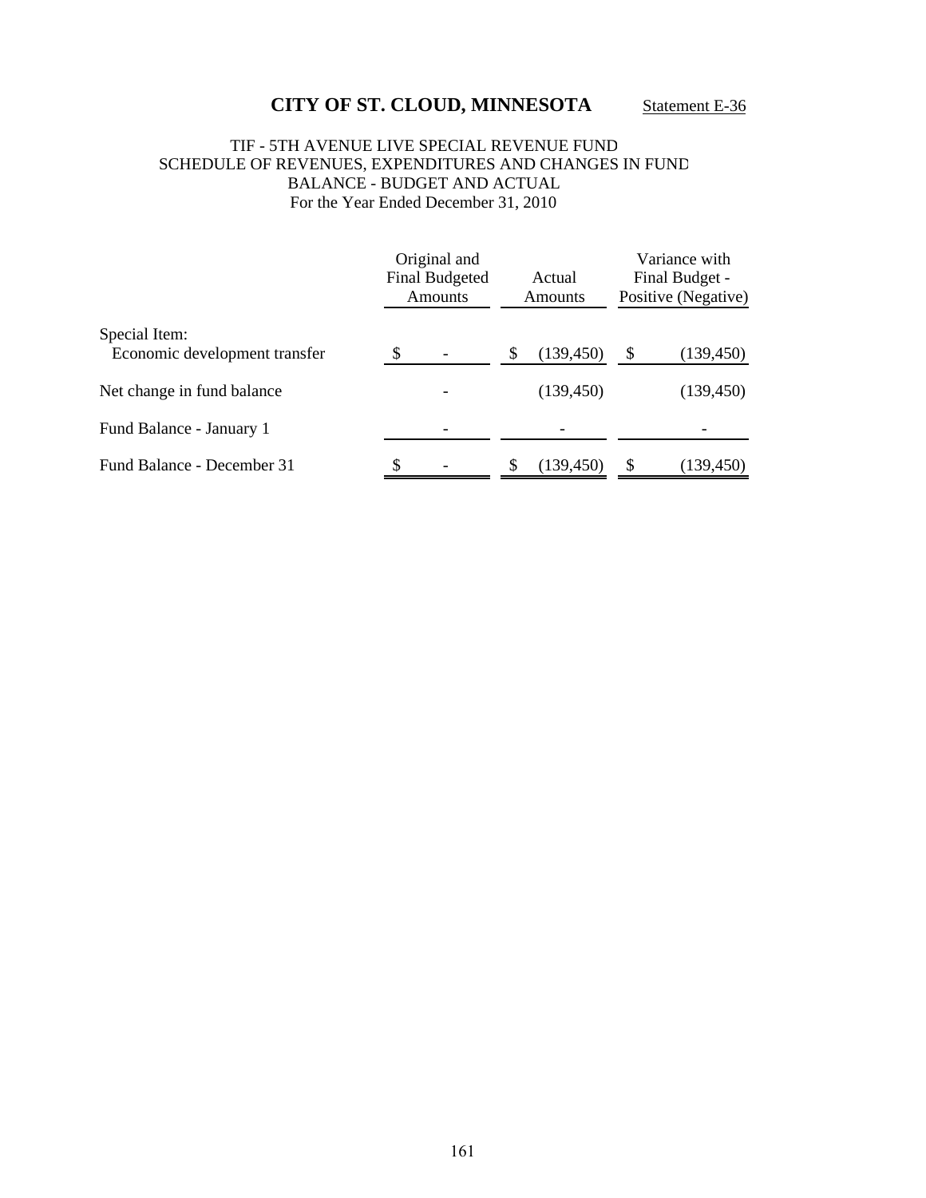# CITY OF ST. CLOUD, MINNESOTA

Statement E-36

TIF - 5TH AVENUE LIVE SPECIAL REVENUE FUND
SCHEDULE OF REVENUES, EXPENDITURES AND CHANGES IN FUND BALANCE - BUDGET AND ACTUAL
For the Year Ended December 31, 2010

| | Original and Final Budgeted Amounts | Actual Amounts | Variance with Final Budget - Positive (Negative) |
|---|---|---|---|
| Special Item: | | | |
| Economic development transfer | $ - | $ (139,450) | $ (139,450) |
| Net change in fund balance | - | (139,450) | (139,450) |
| Fund Balance - January 1 | - | - | - |
| Fund Balance - December 31 | $ - | $ (139,450) | $ (139,450) |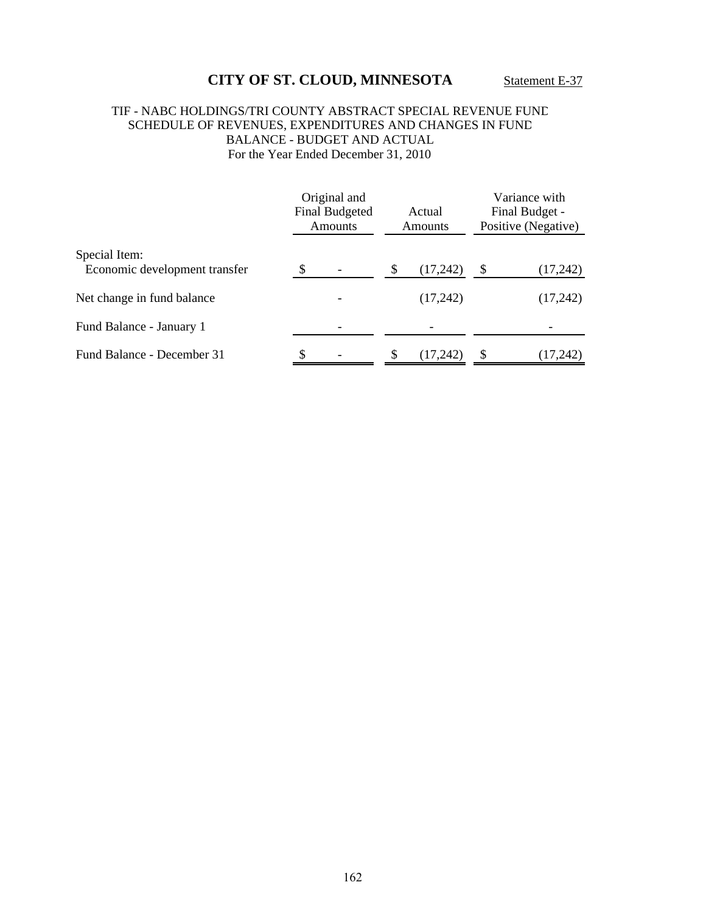# CITY OF ST. CLOUD, MINNESOTA

Statement E-37

## TIF - NABC HOLDINGS/TRI COUNTY ABSTRACT SPECIAL REVENUE FUND
## SCHEDULE OF REVENUES, EXPENDITURES AND CHANGES IN FUND BALANCE - BUDGET AND ACTUAL
### For the Year Ended December 31, 2010

| | Original and Final Budgeted Amounts | Actual Amounts | Variance with Final Budget - Positive (Negative) |
|---|---|---|---|
| Special Item: | | | |
| Economic development transfer | $ - | $ (17,242) | $ (17,242) |
| Net change in fund balance | - | (17,242) | (17,242) |
| Fund Balance - January 1 | - | - | - |
| Fund Balance - December 31 | $ - | $ (17,242) | $ (17,242) |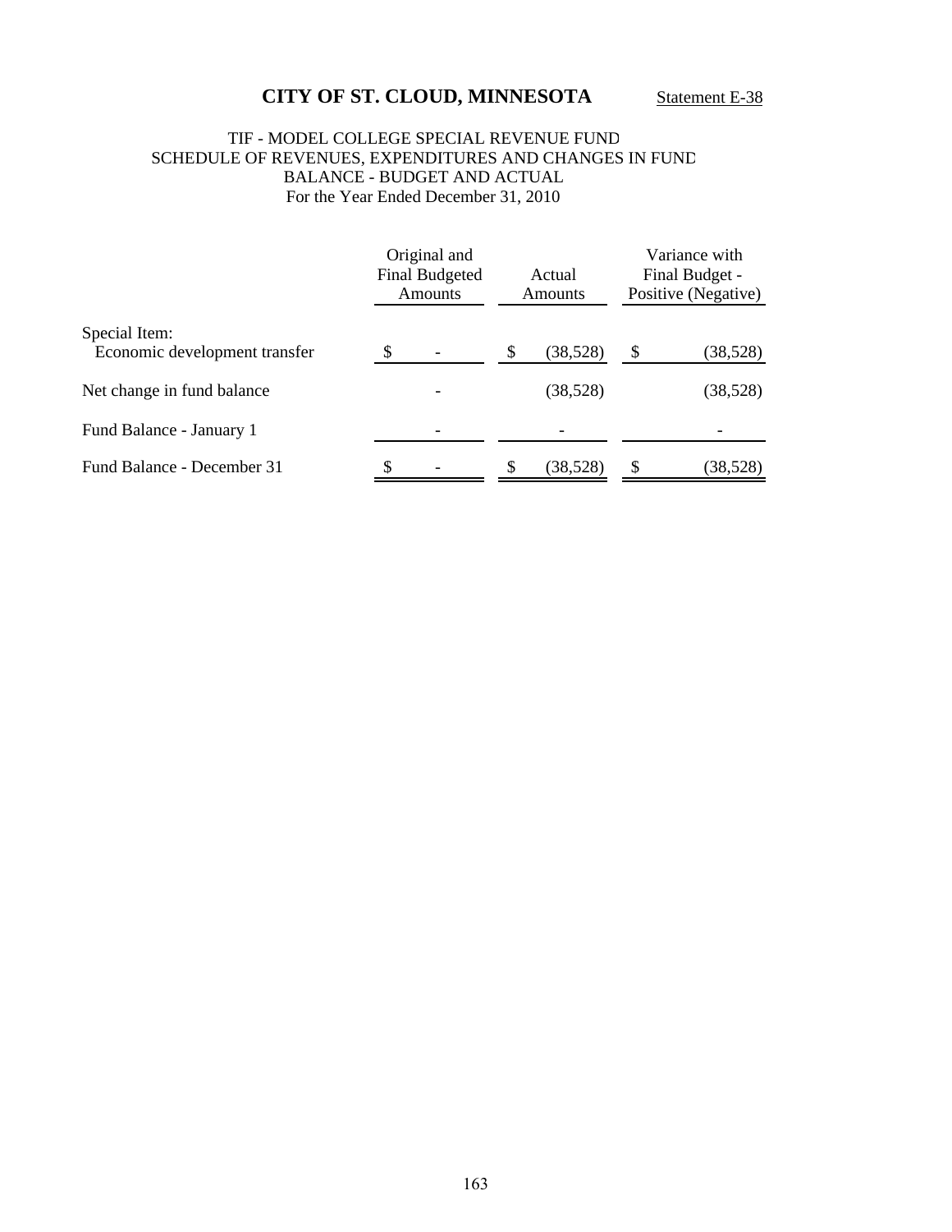# CITY OF ST. CLOUD, MINNESOTA

Statement E-38

TIF - MODEL COLLEGE SPECIAL REVENUE FUND
SCHEDULE OF REVENUES, EXPENDITURES AND CHANGES IN FUND BALANCE - BUDGET AND ACTUAL
For the Year Ended December 31, 2010

| | Original and Final Budgeted Amounts | Actual Amounts | Variance with Final Budget - Positive (Negative) |
|---|---|---|---|
| Special Item: | | | |
| Economic development transfer | $ - | $ (38,528) | $ (38,528) |
| Net change in fund balance | - | (38,528) | (38,528) |
| Fund Balance - January 1 | - | - | - |
| Fund Balance - December 31 | $ - | $ (38,528) | $ (38,528) |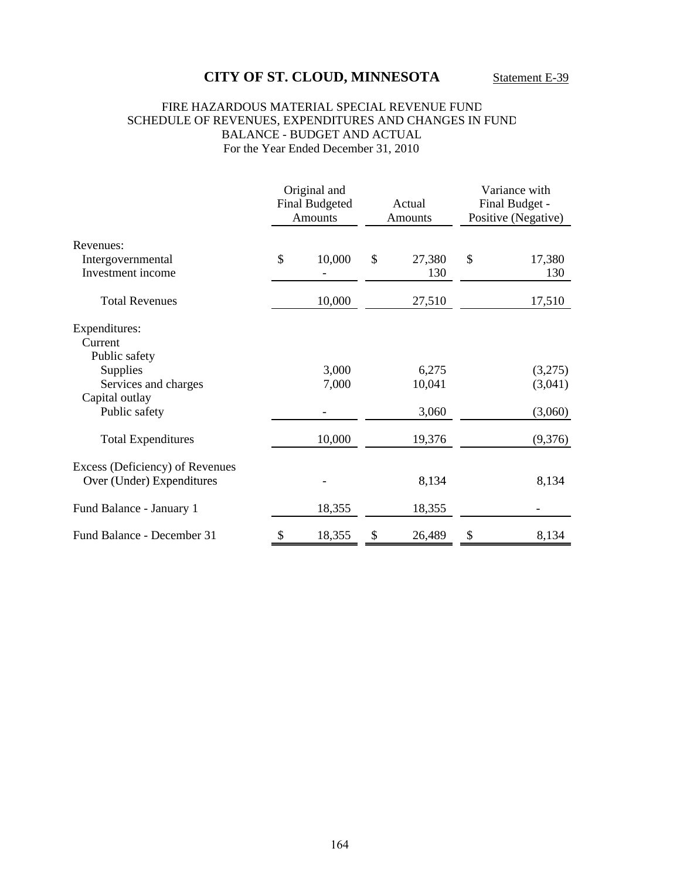# CITY OF ST. CLOUD, MINNESOTA

Statement E-39

FIRE HAZARDOUS MATERIAL SPECIAL REVENUE FUND
SCHEDULE OF REVENUES, EXPENDITURES AND CHANGES IN FUND BALANCE - BUDGET AND ACTUAL
For the Year Ended December 31, 2010

| | Original and Final Budgeted Amounts | Actual Amounts | Variance with Final Budget - Positive (Negative) |
|---|---|---|---|
| Revenues: | | | |
| Intergovernmental | $ 10,000 | $ 27,380 | $ 17,380 |
| Investment income | - | 130 | 130 |
| Total Revenues | 10,000 | 27,510 | 17,510 |
| Expenditures: | | | |
| Current | | | |
| Public safety | | | |
| Supplies | 3,000 | 6,275 | (3,275) |
| Services and charges | 7,000 | 10,041 | (3,041) |
| Capital outlay | | | |
| Public safety | - | 3,060 | (3,060) |
| Total Expenditures | 10,000 | 19,376 | (9,376) |
| Excess (Deficiency) of Revenues Over (Under) Expenditures | - | 8,134 | 8,134 |
| Fund Balance - January 1 | 18,355 | 18,355 | - |
| Fund Balance - December 31 | $ 18,355 | $ 26,489 | $ 8,134 |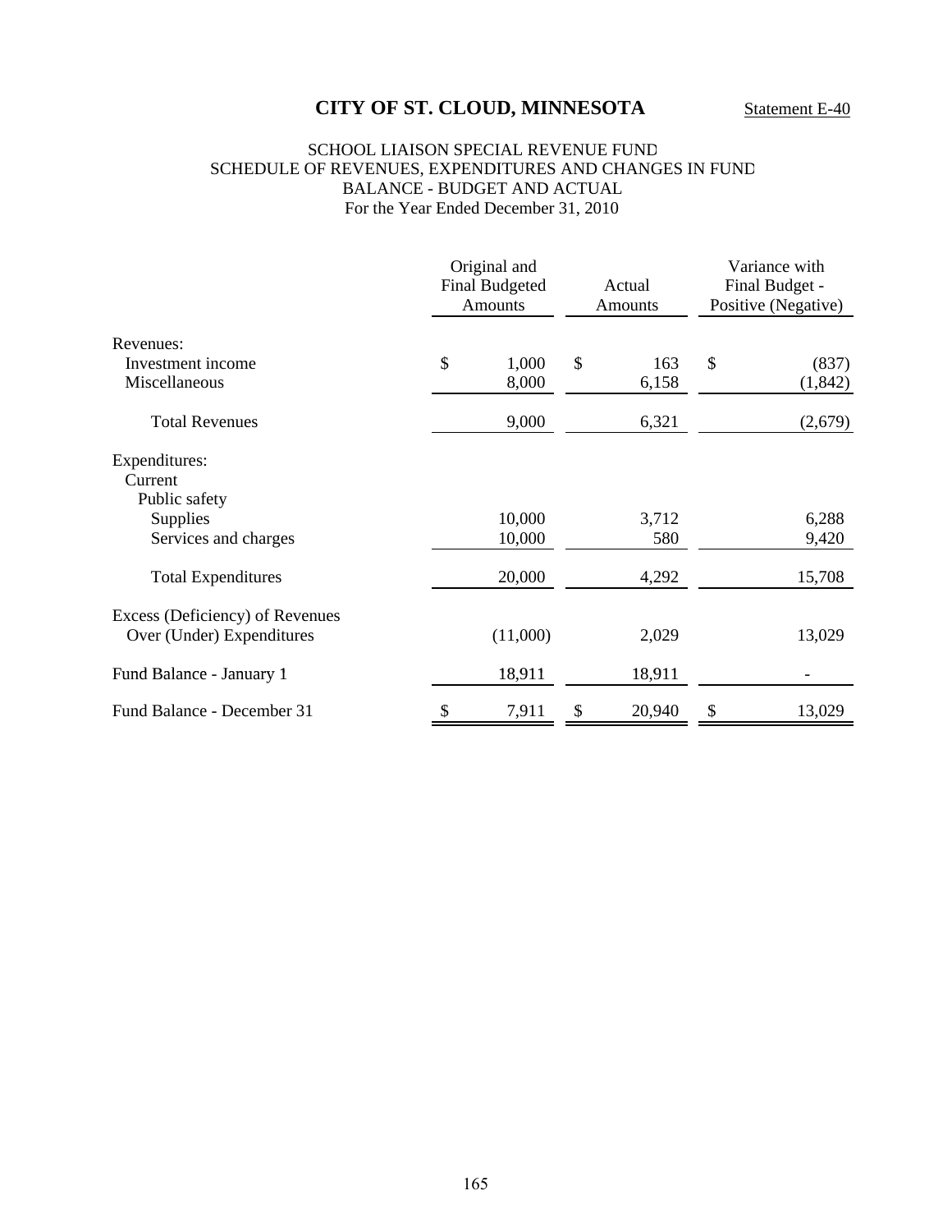# CITY OF ST. CLOUD, MINNESOTA

Statement E-40

## SCHOOL LIAISON SPECIAL REVENUE FUND
## SCHEDULE OF REVENUES, EXPENDITURES AND CHANGES IN FUND BALANCE - BUDGET AND ACTUAL
For the Year Ended December 31, 2010

| | Original and Final Budgeted Amounts | Actual Amounts | Variance with Final Budget - Positive (Negative) |
|---|---|---|---|
| Revenues: | | | |
| Investment income | $ 1,000 | $ 163 | $ (837) |
| Miscellaneous | 8,000 | 6,158 | (1,842) |
| Total Revenues | 9,000 | 6,321 | (2,679) |
| Expenditures: | | | |
| Current | | | |
| Public safety | | | |
| Supplies | 10,000 | 3,712 | 6,288 |
| Services and charges | 10,000 | 580 | 9,420 |
| Total Expenditures | 20,000 | 4,292 | 15,708 |
| Excess (Deficiency) of Revenues Over (Under) Expenditures | (11,000) | 2,029 | 13,029 |
| Fund Balance - January 1 | 18,911 | 18,911 | - |
| Fund Balance - December 31 | $ 7,911 | $ 20,940 | $ 13,029 |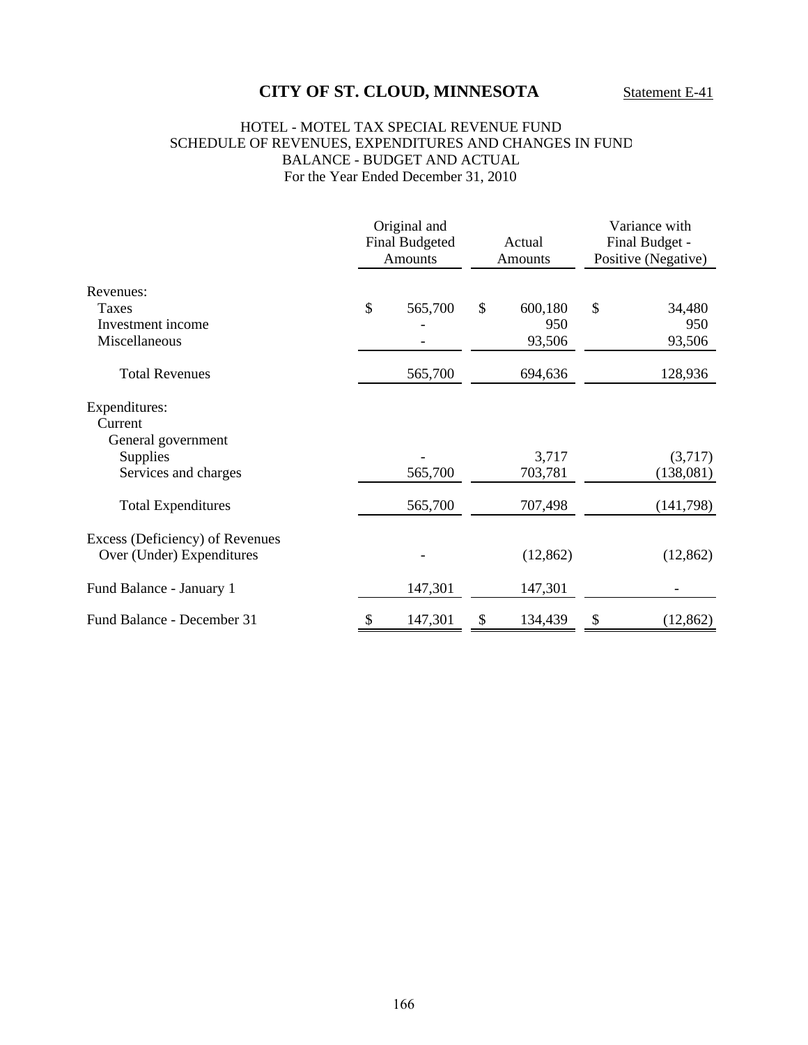# CITY OF ST. CLOUD, MINNESOTA

Statement E-41

HOTEL - MOTEL TAX SPECIAL REVENUE FUND
SCHEDULE OF REVENUES, EXPENDITURES AND CHANGES IN FUND BALANCE - BUDGET AND ACTUAL
For the Year Ended December 31, 2010

| | Original and Final Budgeted Amounts | Actual Amounts | Variance with Final Budget - Positive (Negative) |
|---|---|---|---|
| Revenues: | | | |
| Taxes | $ 565,700 | $ 600,180 | $ 34,480 |
| Investment income | - | 950 | 950 |
| Miscellaneous | - | 93,506 | 93,506 |
| Total Revenues | 565,700 | 694,636 | 128,936 |
| Expenditures: | | | |
| Current | | | |
| General government | | | |
| Supplies | - | 3,717 | (3,717) |
| Services and charges | 565,700 | 703,781 | (138,081) |
| Total Expenditures | 565,700 | 707,498 | (141,798) |
| Excess (Deficiency) of Revenues Over (Under) Expenditures | - | (12,862) | (12,862) |
| Fund Balance - January 1 | 147,301 | 147,301 | - |
| Fund Balance - December 31 | $ 147,301 | $ 134,439 | $ (12,862) |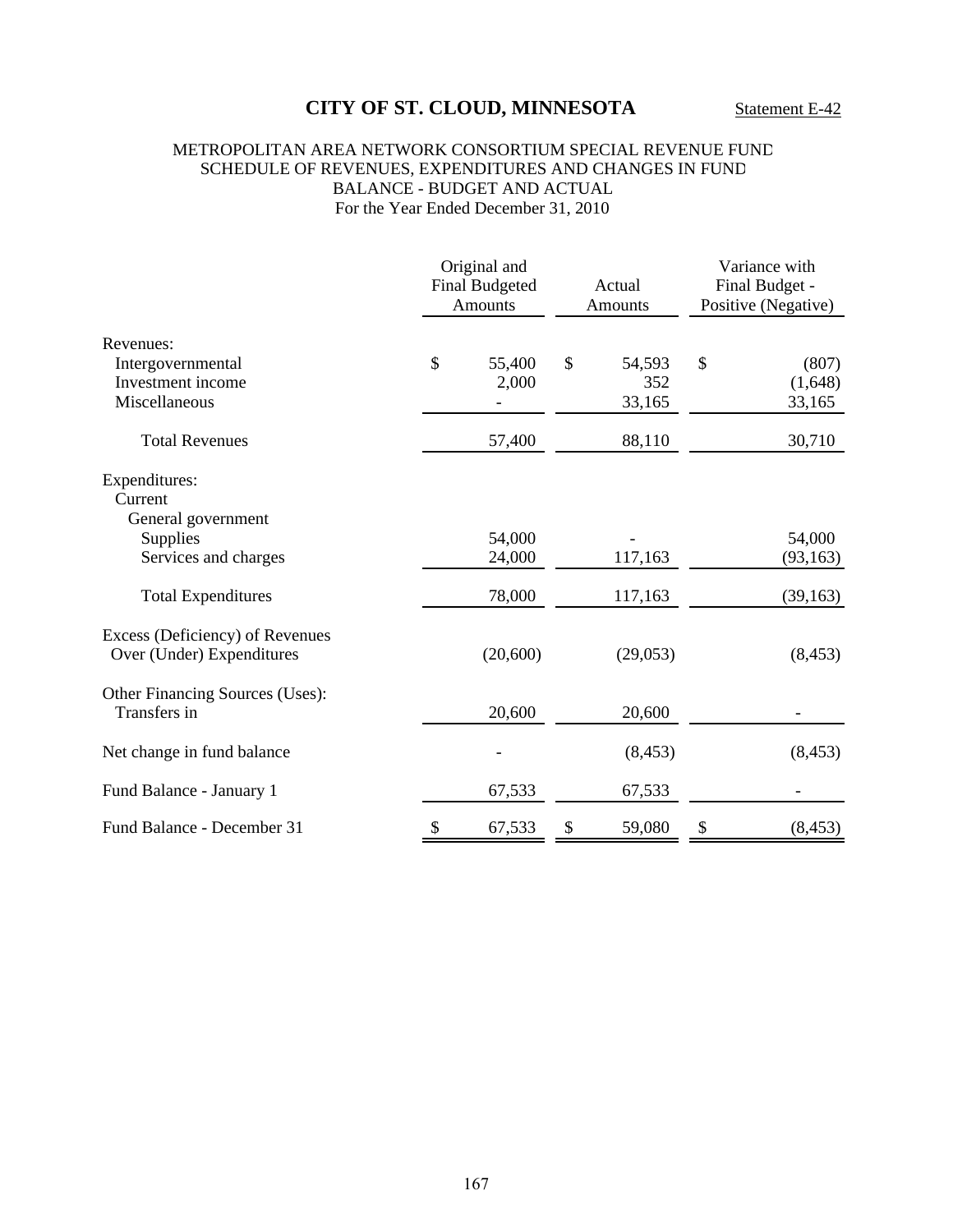# CITY OF ST. CLOUD, MINNESOTA

Statement E-42

## METROPOLITAN AREA NETWORK CONSORTIUM SPECIAL REVENUE FUND
## SCHEDULE OF REVENUES, EXPENDITURES AND CHANGES IN FUND BALANCE - BUDGET AND ACTUAL
For the Year Ended December 31, 2010

| | Original and Final Budgeted Amounts | Actual Amounts | Variance with Final Budget - Positive (Negative) |
|---|---|---|---|
| Revenues: | | | |
| Intergovernmental | $ 55,400 | $ 54,593 | $ (807) |
| Investment income | 2,000 | 352 | (1,648) |
| Miscellaneous | - | 33,165 | 33,165 |
| Total Revenues | 57,400 | 88,110 | 30,710 |
| Expenditures: | | | |
| Current | | | |
| General government | | | |
| Supplies | 54,000 | - | 54,000 |
| Services and charges | 24,000 | 117,163 | (93,163) |
| Total Expenditures | 78,000 | 117,163 | (39,163) |
| Excess (Deficiency) of Revenues Over (Under) Expenditures | (20,600) | (29,053) | (8,453) |
| Other Financing Sources (Uses): | | | |
| Transfers in | 20,600 | 20,600 | - |
| Net change in fund balance | - | (8,453) | (8,453) |
| Fund Balance - January 1 | 67,533 | 67,533 | - |
| Fund Balance - December 31 | $ 67,533 | $ 59,080 | $ (8,453) |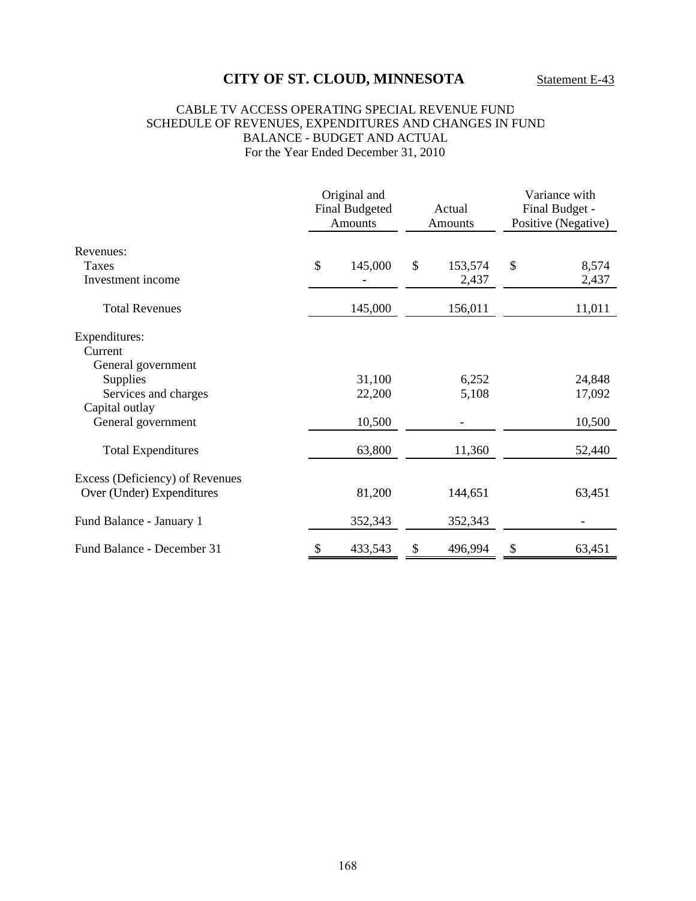# CITY OF ST. CLOUD, MINNESOTA

Statement E-43

CABLE TV ACCESS OPERATING SPECIAL REVENUE FUND
SCHEDULE OF REVENUES, EXPENDITURES AND CHANGES IN FUND BALANCE - BUDGET AND ACTUAL
For the Year Ended December 31, 2010

| | Original and Final Budgeted Amounts | Actual Amounts | Variance with Final Budget - Positive (Negative) |
|---|---|---|---|
| Revenues: | | | |
| Taxes | $ 145,000 | $ 153,574 | $ 8,574 |
| Investment income | - | 2,437 | 2,437 |
| Total Revenues | 145,000 | 156,011 | 11,011 |
| Expenditures: | | | |
| Current | | | |
| General government | | | |
| Supplies | 31,100 | 6,252 | 24,848 |
| Services and charges | 22,200 | 5,108 | 17,092 |
| Capital outlay | | | |
| General government | 10,500 | - | 10,500 |
| Total Expenditures | 63,800 | 11,360 | 52,440 |
| Excess (Deficiency) of Revenues Over (Under) Expenditures | 81,200 | 144,651 | 63,451 |
| Fund Balance - January 1 | 352,343 | 352,343 | - |
| Fund Balance - December 31 | $ 433,543 | $ 496,994 | $ 63,451 |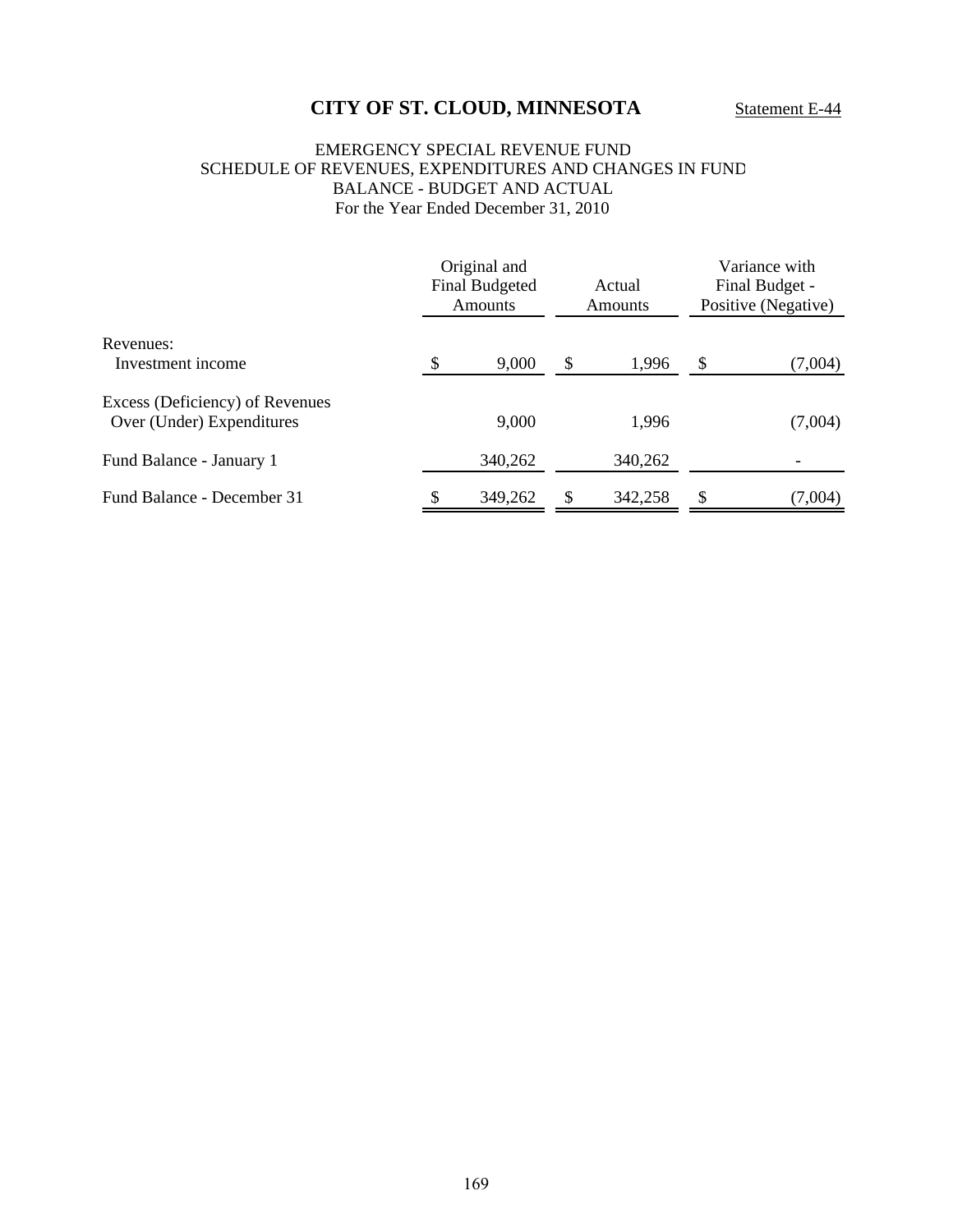# CITY OF ST. CLOUD, MINNESOTA

Statement E-44

EMERGENCY SPECIAL REVENUE FUND
SCHEDULE OF REVENUES, EXPENDITURES AND CHANGES IN FUND BALANCE - BUDGET AND ACTUAL
For the Year Ended December 31, 2010

| | Original and Final Budgeted Amounts | Actual Amounts | Variance with Final Budget - Positive (Negative) |
|---|---|---|---|
| Revenues: | | | |
| Investment income | $ 9,000 | $ 1,996 | $ (7,004) |
| Excess (Deficiency) of Revenues Over (Under) Expenditures | 9,000 | 1,996 | (7,004) |
| Fund Balance - January 1 | 340,262 | 340,262 | - |
| Fund Balance - December 31 | $ 349,262 | $ 342,258 | $ (7,004) |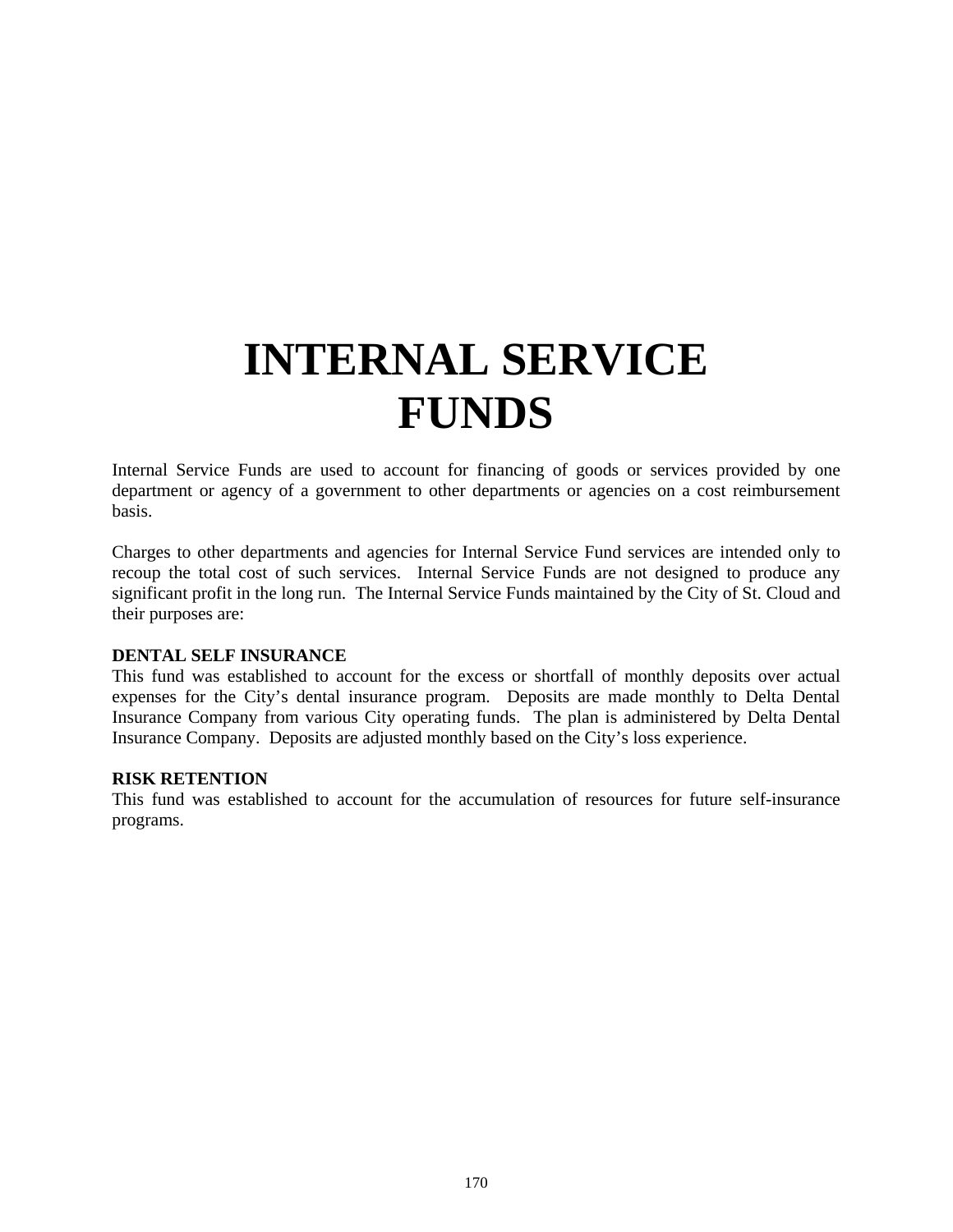# INTERNAL SERVICE FUNDS

Internal Service Funds are used to account for financing of goods or services provided by one department or agency of a government to other departments or agencies on a cost reimbursement basis.

Charges to other departments and agencies for Internal Service Fund services are intended only to recoup the total cost of such services. Internal Service Funds are not designed to produce any significant profit in the long run. The Internal Service Funds maintained by the City of St. Cloud and their purposes are:

**DENTAL SELF INSURANCE**
This fund was established to account for the excess or shortfall of monthly deposits over actual expenses for the City's dental insurance program. Deposits are made monthly to Delta Dental Insurance Company from various City operating funds. The plan is administered by Delta Dental Insurance Company. Deposits are adjusted monthly based on the City's loss experience.

**RISK RETENTION**
This fund was established to account for the accumulation of resources for future self-insurance programs.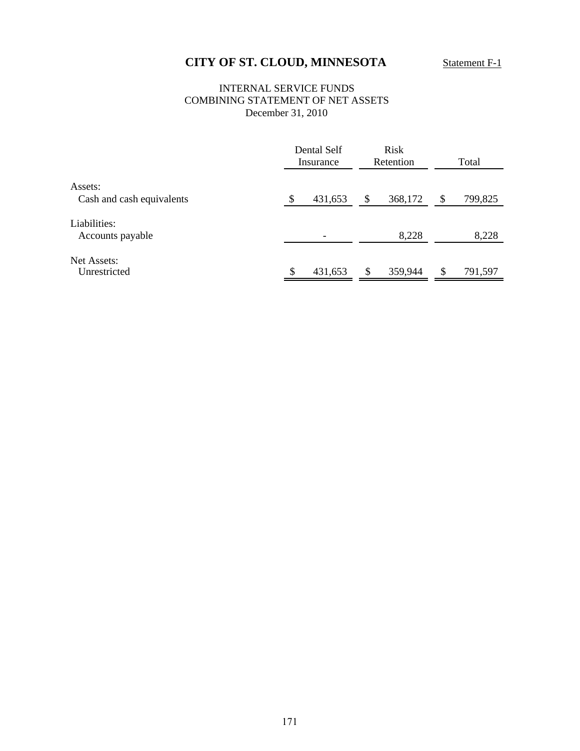# CITY OF ST. CLOUD, MINNESOTA

Statement F-1

## INTERNAL SERVICE FUNDS
## COMBINING STATEMENT OF NET ASSETS
### December 31, 2010

| | Dental Self Insurance | Risk Retention | Total |
|---|---|---|---|
| Assets: | | | |
| Cash and cash equivalents | $ 431,653 | $ 368,172 | $ 799,825 |
| Liabilities: | | | |
| Accounts payable | - | 8,228 | 8,228 |
| Net Assets: | | | |
| Unrestricted | $ 431,653 | $ 359,944 | $ 791,597 |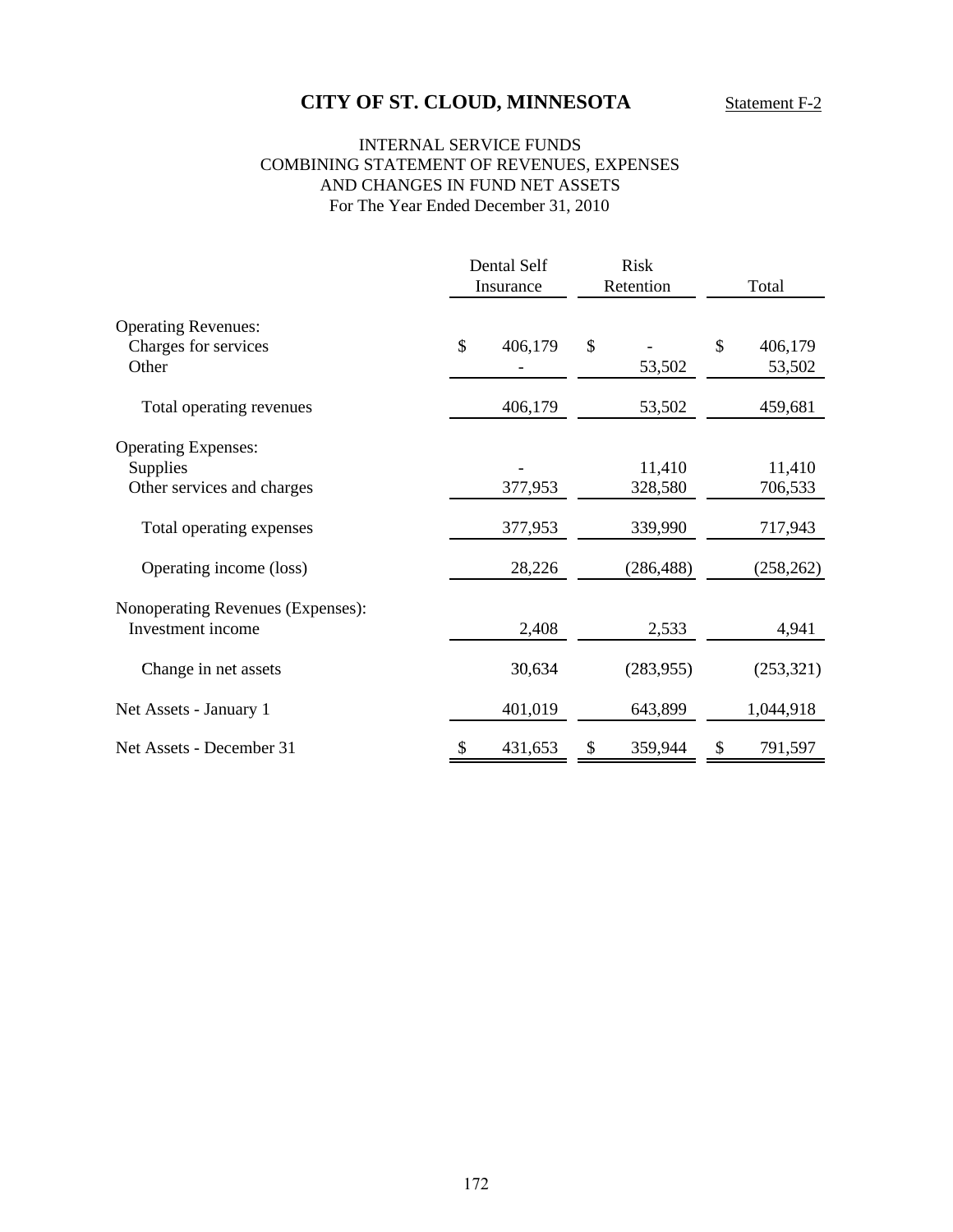# CITY OF ST. CLOUD, MINNESOTA

Statement F-2

## INTERNAL SERVICE FUNDS
## COMBINING STATEMENT OF REVENUES, EXPENSES AND CHANGES IN FUND NET ASSETS
For The Year Ended December 31, 2010

| | Dental Self Insurance | Risk Retention | Total |
|---|---|---|---|
| Operating Revenues: | | | |
| Charges for services | $ 406,179 | $ - | $ 406,179 |
| Other | - | 53,502 | 53,502 |
| Total operating revenues | 406,179 | 53,502 | 459,681 |
| Operating Expenses: | | | |
| Supplies | - | 11,410 | 11,410 |
| Other services and charges | 377,953 | 328,580 | 706,533 |
| Total operating expenses | 377,953 | 339,990 | 717,943 |
| Operating income (loss) | 28,226 | (286,488) | (258,262) |
| Nonoperating Revenues (Expenses): | | | |
| Investment income | 2,408 | 2,533 | 4,941 |
| Change in net assets | 30,634 | (283,955) | (253,321) |
| Net Assets - January 1 | 401,019 | 643,899 | 1,044,918 |
| Net Assets - December 31 | $ 431,653 | $ 359,944 | $ 791,597 |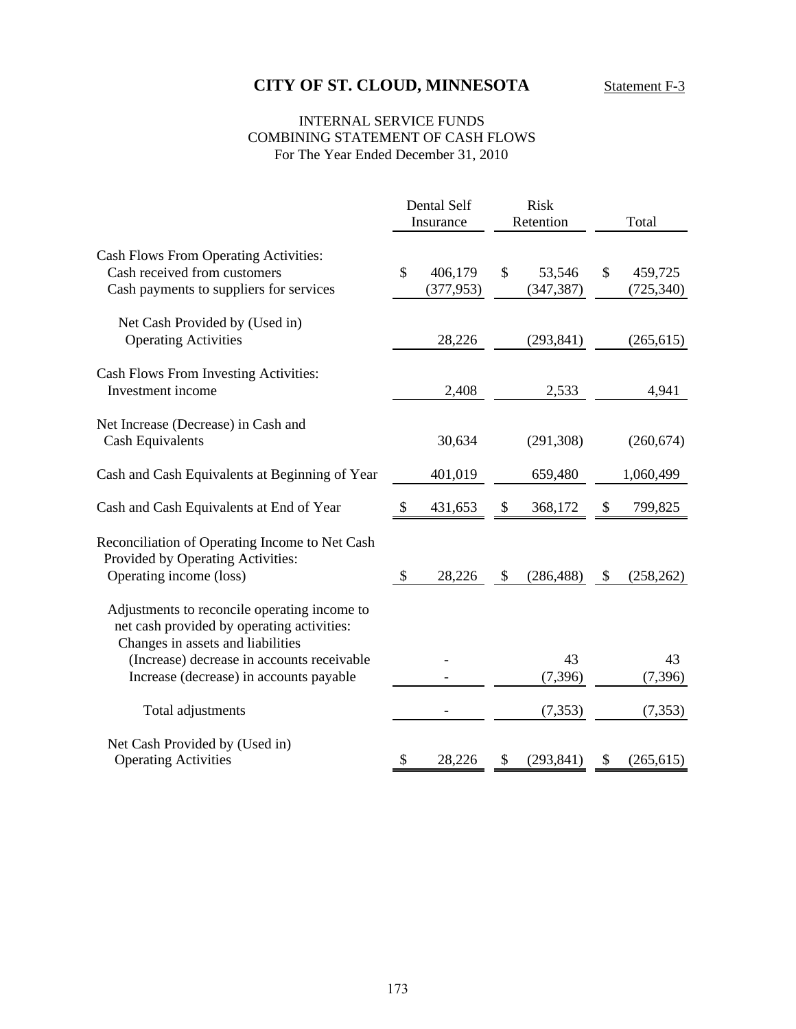# CITY OF ST. CLOUD, MINNESOTA

Statement F-3

## INTERNAL SERVICE FUNDS
## COMBINING STATEMENT OF CASH FLOWS
For The Year Ended December 31, 2010

| | Dental Self Insurance | Risk Retention | Total |
|---|---|---|---|
| Cash Flows From Operating Activities: | | | |
| Cash received from customers | $ 406,179 | $ 53,546 | $ 459,725 |
| Cash payments to suppliers for services | (377,953) | (347,387) | (725,340) |
| Net Cash Provided by (Used in) Operating Activities | 28,226 | (293,841) | (265,615) |
| Cash Flows From Investing Activities: | | | |
| Investment income | 2,408 | 2,533 | 4,941 |
| Net Increase (Decrease) in Cash and Cash Equivalents | 30,634 | (291,308) | (260,674) |
| Cash and Cash Equivalents at Beginning of Year | 401,019 | 659,480 | 1,060,499 |
| Cash and Cash Equivalents at End of Year | $ 431,653 | $ 368,172 | $ 799,825 |
| Reconciliation of Operating Income to Net Cash Provided by Operating Activities: | | | |
| Operating income (loss) | $ 28,226 | $ (286,488) | $ (258,262) |
| Adjustments to reconcile operating income to net cash provided by operating activities: | | | |
| Changes in assets and liabilities | | | |
| (Increase) decrease in accounts receivable | - | 43 | 43 |
| Increase (decrease) in accounts payable | - | (7,396) | (7,396) |
| Total adjustments | - | (7,353) | (7,353) |
| Net Cash Provided by (Used in) Operating Activities | $ 28,226 | $ (293,841) | $ (265,615) |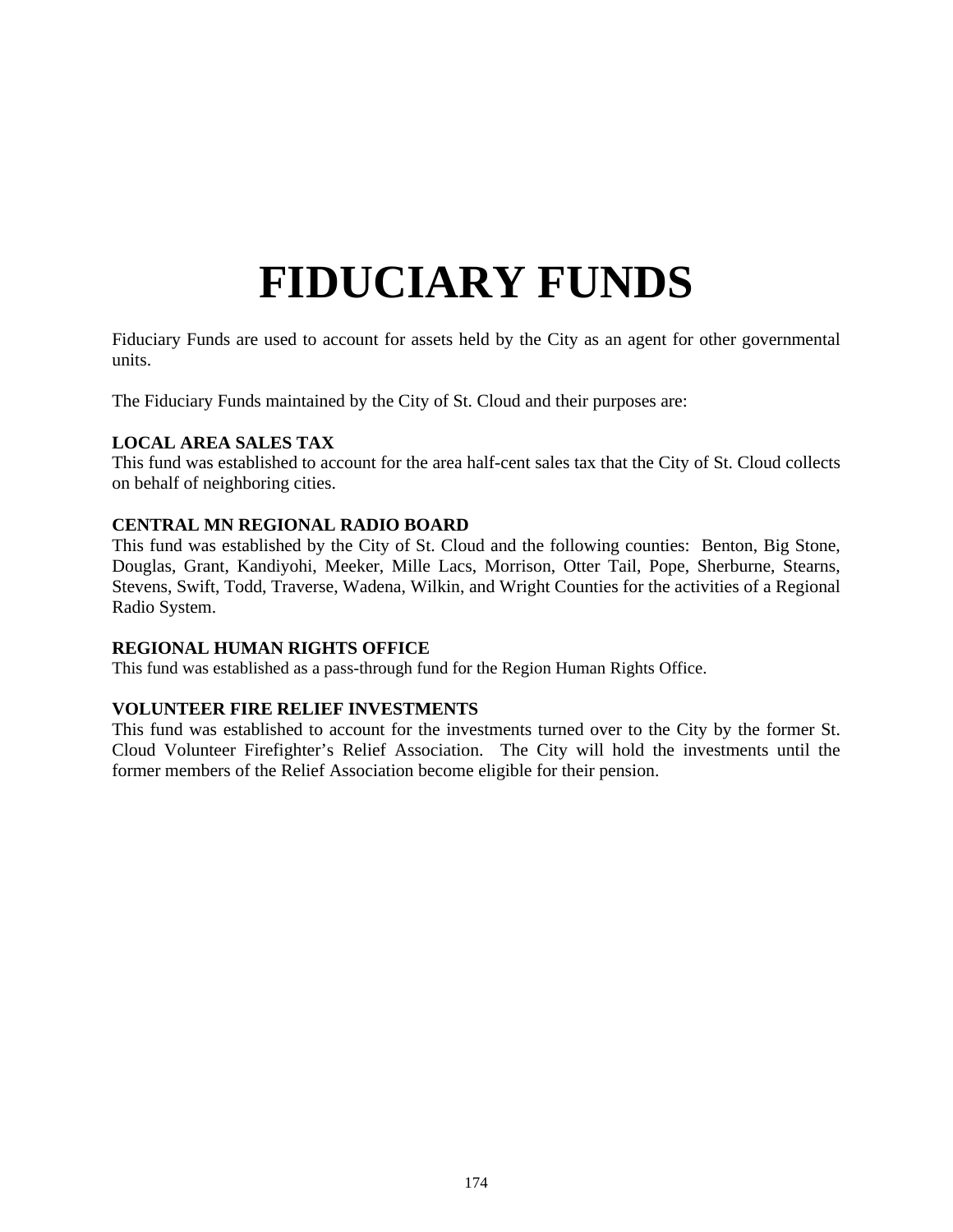# FIDUCIARY FUNDS

Fiduciary Funds are used to account for assets held by the City as an agent for other governmental units.

The Fiduciary Funds maintained by the City of St. Cloud and their purposes are:

**LOCAL AREA SALES TAX**
This fund was established to account for the area half-cent sales tax that the City of St. Cloud collects on behalf of neighboring cities.

**CENTRAL MN REGIONAL RADIO BOARD**
This fund was established by the City of St. Cloud and the following counties: Benton, Big Stone, Douglas, Grant, Kandiyohi, Meeker, Mille Lacs, Morrison, Otter Tail, Pope, Sherburne, Stearns, Stevens, Swift, Todd, Traverse, Wadena, Wilkin, and Wright Counties for the activities of a Regional Radio System.

**REGIONAL HUMAN RIGHTS OFFICE**
This fund was established as a pass-through fund for the Region Human Rights Office.

**VOLUNTEER FIRE RELIEF INVESTMENTS**
This fund was established to account for the investments turned over to the City by the former St. Cloud Volunteer Firefighter's Relief Association. The City will hold the investments until the former members of the Relief Association become eligible for their pension.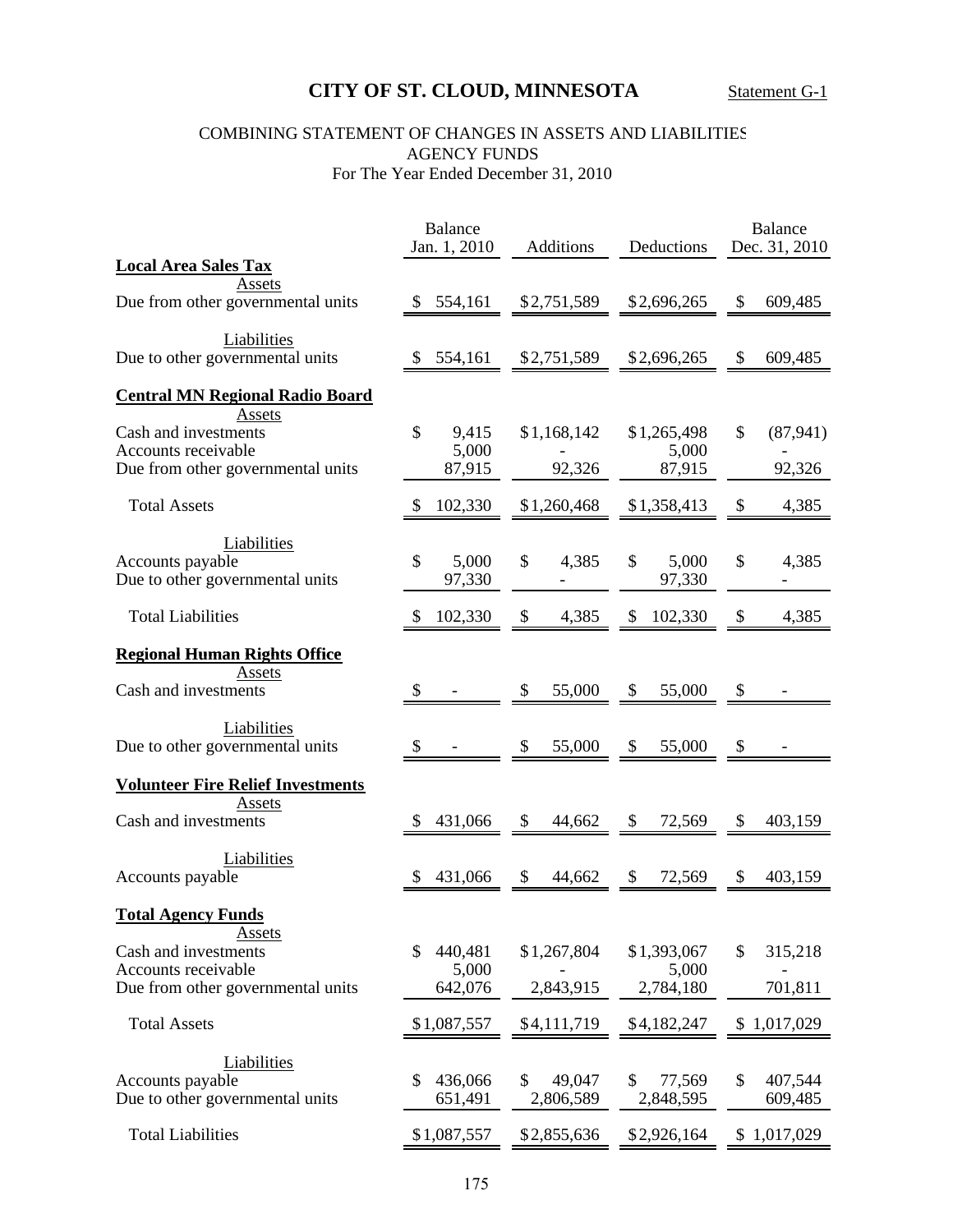# CITY OF ST. CLOUD, MINNESOTA

Statement G-1

COMBINING STATEMENT OF CHANGES IN ASSETS AND LIABILITIES
AGENCY FUNDS
For The Year Ended December 31, 2010

| | Balance Jan. 1, 2010 | Additions | Deductions | Balance Dec. 31, 2010 |
|---|---|---|---|---|
| **Local Area Sales Tax** | | | | |
| Assets | | | | |
| Due from other governmental units | $ 554,161 | $2,751,589 | $2,696,265 | $ 609,485 |
| Liabilities | | | | |
| Due to other governmental units | $ 554,161 | $2,751,589 | $2,696,265 | $ 609,485 |
| **Central MN Regional Radio Board** | | | | |
| Assets | | | | |
| Cash and investments | $ 9,415 | $1,168,142 | $1,265,498 | $ (87,941) |
| Accounts receivable | 5,000 | - | 5,000 | - |
| Due from other governmental units | 87,915 | 92,326 | 87,915 | 92,326 |
| Total Assets | $ 102,330 | $1,260,468 | $1,358,413 | $ 4,385 |
| Liabilities | | | | |
| Accounts payable | $ 5,000 | $ 4,385 | $ 5,000 | $ 4,385 |
| Due to other governmental units | 97,330 | - | 97,330 | - |
| Total Liabilities | $ 102,330 | $ 4,385 | $ 102,330 | $ 4,385 |
| **Regional Human Rights Office** | | | | |
| Assets | | | | |
| Cash and investments | $ - | $ 55,000 | $ 55,000 | $ - |
| Liabilities | | | | |
| Due to other governmental units | $ - | $ 55,000 | $ 55,000 | $ - |
| **Volunteer Fire Relief Investments** | | | | |
| Assets | | | | |
| Cash and investments | $ 431,066 | $ 44,662 | $ 72,569 | $ 403,159 |
| Liabilities | | | | |
| Accounts payable | $ 431,066 | $ 44,662 | $ 72,569 | $ 403,159 |
| **Total Agency Funds** | | | | |
| Assets | | | | |
| Cash and investments | $ 440,481 | $1,267,804 | $1,393,067 | $ 315,218 |
| Accounts receivable | 5,000 | - | 5,000 | - |
| Due from other governmental units | 642,076 | 2,843,915 | 2,784,180 | 701,811 |
| Total Assets | $1,087,557 | $4,111,719 | $4,182,247 | $ 1,017,029 |
| Liabilities | | | | |
| Accounts payable | $ 436,066 | $ 49,047 | $ 77,569 | $ 407,544 |
| Due to other governmental units | 651,491 | 2,806,589 | 2,848,595 | 609,485 |
| Total Liabilities | $1,087,557 | $2,855,636 | $2,926,164 | $ 1,017,029 |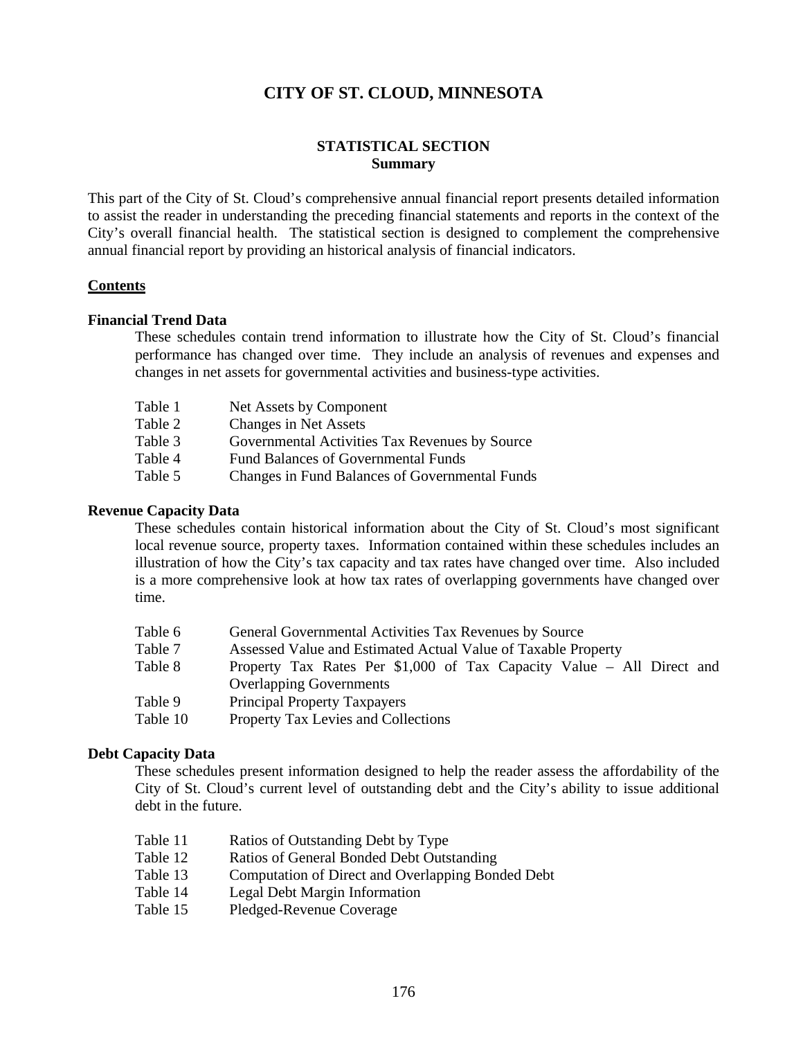# CITY OF ST. CLOUD, MINNESOTA

## STATISTICAL SECTION
### Summary

This part of the City of St. Cloud's comprehensive annual financial report presents detailed information to assist the reader in understanding the preceding financial statements and reports in the context of the City's overall financial health. The statistical section is designed to complement the comprehensive annual financial report by providing an historical analysis of financial indicators.

**Contents**

**Financial Trend Data**

These schedules contain trend information to illustrate how the City of St. Cloud's financial performance has changed over time. They include an analysis of revenues and expenses and changes in net assets for governmental activities and business-type activities.

| | |
|---|---|
| Table 1 | Net Assets by Component |
| Table 2 | Changes in Net Assets |
| Table 3 | Governmental Activities Tax Revenues by Source |
| Table 4 | Fund Balances of Governmental Funds |
| Table 5 | Changes in Fund Balances of Governmental Funds |

**Revenue Capacity Data**

These schedules contain historical information about the City of St. Cloud's most significant local revenue source, property taxes. Information contained within these schedules includes an illustration of how the City's tax capacity and tax rates have changed over time. Also included is a more comprehensive look at how tax rates of overlapping governments have changed over time.

| | |
|---|---|
| Table 6 | General Governmental Activities Tax Revenues by Source |
| Table 7 | Assessed Value and Estimated Actual Value of Taxable Property |
| Table 8 | Property Tax Rates Per $1,000 of Tax Capacity Value – All Direct and Overlapping Governments |
| Table 9 | Principal Property Taxpayers |
| Table 10 | Property Tax Levies and Collections |

**Debt Capacity Data**

These schedules present information designed to help the reader assess the affordability of the City of St. Cloud's current level of outstanding debt and the City's ability to issue additional debt in the future.

| | |
|---|---|
| Table 11 | Ratios of Outstanding Debt by Type |
| Table 12 | Ratios of General Bonded Debt Outstanding |
| Table 13 | Computation of Direct and Overlapping Bonded Debt |
| Table 14 | Legal Debt Margin Information |
| Table 15 | Pledged-Revenue Coverage |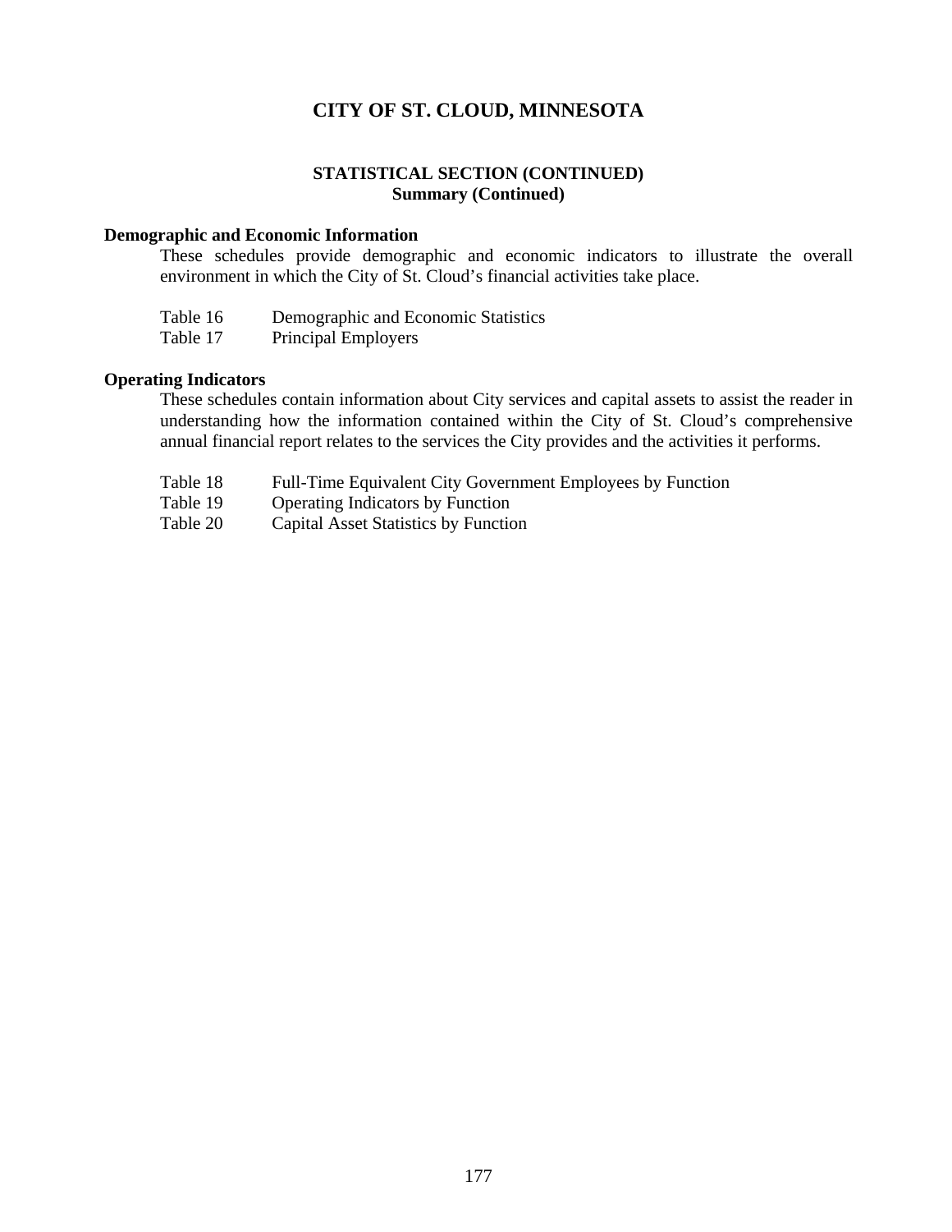# CITY OF ST. CLOUD, MINNESOTA

## STATISTICAL SECTION (CONTINUED)
### Summary (Continued)

**Demographic and Economic Information**

These schedules provide demographic and economic indicators to illustrate the overall environment in which the City of St. Cloud's financial activities take place.

| | |
|---|---|
| Table 16 | Demographic and Economic Statistics |
| Table 17 | Principal Employers |

**Operating Indicators**

These schedules contain information about City services and capital assets to assist the reader in understanding how the information contained within the City of St. Cloud's comprehensive annual financial report relates to the services the City provides and the activities it performs.

| | |
|---|---|
| Table 18 | Full-Time Equivalent City Government Employees by Function |
| Table 19 | Operating Indicators by Function |
| Table 20 | Capital Asset Statistics by Function |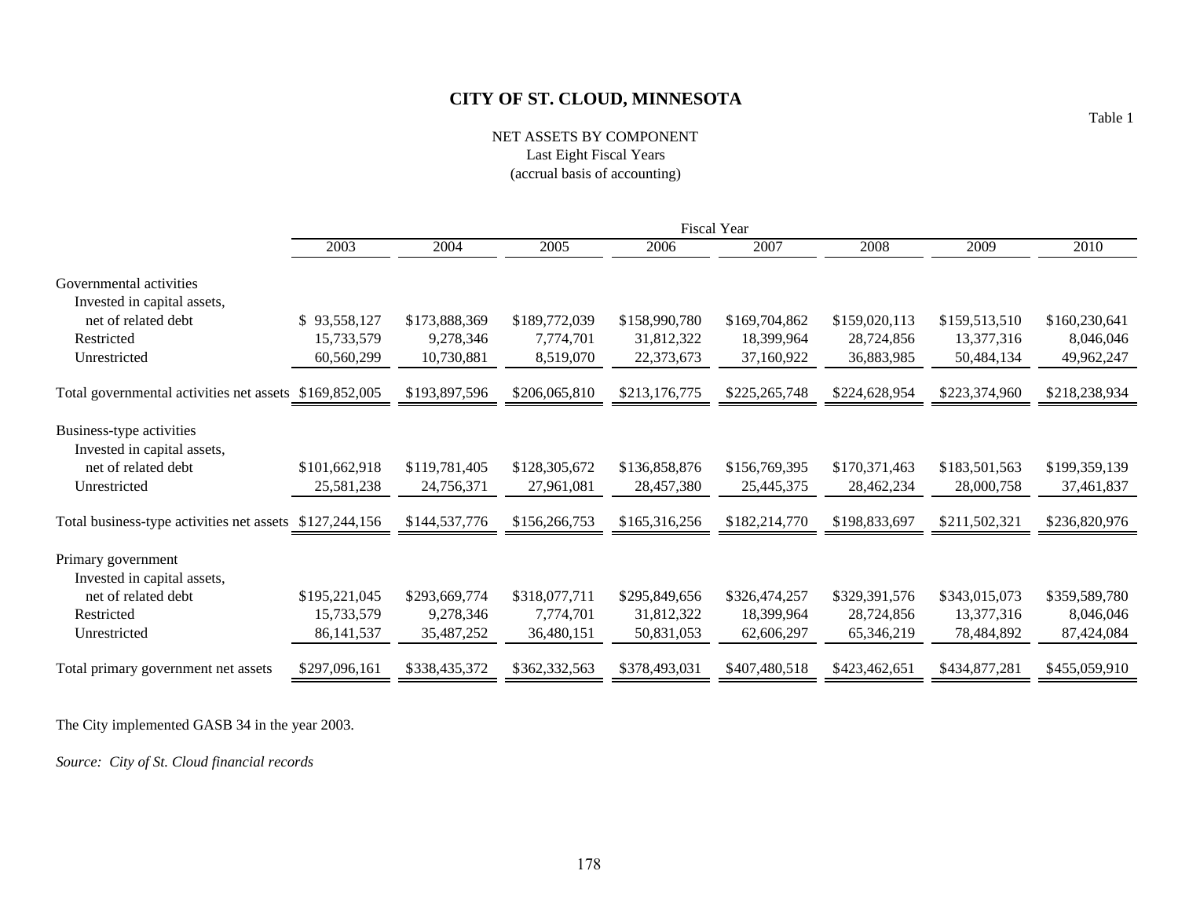# CITY OF ST. CLOUD, MINNESOTA

Table 1

NET ASSETS BY COMPONENT
Last Eight Fiscal Years
(accrual basis of accounting)

| | Fiscal Year | | | | | | | |
|---|---|---|---|---|---|---|---|---|
| | 2003 | 2004 | 2005 | 2006 | 2007 | 2008 | 2009 | 2010 |
| Governmental activities | | | | | | | | |
| Invested in capital assets, net of related debt | $ 93,558,127 | $173,888,369 | $189,772,039 | $158,990,780 | $169,704,862 | $159,020,113 | $159,513,510 | $160,230,641 |
| Restricted | 15,733,579 | 9,278,346 | 7,774,701 | 31,812,322 | 18,399,964 | 28,724,856 | 13,377,316 | 8,046,046 |
| Unrestricted | 60,560,299 | 10,730,881 | 8,519,070 | 22,373,673 | 37,160,922 | 36,883,985 | 50,484,134 | 49,962,247 |
| Total governmental activities net assets | $169,852,005 | $193,897,596 | $206,065,810 | $213,176,775 | $225,265,748 | $224,628,954 | $223,374,960 | $218,238,934 |
| Business-type activities | | | | | | | | |
| Invested in capital assets, net of related debt | $101,662,918 | $119,781,405 | $128,305,672 | $136,858,876 | $156,769,395 | $170,371,463 | $183,501,563 | $199,359,139 |
| Unrestricted | 25,581,238 | 24,756,371 | 27,961,081 | 28,457,380 | 25,445,375 | 28,462,234 | 28,000,758 | 37,461,837 |
| Total business-type activities net assets | $127,244,156 | $144,537,776 | $156,266,753 | $165,316,256 | $182,214,770 | $198,833,697 | $211,502,321 | $236,820,976 |
| Primary government | | | | | | | | |
| Invested in capital assets, net of related debt | $195,221,045 | $293,669,774 | $318,077,711 | $295,849,656 | $326,474,257 | $329,391,576 | $343,015,073 | $359,589,780 |
| Restricted | 15,733,579 | 9,278,346 | 7,774,701 | 31,812,322 | 18,399,964 | 28,724,856 | 13,377,316 | 8,046,046 |
| Unrestricted | 86,141,537 | 35,487,252 | 36,480,151 | 50,831,053 | 62,606,297 | 65,346,219 | 78,484,892 | 87,424,084 |
| Total primary government net assets | $297,096,161 | $338,435,372 | $362,332,563 | $378,493,031 | $407,480,518 | $423,462,651 | $434,877,281 | $455,059,910 |

The City implemented GASB 34 in the year 2003.

*Source: City of St. Cloud financial records*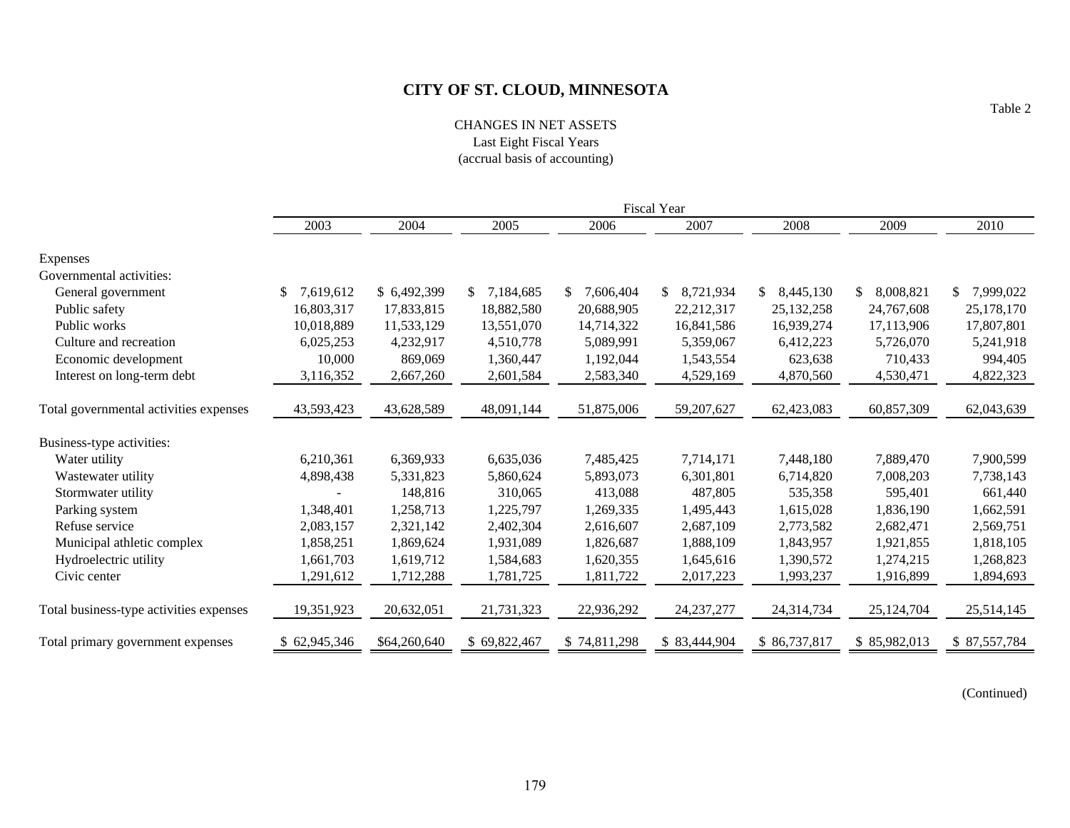# CITY OF ST. CLOUD, MINNESOTA

Table 2

CHANGES IN NET ASSETS
Last Eight Fiscal Years
(accrual basis of accounting)

| | Fiscal Year | | | | | | | |
|---|---|---|---|---|---|---|---|---|
| | 2003 | 2004 | 2005 | 2006 | 2007 | 2008 | 2009 | 2010 |
| Expenses | | | | | | | | |
| Governmental activities: | | | | | | | | |
| General government | $ 7,619,612 | $ 6,492,399 | $ 7,184,685 | $ 7,606,404 | $ 8,721,934 | $ 8,445,130 | $ 8,008,821 | $ 7,999,022 |
| Public safety | 16,803,317 | 17,833,815 | 18,882,580 | 20,688,905 | 22,212,317 | 25,132,258 | 24,767,608 | 25,178,170 |
| Public works | 10,018,889 | 11,533,129 | 13,551,070 | 14,714,322 | 16,841,586 | 16,939,274 | 17,113,906 | 17,807,801 |
| Culture and recreation | 6,025,253 | 4,232,917 | 4,510,778 | 5,089,991 | 5,359,067 | 6,412,223 | 5,726,070 | 5,241,918 |
| Economic development | 10,000 | 869,069 | 1,360,447 | 1,192,044 | 1,543,554 | 623,638 | 710,433 | 994,405 |
| Interest on long-term debt | 3,116,352 | 2,667,260 | 2,601,584 | 2,583,340 | 4,529,169 | 4,870,560 | 4,530,471 | 4,822,323 |
| Total governmental activities expenses | 43,593,423 | 43,628,589 | 48,091,144 | 51,875,006 | 59,207,627 | 62,423,083 | 60,857,309 | 62,043,639 |
| Business-type activities: | | | | | | | | |
| Water utility | 6,210,361 | 6,369,933 | 6,635,036 | 7,485,425 | 7,714,171 | 7,448,180 | 7,889,470 | 7,900,599 |
| Wastewater utility | 4,898,438 | 5,331,823 | 5,860,624 | 5,893,073 | 6,301,801 | 6,714,820 | 7,008,203 | 7,738,143 |
| Stormwater utility | - | 148,816 | 310,065 | 413,088 | 487,805 | 535,358 | 595,401 | 661,440 |
| Parking system | 1,348,401 | 1,258,713 | 1,225,797 | 1,269,335 | 1,495,443 | 1,615,028 | 1,836,190 | 1,662,591 |
| Refuse service | 2,083,157 | 2,321,142 | 2,402,304 | 2,616,607 | 2,687,109 | 2,773,582 | 2,682,471 | 2,569,751 |
| Municipal athletic complex | 1,858,251 | 1,869,624 | 1,931,089 | 1,826,687 | 1,888,109 | 1,843,957 | 1,921,855 | 1,818,105 |
| Hydroelectric utility | 1,661,703 | 1,619,712 | 1,584,683 | 1,620,355 | 1,645,616 | 1,390,572 | 1,274,215 | 1,268,823 |
| Civic center | 1,291,612 | 1,712,288 | 1,781,725 | 1,811,722 | 2,017,223 | 1,993,237 | 1,916,899 | 1,894,693 |
| Total business-type activities expenses | 19,351,923 | 20,632,051 | 21,731,323 | 22,936,292 | 24,237,277 | 24,314,734 | 25,124,704 | 25,514,145 |
| Total primary government expenses | $ 62,945,346 | $64,260,640 | $ 69,822,467 | $ 74,811,298 | $ 83,444,904 | $ 86,737,817 | $ 85,982,013 | $ 87,557,784 |

(Continued)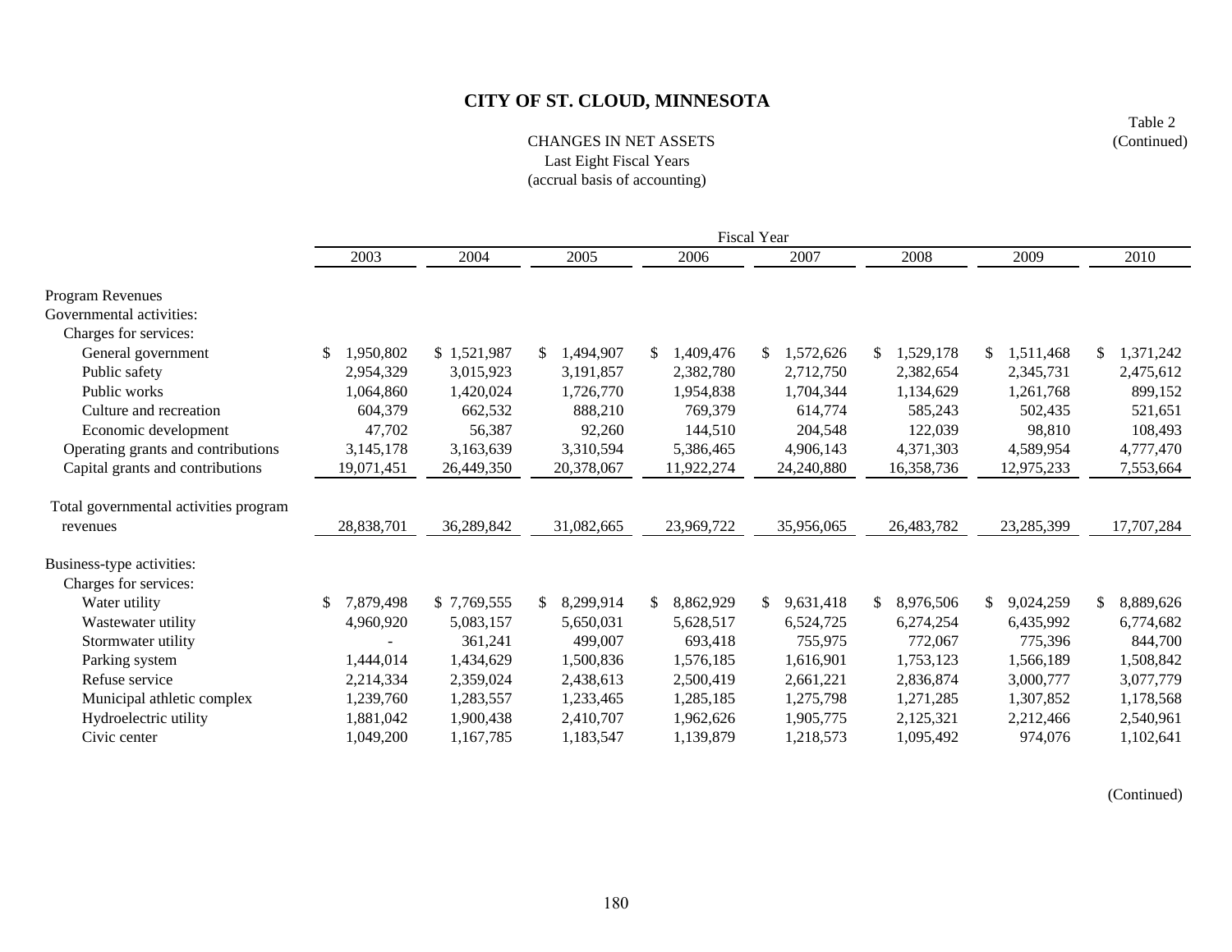# CITY OF ST. CLOUD, MINNESOTA

Table 2
(Continued)

CHANGES IN NET ASSETS
Last Eight Fiscal Years
(accrual basis of accounting)

| | Fiscal Year | | | | | | | |
|---|---|---|---|---|---|---|---|---|
| | 2003 | 2004 | 2005 | 2006 | 2007 | 2008 | 2009 | 2010 |
| **Program Revenues** | | | | | | | | |
| Governmental activities: | | | | | | | | |
| Charges for services: | | | | | | | | |
| General government | $ 1,950,802 | $ 1,521,987 | $ 1,494,907 | $ 1,409,476 | $ 1,572,626 | $ 1,529,178 | $ 1,511,468 | $ 1,371,242 |
| Public safety | 2,954,329 | 3,015,923 | 3,191,857 | 2,382,780 | 2,712,750 | 2,382,654 | 2,345,731 | 2,475,612 |
| Public works | 1,064,860 | 1,420,024 | 1,726,770 | 1,954,838 | 1,704,344 | 1,134,629 | 1,261,768 | 899,152 |
| Culture and recreation | 604,379 | 662,532 | 888,210 | 769,379 | 614,774 | 585,243 | 502,435 | 521,651 |
| Economic development | 47,702 | 56,387 | 92,260 | 144,510 | 204,548 | 122,039 | 98,810 | 108,493 |
| Operating grants and contributions | 3,145,178 | 3,163,639 | 3,310,594 | 5,386,465 | 4,906,143 | 4,371,303 | 4,589,954 | 4,777,470 |
| Capital grants and contributions | 19,071,451 | 26,449,350 | 20,378,067 | 11,922,274 | 24,240,880 | 16,358,736 | 12,975,233 | 7,553,664 |
| Total governmental activities program revenues | 28,838,701 | 36,289,842 | 31,082,665 | 23,969,722 | 35,956,065 | 26,483,782 | 23,285,399 | 17,707,284 |
| Business-type activities: | | | | | | | | |
| Charges for services: | | | | | | | | |
| Water utility | $ 7,879,498 | $ 7,769,555 | $ 8,299,914 | $ 8,862,929 | $ 9,631,418 | $ 8,976,506 | $ 9,024,259 | $ 8,889,626 |
| Wastewater utility | 4,960,920 | 5,083,157 | 5,650,031 | 5,628,517 | 6,524,725 | 6,274,254 | 6,435,992 | 6,774,682 |
| Stormwater utility | - | 361,241 | 499,007 | 693,418 | 755,975 | 772,067 | 775,396 | 844,700 |
| Parking system | 1,444,014 | 1,434,629 | 1,500,836 | 1,576,185 | 1,616,901 | 1,753,123 | 1,566,189 | 1,508,842 |
| Refuse service | 2,214,334 | 2,359,024 | 2,438,613 | 2,500,419 | 2,661,221 | 2,836,874 | 3,000,777 | 3,077,779 |
| Municipal athletic complex | 1,239,760 | 1,283,557 | 1,233,465 | 1,285,185 | 1,275,798 | 1,271,285 | 1,307,852 | 1,178,568 |
| Hydroelectric utility | 1,881,042 | 1,900,438 | 2,410,707 | 1,962,626 | 1,905,775 | 2,125,321 | 2,212,466 | 2,540,961 |
| Civic center | 1,049,200 | 1,167,785 | 1,183,547 | 1,139,879 | 1,218,573 | 1,095,492 | 974,076 | 1,102,641 |

(Continued)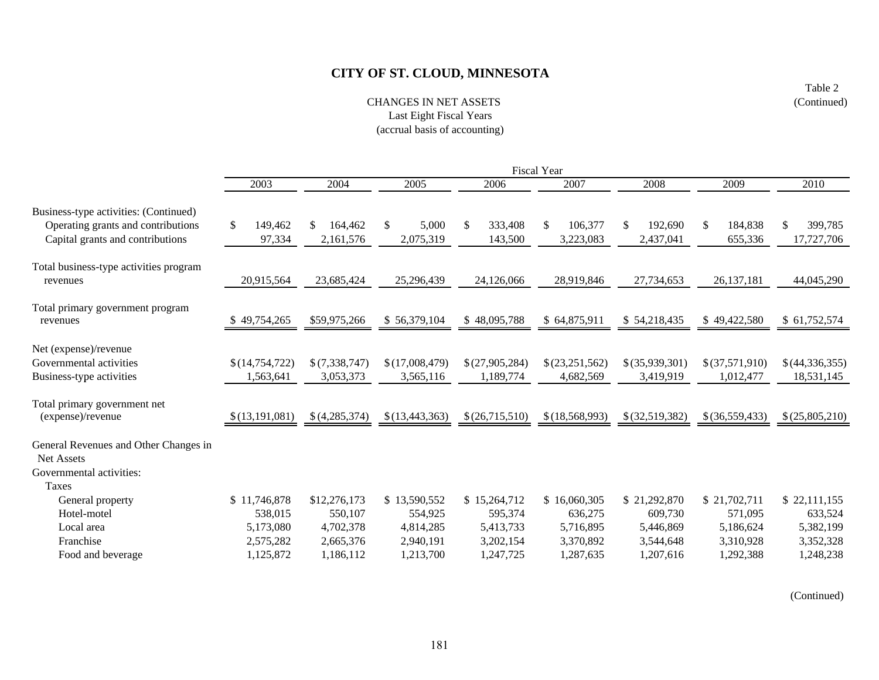# CITY OF ST. CLOUD, MINNESOTA

Table 2
(Continued)

CHANGES IN NET ASSETS
Last Eight Fiscal Years
(accrual basis of accounting)

| | Fiscal Year | | | | | | | |
|---|---|---|---|---|---|---|---|---|
| | 2003 | 2004 | 2005 | 2006 | 2007 | 2008 | 2009 | 2010 |
| Business-type activities: (Continued) | | | | | | | | |
| Operating grants and contributions | $ 149,462 | $ 164,462 | $ 5,000 | $ 333,408 | $ 106,377 | $ 192,690 | $ 184,838 | $ 399,785 |
| Capital grants and contributions | 97,334 | 2,161,576 | 2,075,319 | 143,500 | 3,223,083 | 2,437,041 | 655,336 | 17,727,706 |
| Total business-type activities program revenues | 20,915,564 | 23,685,424 | 25,296,439 | 24,126,066 | 28,919,846 | 27,734,653 | 26,137,181 | 44,045,290 |
| Total primary government program revenues | $ 49,754,265 | $59,975,266 | $ 56,379,104 | $ 48,095,788 | $ 64,875,911 | $ 54,218,435 | $ 49,422,580 | $ 61,752,574 |
| Net (expense)/revenue | | | | | | | | |
| Governmental activities | $ (14,754,722) | $ (7,338,747) | $ (17,008,479) | $ (27,905,284) | $ (23,251,562) | $ (35,939,301) | $ (37,571,910) | $ (44,336,355) |
| Business-type activities | 1,563,641 | 3,053,373 | 3,565,116 | 1,189,774 | 4,682,569 | 3,419,919 | 1,012,477 | 18,531,145 |
| Total primary government net (expense)/revenue | $ (13,191,081) | $ (4,285,374) | $ (13,443,363) | $ (26,715,510) | $ (18,568,993) | $ (32,519,382) | $ (36,559,433) | $ (25,805,210) |
| General Revenues and Other Changes in Net Assets | | | | | | | | |
| Governmental activities: | | | | | | | | |
| Taxes | | | | | | | | |
| General property | $ 11,746,878 | $12,276,173 | $ 13,590,552 | $ 15,264,712 | $ 16,060,305 | $ 21,292,870 | $ 21,702,711 | $ 22,111,155 |
| Hotel-motel | 538,015 | 550,107 | 554,925 | 595,374 | 636,275 | 609,730 | 571,095 | 633,524 |
| Local area | 5,173,080 | 4,702,378 | 4,814,285 | 5,413,733 | 5,716,895 | 5,446,869 | 5,186,624 | 5,382,199 |
| Franchise | 2,575,282 | 2,665,376 | 2,940,191 | 3,202,154 | 3,370,892 | 3,544,648 | 3,310,928 | 3,352,328 |
| Food and beverage | 1,125,872 | 1,186,112 | 1,213,700 | 1,247,725 | 1,287,635 | 1,207,616 | 1,292,388 | 1,248,238 |

(Continued)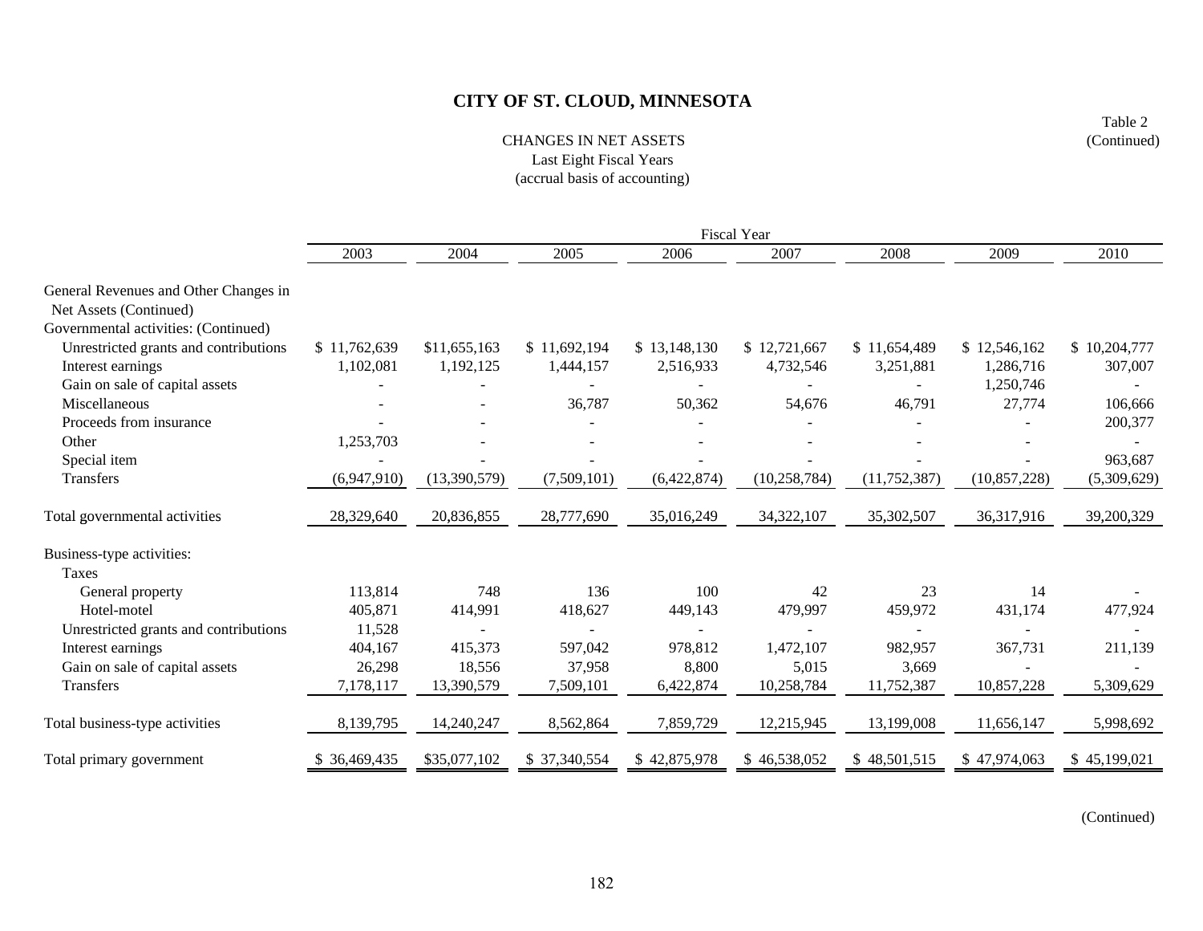# CITY OF ST. CLOUD, MINNESOTA

Table 2
(Continued)

CHANGES IN NET ASSETS
Last Eight Fiscal Years
(accrual basis of accounting)

| | Fiscal Year | | | | | | | |
|---|---|---|---|---|---|---|---|---|
| | 2003 | 2004 | 2005 | 2006 | 2007 | 2008 | 2009 | 2010 |
| General Revenues and Other Changes in Net Assets (Continued) | | | | | | | | |
| Governmental activities: (Continued) | | | | | | | | |
| Unrestricted grants and contributions | $ 11,762,639 | $11,655,163 | $ 11,692,194 | $ 13,148,130 | $ 12,721,667 | $ 11,654,489 | $ 12,546,162 | $ 10,204,777 |
| Interest earnings | 1,102,081 | 1,192,125 | 1,444,157 | 2,516,933 | 4,732,546 | 3,251,881 | 1,286,716 | 307,007 |
| Gain on sale of capital assets | - | - | - | - | - | - | 1,250,746 | - |
| Miscellaneous | - | - | 36,787 | 50,362 | 54,676 | 46,791 | 27,774 | 106,666 |
| Proceeds from insurance | - | - | - | - | - | - | - | 200,377 |
| Other | 1,253,703 | - | - | - | - | - | - | - |
| Special item | - | - | - | - | - | - | - | 963,687 |
| Transfers | (6,947,910) | (13,390,579) | (7,509,101) | (6,422,874) | (10,258,784) | (11,752,387) | (10,857,228) | (5,309,629) |
| Total governmental activities | 28,329,640 | 20,836,855 | 28,777,690 | 35,016,249 | 34,322,107 | 35,302,507 | 36,317,916 | 39,200,329 |
| Business-type activities: | | | | | | | | |
| Taxes | | | | | | | | |
| General property | 113,814 | 748 | 136 | 100 | 42 | 23 | 14 | - |
| Hotel-motel | 405,871 | 414,991 | 418,627 | 449,143 | 479,997 | 459,972 | 431,174 | 477,924 |
| Unrestricted grants and contributions | 11,528 | - | - | - | - | - | - | - |
| Interest earnings | 404,167 | 415,373 | 597,042 | 978,812 | 1,472,107 | 982,957 | 367,731 | 211,139 |
| Gain on sale of capital assets | 26,298 | 18,556 | 37,958 | 8,800 | 5,015 | 3,669 | - | - |
| Transfers | 7,178,117 | 13,390,579 | 7,509,101 | 6,422,874 | 10,258,784 | 11,752,387 | 10,857,228 | 5,309,629 |
| Total business-type activities | 8,139,795 | 14,240,247 | 8,562,864 | 7,859,729 | 12,215,945 | 13,199,008 | 11,656,147 | 5,998,692 |
| Total primary government | $ 36,469,435 | $35,077,102 | $ 37,340,554 | $ 42,875,978 | $ 46,538,052 | $ 48,501,515 | $ 47,974,063 | $ 45,199,021 |

(Continued)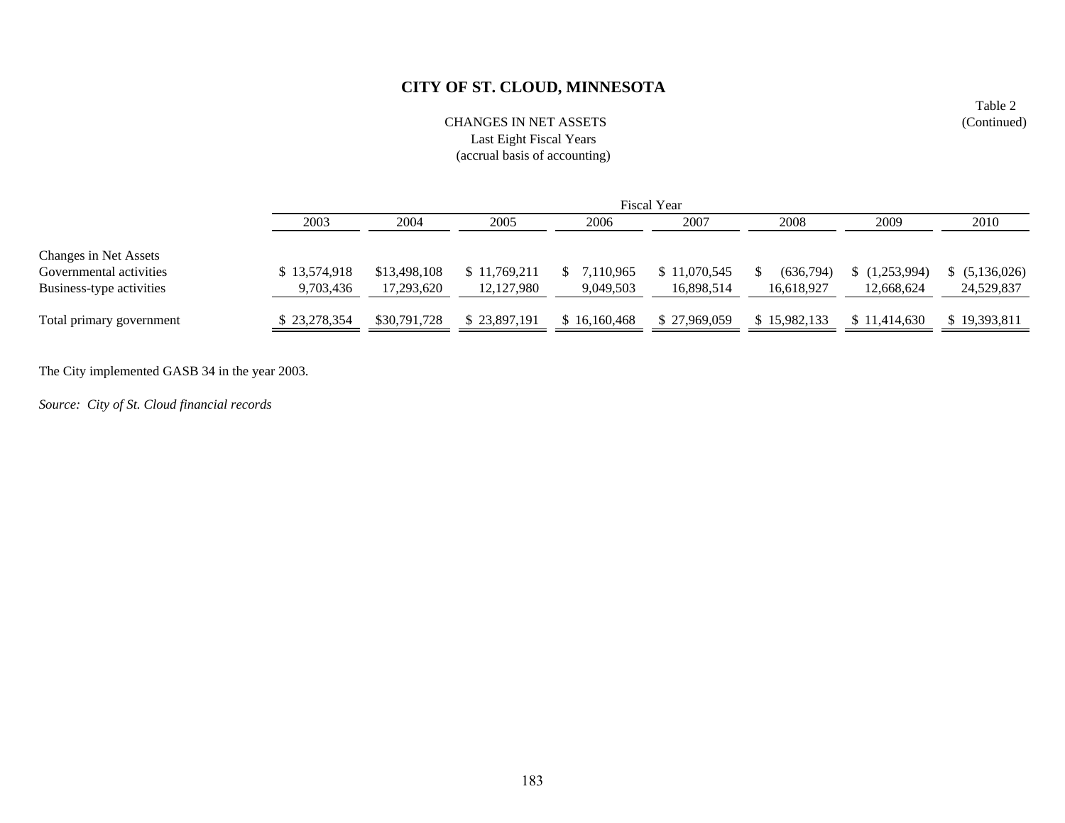# CITY OF ST. CLOUD, MINNESOTA

Table 2
(Continued)

CHANGES IN NET ASSETS
Last Eight Fiscal Years
(accrual basis of accounting)

| | Fiscal Year | | | | | | | |
|---|---|---|---|---|---|---|---|---|
| | 2003 | 2004 | 2005 | 2006 | 2007 | 2008 | 2009 | 2010 |
| Changes in Net Assets | | | | | | | | |
| Governmental activities | $ 13,574,918 | $13,498,108 | $ 11,769,211 | $ 7,110,965 | $ 11,070,545 | $ (636,794) | $ (1,253,994) | $ (5,136,026) |
| Business-type activities | 9,703,436 | 17,293,620 | 12,127,980 | 9,049,503 | 16,898,514 | 16,618,927 | 12,668,624 | 24,529,837 |
| Total primary government | $ 23,278,354 | $30,791,728 | $ 23,897,191 | $ 16,160,468 | $ 27,969,059 | $ 15,982,133 | $ 11,414,630 | $ 19,393,811 |

The City implemented GASB 34 in the year 2003.

*Source: City of St. Cloud financial records*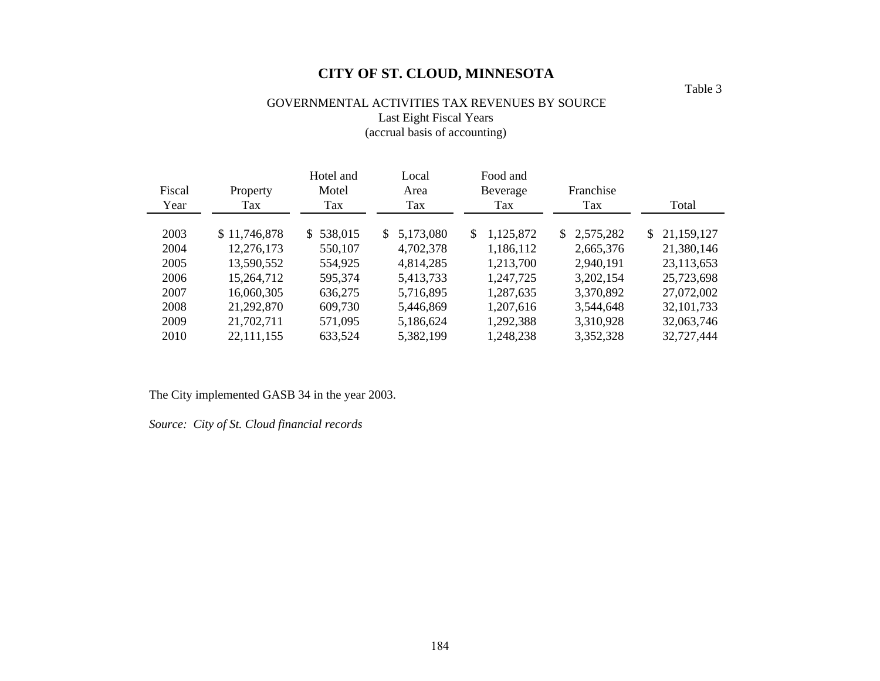# CITY OF ST. CLOUD, MINNESOTA

Table 3

GOVERNMENTAL ACTIVITIES TAX REVENUES BY SOURCE
Last Eight Fiscal Years
(accrual basis of accounting)

| Fiscal Year | Property Tax | Hotel and Motel Tax | Local Area Tax | Food and Beverage Tax | Franchise Tax | Total |
|---|---|---|---|---|---|---|
| 2003 | $ 11,746,878 | $ 538,015 | $ 5,173,080 | $ 1,125,872 | $ 2,575,282 | $ 21,159,127 |
| 2004 | 12,276,173 | 550,107 | 4,702,378 | 1,186,112 | 2,665,376 | 21,380,146 |
| 2005 | 13,590,552 | 554,925 | 4,814,285 | 1,213,700 | 2,940,191 | 23,113,653 |
| 2006 | 15,264,712 | 595,374 | 5,413,733 | 1,247,725 | 3,202,154 | 25,723,698 |
| 2007 | 16,060,305 | 636,275 | 5,716,895 | 1,287,635 | 3,370,892 | 27,072,002 |
| 2008 | 21,292,870 | 609,730 | 5,446,869 | 1,207,616 | 3,544,648 | 32,101,733 |
| 2009 | 21,702,711 | 571,095 | 5,186,624 | 1,292,388 | 3,310,928 | 32,063,746 |
| 2010 | 22,111,155 | 633,524 | 5,382,199 | 1,248,238 | 3,352,328 | 32,727,444 |

The City implemented GASB 34 in the year 2003.

*Source: City of St. Cloud financial records*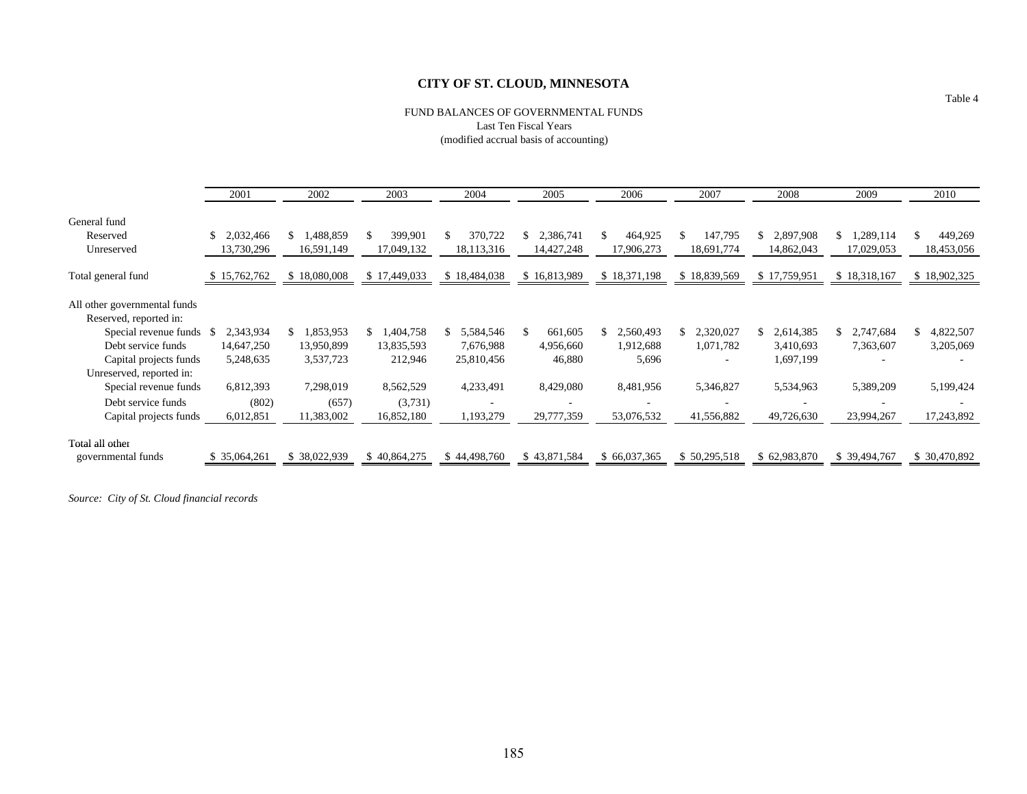# CITY OF ST. CLOUD, MINNESOTA

Table 4

FUND BALANCES OF GOVERNMENTAL FUNDS
Last Ten Fiscal Years
(modified accrual basis of accounting)

| | 2001 | 2002 | 2003 | 2004 | 2005 | 2006 | 2007 | 2008 | 2009 | 2010 |
|---|---|---|---|---|---|---|---|---|---|---|
| General fund | | | | | | | | | | |
| Reserved | $ 2,032,466 | $ 1,488,859 | $ 399,901 | $ 370,722 | $ 2,386,741 | $ 464,925 | $ 147,795 | $ 2,897,908 | $ 1,289,114 | $ 449,269 |
| Unreserved | 13,730,296 | 16,591,149 | 17,049,132 | 18,113,316 | 14,427,248 | 17,906,273 | 18,691,774 | 14,862,043 | 17,029,053 | 18,453,056 |
| Total general fund | $ 15,762,762 | $ 18,080,008 | $ 17,449,033 | $ 18,484,038 | $ 16,813,989 | $ 18,371,198 | $ 18,839,569 | $ 17,759,951 | $ 18,318,167 | $ 18,902,325 |
| All other governmental funds | | | | | | | | | | |
| Reserved, reported in: | | | | | | | | | | |
| Special revenue funds | $ 2,343,934 | $ 1,853,953 | $ 1,404,758 | $ 5,584,546 | $ 661,605 | $ 2,560,493 | $ 2,320,027 | $ 2,614,385 | $ 2,747,684 | $ 4,822,507 |
| Debt service funds | 14,647,250 | 13,950,899 | 13,835,593 | 7,676,988 | 4,956,660 | 1,912,688 | 1,071,782 | 3,410,693 | 7,363,607 | 3,205,069 |
| Capital projects funds | 5,248,635 | 3,537,723 | 212,946 | 25,810,456 | 46,880 | 5,696 | - | 1,697,199 | - | - |
| Unreserved, reported in: | | | | | | | | | | |
| Special revenue funds | 6,812,393 | 7,298,019 | 8,562,529 | 4,233,491 | 8,429,080 | 8,481,956 | 5,346,827 | 5,534,963 | 5,389,209 | 5,199,424 |
| Debt service funds | (802) | (657) | (3,731) | - | - | - | - | - | - | - |
| Capital projects funds | 6,012,851 | 11,383,002 | 16,852,180 | 1,193,279 | 29,777,359 | 53,076,532 | 41,556,882 | 49,726,630 | 23,994,267 | 17,243,892 |
| Total all other governmental funds | $ 35,064,261 | $ 38,022,939 | $ 40,864,275 | $ 44,498,760 | $ 43,871,584 | $ 66,037,365 | $ 50,295,518 | $ 62,983,870 | $ 39,494,767 | $ 30,470,892 |

*Source: City of St. Cloud financial records*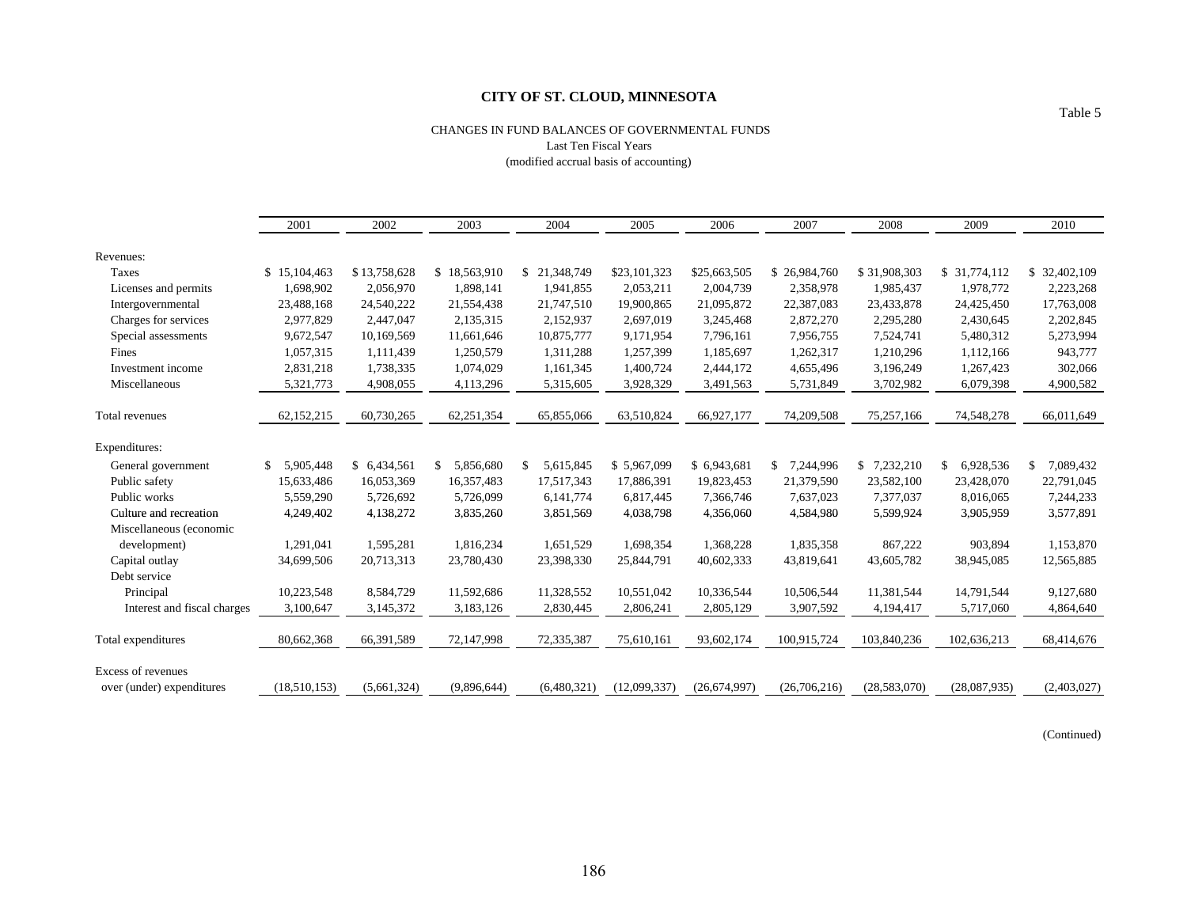# CITY OF ST. CLOUD, MINNESOTA

Table 5

CHANGES IN FUND BALANCES OF GOVERNMENTAL FUNDS
Last Ten Fiscal Years
(modified accrual basis of accounting)

| | 2001 | 2002 | 2003 | 2004 | 2005 | 2006 | 2007 | 2008 | 2009 | 2010 |
|---|---|---|---|---|---|---|---|---|---|---|
| Revenues: | | | | | | | | | | |
| Taxes | $ 15,104,463 | $ 13,758,628 | $ 18,563,910 | $ 21,348,749 | $23,101,323 | $25,663,505 | $ 26,984,760 | $ 31,908,303 | $ 31,774,112 | $ 32,402,109 |
| Licenses and permits | 1,698,902 | 2,056,970 | 1,898,141 | 1,941,855 | 2,053,211 | 2,004,739 | 2,358,978 | 1,985,437 | 1,978,772 | 2,223,268 |
| Intergovernmental | 23,488,168 | 24,540,222 | 21,554,438 | 21,747,510 | 19,900,865 | 21,095,872 | 22,387,083 | 23,433,878 | 24,425,450 | 17,763,008 |
| Charges for services | 2,977,829 | 2,447,047 | 2,135,315 | 2,152,937 | 2,697,019 | 3,245,468 | 2,872,270 | 2,295,280 | 2,430,645 | 2,202,845 |
| Special assessments | 9,672,547 | 10,169,569 | 11,661,646 | 10,875,777 | 9,171,954 | 7,796,161 | 7,956,755 | 7,524,741 | 5,480,312 | 5,273,994 |
| Fines | 1,057,315 | 1,111,439 | 1,250,579 | 1,311,288 | 1,257,399 | 1,185,697 | 1,262,317 | 1,210,296 | 1,112,166 | 943,777 |
| Investment income | 2,831,218 | 1,738,335 | 1,074,029 | 1,161,345 | 1,400,724 | 2,444,172 | 4,655,496 | 3,196,249 | 1,267,423 | 302,066 |
| Miscellaneous | 5,321,773 | 4,908,055 | 4,113,296 | 5,315,605 | 3,928,329 | 3,491,563 | 5,731,849 | 3,702,982 | 6,079,398 | 4,900,582 |
| Total revenues | 62,152,215 | 60,730,265 | 62,251,354 | 65,855,066 | 63,510,824 | 66,927,177 | 74,209,508 | 75,257,166 | 74,548,278 | 66,011,649 |
| Expenditures: | | | | | | | | | | |
| General government | $ 5,905,448 | $ 6,434,561 | $ 5,856,680 | $ 5,615,845 | $ 5,967,099 | $ 6,943,681 | $ 7,244,996 | $ 7,232,210 | $ 6,928,536 | $ 7,089,432 |
| Public safety | 15,633,486 | 16,053,369 | 16,357,483 | 17,517,343 | 17,886,391 | 19,823,453 | 21,379,590 | 23,582,100 | 23,428,070 | 22,791,045 |
| Public works | 5,559,290 | 5,726,692 | 5,726,099 | 6,141,774 | 6,817,445 | 7,366,746 | 7,637,023 | 7,377,037 | 8,016,065 | 7,244,233 |
| Culture and recreation | 4,249,402 | 4,138,272 | 3,835,260 | 3,851,569 | 4,038,798 | 4,356,060 | 4,584,980 | 5,599,924 | 3,905,959 | 3,577,891 |
| Miscellaneous (economic development) | 1,291,041 | 1,595,281 | 1,816,234 | 1,651,529 | 1,698,354 | 1,368,228 | 1,835,358 | 867,222 | 903,894 | 1,153,870 |
| Capital outlay | 34,699,506 | 20,713,313 | 23,780,430 | 23,398,330 | 25,844,791 | 40,602,333 | 43,819,641 | 43,605,782 | 38,945,085 | 12,565,885 |
| Debt service | | | | | | | | | | |
| Principal | 10,223,548 | 8,584,729 | 11,592,686 | 11,328,552 | 10,551,042 | 10,336,544 | 10,506,544 | 11,381,544 | 14,791,544 | 9,127,680 |
| Interest and fiscal charges | 3,100,647 | 3,145,372 | 3,183,126 | 2,830,445 | 2,806,241 | 2,805,129 | 3,907,592 | 4,194,417 | 5,717,060 | 4,864,640 |
| Total expenditures | 80,662,368 | 66,391,589 | 72,147,998 | 72,335,387 | 75,610,161 | 93,602,174 | 100,915,724 | 103,840,236 | 102,636,213 | 68,414,676 |
| Excess of revenues over (under) expenditures | (18,510,153) | (5,661,324) | (9,896,644) | (6,480,321) | (12,099,337) | (26,674,997) | (26,706,216) | (28,583,070) | (28,087,935) | (2,403,027) |

(Continued)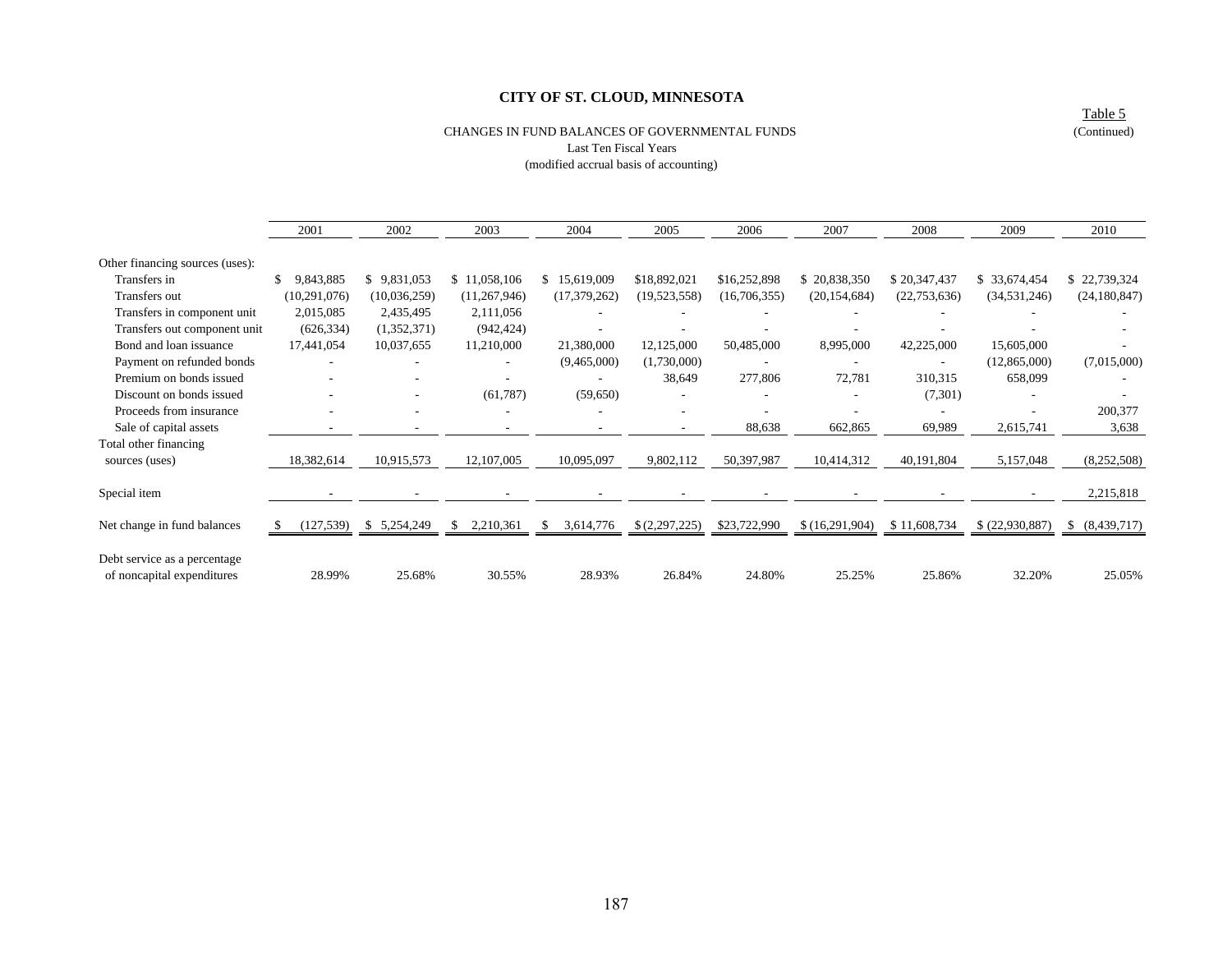**CITY OF ST. CLOUD, MINNESOTA**

Table 5
(Continued)

CHANGES IN FUND BALANCES OF GOVERNMENTAL FUNDS
Last Ten Fiscal Years
(modified accrual basis of accounting)

| | 2001 | 2002 | 2003 | 2004 | 2005 | 2006 | 2007 | 2008 | 2009 | 2010 |
|---|---|---|---|---|---|---|---|---|---|---|
| Other financing sources (uses): | | | | | | | | | | |
| Transfers in | $ 9,843,885 | $ 9,831,053 | $ 11,058,106 | $ 15,619,009 | $18,892,021 | $16,252,898 | $ 20,838,350 | $ 20,347,437 | $ 33,674,454 | $ 22,739,324 |
| Transfers out | (10,291,076) | (10,036,259) | (11,267,946) | (17,379,262) | (19,523,558) | (16,706,355) | (20,154,684) | (22,753,636) | (34,531,246) | (24,180,847) |
| Transfers in component unit | 2,015,085 | 2,435,495 | 2,111,056 | - | - | - | - | - | - | - |
| Transfers out component unit | (626,334) | (1,352,371) | (942,424) | - | - | - | - | - | - | - |
| Bond and loan issuance | 17,441,054 | 10,037,655 | 11,210,000 | 21,380,000 | 12,125,000 | 50,485,000 | 8,995,000 | 42,225,000 | 15,605,000 | - |
| Payment on refunded bonds | - | - | - | (9,465,000) | (1,730,000) | - | - | - | (12,865,000) | (7,015,000) |
| Premium on bonds issued | - | - | - | - | 38,649 | 277,806 | 72,781 | 310,315 | 658,099 | - |
| Discount on bonds issued | - | - | (61,787) | (59,650) | - | - | - | (7,301) | - | - |
| Proceeds from insurance | - | - | - | - | - | - | - | - | - | 200,377 |
| Sale of capital assets | - | - | - | - | - | 88,638 | 662,865 | 69,989 | 2,615,741 | 3,638 |
| Total other financing sources (uses) | 18,382,614 | 10,915,573 | 12,107,005 | 10,095,097 | 9,802,112 | 50,397,987 | 10,414,312 | 40,191,804 | 5,157,048 | (8,252,508) |
| Special item | - | - | - | - | - | - | - | - | - | 2,215,818 |
| Net change in fund balances | $ (127,539) | $ 5,254,249 | $ 2,210,361 | $ 3,614,776 | $ (2,297,225) | $23,722,990 | $ (16,291,904) | $ 11,608,734 | $ (22,930,887) | $ (8,439,717) |
| Debt service as a percentage of noncapital expenditures | 28.99% | 25.68% | 30.55% | 28.93% | 26.84% | 24.80% | 25.25% | 25.86% | 32.20% | 25.05% |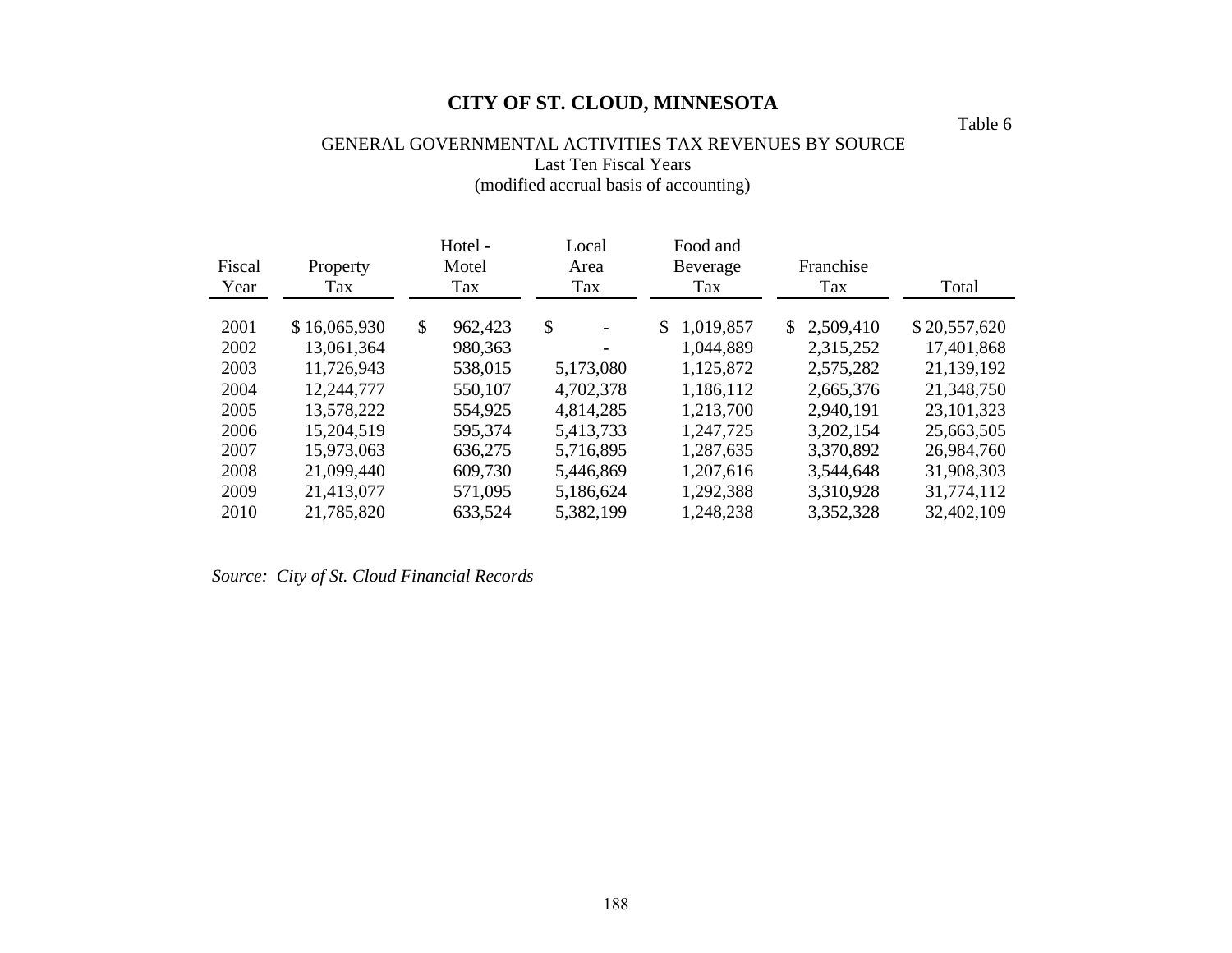# CITY OF ST. CLOUD, MINNESOTA

Table 6

## GENERAL GOVERNMENTAL ACTIVITIES TAX REVENUES BY SOURCE
Last Ten Fiscal Years
(modified accrual basis of accounting)

| Fiscal Year | Property Tax | Hotel - Motel Tax | Local Area Tax | Food and Beverage Tax | Franchise Tax | Total |
|---|---|---|---|---|---|---|
| 2001 | $ 16,065,930 | $ 962,423 | $ - | $ 1,019,857 | $ 2,509,410 | $ 20,557,620 |
| 2002 | 13,061,364 | 980,363 | - | 1,044,889 | 2,315,252 | 17,401,868 |
| 2003 | 11,726,943 | 538,015 | 5,173,080 | 1,125,872 | 2,575,282 | 21,139,192 |
| 2004 | 12,244,777 | 550,107 | 4,702,378 | 1,186,112 | 2,665,376 | 21,348,750 |
| 2005 | 13,578,222 | 554,925 | 4,814,285 | 1,213,700 | 2,940,191 | 23,101,323 |
| 2006 | 15,204,519 | 595,374 | 5,413,733 | 1,247,725 | 3,202,154 | 25,663,505 |
| 2007 | 15,973,063 | 636,275 | 5,716,895 | 1,287,635 | 3,370,892 | 26,984,760 |
| 2008 | 21,099,440 | 609,730 | 5,446,869 | 1,207,616 | 3,544,648 | 31,908,303 |
| 2009 | 21,413,077 | 571,095 | 5,186,624 | 1,292,388 | 3,310,928 | 31,774,112 |
| 2010 | 21,785,820 | 633,524 | 5,382,199 | 1,248,238 | 3,352,328 | 32,402,109 |

*Source: City of St. Cloud Financial Records*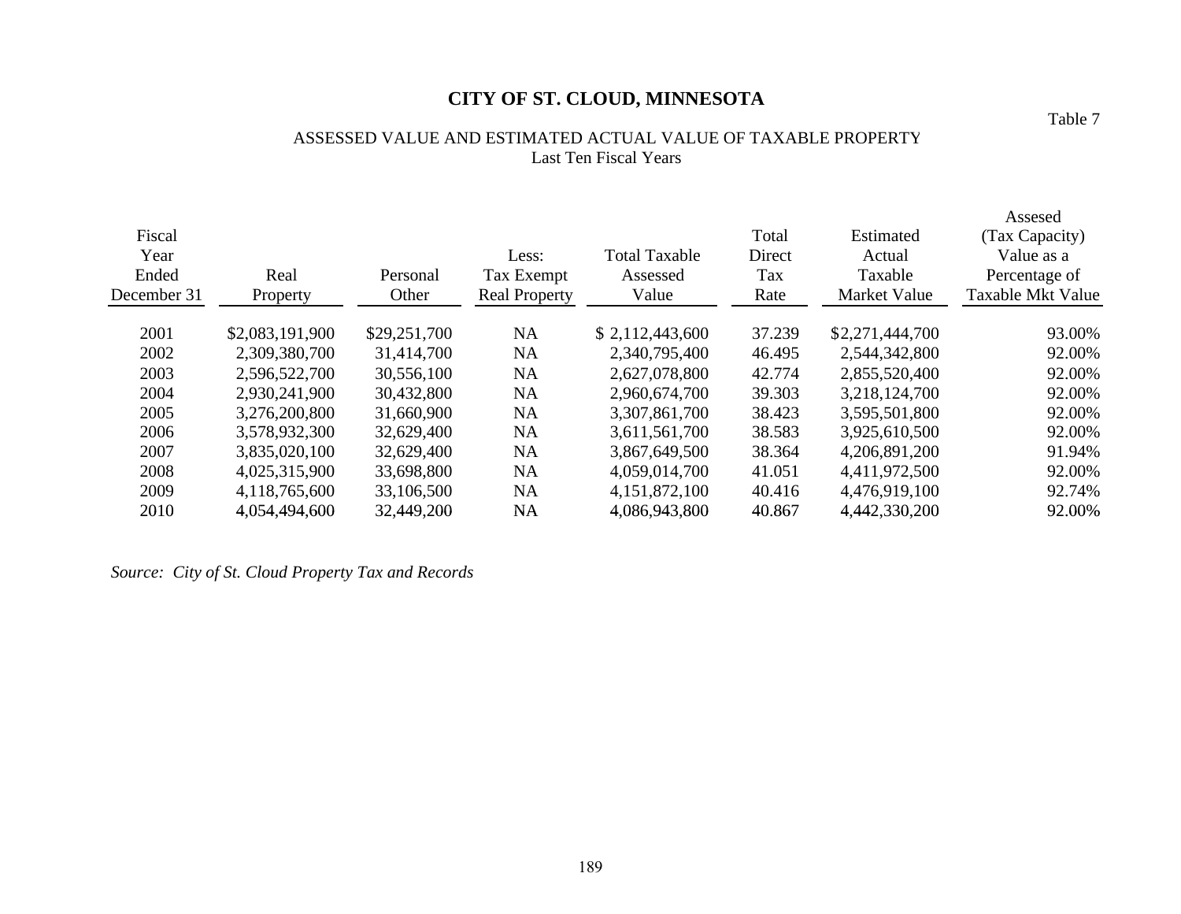# CITY OF ST. CLOUD, MINNESOTA

Table 7

ASSESSED VALUE AND ESTIMATED ACTUAL VALUE OF TAXABLE PROPERTY
Last Ten Fiscal Years

| Fiscal Year Ended December 31 | Real Property | Personal Other | Less: Tax Exempt Real Property | Total Taxable Assessed Value | Total Direct Tax Rate | Estimated Actual Taxable Market Value | Assesed (Tax Capacity) Value as a Percentage of Taxable Mkt Value |
|---|---|---|---|---|---|---|---|
| 2001 | $2,083,191,900 | $29,251,700 | NA | $ 2,112,443,600 | 37.239 | $2,271,444,700 | 93.00% |
| 2002 | 2,309,380,700 | 31,414,700 | NA | 2,340,795,400 | 46.495 | 2,544,342,800 | 92.00% |
| 2003 | 2,596,522,700 | 30,556,100 | NA | 2,627,078,800 | 42.774 | 2,855,520,400 | 92.00% |
| 2004 | 2,930,241,900 | 30,432,800 | NA | 2,960,674,700 | 39.303 | 3,218,124,700 | 92.00% |
| 2005 | 3,276,200,800 | 31,660,900 | NA | 3,307,861,700 | 38.423 | 3,595,501,800 | 92.00% |
| 2006 | 3,578,932,300 | 32,629,400 | NA | 3,611,561,700 | 38.583 | 3,925,610,500 | 92.00% |
| 2007 | 3,835,020,100 | 32,629,400 | NA | 3,867,649,500 | 38.364 | 4,206,891,200 | 91.94% |
| 2008 | 4,025,315,900 | 33,698,800 | NA | 4,059,014,700 | 41.051 | 4,411,972,500 | 92.00% |
| 2009 | 4,118,765,600 | 33,106,500 | NA | 4,151,872,100 | 40.416 | 4,476,919,100 | 92.74% |
| 2010 | 4,054,494,600 | 32,449,200 | NA | 4,086,943,800 | 40.867 | 4,442,330,200 | 92.00% |

*Source: City of St. Cloud Property Tax and Records*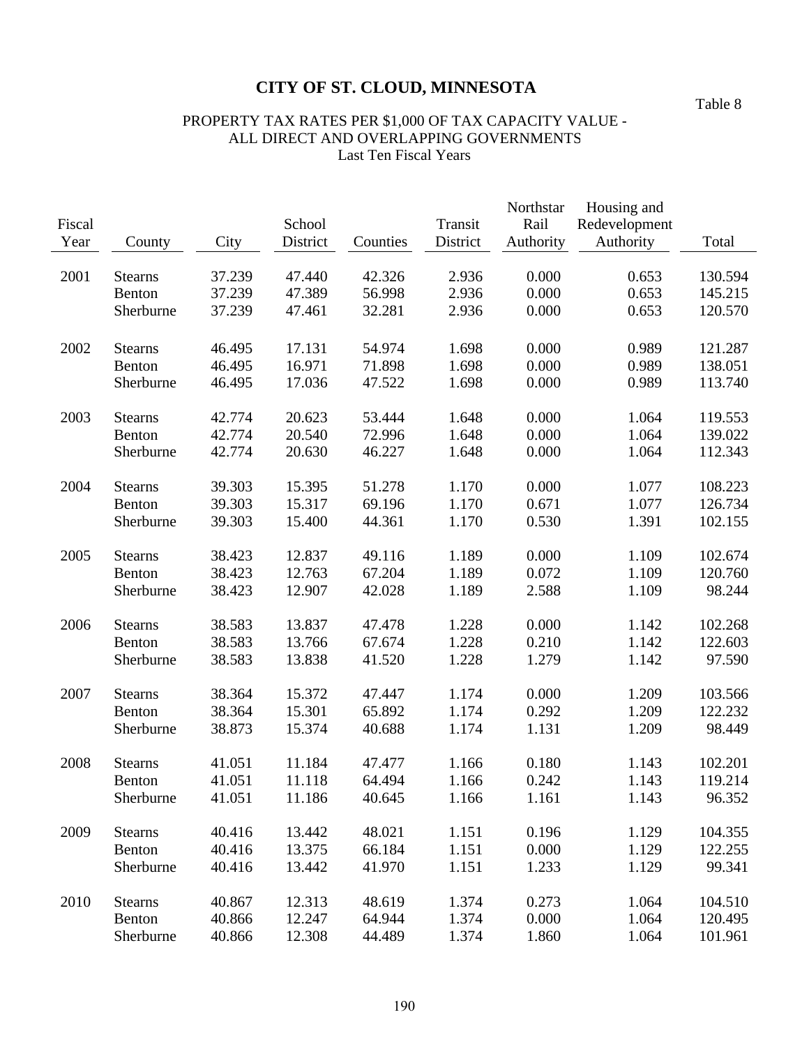# CITY OF ST. CLOUD, MINNESOTA

Table 8

## PROPERTY TAX RATES PER $1,000 OF TAX CAPACITY VALUE - ALL DIRECT AND OVERLAPPING GOVERNMENTS
Last Ten Fiscal Years

| Fiscal Year | County | City | School District | Counties | Transit District | Northstar Rail Authority | Housing and Redevelopment Authority | Total |
|---|---|---|---|---|---|---|---|---|
| 2001 | Stearns | 37.239 | 47.440 | 42.326 | 2.936 | 0.000 | 0.653 | 130.594 |
| | Benton | 37.239 | 47.389 | 56.998 | 2.936 | 0.000 | 0.653 | 145.215 |
| | Sherburne | 37.239 | 47.461 | 32.281 | 2.936 | 0.000 | 0.653 | 120.570 |
| 2002 | Stearns | 46.495 | 17.131 | 54.974 | 1.698 | 0.000 | 0.989 | 121.287 |
| | Benton | 46.495 | 16.971 | 71.898 | 1.698 | 0.000 | 0.989 | 138.051 |
| | Sherburne | 46.495 | 17.036 | 47.522 | 1.698 | 0.000 | 0.989 | 113.740 |
| 2003 | Stearns | 42.774 | 20.623 | 53.444 | 1.648 | 0.000 | 1.064 | 119.553 |
| | Benton | 42.774 | 20.540 | 72.996 | 1.648 | 0.000 | 1.064 | 139.022 |
| | Sherburne | 42.774 | 20.630 | 46.227 | 1.648 | 0.000 | 1.064 | 112.343 |
| 2004 | Stearns | 39.303 | 15.395 | 51.278 | 1.170 | 0.000 | 1.077 | 108.223 |
| | Benton | 39.303 | 15.317 | 69.196 | 1.170 | 0.671 | 1.077 | 126.734 |
| | Sherburne | 39.303 | 15.400 | 44.361 | 1.170 | 0.530 | 1.391 | 102.155 |
| 2005 | Stearns | 38.423 | 12.837 | 49.116 | 1.189 | 0.000 | 1.109 | 102.674 |
| | Benton | 38.423 | 12.763 | 67.204 | 1.189 | 0.072 | 1.109 | 120.760 |
| | Sherburne | 38.423 | 12.907 | 42.028 | 1.189 | 2.588 | 1.109 | 98.244 |
| 2006 | Stearns | 38.583 | 13.837 | 47.478 | 1.228 | 0.000 | 1.142 | 102.268 |
| | Benton | 38.583 | 13.766 | 67.674 | 1.228 | 0.210 | 1.142 | 122.603 |
| | Sherburne | 38.583 | 13.838 | 41.520 | 1.228 | 1.279 | 1.142 | 97.590 |
| 2007 | Stearns | 38.364 | 15.372 | 47.447 | 1.174 | 0.000 | 1.209 | 103.566 |
| | Benton | 38.364 | 15.301 | 65.892 | 1.174 | 0.292 | 1.209 | 122.232 |
| | Sherburne | 38.873 | 15.374 | 40.688 | 1.174 | 1.131 | 1.209 | 98.449 |
| 2008 | Stearns | 41.051 | 11.184 | 47.477 | 1.166 | 0.180 | 1.143 | 102.201 |
| | Benton | 41.051 | 11.118 | 64.494 | 1.166 | 0.242 | 1.143 | 119.214 |
| | Sherburne | 41.051 | 11.186 | 40.645 | 1.166 | 1.161 | 1.143 | 96.352 |
| 2009 | Stearns | 40.416 | 13.442 | 48.021 | 1.151 | 0.196 | 1.129 | 104.355 |
| | Benton | 40.416 | 13.375 | 66.184 | 1.151 | 0.000 | 1.129 | 122.255 |
| | Sherburne | 40.416 | 13.442 | 41.970 | 1.151 | 1.233 | 1.129 | 99.341 |
| 2010 | Stearns | 40.867 | 12.313 | 48.619 | 1.374 | 0.273 | 1.064 | 104.510 |
| | Benton | 40.866 | 12.247 | 64.944 | 1.374 | 0.000 | 1.064 | 120.495 |
| | Sherburne | 40.866 | 12.308 | 44.489 | 1.374 | 1.860 | 1.064 | 101.961 |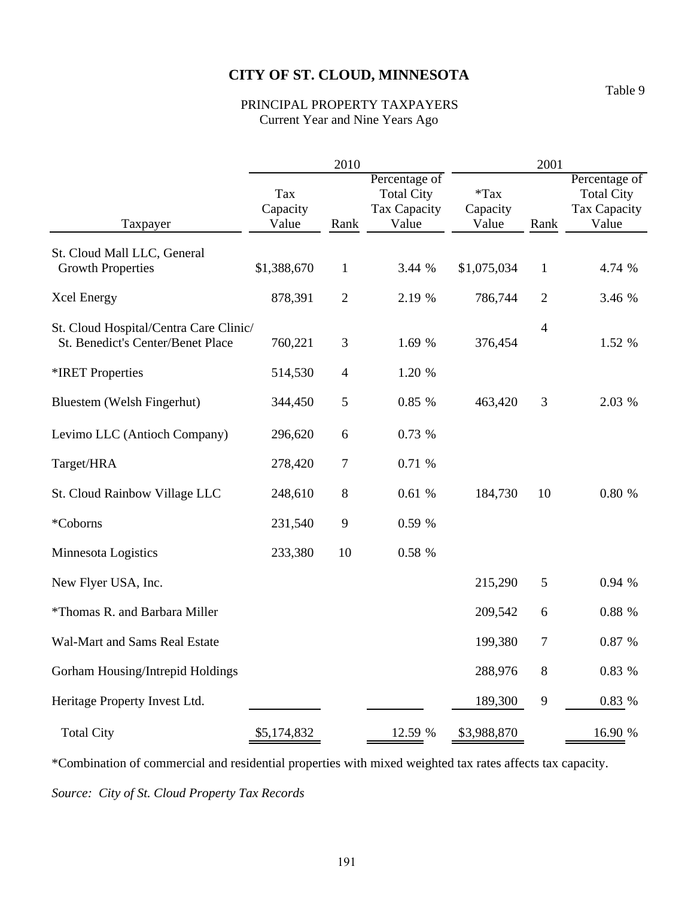# CITY OF ST. CLOUD, MINNESOTA

Table 9

PRINCIPAL PROPERTY TAXPAYERS
Current Year and Nine Years Ago

| | 2010 | | | 2001 | | |
|---|---|---|---|---|---|---|
| Taxpayer | Tax Capacity Value | Rank | Percentage of Total City Tax Capacity Value | *Tax Capacity Value | Rank | Percentage of Total City Tax Capacity Value |
| St. Cloud Mall LLC, General Growth Properties | $1,388,670 | 1 | 3.44 % | $1,075,034 | 1 | 4.74 % |
| Xcel Energy | 878,391 | 2 | 2.19 % | 786,744 | 2 | 3.46 % |
| St. Cloud Hospital/Centra Care Clinic/ St. Benedict's Center/Benet Place | 760,221 | 3 | 1.69 % | 376,454 | 4 | 1.52 % |
| *IRET Properties | 514,530 | 4 | 1.20 % | | | |
| Bluestem (Welsh Fingerhut) | 344,450 | 5 | 0.85 % | 463,420 | 3 | 2.03 % |
| Levimo LLC (Antioch Company) | 296,620 | 6 | 0.73 % | | | |
| Target/HRA | 278,420 | 7 | 0.71 % | | | |
| St. Cloud Rainbow Village LLC | 248,610 | 8 | 0.61 % | 184,730 | 10 | 0.80 % |
| *Coborns | 231,540 | 9 | 0.59 % | | | |
| Minnesota Logistics | 233,380 | 10 | 0.58 % | | | |
| New Flyer USA, Inc. | | | | 215,290 | 5 | 0.94 % |
| *Thomas R. and Barbara Miller | | | | 209,542 | 6 | 0.88 % |
| Wal-Mart and Sams Real Estate | | | | 199,380 | 7 | 0.87 % |
| Gorham Housing/Intrepid Holdings | | | | 288,976 | 8 | 0.83 % |
| Heritage Property Invest Ltd. | | | | 189,300 | 9 | 0.83 % |
| Total City | $5,174,832 | | 12.59 % | $3,988,870 | | 16.90 % |

*Combination of commercial and residential properties with mixed weighted tax rates affects tax capacity.

*Source: City of St. Cloud Property Tax Records*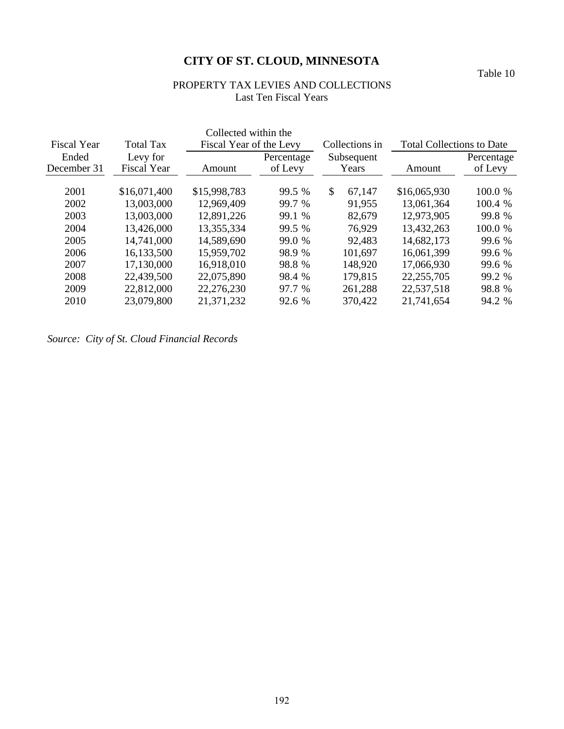# CITY OF ST. CLOUD, MINNESOTA

Table 10

PROPERTY TAX LEVIES AND COLLECTIONS
Last Ten Fiscal Years

| Fiscal Year Ended December 31 | Total Tax Levy for Fiscal Year | Collected within the Fiscal Year of the Levy | | Collections in Subsequent Years | Total Collections to Date | |
|---|---|---|---|---|---|---|
| | | Amount | Percentage of Levy | | Amount | Percentage of Levy |
| 2001 | $16,071,400 | $15,998,783 | 99.5 % | $ 67,147 | $16,065,930 | 100.0 % |
| 2002 | 13,003,000 | 12,969,409 | 99.7 % | 91,955 | 13,061,364 | 100.4 % |
| 2003 | 13,003,000 | 12,891,226 | 99.1 % | 82,679 | 12,973,905 | 99.8 % |
| 2004 | 13,426,000 | 13,355,334 | 99.5 % | 76,929 | 13,432,263 | 100.0 % |
| 2005 | 14,741,000 | 14,589,690 | 99.0 % | 92,483 | 14,682,173 | 99.6 % |
| 2006 | 16,133,500 | 15,959,702 | 98.9 % | 101,697 | 16,061,399 | 99.6 % |
| 2007 | 17,130,000 | 16,918,010 | 98.8 % | 148,920 | 17,066,930 | 99.6 % |
| 2008 | 22,439,500 | 22,075,890 | 98.4 % | 179,815 | 22,255,705 | 99.2 % |
| 2009 | 22,812,000 | 22,276,230 | 97.7 % | 261,288 | 22,537,518 | 98.8 % |
| 2010 | 23,079,800 | 21,371,232 | 92.6 % | 370,422 | 21,741,654 | 94.2 % |

*Source: City of St. Cloud Financial Records*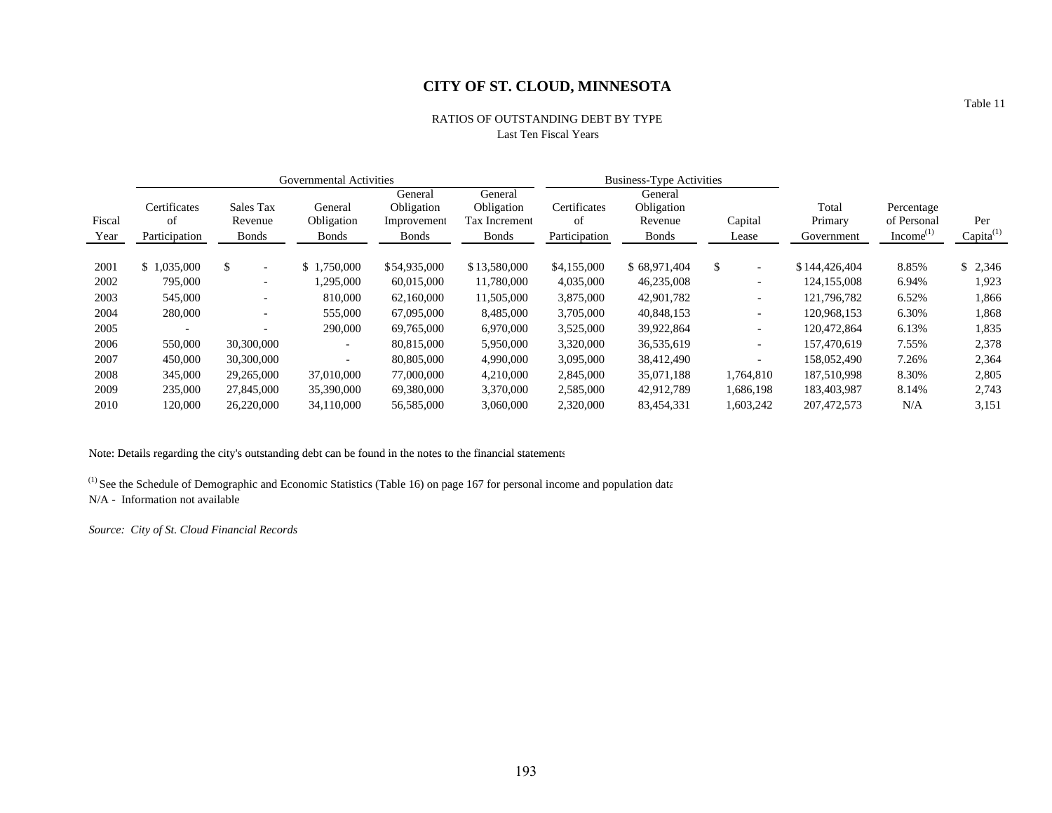# CITY OF ST. CLOUD, MINNESOTA

Table 11

RATIOS OF OUTSTANDING DEBT BY TYPE
Last Ten Fiscal Years

| | Governmental Activities | | | | | Business-Type Activities | | | | | |
|---|---|---|---|---|---|---|---|---|---|---|---|
| Fiscal Year | Certificates of Participation | Sales Tax Revenue Bonds | General Obligation Bonds | General Obligation Improvement Bonds | General Obligation Tax Increment Bonds | Certificates of Participation | General Obligation Revenue Bonds | Capital Lease | Total Primary Government | Percentage of Personal Income[(1)] | Per Capita[(1)] |
| 2001 | $ 1,035,000 | $ - | $ 1,750,000 | $54,935,000 | $13,580,000 | $4,155,000 | $ 68,971,404 | $ - | $144,426,404 | 8.85% | $ 2,346 |
| 2002 | 795,000 | - | 1,295,000 | 60,015,000 | 11,780,000 | 4,035,000 | 46,235,008 | - | 124,155,008 | 6.94% | 1,923 |
| 2003 | 545,000 | - | 810,000 | 62,160,000 | 11,505,000 | 3,875,000 | 42,901,782 | - | 121,796,782 | 6.52% | 1,866 |
| 2004 | 280,000 | - | 555,000 | 67,095,000 | 8,485,000 | 3,705,000 | 40,848,153 | - | 120,968,153 | 6.30% | 1,868 |
| 2005 | - | - | 290,000 | 69,765,000 | 6,970,000 | 3,525,000 | 39,922,864 | - | 120,472,864 | 6.13% | 1,835 |
| 2006 | 550,000 | 30,300,000 | - | 80,815,000 | 5,950,000 | 3,320,000 | 36,535,619 | - | 157,470,619 | 7.55% | 2,378 |
| 2007 | 450,000 | 30,300,000 | - | 80,805,000 | 4,990,000 | 3,095,000 | 38,412,490 | - | 158,052,490 | 7.26% | 2,364 |
| 2008 | 345,000 | 29,265,000 | 37,010,000 | 77,000,000 | 4,210,000 | 2,845,000 | 35,071,188 | 1,764,810 | 187,510,998 | 8.30% | 2,805 |
| 2009 | 235,000 | 27,845,000 | 35,390,000 | 69,380,000 | 3,370,000 | 2,585,000 | 42,912,789 | 1,686,198 | 183,403,987 | 8.14% | 2,743 |
| 2010 | 120,000 | 26,220,000 | 34,110,000 | 56,585,000 | 3,060,000 | 2,320,000 | 83,454,331 | 1,603,242 | 207,472,573 | N/A | 3,151 |

Note: Details regarding the city's outstanding debt can be found in the notes to the financial statements

[(1)] See the Schedule of Demographic and Economic Statistics (Table 16) on page 167 for personal income and population data
N/A - Information not available

*Source: City of St. Cloud Financial Records*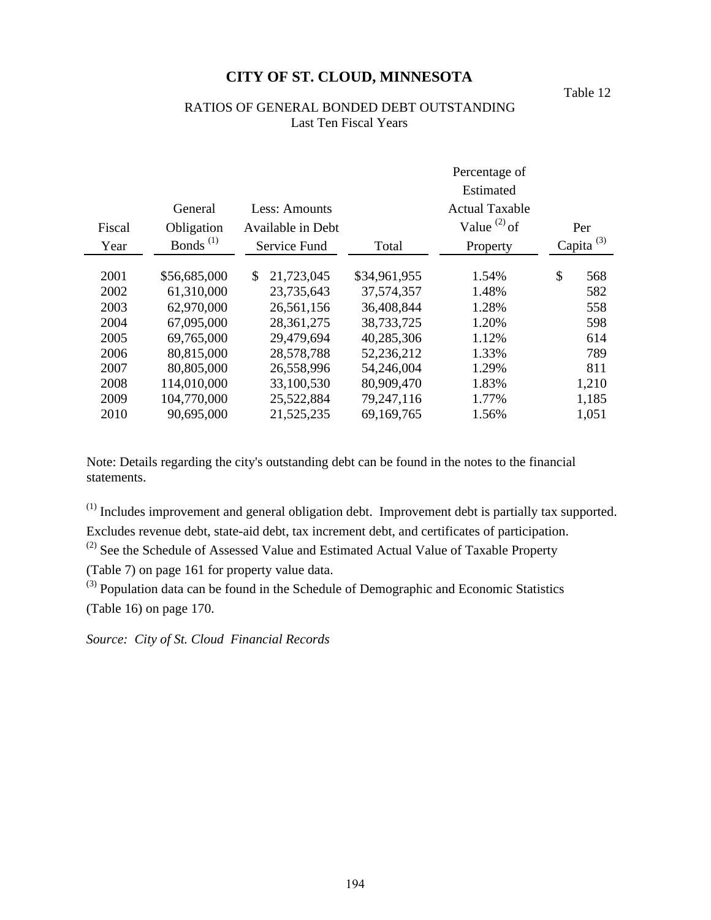# CITY OF ST. CLOUD, MINNESOTA

Table 12

RATIOS OF GENERAL BONDED DEBT OUTSTANDING
Last Ten Fiscal Years

| Fiscal Year | General Obligation Bonds [1] | Less: Amounts Available in Debt Service Fund | Total | Percentage of Estimated Actual Taxable Value [2] of Property | Per Capita [3] |
|---|---|---|---|---|---|
| 2001 | $56,685,000 | $ 21,723,045 | $34,961,955 | 1.54% | $ 568 |
| 2002 | 61,310,000 | 23,735,643 | 37,574,357 | 1.48% | 582 |
| 2003 | 62,970,000 | 26,561,156 | 36,408,844 | 1.28% | 558 |
| 2004 | 67,095,000 | 28,361,275 | 38,733,725 | 1.20% | 598 |
| 2005 | 69,765,000 | 29,479,694 | 40,285,306 | 1.12% | 614 |
| 2006 | 80,815,000 | 28,578,788 | 52,236,212 | 1.33% | 789 |
| 2007 | 80,805,000 | 26,558,996 | 54,246,004 | 1.29% | 811 |
| 2008 | 114,010,000 | 33,100,530 | 80,909,470 | 1.83% | 1,210 |
| 2009 | 104,770,000 | 25,522,884 | 79,247,116 | 1.77% | 1,185 |
| 2010 | 90,695,000 | 21,525,235 | 69,169,765 | 1.56% | 1,051 |

Note: Details regarding the city's outstanding debt can be found in the notes to the financial statements.

[1] Includes improvement and general obligation debt. Improvement debt is partially tax supported. Excludes revenue debt, state-aid debt, tax increment debt, and certificates of participation.
[2] See the Schedule of Assessed Value and Estimated Actual Value of Taxable Property (Table 7) on page 161 for property value data.
[3] Population data can be found in the Schedule of Demographic and Economic Statistics (Table 16) on page 170.

*Source: City of St. Cloud Financial Records*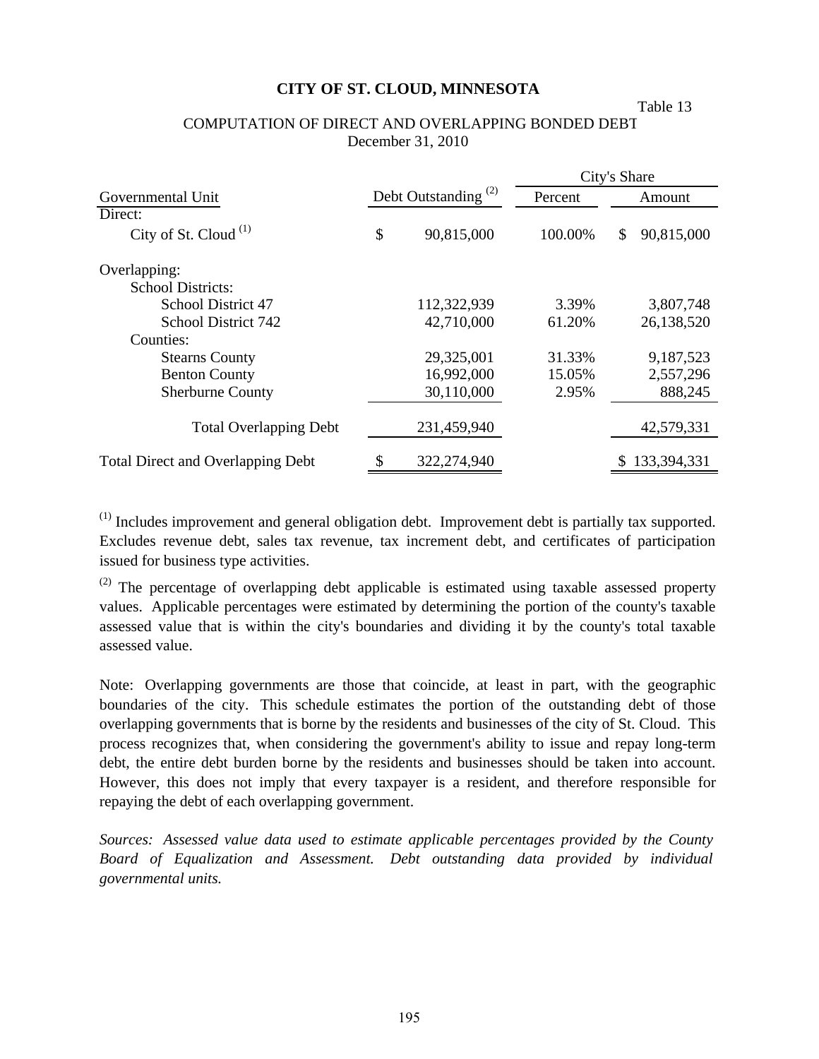# CITY OF ST. CLOUD, MINNESOTA

Table 13

COMPUTATION OF DIRECT AND OVERLAPPING BONDED DEBT
December 31, 2010

| Governmental Unit | Debt Outstanding [(2)] | City's Share Percent | City's Share Amount |
|---|---|---|---|
| Direct: | | | |
| City of St. Cloud [(1)] | $ 90,815,000 | 100.00% | $ 90,815,000 |
| Overlapping: | | | |
| School Districts: | | | |
| School District 47 | 112,322,939 | 3.39% | 3,807,748 |
| School District 742 | 42,710,000 | 61.20% | 26,138,520 |
| Counties: | | | |
| Stearns County | 29,325,001 | 31.33% | 9,187,523 |
| Benton County | 16,992,000 | 15.05% | 2,557,296 |
| Sherburne County | 30,110,000 | 2.95% | 888,245 |
| Total Overlapping Debt | 231,459,940 | | 42,579,331 |
| Total Direct and Overlapping Debt | $ 322,274,940 | | $ 133,394,331 |

[(1)] Includes improvement and general obligation debt. Improvement debt is partially tax supported. Excludes revenue debt, sales tax revenue, tax increment debt, and certificates of participation issued for business type activities.

[(2)] The percentage of overlapping debt applicable is estimated using taxable assessed property values. Applicable percentages were estimated by determining the portion of the county's taxable assessed value that is within the city's boundaries and dividing it by the county's total taxable assessed value.

Note: Overlapping governments are those that coincide, at least in part, with the geographic boundaries of the city. This schedule estimates the portion of the outstanding debt of those overlapping governments that is borne by the residents and businesses of the city of St. Cloud. This process recognizes that, when considering the government's ability to issue and repay long-term debt, the entire debt burden borne by the residents and businesses should be taken into account. However, this does not imply that every taxpayer is a resident, and therefore responsible for repaying the debt of each overlapping government.

*Sources: Assessed value data used to estimate applicable percentages provided by the County Board of Equalization and Assessment. Debt outstanding data provided by individual governmental units.*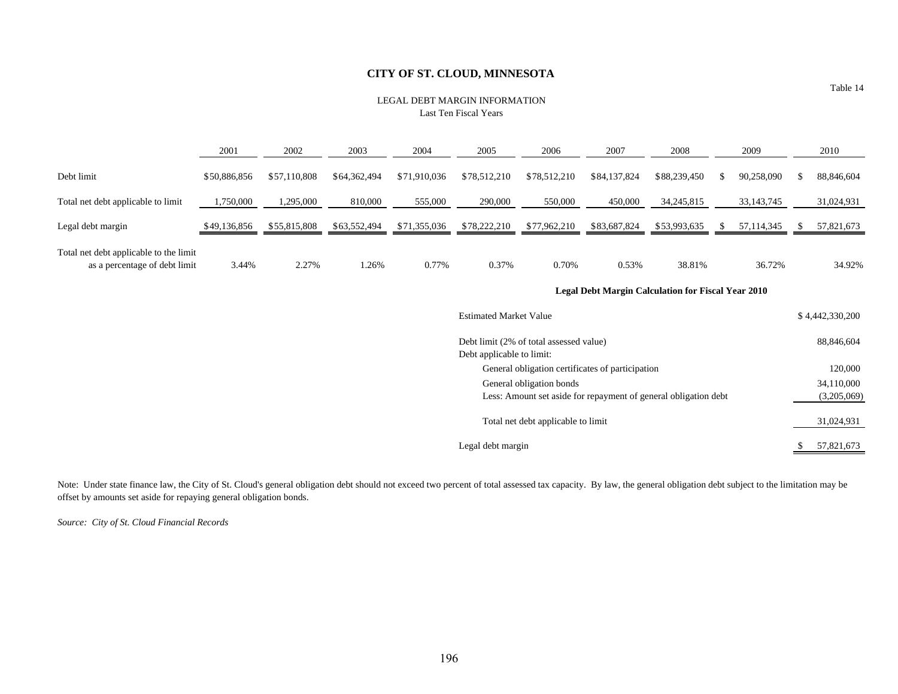# CITY OF ST. CLOUD, MINNESOTA

Table 14

LEGAL DEBT MARGIN INFORMATION
Last Ten Fiscal Years

| | 2001 | 2002 | 2003 | 2004 | 2005 | 2006 | 2007 | 2008 | 2009 | 2010 |
|---|---|---|---|---|---|---|---|---|---|---|
| Debt limit | $50,886,856 | $57,110,808 | $64,362,494 | $71,910,036 | $78,512,210 | $78,512,210 | $84,137,824 | $88,239,450 | $ 90,258,090 | $ 88,846,604 |
| Total net debt applicable to limit | 1,750,000 | 1,295,000 | 810,000 | 555,000 | 290,000 | 550,000 | 450,000 | 34,245,815 | 33,143,745 | 31,024,931 |
| Legal debt margin | $49,136,856 | $55,815,808 | $63,552,494 | $71,355,036 | $78,222,210 | $77,962,210 | $83,687,824 | $53,993,635 | $ 57,114,345 | $ 57,821,673 |
| Total net debt applicable to the limit as a percentage of debt limit | 3.44% | 2.27% | 1.26% | 0.77% | 0.37% | 0.70% | 0.53% | 38.81% | 36.72% | 34.92% |

**Legal Debt Margin Calculation for Fiscal Year 2010**

| | |
|---|---|
| Estimated Market Value | $ 4,442,330,200 |
| Debt limit (2% of total assessed value) | 88,846,604 |
| Debt applicable to limit: | |
| General obligation certificates of participation | 120,000 |
| General obligation bonds | 34,110,000 |
| Less: Amount set aside for repayment of general obligation debt | (3,205,069) |
| Total net debt applicable to limit | 31,024,931 |
| Legal debt margin | $ 57,821,673 |

Note: Under state finance law, the City of St. Cloud's general obligation debt should not exceed two percent of total assessed tax capacity. By law, the general obligation debt subject to the limitation may be offset by amounts set aside for repaying general obligation bonds.

*Source: City of St. Cloud Financial Records*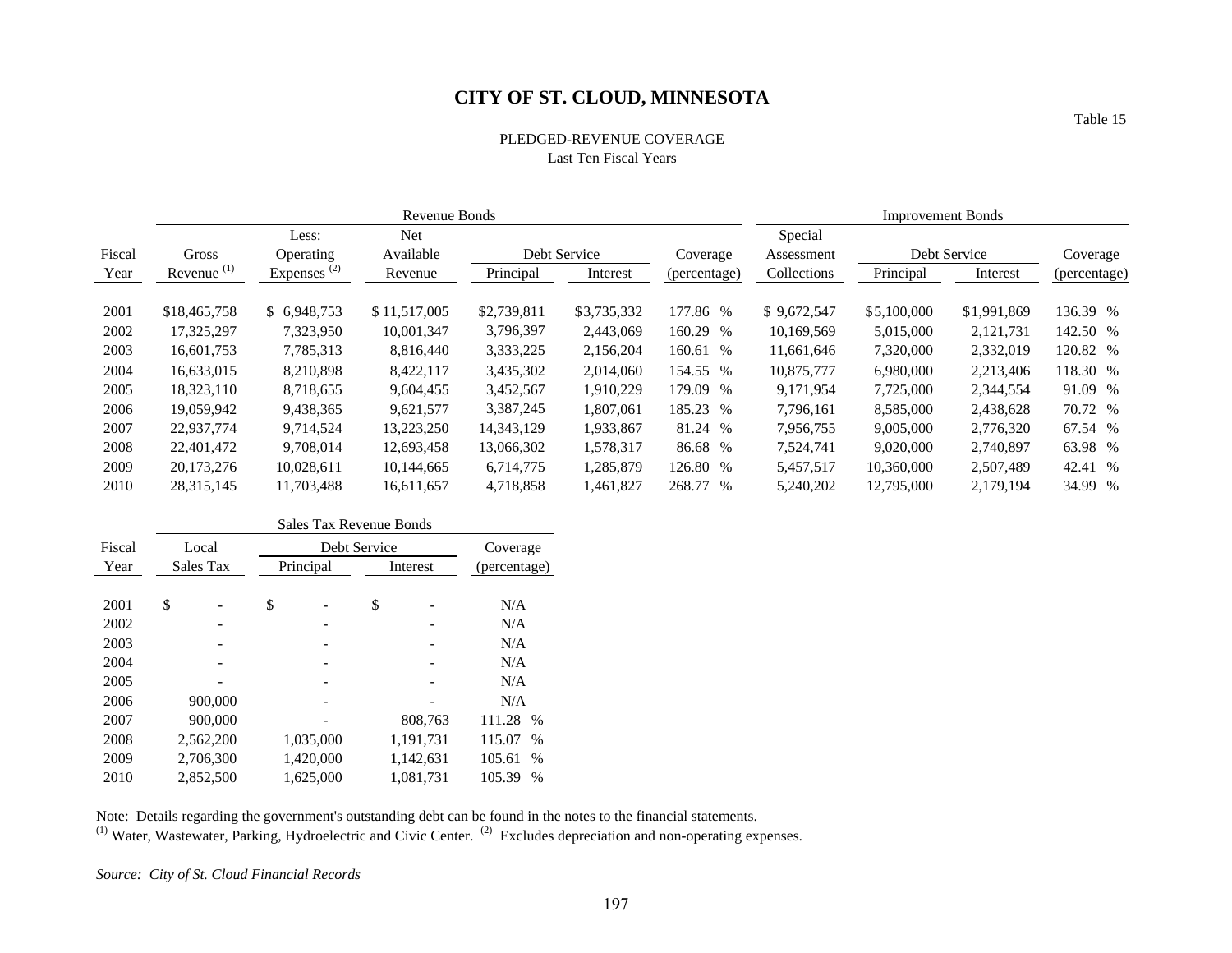# CITY OF ST. CLOUD, MINNESOTA

Table 15

PLEDGED-REVENUE COVERAGE
Last Ten Fiscal Years

| | Revenue Bonds | | | | | | Improvement Bonds | | | |
|---|---|---|---|---|---|---|---|---|---|---|
| | | Less: | Net | | | | Special | | | |
| Fiscal | Gross | Operating | Available | Debt Service | | Coverage | Assessment | Debt Service | | Coverage |
| Year | Revenue [(1)] | Expenses [(2)] | Revenue | Principal | Interest | (percentage) | Collections | Principal | Interest | (percentage) |
| 2001 | $18,465,758 | $ 6,948,753 | $ 11,517,005 | $2,739,811 | $3,735,332 | 177.86 % | $ 9,672,547 | $5,100,000 | $1,991,869 | 136.39 % |
| 2002 | 17,325,297 | 7,323,950 | 10,001,347 | 3,796,397 | 2,443,069 | 160.29 % | 10,169,569 | 5,015,000 | 2,121,731 | 142.50 % |
| 2003 | 16,601,753 | 7,785,313 | 8,816,440 | 3,333,225 | 2,156,204 | 160.61 % | 11,661,646 | 7,320,000 | 2,332,019 | 120.82 % |
| 2004 | 16,633,015 | 8,210,898 | 8,422,117 | 3,435,302 | 2,014,060 | 154.55 % | 10,875,777 | 6,980,000 | 2,213,406 | 118.30 % |
| 2005 | 18,323,110 | 8,718,655 | 9,604,455 | 3,452,567 | 1,910,229 | 179.09 % | 9,171,954 | 7,725,000 | 2,344,554 | 91.09 % |
| 2006 | 19,059,942 | 9,438,365 | 9,621,577 | 3,387,245 | 1,807,061 | 185.23 % | 7,796,161 | 8,585,000 | 2,438,628 | 70.72 % |
| 2007 | 22,937,774 | 9,714,524 | 13,223,250 | 14,343,129 | 1,933,867 | 81.24 % | 7,956,755 | 9,005,000 | 2,776,320 | 67.54 % |
| 2008 | 22,401,472 | 9,708,014 | 12,693,458 | 13,066,302 | 1,578,317 | 86.68 % | 7,524,741 | 9,020,000 | 2,740,897 | 63.98 % |
| 2009 | 20,173,276 | 10,028,611 | 10,144,665 | 6,714,775 | 1,285,879 | 126.80 % | 5,457,517 | 10,360,000 | 2,507,489 | 42.41 % |
| 2010 | 28,315,145 | 11,703,488 | 16,611,657 | 4,718,858 | 1,461,827 | 268.77 % | 5,240,202 | 12,795,000 | 2,179,194 | 34.99 % |

| | Sales Tax Revenue Bonds | | | |
|---|---|---|---|---|
| Fiscal | Local | Debt Service | | Coverage |
| Year | Sales Tax | Principal | Interest | (percentage) |
| 2001 | $ - | $ - | $ - | N/A |
| 2002 | - | - | - | N/A |
| 2003 | - | - | - | N/A |
| 2004 | - | - | - | N/A |
| 2005 | - | - | - | N/A |
| 2006 | 900,000 | - | - | N/A |
| 2007 | 900,000 | - | 808,763 | 111.28 % |
| 2008 | 2,562,200 | 1,035,000 | 1,191,731 | 115.07 % |
| 2009 | 2,706,300 | 1,420,000 | 1,142,631 | 105.61 % |
| 2010 | 2,852,500 | 1,625,000 | 1,081,731 | 105.39 % |

Note: Details regarding the government's outstanding debt can be found in the notes to the financial statements.
[(1)] Water, Wastewater, Parking, Hydroelectric and Civic Center. [(2)] Excludes depreciation and non-operating expenses.

*Source: City of St. Cloud Financial Records*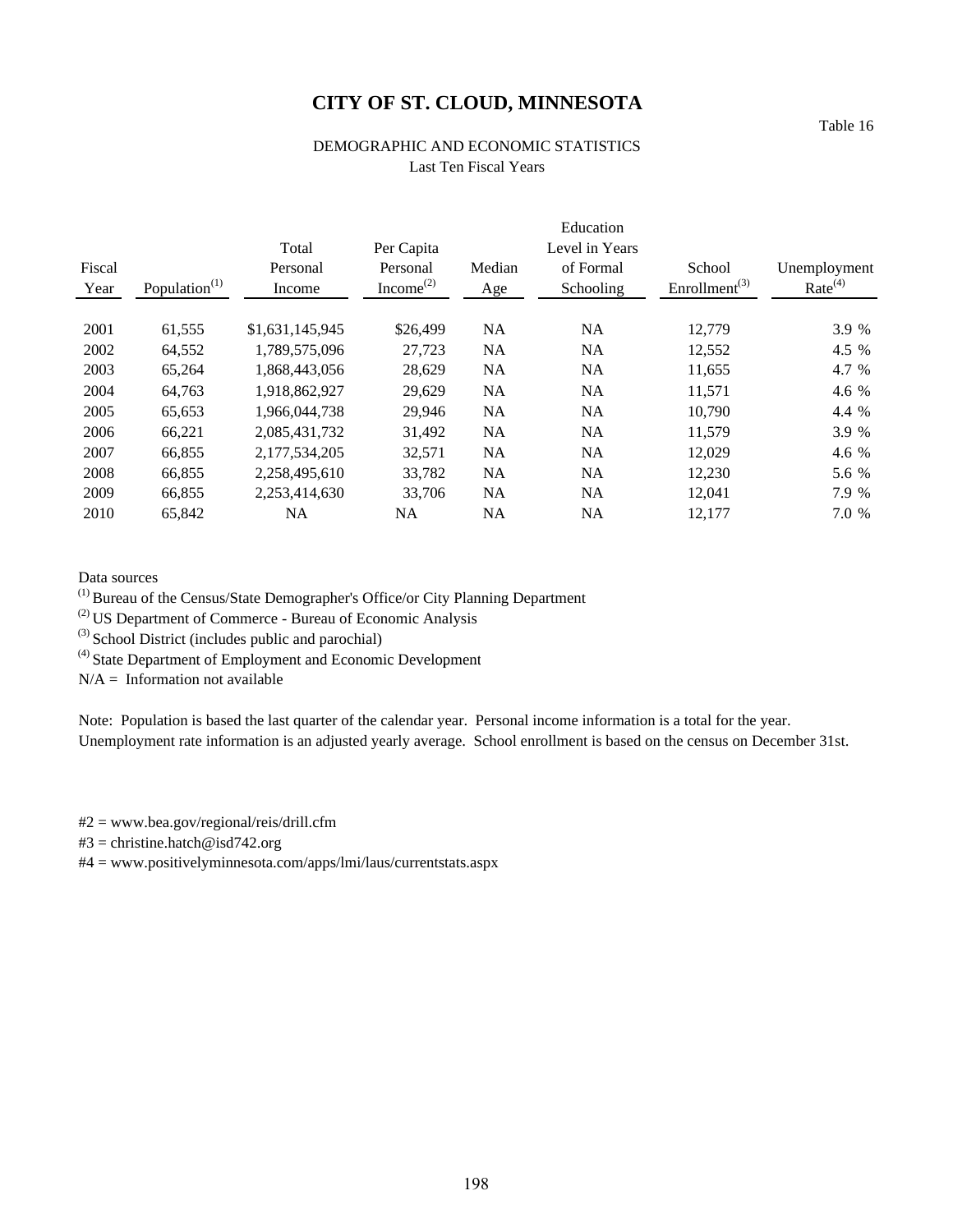# CITY OF ST. CLOUD, MINNESOTA

Table 16

DEMOGRAPHIC AND ECONOMIC STATISTICS
Last Ten Fiscal Years

| Fiscal Year | Population[1] | Total Personal Income | Per Capita Personal Income[2] | Median Age | Education Level in Years of Formal Schooling | School Enrollment[3] | Unemployment Rate[4] |
|---|---|---|---|---|---|---|---|
| 2001 | 61,555 | $1,631,145,945 | $26,499 | NA | NA | 12,779 | 3.9 % |
| 2002 | 64,552 | 1,789,575,096 | 27,723 | NA | NA | 12,552 | 4.5 % |
| 2003 | 65,264 | 1,868,443,056 | 28,629 | NA | NA | 11,655 | 4.7 % |
| 2004 | 64,763 | 1,918,862,927 | 29,629 | NA | NA | 11,571 | 4.6 % |
| 2005 | 65,653 | 1,966,044,738 | 29,946 | NA | NA | 10,790 | 4.4 % |
| 2006 | 66,221 | 2,085,431,732 | 31,492 | NA | NA | 11,579 | 3.9 % |
| 2007 | 66,855 | 2,177,534,205 | 32,571 | NA | NA | 12,029 | 4.6 % |
| 2008 | 66,855 | 2,258,495,610 | 33,782 | NA | NA | 12,230 | 5.6 % |
| 2009 | 66,855 | 2,253,414,630 | 33,706 | NA | NA | 12,041 | 7.9 % |
| 2010 | 65,842 | NA | NA | NA | NA | 12,177 | 7.0 % |

Data sources
[1] Bureau of the Census/State Demographer's Office/or City Planning Department
[2] US Department of Commerce - Bureau of Economic Analysis
[3] School District (includes public and parochial)
[4] State Department of Employment and Economic Development
N/A = Information not available

Note: Population is based the last quarter of the calendar year. Personal income information is a total for the year. Unemployment rate information is an adjusted yearly average. School enrollment is based on the census on December 31st.

#2 = www.bea.gov/regional/reis/drill.cfm
#3 = christine.hatch@isd742.org
#4 = www.positivelyminnesota.com/apps/lmi/laus/currentstats.aspx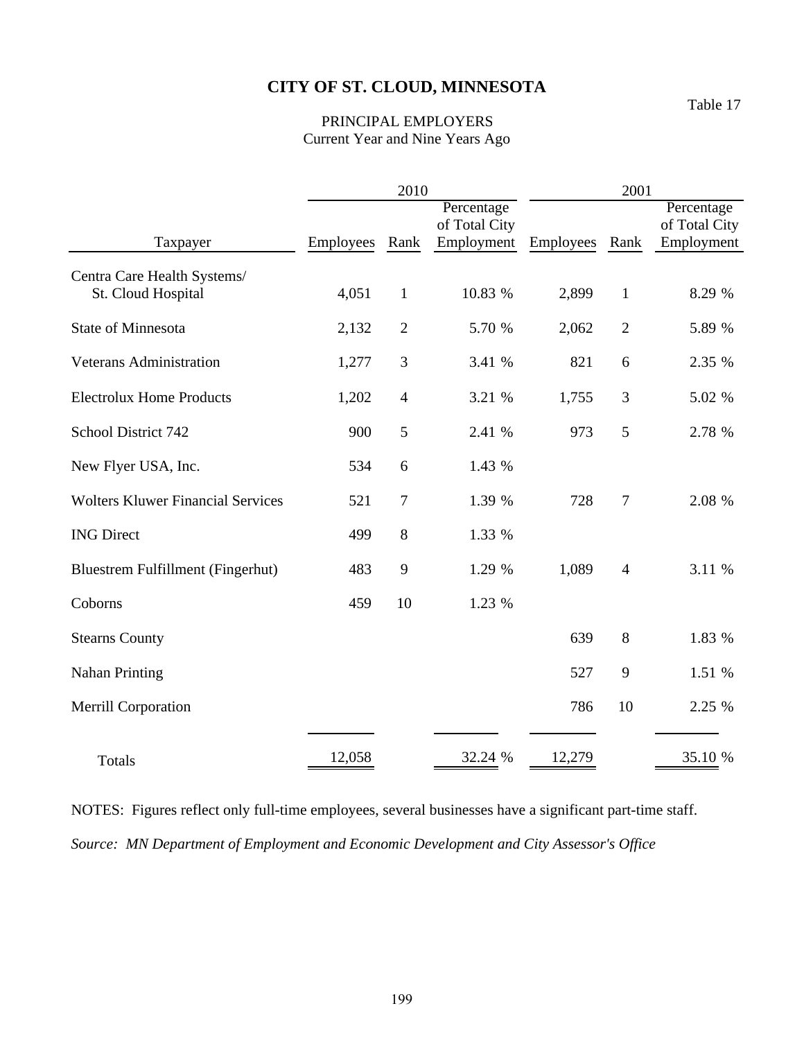# CITY OF ST. CLOUD, MINNESOTA

Table 17

PRINCIPAL EMPLOYERS
Current Year and Nine Years Ago

| | 2010 | | | 2001 | | |
|---|---|---|---|---|---|---|
| Taxpayer | Employees | Rank | Percentage of Total City Employment | Employees | Rank | Percentage of Total City Employment |
| Centra Care Health Systems/ St. Cloud Hospital | 4,051 | 1 | 10.83 % | 2,899 | 1 | 8.29 % |
| State of Minnesota | 2,132 | 2 | 5.70 % | 2,062 | 2 | 5.89 % |
| Veterans Administration | 1,277 | 3 | 3.41 % | 821 | 6 | 2.35 % |
| Electrolux Home Products | 1,202 | 4 | 3.21 % | 1,755 | 3 | 5.02 % |
| School District 742 | 900 | 5 | 2.41 % | 973 | 5 | 2.78 % |
| New Flyer USA, Inc. | 534 | 6 | 1.43 % | | | |
| Wolters Kluwer Financial Services | 521 | 7 | 1.39 % | 728 | 7 | 2.08 % |
| ING Direct | 499 | 8 | 1.33 % | | | |
| Bluestrem Fulfillment (Fingerhut) | 483 | 9 | 1.29 % | 1,089 | 4 | 3.11 % |
| Coborns | 459 | 10 | 1.23 % | | | |
| Stearns County | | | | 639 | 8 | 1.83 % |
| Nahan Printing | | | | 527 | 9 | 1.51 % |
| Merrill Corporation | | | | 786 | 10 | 2.25 % |
| Totals | 12,058 | | 32.24 % | 12,279 | | 35.10 % |

NOTES: Figures reflect only full-time employees, several businesses have a significant part-time staff.

*Source: MN Department of Employment and Economic Development and City Assessor's Office*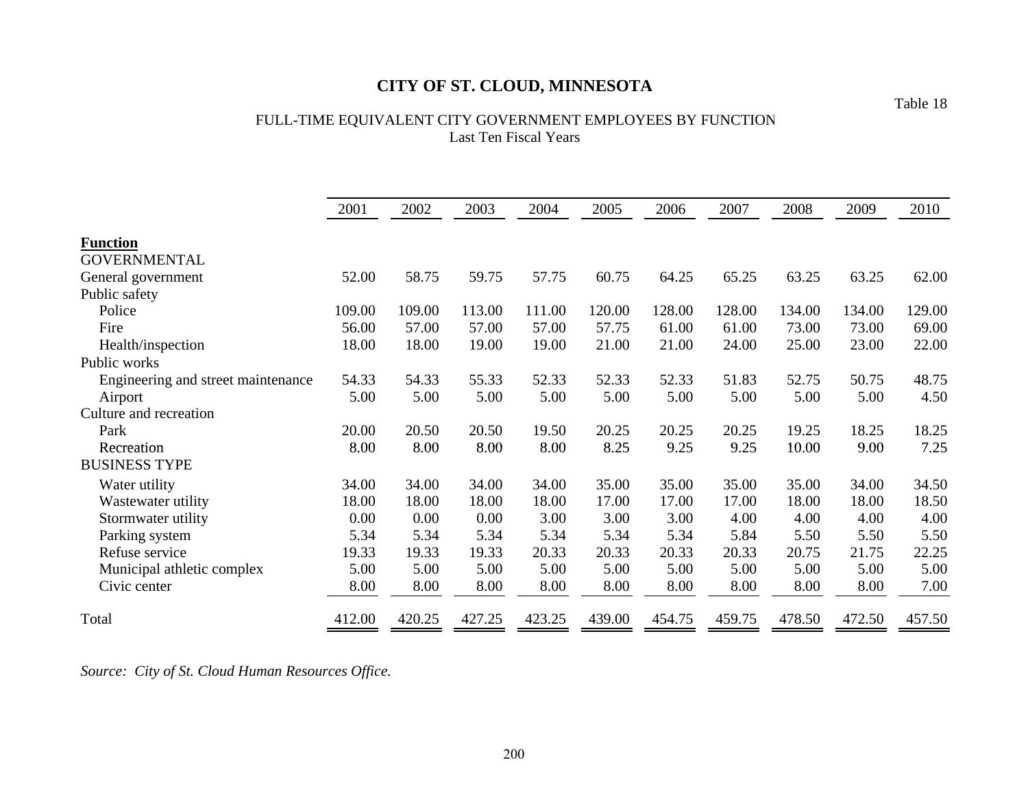# CITY OF ST. CLOUD, MINNESOTA

Table 18

FULL-TIME EQUIVALENT CITY GOVERNMENT EMPLOYEES BY FUNCTION
Last Ten Fiscal Years

| | 2001 | 2002 | 2003 | 2004 | 2005 | 2006 | 2007 | 2008 | 2009 | 2010 |
|---|---|---|---|---|---|---|---|---|---|---|
| **Function** | | | | | | | | | | |
| GOVERNMENTAL | | | | | | | | | | |
| General government | 52.00 | 58.75 | 59.75 | 57.75 | 60.75 | 64.25 | 65.25 | 63.25 | 63.25 | 62.00 |
| Public safety | | | | | | | | | | |
| Police | 109.00 | 109.00 | 113.00 | 111.00 | 120.00 | 128.00 | 128.00 | 134.00 | 134.00 | 129.00 |
| Fire | 56.00 | 57.00 | 57.00 | 57.00 | 57.75 | 61.00 | 61.00 | 73.00 | 73.00 | 69.00 |
| Health/inspection | 18.00 | 18.00 | 19.00 | 19.00 | 21.00 | 21.00 | 24.00 | 25.00 | 23.00 | 22.00 |
| Public works | | | | | | | | | | |
| Engineering and street maintenance | 54.33 | 54.33 | 55.33 | 52.33 | 52.33 | 52.33 | 51.83 | 52.75 | 50.75 | 48.75 |
| Airport | 5.00 | 5.00 | 5.00 | 5.00 | 5.00 | 5.00 | 5.00 | 5.00 | 5.00 | 4.50 |
| Culture and recreation | | | | | | | | | | |
| Park | 20.00 | 20.50 | 20.50 | 19.50 | 20.25 | 20.25 | 20.25 | 19.25 | 18.25 | 18.25 |
| Recreation | 8.00 | 8.00 | 8.00 | 8.00 | 8.25 | 9.25 | 9.25 | 10.00 | 9.00 | 7.25 |
| BUSINESS TYPE | | | | | | | | | | |
| Water utility | 34.00 | 34.00 | 34.00 | 34.00 | 35.00 | 35.00 | 35.00 | 35.00 | 34.00 | 34.50 |
| Wastewater utility | 18.00 | 18.00 | 18.00 | 18.00 | 17.00 | 17.00 | 17.00 | 18.00 | 18.00 | 18.50 |
| Stormwater utility | 0.00 | 0.00 | 0.00 | 3.00 | 3.00 | 3.00 | 4.00 | 4.00 | 4.00 | 4.00 |
| Parking system | 5.34 | 5.34 | 5.34 | 5.34 | 5.34 | 5.34 | 5.84 | 5.50 | 5.50 | 5.50 |
| Refuse service | 19.33 | 19.33 | 19.33 | 20.33 | 20.33 | 20.33 | 20.33 | 20.75 | 21.75 | 22.25 |
| Municipal athletic complex | 5.00 | 5.00 | 5.00 | 5.00 | 5.00 | 5.00 | 5.00 | 5.00 | 5.00 | 5.00 |
| Civic center | 8.00 | 8.00 | 8.00 | 8.00 | 8.00 | 8.00 | 8.00 | 8.00 | 8.00 | 7.00 |
| Total | 412.00 | 420.25 | 427.25 | 423.25 | 439.00 | 454.75 | 459.75 | 478.50 | 472.50 | 457.50 |

*Source: City of St. Cloud Human Resources Office.*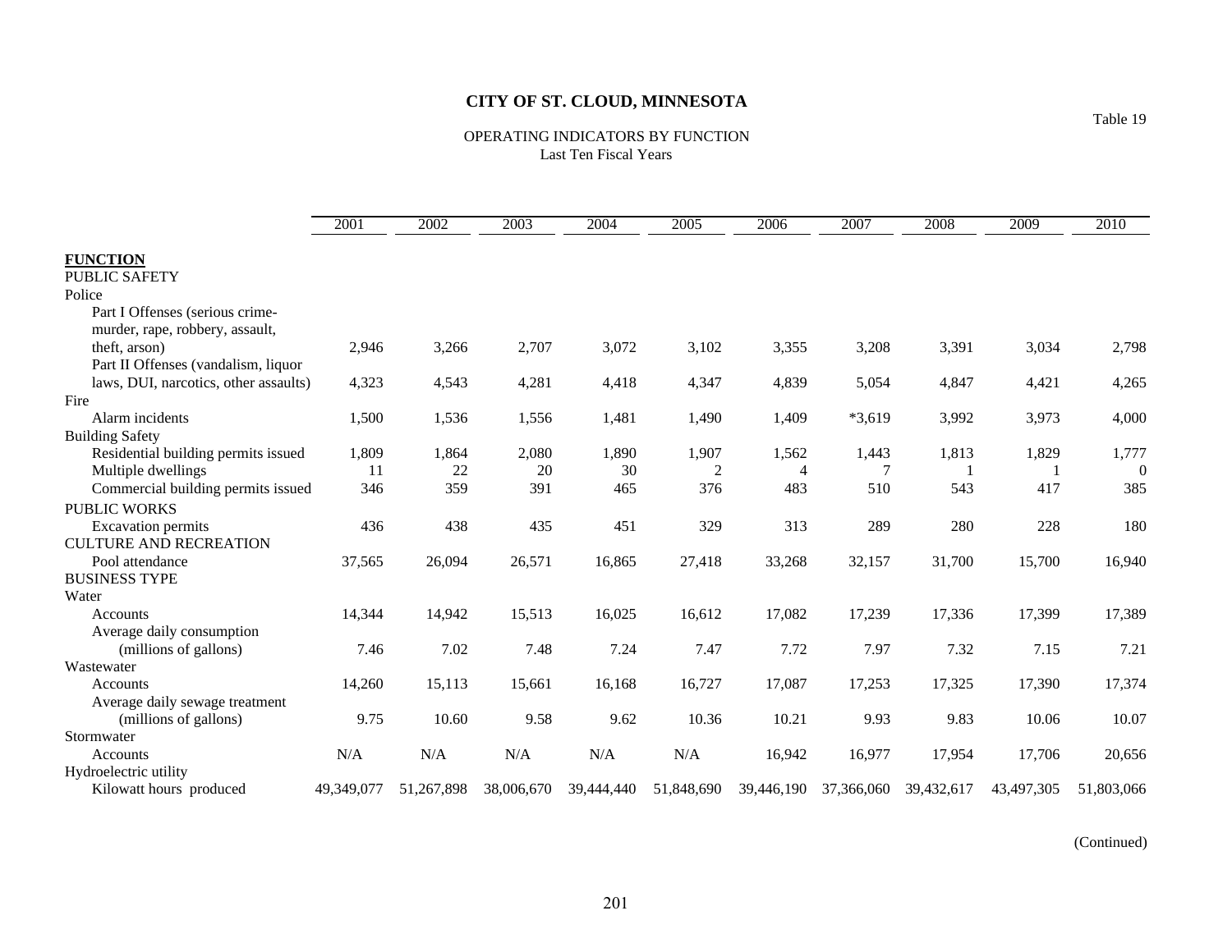# CITY OF ST. CLOUD, MINNESOTA

Table 19

## OPERATING INDICATORS BY FUNCTION
Last Ten Fiscal Years

| | 2001 | 2002 | 2003 | 2004 | 2005 | 2006 | 2007 | 2008 | 2009 | 2010 |
|---|---|---|---|---|---|---|---|---|---|---|
| **FUNCTION** | | | | | | | | | | |
| PUBLIC SAFETY | | | | | | | | | | |
| Police | | | | | | | | | | |
| Part I Offenses (serious crime-murder, rape, robbery, assault, theft, arson) | 2,946 | 3,266 | 2,707 | 3,072 | 3,102 | 3,355 | 3,208 | 3,391 | 3,034 | 2,798 |
| Part II Offenses (vandalism, liquor laws, DUI, narcotics, other assaults) | 4,323 | 4,543 | 4,281 | 4,418 | 4,347 | 4,839 | 5,054 | 4,847 | 4,421 | 4,265 |
| Fire | | | | | | | | | | |
| Alarm incidents | 1,500 | 1,536 | 1,556 | 1,481 | 1,490 | 1,409 | *3,619 | 3,992 | 3,973 | 4,000 |
| Building Safety | | | | | | | | | | |
| Residential building permits issued | 1,809 | 1,864 | 2,080 | 1,890 | 1,907 | 1,562 | 1,443 | 1,813 | 1,829 | 1,777 |
| Multiple dwellings | 11 | 22 | 20 | 30 | 2 | 4 | 7 | 1 | 1 | 0 |
| Commercial building permits issued | 346 | 359 | 391 | 465 | 376 | 483 | 510 | 543 | 417 | 385 |
| PUBLIC WORKS | | | | | | | | | | |
| Excavation permits | 436 | 438 | 435 | 451 | 329 | 313 | 289 | 280 | 228 | 180 |
| CULTURE AND RECREATION | | | | | | | | | | |
| Pool attendance | 37,565 | 26,094 | 26,571 | 16,865 | 27,418 | 33,268 | 32,157 | 31,700 | 15,700 | 16,940 |
| BUSINESS TYPE | | | | | | | | | | |
| Water | | | | | | | | | | |
| Accounts | 14,344 | 14,942 | 15,513 | 16,025 | 16,612 | 17,082 | 17,239 | 17,336 | 17,399 | 17,389 |
| Average daily consumption (millions of gallons) | 7.46 | 7.02 | 7.48 | 7.24 | 7.47 | 7.72 | 7.97 | 7.32 | 7.15 | 7.21 |
| Wastewater | | | | | | | | | | |
| Accounts | 14,260 | 15,113 | 15,661 | 16,168 | 16,727 | 17,087 | 17,253 | 17,325 | 17,390 | 17,374 |
| Average daily sewage treatment (millions of gallons) | 9.75 | 10.60 | 9.58 | 9.62 | 10.36 | 10.21 | 9.93 | 9.83 | 10.06 | 10.07 |
| Stormwater | | | | | | | | | | |
| Accounts | N/A | N/A | N/A | N/A | N/A | 16,942 | 16,977 | 17,954 | 17,706 | 20,656 |
| Hydroelectric utility | | | | | | | | | | |
| Kilowatt hours produced | 49,349,077 | 51,267,898 | 38,006,670 | 39,444,440 | 51,848,690 | 39,446,190 | 37,366,060 | 39,432,617 | 43,497,305 | 51,803,066 |

(Continued)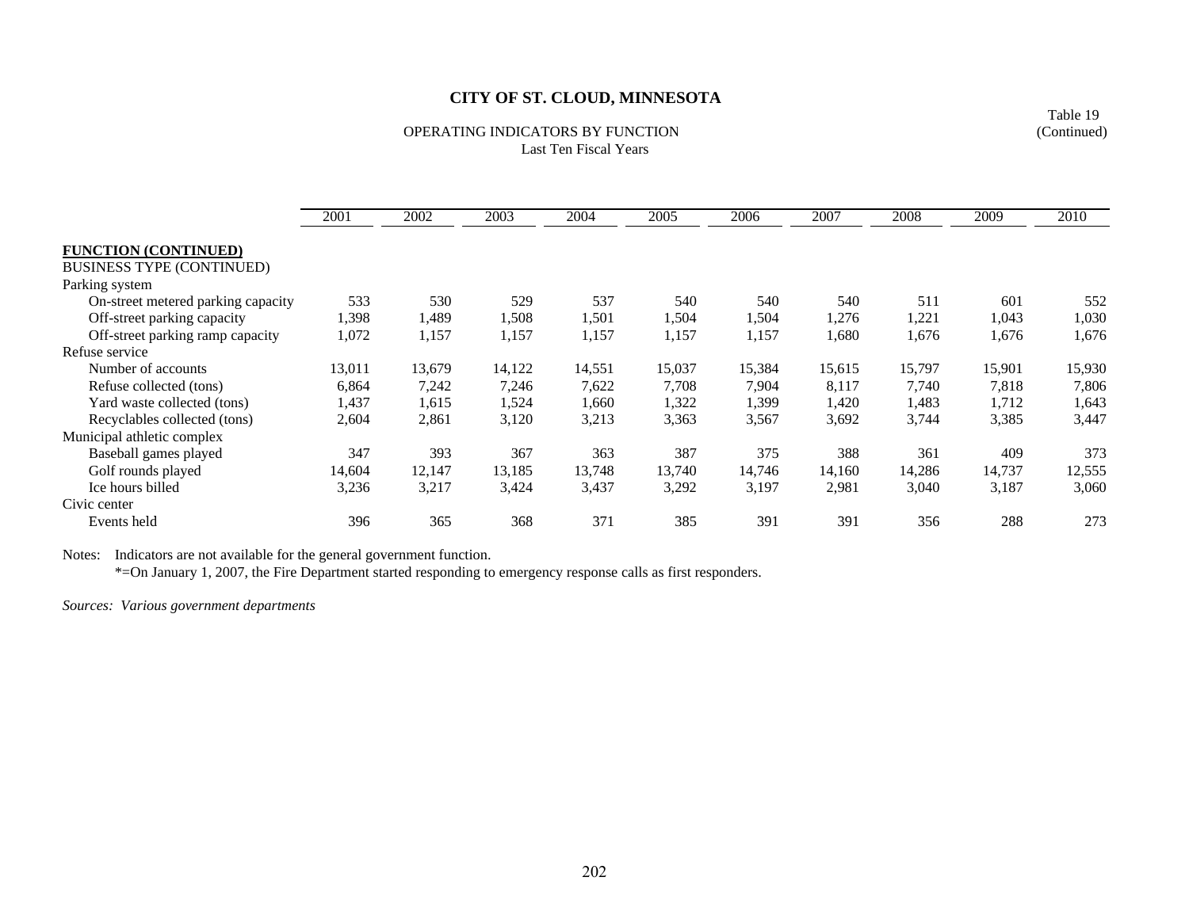# CITY OF ST. CLOUD, MINNESOTA

Table 19
(Continued)

OPERATING INDICATORS BY FUNCTION
Last Ten Fiscal Years

| | 2001 | 2002 | 2003 | 2004 | 2005 | 2006 | 2007 | 2008 | 2009 | 2010 |
|---|---|---|---|---|---|---|---|---|---|---|
| **FUNCTION (CONTINUED)** | | | | | | | | | | |
| BUSINESS TYPE (CONTINUED) | | | | | | | | | | |
| Parking system | | | | | | | | | | |
| On-street metered parking capacity | 533 | 530 | 529 | 537 | 540 | 540 | 540 | 511 | 601 | 552 |
| Off-street parking capacity | 1,398 | 1,489 | 1,508 | 1,501 | 1,504 | 1,504 | 1,276 | 1,221 | 1,043 | 1,030 |
| Off-street parking ramp capacity | 1,072 | 1,157 | 1,157 | 1,157 | 1,157 | 1,157 | 1,680 | 1,676 | 1,676 | 1,676 |
| Refuse service | | | | | | | | | | |
| Number of accounts | 13,011 | 13,679 | 14,122 | 14,551 | 15,037 | 15,384 | 15,615 | 15,797 | 15,901 | 15,930 |
| Refuse collected (tons) | 6,864 | 7,242 | 7,246 | 7,622 | 7,708 | 7,904 | 8,117 | 7,740 | 7,818 | 7,806 |
| Yard waste collected (tons) | 1,437 | 1,615 | 1,524 | 1,660 | 1,322 | 1,399 | 1,420 | 1,483 | 1,712 | 1,643 |
| Recyclables collected (tons) | 2,604 | 2,861 | 3,120 | 3,213 | 3,363 | 3,567 | 3,692 | 3,744 | 3,385 | 3,447 |
| Municipal athletic complex | | | | | | | | | | |
| Baseball games played | 347 | 393 | 367 | 363 | 387 | 375 | 388 | 361 | 409 | 373 |
| Golf rounds played | 14,604 | 12,147 | 13,185 | 13,748 | 13,740 | 14,746 | 14,160 | 14,286 | 14,737 | 12,555 |
| Ice hours billed | 3,236 | 3,217 | 3,424 | 3,437 | 3,292 | 3,197 | 2,981 | 3,040 | 3,187 | 3,060 |
| Civic center | | | | | | | | | | |
| Events held | 396 | 365 | 368 | 371 | 385 | 391 | 391 | 356 | 288 | 273 |

Notes: Indicators are not available for the general government function.
*=On January 1, 2007, the Fire Department started responding to emergency response calls as first responders.

*Sources: Various government departments*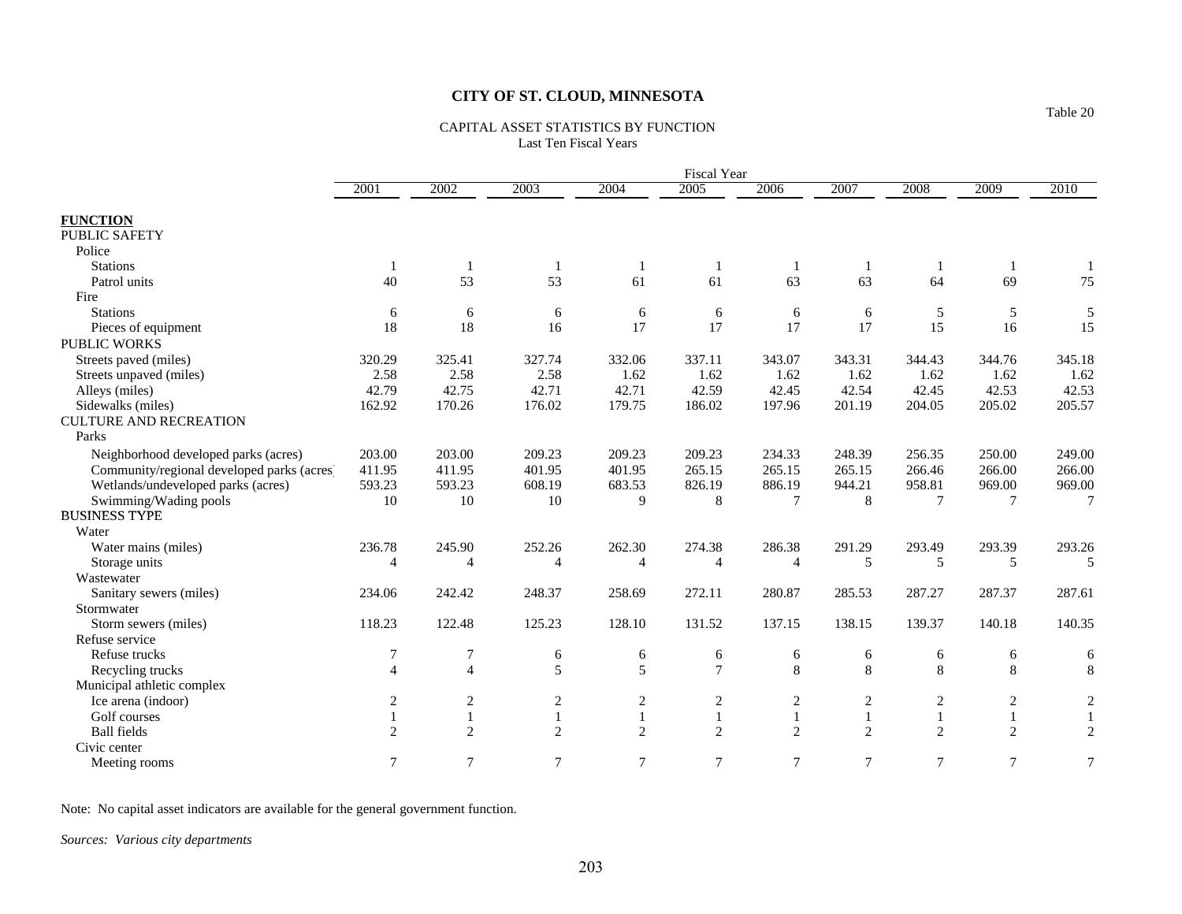# CITY OF ST. CLOUD, MINNESOTA

Table 20

## CAPITAL ASSET STATISTICS BY FUNCTION
Last Ten Fiscal Years

| | Fiscal Year | | | | | | | | | |
|---|---|---|---|---|---|---|---|---|---|---|
| | 2001 | 2002 | 2003 | 2004 | 2005 | 2006 | 2007 | 2008 | 2009 | 2010 |
| **FUNCTION** | | | | | | | | | | |
| PUBLIC SAFETY | | | | | | | | | | |
| Police | | | | | | | | | | |
| Stations | 1 | 1 | 1 | 1 | 1 | 1 | 1 | 1 | 1 | 1 |
| Patrol units | 40 | 53 | 53 | 61 | 61 | 63 | 63 | 64 | 69 | 75 |
| Fire | | | | | | | | | | |
| Stations | 6 | 6 | 6 | 6 | 6 | 6 | 6 | 5 | 5 | 5 |
| Pieces of equipment | 18 | 18 | 16 | 17 | 17 | 17 | 17 | 15 | 16 | 15 |
| PUBLIC WORKS | | | | | | | | | | |
| Streets paved (miles) | 320.29 | 325.41 | 327.74 | 332.06 | 337.11 | 343.07 | 343.31 | 344.43 | 344.76 | 345.18 |
| Streets unpaved (miles) | 2.58 | 2.58 | 2.58 | 1.62 | 1.62 | 1.62 | 1.62 | 1.62 | 1.62 | 1.62 |
| Alleys (miles) | 42.79 | 42.75 | 42.71 | 42.71 | 42.59 | 42.45 | 42.54 | 42.45 | 42.53 | 42.53 |
| Sidewalks (miles) | 162.92 | 170.26 | 176.02 | 179.75 | 186.02 | 197.96 | 201.19 | 204.05 | 205.02 | 205.57 |
| CULTURE AND RECREATION | | | | | | | | | | |
| Parks | | | | | | | | | | |
| Neighborhood developed parks (acres) | 203.00 | 203.00 | 209.23 | 209.23 | 209.23 | 234.33 | 248.39 | 256.35 | 250.00 | 249.00 |
| Community/regional developed parks (acres) | 411.95 | 411.95 | 401.95 | 401.95 | 265.15 | 265.15 | 265.15 | 266.46 | 266.00 | 266.00 |
| Wetlands/undeveloped parks (acres) | 593.23 | 593.23 | 608.19 | 683.53 | 826.19 | 886.19 | 944.21 | 958.81 | 969.00 | 969.00 |
| Swimming/Wading pools | 10 | 10 | 10 | 9 | 8 | 7 | 8 | 7 | 7 | 7 |
| BUSINESS TYPE | | | | | | | | | | |
| Water | | | | | | | | | | |
| Water mains (miles) | 236.78 | 245.90 | 252.26 | 262.30 | 274.38 | 286.38 | 291.29 | 293.49 | 293.39 | 293.26 |
| Storage units | 4 | 4 | 4 | 4 | 4 | 4 | 5 | 5 | 5 | 5 |
| Wastewater | | | | | | | | | | |
| Sanitary sewers (miles) | 234.06 | 242.42 | 248.37 | 258.69 | 272.11 | 280.87 | 285.53 | 287.27 | 287.37 | 287.61 |
| Stormwater | | | | | | | | | | |
| Storm sewers (miles) | 118.23 | 122.48 | 125.23 | 128.10 | 131.52 | 137.15 | 138.15 | 139.37 | 140.18 | 140.35 |
| Refuse service | | | | | | | | | | |
| Refuse trucks | 7 | 7 | 6 | 6 | 6 | 6 | 6 | 6 | 6 | 6 |
| Recycling trucks | 4 | 4 | 5 | 5 | 7 | 8 | 8 | 8 | 8 | 8 |
| Municipal athletic complex | | | | | | | | | | |
| Ice arena (indoor) | 2 | 2 | 2 | 2 | 2 | 2 | 2 | 2 | 2 | 2 |
| Golf courses | 1 | 1 | 1 | 1 | 1 | 1 | 1 | 1 | 1 | 1 |
| Ball fields | 2 | 2 | 2 | 2 | 2 | 2 | 2 | 2 | 2 | 2 |
| Civic center | | | | | | | | | | |
| Meeting rooms | 7 | 7 | 7 | 7 | 7 | 7 | 7 | 7 | 7 | 7 |

Note: No capital asset indicators are available for the general government function.

*Sources: Various city departments*